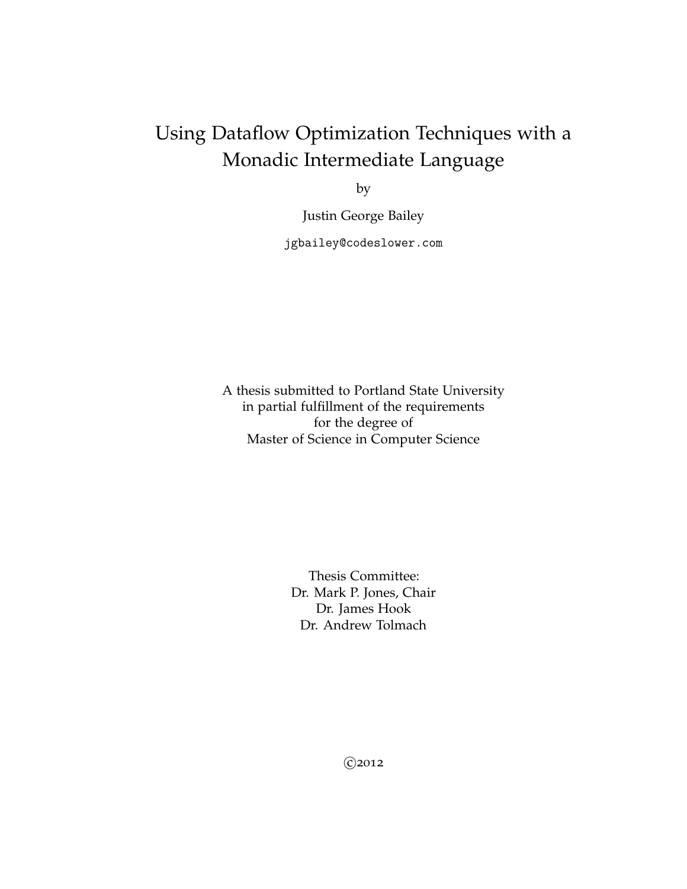# Using Dataflow Optimization Techniques with a Monadic Intermediate Language

by

Justin George Bailey

jgbailey@codeslower.com

A thesis submitted to Portland State University
in partial fulfillment of the requirements
for the degree of
Master of Science in Computer Science

Thesis Committee:
Dr. Mark P. Jones, Chair
Dr. James Hook
Dr. Andrew Tolmach

©2012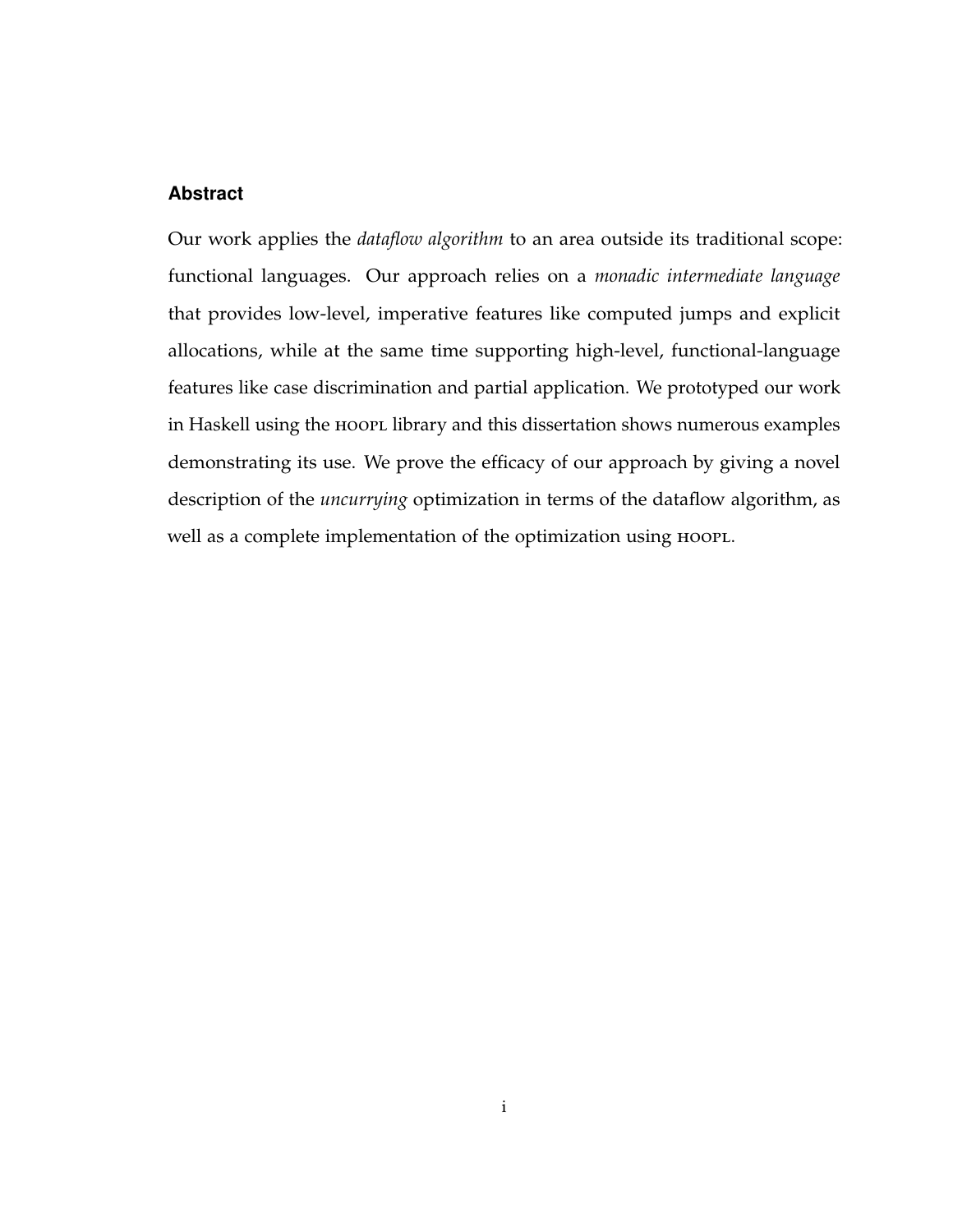## Abstract

Our work applies the *dataflow algorithm* to an area outside its traditional scope: functional languages. Our approach relies on a *monadic intermediate language* that provides low-level, imperative features like computed jumps and explicit allocations, while at the same time supporting high-level, functional-language features like case discrimination and partial application. We prototyped our work in Haskell using the HOOPL library and this dissertation shows numerous examples demonstrating its use. We prove the efficacy of our approach by giving a novel description of the *uncurrying* optimization in terms of the dataflow algorithm, as well as a complete implementation of the optimization using HOOPL.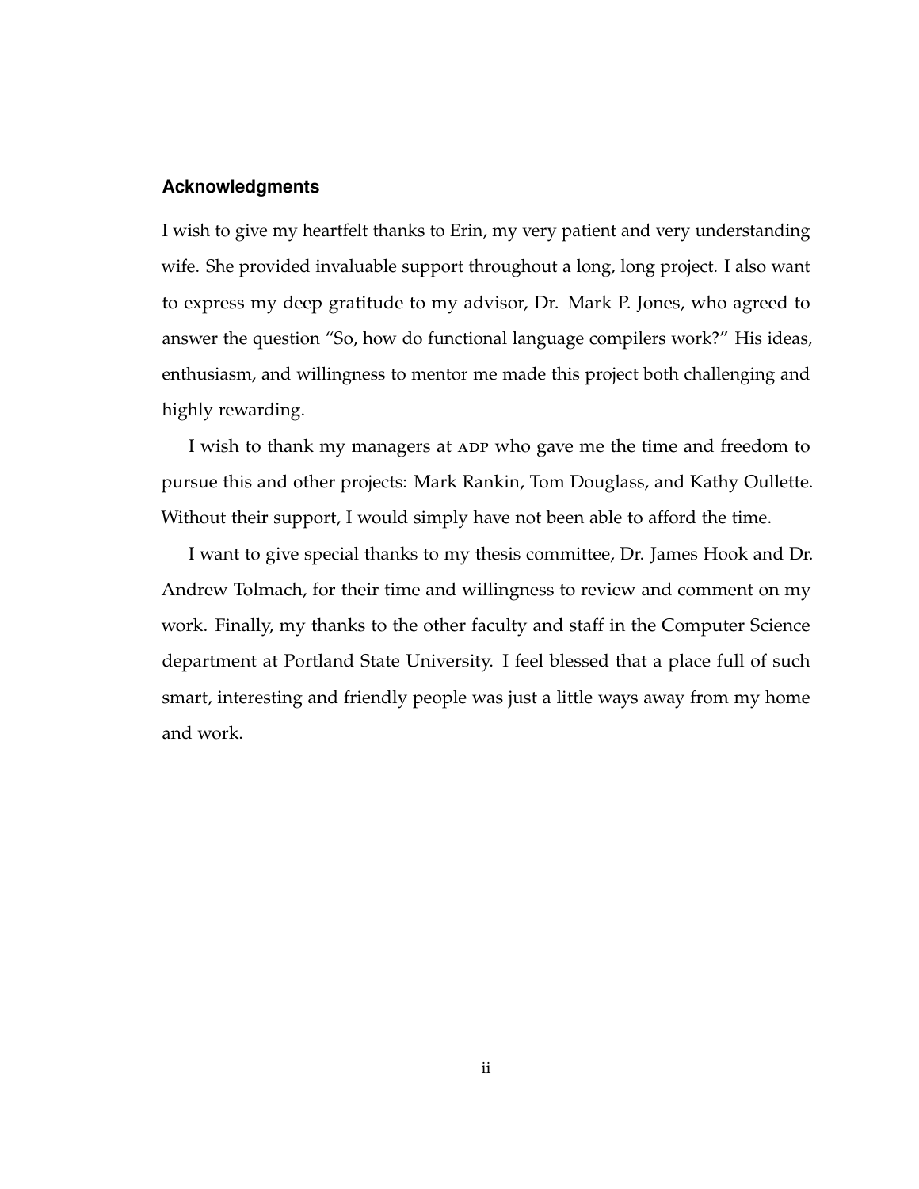## Acknowledgments

I wish to give my heartfelt thanks to Erin, my very patient and very understanding wife. She provided invaluable support throughout a long, long project. I also want to express my deep gratitude to my advisor, Dr. Mark P. Jones, who agreed to answer the question "So, how do functional language compilers work?" His ideas, enthusiasm, and willingness to mentor me made this project both challenging and highly rewarding.

I wish to thank my managers at ADP who gave me the time and freedom to pursue this and other projects: Mark Rankin, Tom Douglass, and Kathy Oullette. Without their support, I would simply have not been able to afford the time.

I want to give special thanks to my thesis committee, Dr. James Hook and Dr. Andrew Tolmach, for their time and willingness to review and comment on my work. Finally, my thanks to the other faculty and staff in the Computer Science department at Portland State University. I feel blessed that a place full of such smart, interesting and friendly people was just a little ways away from my home and work.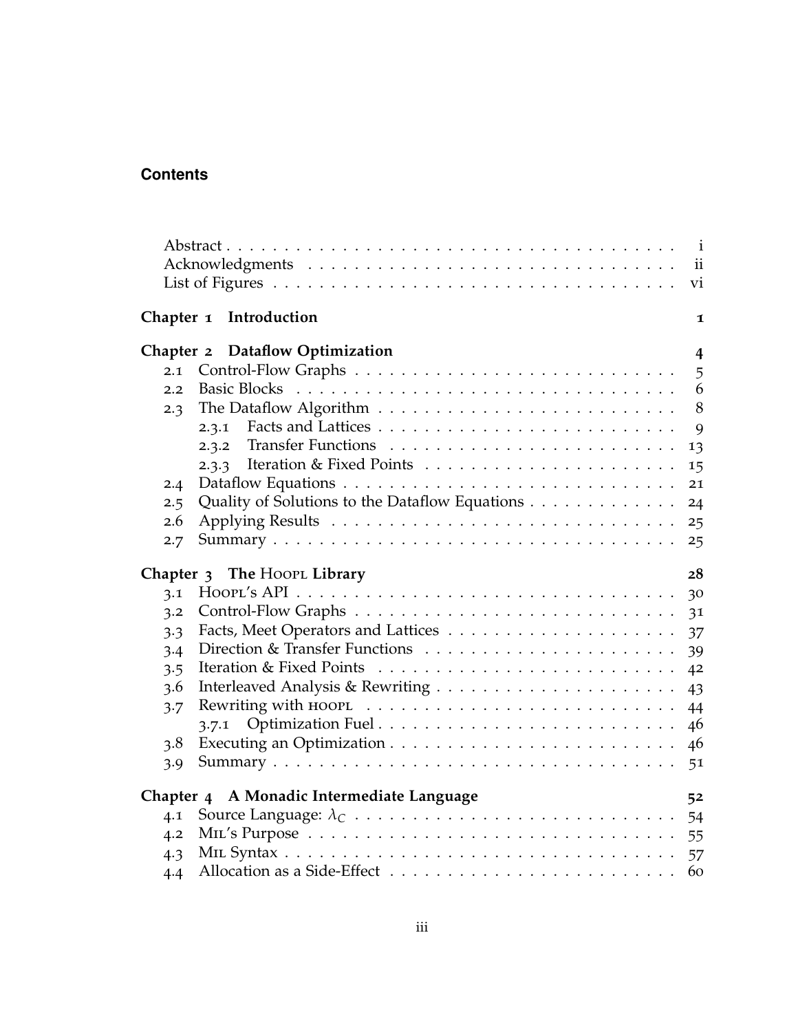# Contents

Abstract . . . . . . . . . . . . . . . . . . . . . . . . . . . . . . . . . . . . . . . . i
Acknowledgments . . . . . . . . . . . . . . . . . . . . . . . . . . . . . . . . . . ii
List of Figures . . . . . . . . . . . . . . . . . . . . . . . . . . . . . . . . . . . . vi

**Chapter 1 Introduction** **1**

**Chapter 2 Dataflow Optimization** **4**
- 2.1 Control-Flow Graphs . . . . . . . . . . . . . . . . . . . . . . . . . . . 5
- 2.2 Basic Blocks . . . . . . . . . . . . . . . . . . . . . . . . . . . . . . . . 6
- 2.3 The Dataflow Algorithm . . . . . . . . . . . . . . . . . . . . . . . . . 8
  - 2.3.1 Facts and Lattices . . . . . . . . . . . . . . . . . . . . . . . . . 9
  - 2.3.2 Transfer Functions . . . . . . . . . . . . . . . . . . . . . . . . 13
  - 2.3.3 Iteration & Fixed Points . . . . . . . . . . . . . . . . . . . . . 15
- 2.4 Dataflow Equations . . . . . . . . . . . . . . . . . . . . . . . . . . . . 21
- 2.5 Quality of Solutions to the Dataflow Equations . . . . . . . . . . . . 24
- 2.6 Applying Results . . . . . . . . . . . . . . . . . . . . . . . . . . . . . 25
- 2.7 Summary . . . . . . . . . . . . . . . . . . . . . . . . . . . . . . . . . 25

**Chapter 3 The Hoopl Library** **28**
- 3.1 Hoopl's API . . . . . . . . . . . . . . . . . . . . . . . . . . . . . . . 30
- 3.2 Control-Flow Graphs . . . . . . . . . . . . . . . . . . . . . . . . . . . 31
- 3.3 Facts, Meet Operators and Lattices . . . . . . . . . . . . . . . . . . 37
- 3.4 Direction & Transfer Functions . . . . . . . . . . . . . . . . . . . . 39
- 3.5 Iteration & Fixed Points . . . . . . . . . . . . . . . . . . . . . . . . 42
- 3.6 Interleaved Analysis & Rewriting . . . . . . . . . . . . . . . . . . . 43
- 3.7 Rewriting with hoopl . . . . . . . . . . . . . . . . . . . . . . . . . . 44
  - 3.7.1 Optimization Fuel . . . . . . . . . . . . . . . . . . . . . . . . . 46
- 3.8 Executing an Optimization . . . . . . . . . . . . . . . . . . . . . . . 46
- 3.9 Summary . . . . . . . . . . . . . . . . . . . . . . . . . . . . . . . . . 51

**Chapter 4 A Monadic Intermediate Language** **52**
- 4.1 Source Language: $\lambda_C$ . . . . . . . . . . . . . . . . . . . . . . . . . 54
- 4.2 Mil's Purpose . . . . . . . . . . . . . . . . . . . . . . . . . . . . . . . 55
- 4.3 Mil Syntax . . . . . . . . . . . . . . . . . . . . . . . . . . . . . . . . . 57
- 4.4 Allocation as a Side-Effect . . . . . . . . . . . . . . . . . . . . . . . 60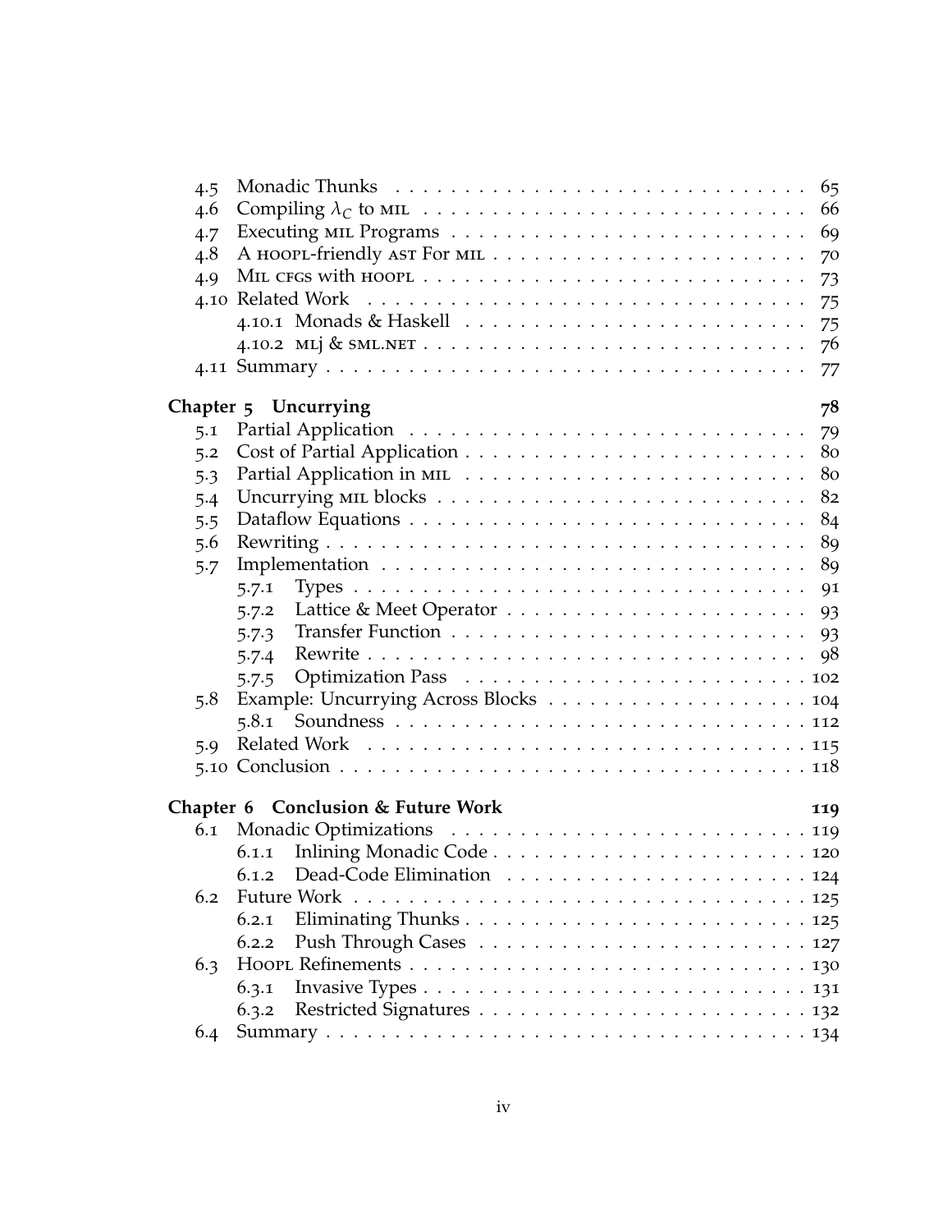- 4.5 Monadic Thunks . . . . . . . . . . 65
- 4.6 Compiling $\lambda_C$ to MIL . . . . . . . . . . 66
- 4.7 Executing MIL Programs . . . . . . . . . . 69
- 4.8 A HOOPL-friendly AST For MIL . . . . . . . . . . 70
- 4.9 MIL CFGs with HOOPL . . . . . . . . . . 73
- 4.10 Related Work . . . . . . . . . . 75
  - 4.10.1 Monads & Haskell . . . . . . . . . . 75
  - 4.10.2 MLj & SML.NET . . . . . . . . . . 76
- 4.11 Summary . . . . . . . . . . 77

**Chapter 5 Uncurrying** **78**

- 5.1 Partial Application . . . . . . . . . . 79
- 5.2 Cost of Partial Application . . . . . . . . . . 80
- 5.3 Partial Application in MIL . . . . . . . . . . 80
- 5.4 Uncurrying MIL blocks . . . . . . . . . . 82
- 5.5 Dataflow Equations . . . . . . . . . . 84
- 5.6 Rewriting . . . . . . . . . . 89
- 5.7 Implementation . . . . . . . . . . 89
  - 5.7.1 Types . . . . . . . . . . 91
  - 5.7.2 Lattice & Meet Operator . . . . . . . . . . 93
  - 5.7.3 Transfer Function . . . . . . . . . . 93
  - 5.7.4 Rewrite . . . . . . . . . . 98
  - 5.7.5 Optimization Pass . . . . . . . . . . 102
- 5.8 Example: Uncurrying Across Blocks . . . . . . . . . . 104
  - 5.8.1 Soundness . . . . . . . . . . 112
- 5.9 Related Work . . . . . . . . . . 115
- 5.10 Conclusion . . . . . . . . . . 118

**Chapter 6 Conclusion & Future Work** **119**

- 6.1 Monadic Optimizations . . . . . . . . . . 119
  - 6.1.1 Inlining Monadic Code . . . . . . . . . . 120
  - 6.1.2 Dead-Code Elimination . . . . . . . . . . 124
- 6.2 Future Work . . . . . . . . . . 125
  - 6.2.1 Eliminating Thunks . . . . . . . . . . 125
  - 6.2.2 Push Through Cases . . . . . . . . . . 127
- 6.3 HOOPL Refinements . . . . . . . . . . 130
  - 6.3.1 Invasive Types . . . . . . . . . . 131
  - 6.3.2 Restricted Signatures . . . . . . . . . . 132
- 6.4 Summary . . . . . . . . . . 134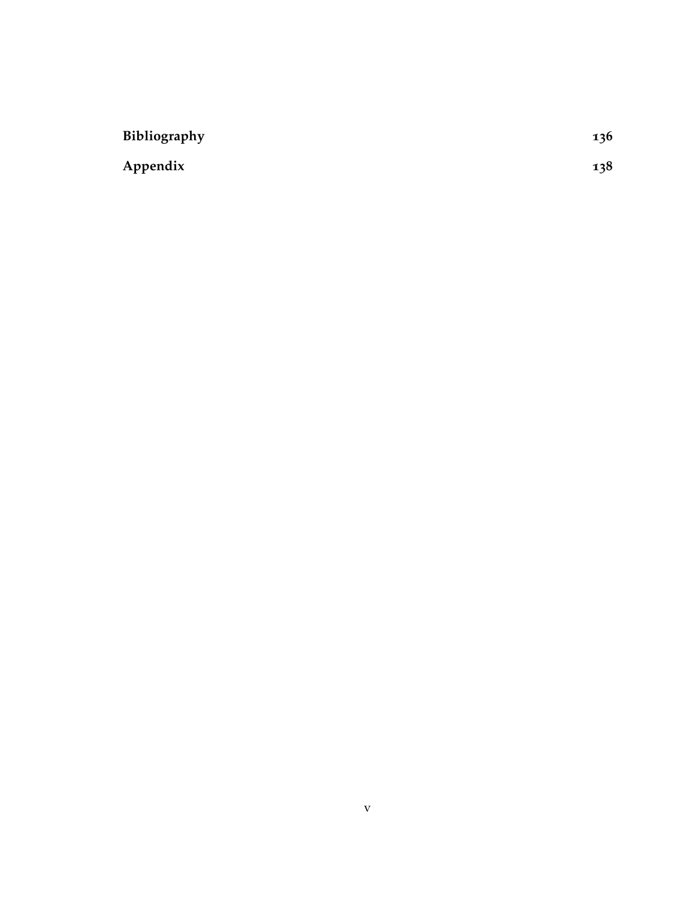**Bibliography** 136

**Appendix** 138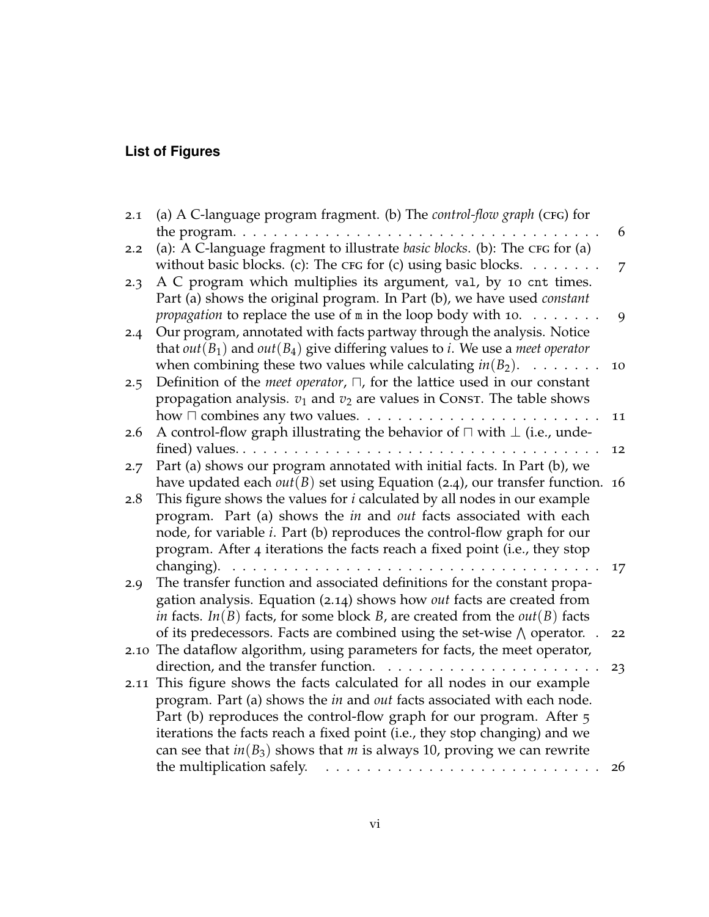# List of Figures

2.1 (a) A C-language program fragment. (b) The *control-flow graph* (CFG) for the program. . . . . . 6

2.2 (a): A C-language fragment to illustrate *basic blocks*. (b): The CFG for (a) without basic blocks. (c): The CFG for (c) using basic blocks. . . . . . 7

2.3 A C program which multiplies its argument, `val`, by 10 `cnt` times. Part (a) shows the original program. In Part (b), we have used *constant propagation* to replace the use of `m` in the loop body with 10. . . . . . 9

2.4 Our program, annotated with facts partway through the analysis. Notice that $out(B_1)$ and $out(B_4)$ give differing values to $i$. We use a *meet operator* when combining these two values while calculating $in(B_2)$. . . . . . 10

2.5 Definition of the *meet operator*, $\sqcap$, for the lattice used in our constant propagation analysis. $v_1$ and $v_2$ are values in CONST. The table shows how $\sqcap$ combines any two values. . . . . . 11

2.6 A control-flow graph illustrating the behavior of $\sqcap$ with $\bot$ (i.e., undefined) values. . . . . . 12

2.7 Part (a) shows our program annotated with initial facts. In Part (b), we have updated each $out(B)$ set using Equation (2.4), our transfer function. 16

2.8 This figure shows the values for $i$ calculated by all nodes in our example program. Part (a) shows the *in* and *out* facts associated with each node, for variable $i$. Part (b) reproduces the control-flow graph for our program. After 4 iterations the facts reach a fixed point (i.e., they stop changing). . . . . . 17

2.9 The transfer function and associated definitions for the constant propagation analysis. Equation (2.14) shows how *out* facts are created from *in* facts. $In(B)$ facts, for some block $B$, are created from the $out(B)$ facts of its predecessors. Facts are combined using the set-wise $\bigwedge$ operator. . 22

2.10 The dataflow algorithm, using parameters for facts, the meet operator, direction, and the transfer function. . . . . . 23

2.11 This figure shows the facts calculated for all nodes in our example program. Part (a) shows the *in* and *out* facts associated with each node. Part (b) reproduces the control-flow graph for our program. After 5 iterations the facts reach a fixed point (i.e., they stop changing) and we can see that $in(B_3)$ shows that $m$ is always 10, proving we can rewrite the multiplication safely. . . . . . 26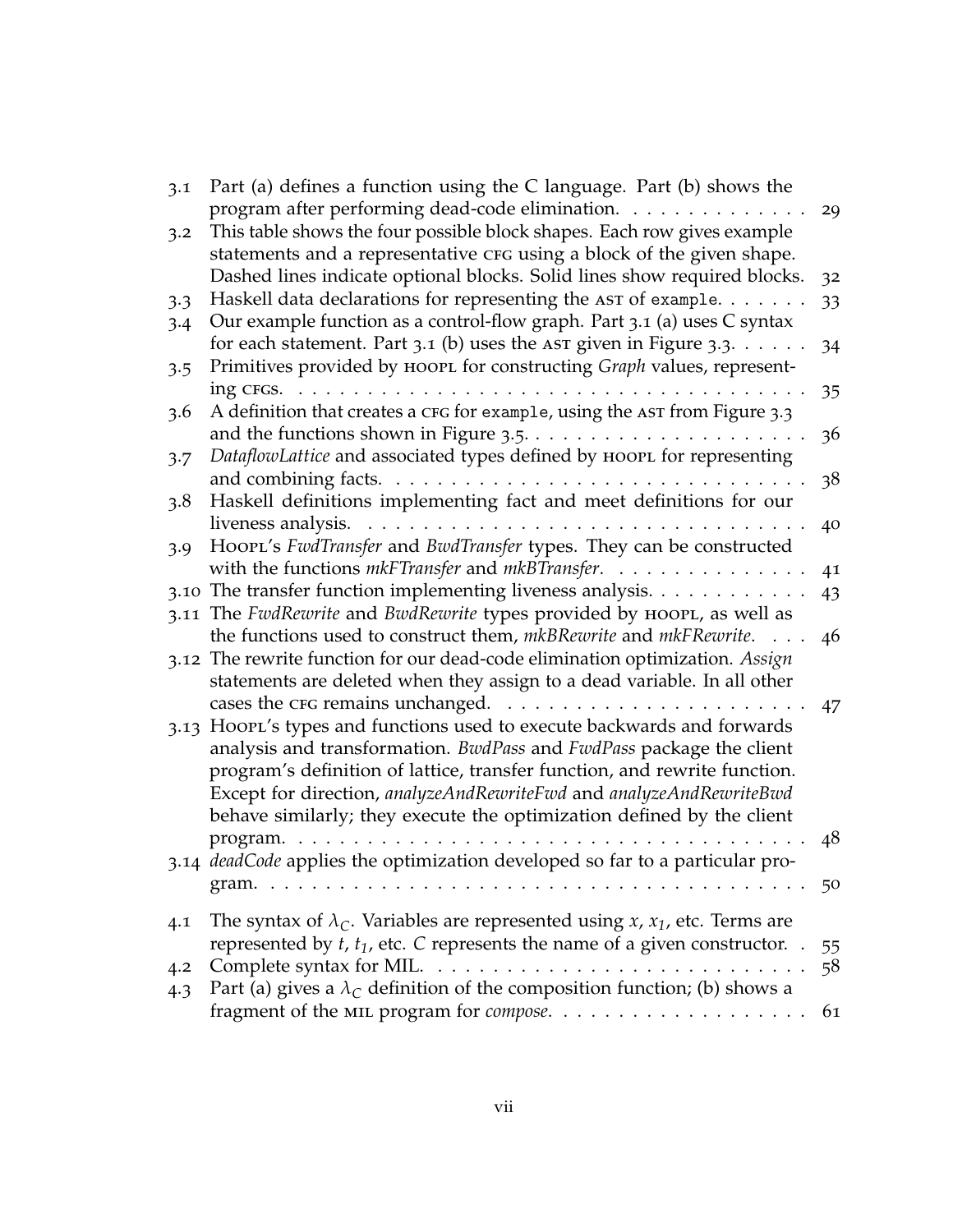3.1 Part (a) defines a function using the C language. Part (b) shows the program after performing dead-code elimination. . . . . . . . . . . . . . 29

3.2 This table shows the four possible block shapes. Each row gives example statements and a representative CFG using a block of the given shape. Dashed lines indicate optional blocks. Solid lines show required blocks. 32

3.3 Haskell data declarations for representing the AST of `example`. . . . . . . 33

3.4 Our example function as a control-flow graph. Part 3.1 (a) uses C syntax for each statement. Part 3.1 (b) uses the AST given in Figure 3.3. . . . . . 34

3.5 Primitives provided by HOOPL for constructing *Graph* values, representing CFGS. . . . . . . . . . . . . . . . . . . . . . . . . . . . . . . . . . . 35

3.6 A definition that creates a CFG for `example`, using the AST from Figure 3.3 and the functions shown in Figure 3.5. . . . . . . . . . . . . . . . . . . . . 36

3.7 *DataflowLattice* and associated types defined by HOOPL for representing and combining facts. . . . . . . . . . . . . . . . . . . . . . . . . . . . . . . 38

3.8 Haskell definitions implementing fact and meet definitions for our liveness analysis. . . . . . . . . . . . . . . . . . . . . . . . . . . . . . . . . 40

3.9 Hoopl's *FwdTransfer* and *BwdTransfer* types. They can be constructed with the functions *mkFTransfer* and *mkBTransfer*. . . . . . . . . . . . . . . 41

3.10 The transfer function implementing liveness analysis. . . . . . . . . . . . 43

3.11 The *FwdRewrite* and *BwdRewrite* types provided by HOOPL, as well as the functions used to construct them, *mkBRewrite* and *mkFRewrite*. . . . 46

3.12 The rewrite function for our dead-code elimination optimization. *Assign* statements are deleted when they assign to a dead variable. In all other cases the CFG remains unchanged. . . . . . . . . . . . . . . . . . . . . . . 47

3.13 Hoopl's types and functions used to execute backwards and forwards analysis and transformation. *BwdPass* and *FwdPass* package the client program's definition of lattice, transfer function, and rewrite function. Except for direction, *analyzeAndRewriteFwd* and *analyzeAndRewriteBwd* behave similarly; they execute the optimization defined by the client program. . . . . . . . . . . . . . . . . . . . . . . . . . . . . . . . . . . 48

3.14 *deadCode* applies the optimization developed so far to a particular program. . . . . . . . . . . . . . . . . . . . . . . . . . . . . . . . . . . . . 50

4.1 The syntax of $\lambda_C$. Variables are represented using $x$, $x_1$, etc. Terms are represented by $t$, $t_1$, etc. $C$ represents the name of a given constructor. . 55

4.2 Complete syntax for MIL. . . . . . . . . . . . . . . . . . . . . . . . . . . 58

4.3 Part (a) gives a $\lambda_C$ definition of the composition function; (b) shows a fragment of the MIL program for *compose*. . . . . . . . . . . . . . . . . . 61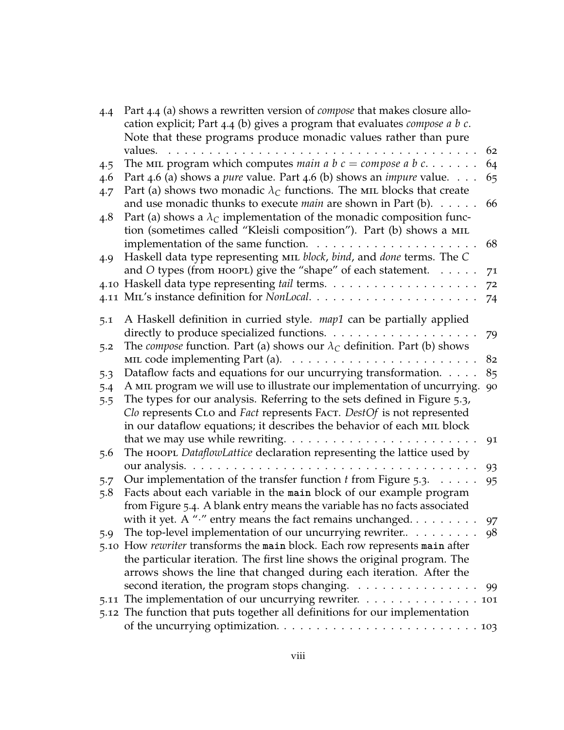4.4 Part 4.4 (a) shows a rewritten version of *compose* that makes closure allocation explicit; Part 4.4 (b) gives a program that evaluates *compose a b c*. Note that these programs produce monadic values rather than pure values. . . . . . 62

4.5 The MIL program which computes *main a b c* = *compose a b c*. . . . . . 64

4.6 Part 4.6 (a) shows a *pure* value. Part 4.6 (b) shows an *impure* value. . . . 65

4.7 Part (a) shows two monadic $\lambda_C$ functions. The MIL blocks that create and use monadic thunks to execute *main* are shown in Part (b). . . . . . 66

4.8 Part (a) shows a $\lambda_C$ implementation of the monadic composition function (sometimes called "Kleisli composition"). Part (b) shows a MIL implementation of the same function. . . . . . 68

4.9 Haskell data type representing MIL *block*, *bind*, and *done* terms. The *C* and *O* types (from HOOPL) give the "shape" of each statement. . . . . . 71

4.10 Haskell data type representing *tail* terms. . . . . . 72

4.11 MIL's instance definition for *NonLocal*. . . . . . 74

5.1 A Haskell definition in curried style. *map1* can be partially applied directly to produce specialized functions. . . . . . 79

5.2 The *compose* function. Part (a) shows our $\lambda_C$ definition. Part (b) shows MIL code implementing Part (a). . . . . . 82

5.3 Dataflow facts and equations for our uncurrying transformation. . . . . 85

5.4 A MIL program we will use to illustrate our implementation of uncurrying. 90

5.5 The types for our analysis. Referring to the sets defined in Figure 5.3, *Clo* represents CLO and *Fact* represents FACT. *DestOf* is not represented in our dataflow equations; it describes the behavior of each MIL block that we may use while rewriting. . . . . . 91

5.6 The HOOPL *DataflowLattice* declaration representing the lattice used by our analysis. . . . . . 93

5.7 Our implementation of the transfer function *t* from Figure 5.3. . . . . . 95

5.8 Facts about each variable in the `main` block of our example program from Figure 5.4. A blank entry means the variable has no facts associated with it yet. A "·" entry means the fact remains unchanged. . . . . . 97

5.9 The top-level implementation of our uncurrying rewriter.. . . . . . 98

5.10 How *rewriter* transforms the `main` block. Each row represents `main` after the particular iteration. The first line shows the original program. The arrows shows the line that changed during each iteration. After the second iteration, the program stops changing. . . . . . 99

5.11 The implementation of our uncurrying rewriter. . . . . . 101

5.12 The function that puts together all definitions for our implementation of the uncurrying optimization. . . . . . 103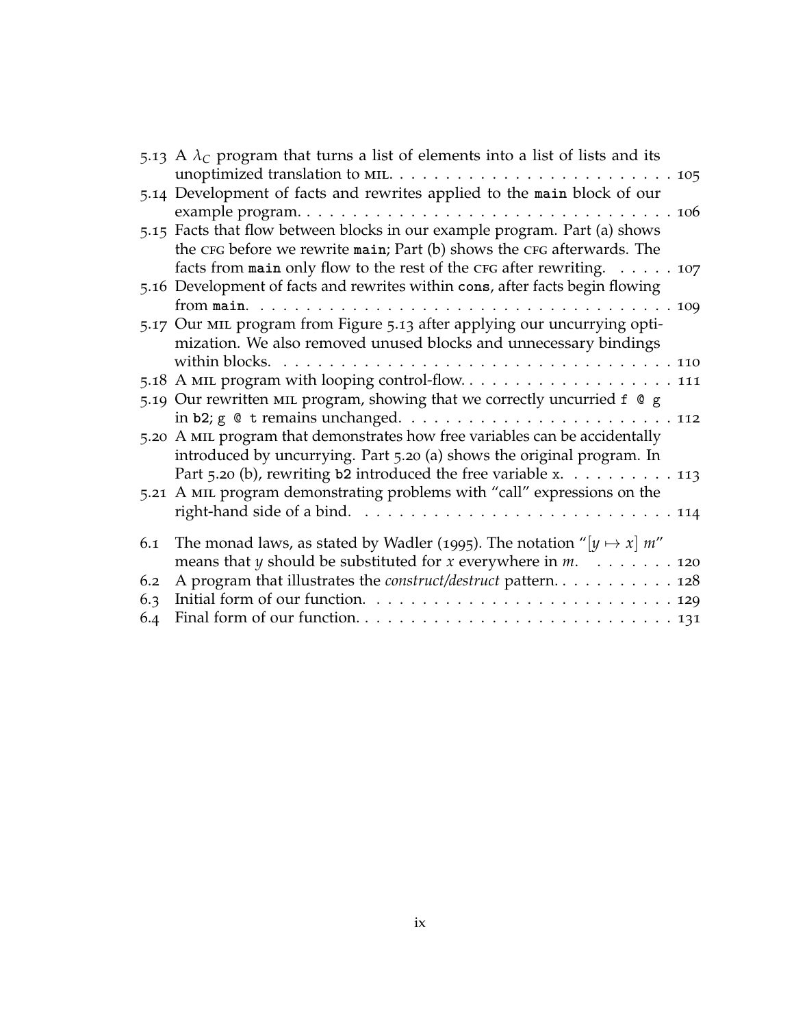5.13 A $\lambda_C$ program that turns a list of elements into a list of lists and its unoptimized translation to MIL. . . . . . . . . . . . . . . . . . . . . . . . . . 105

5.14 Development of facts and rewrites applied to the `main` block of our example program. . . . . . . . . . . . . . . . . . . . . . . . . . . . . . . . . 106

5.15 Facts that flow between blocks in our example program. Part (a) shows the CFG before we rewrite `main`; Part (b) shows the CFG afterwards. The facts from `main` only flow to the rest of the CFG after rewriting. . . . . . 107

5.16 Development of facts and rewrites within `cons`, after facts begin flowing from `main`. . . . . . . . . . . . . . . . . . . . . . . . . . . . . . . . . . . . 109

5.17 Our MIL program from Figure 5.13 after applying our uncurrying optimization. We also removed unused blocks and unnecessary bindings within blocks. . . . . . . . . . . . . . . . . . . . . . . . . . . . . . . . . . . 110

5.18 A MIL program with looping control-flow. . . . . . . . . . . . . . . . . . . 111

5.19 Our rewritten MIL program, showing that we correctly uncurried `f @ g` in `b2`; `g @ t` remains unchanged. . . . . . . . . . . . . . . . . . . . . . . . 112

5.20 A MIL program that demonstrates how free variables can be accidentally introduced by uncurrying. Part 5.20 (a) shows the original program. In Part 5.20 (b), rewriting `b2` introduced the free variable `x`. . . . . . . . . . 113

5.21 A MIL program demonstrating problems with "call" expressions on the right-hand side of a bind. . . . . . . . . . . . . . . . . . . . . . . . . . . 114

6.1 The monad laws, as stated by Wadler (1995). The notation "$[y \mapsto x]\ m$" means that $y$ should be substituted for $x$ everywhere in $m$. . . . . . . . 120

6.2 A program that illustrates the *construct/destruct* pattern. . . . . . . . . . . 128

6.3 Initial form of our function. . . . . . . . . . . . . . . . . . . . . . . . . . . 129

6.4 Final form of our function. . . . . . . . . . . . . . . . . . . . . . . . . . . . 131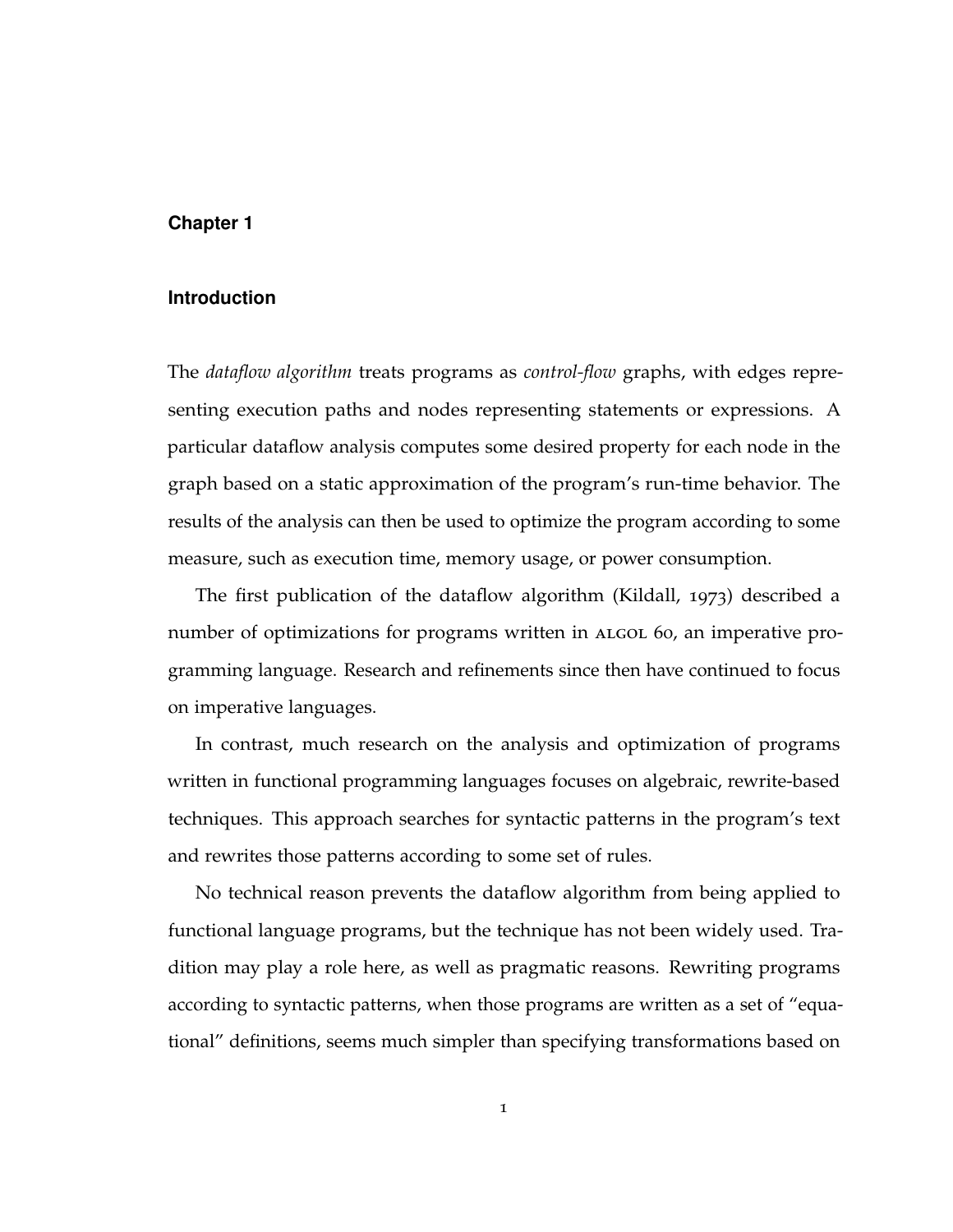# Chapter 1

## Introduction

The *dataflow algorithm* treats programs as *control-flow* graphs, with edges representing execution paths and nodes representing statements or expressions. A particular dataflow analysis computes some desired property for each node in the graph based on a static approximation of the program's run-time behavior. The results of the analysis can then be used to optimize the program according to some measure, such as execution time, memory usage, or power consumption.

The first publication of the dataflow algorithm (Kildall, 1973) described a number of optimizations for programs written in ALGOL 60, an imperative programming language. Research and refinements since then have continued to focus on imperative languages.

In contrast, much research on the analysis and optimization of programs written in functional programming languages focuses on algebraic, rewrite-based techniques. This approach searches for syntactic patterns in the program's text and rewrites those patterns according to some set of rules.

No technical reason prevents the dataflow algorithm from being applied to functional language programs, but the technique has not been widely used. Tradition may play a role here, as well as pragmatic reasons. Rewriting programs according to syntactic patterns, when those programs are written as a set of "equational" definitions, seems much simpler than specifying transformations based on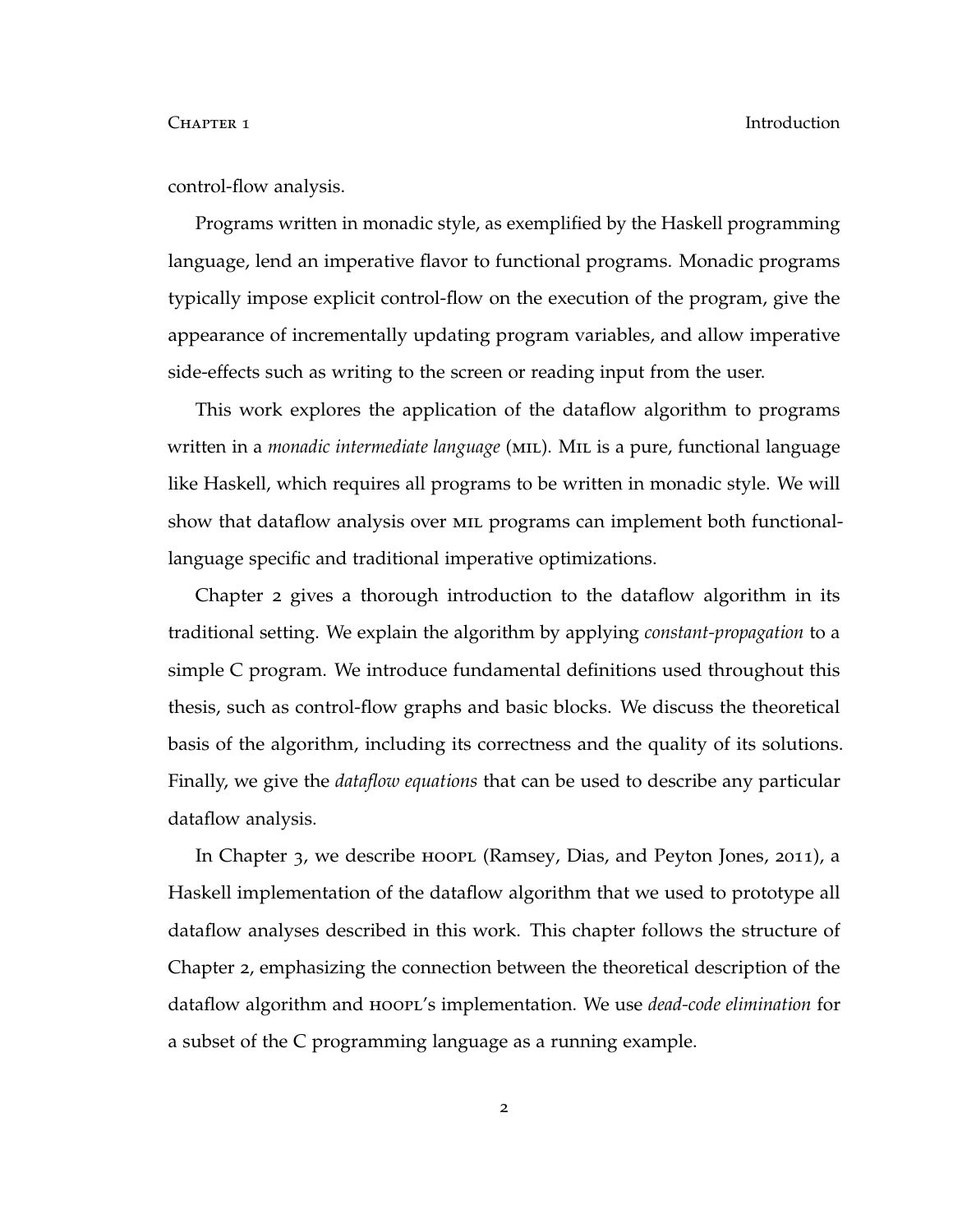control-flow analysis.

Programs written in monadic style, as exemplified by the Haskell programming language, lend an imperative flavor to functional programs. Monadic programs typically impose explicit control-flow on the execution of the program, give the appearance of incrementally updating program variables, and allow imperative side-effects such as writing to the screen or reading input from the user.

This work explores the application of the dataflow algorithm to programs written in a *monadic intermediate language* (MIL). MIL is a pure, functional language like Haskell, which requires all programs to be written in monadic style. We will show that dataflow analysis over MIL programs can implement both functional-language specific and traditional imperative optimizations.

Chapter 2 gives a thorough introduction to the dataflow algorithm in its traditional setting. We explain the algorithm by applying *constant-propagation* to a simple C program. We introduce fundamental definitions used throughout this thesis, such as control-flow graphs and basic blocks. We discuss the theoretical basis of the algorithm, including its correctness and the quality of its solutions. Finally, we give the *dataflow equations* that can be used to describe any particular dataflow analysis.

In Chapter 3, we describe HOOPL (Ramsey, Dias, and Peyton Jones, 2011), a Haskell implementation of the dataflow algorithm that we used to prototype all dataflow analyses described in this work. This chapter follows the structure of Chapter 2, emphasizing the connection between the theoretical description of the dataflow algorithm and HOOPL's implementation. We use *dead-code elimination* for a subset of the C programming language as a running example.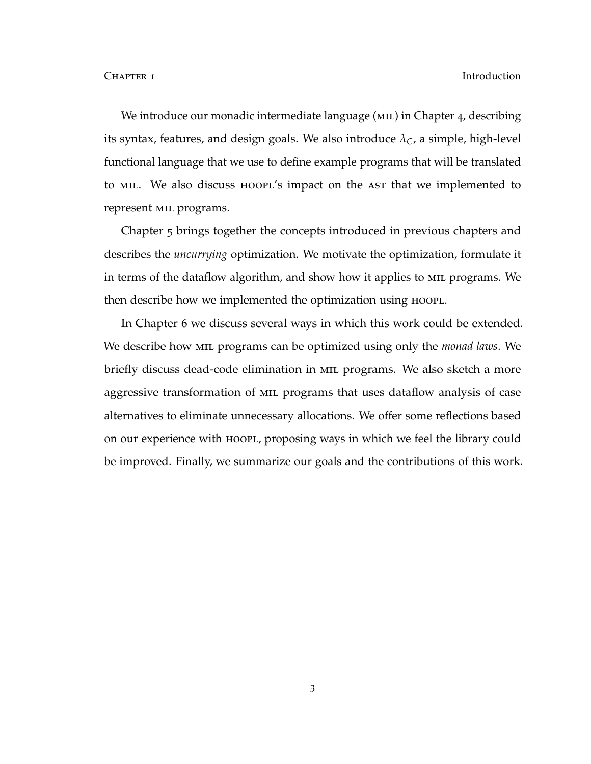We introduce our monadic intermediate language (MIL) in Chapter 4, describing its syntax, features, and design goals. We also introduce $\lambda_C$, a simple, high-level functional language that we use to define example programs that will be translated to MIL. We also discuss HOOPL's impact on the AST that we implemented to represent MIL programs.

Chapter 5 brings together the concepts introduced in previous chapters and describes the *uncurrying* optimization. We motivate the optimization, formulate it in terms of the dataflow algorithm, and show how it applies to MIL programs. We then describe how we implemented the optimization using HOOPL.

In Chapter 6 we discuss several ways in which this work could be extended. We describe how MIL programs can be optimized using only the *monad laws*. We briefly discuss dead-code elimination in MIL programs. We also sketch a more aggressive transformation of MIL programs that uses dataflow analysis of case alternatives to eliminate unnecessary allocations. We offer some reflections based on our experience with HOOPL, proposing ways in which we feel the library could be improved. Finally, we summarize our goals and the contributions of this work.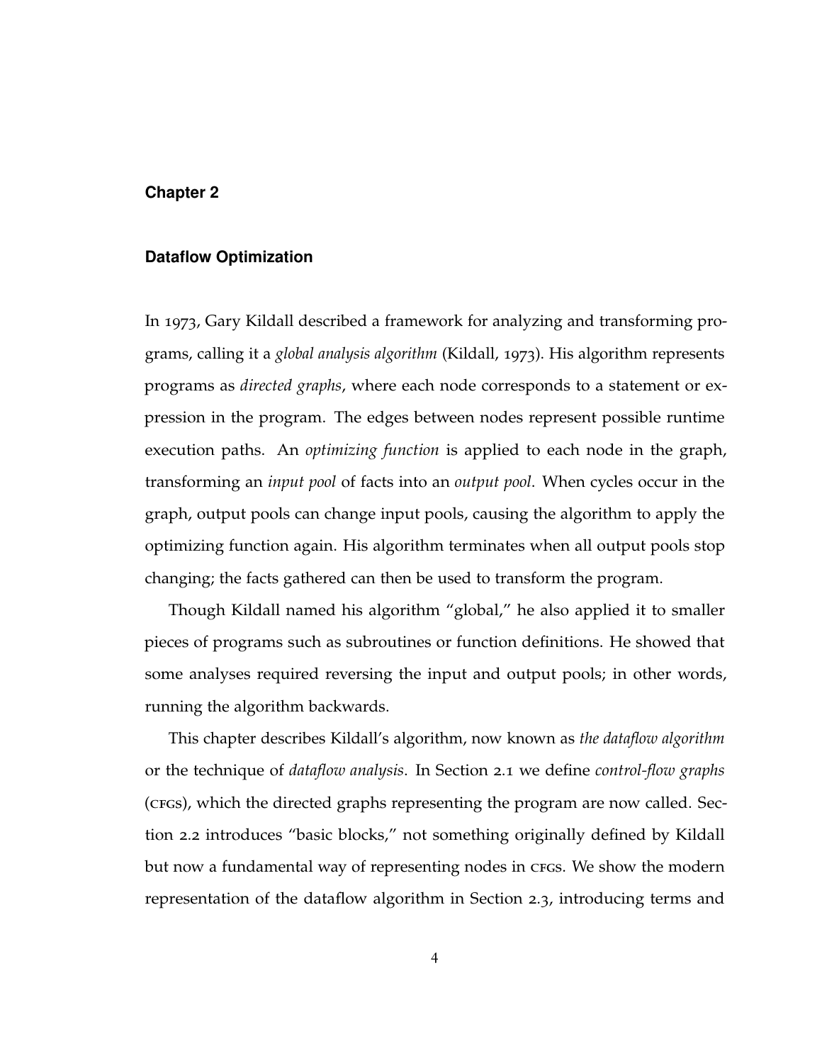# Chapter 2

## Dataflow Optimization

In 1973, Gary Kildall described a framework for analyzing and transforming programs, calling it a *global analysis algorithm* (Kildall, 1973). His algorithm represents programs as *directed graphs*, where each node corresponds to a statement or expression in the program. The edges between nodes represent possible runtime execution paths. An *optimizing function* is applied to each node in the graph, transforming an *input pool* of facts into an *output pool*. When cycles occur in the graph, output pools can change input pools, causing the algorithm to apply the optimizing function again. His algorithm terminates when all output pools stop changing; the facts gathered can then be used to transform the program.

Though Kildall named his algorithm "global," he also applied it to smaller pieces of programs such as subroutines or function definitions. He showed that some analyses required reversing the input and output pools; in other words, running the algorithm backwards.

This chapter describes Kildall's algorithm, now known as *the dataflow algorithm* or the technique of *dataflow analysis*. In Section 2.1 we define *control-flow graphs* (CFGs), which the directed graphs representing the program are now called. Section 2.2 introduces "basic blocks," not something originally defined by Kildall but now a fundamental way of representing nodes in CFGs. We show the modern representation of the dataflow algorithm in Section 2.3, introducing terms and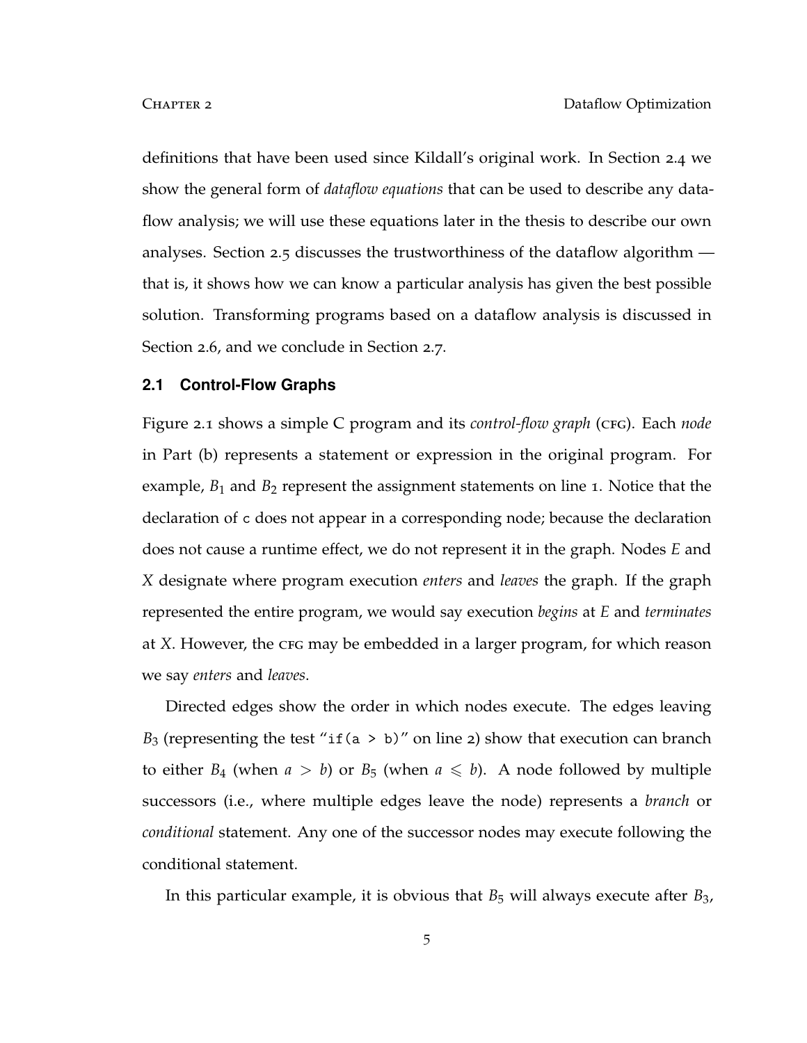definitions that have been used since Kildall's original work. In Section 2.4 we show the general form of *dataflow equations* that can be used to describe any dataflow analysis; we will use these equations later in the thesis to describe our own analyses. Section 2.5 discusses the trustworthiness of the dataflow algorithm — that is, it shows how we can know a particular analysis has given the best possible solution. Transforming programs based on a dataflow analysis is discussed in Section 2.6, and we conclude in Section 2.7.

## 2.1 Control-Flow Graphs

Figure 2.1 shows a simple C program and its *control-flow graph* (CFG). Each *node* in Part (b) represents a statement or expression in the original program. For example, $B_1$ and $B_2$ represent the assignment statements on line 1. Notice that the declaration of `c` does not appear in a corresponding node; because the declaration does not cause a runtime effect, we do not represent it in the graph. Nodes $E$ and $X$ designate where program execution *enters* and *leaves* the graph. If the graph represented the entire program, we would say execution *begins* at $E$ and *terminates* at $X$. However, the CFG may be embedded in a larger program, for which reason we say *enters* and *leaves*.

Directed edges show the order in which nodes execute. The edges leaving $B_3$ (representing the test "`if(a > b)`" on line 2) show that execution can branch to either $B_4$ (when $a > b$) or $B_5$ (when $a \leqslant b$). A node followed by multiple successors (i.e., where multiple edges leave the node) represents a *branch* or *conditional* statement. Any one of the successor nodes may execute following the conditional statement.

In this particular example, it is obvious that $B_5$ will always execute after $B_3$,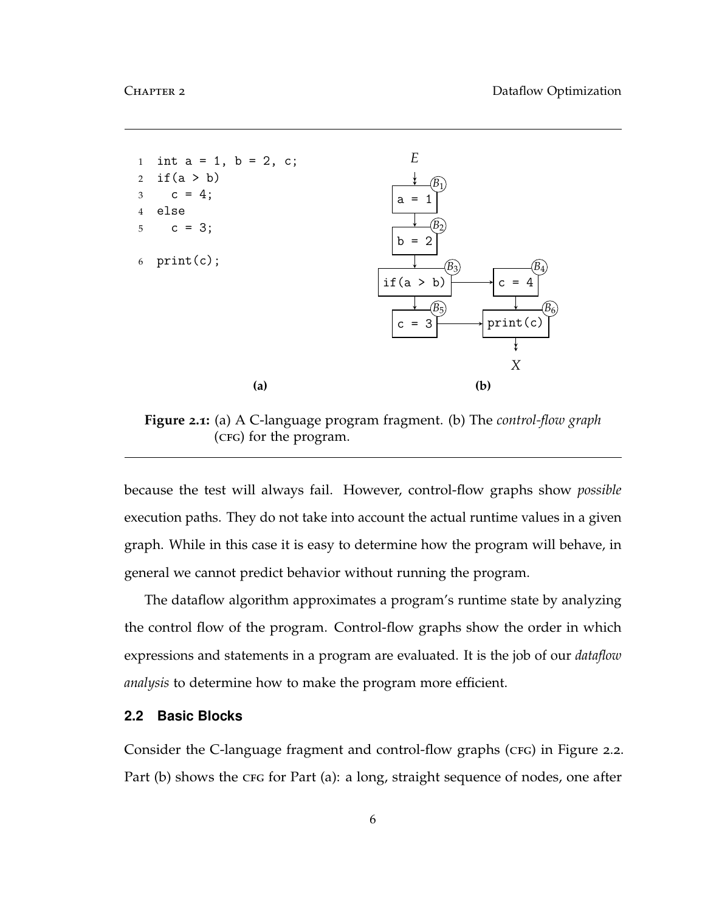```
1  int a = 1, b = 2, c;
2  if(a > b)
3    c = 4;
4  else
5    c = 3;

6  print(c);
```

(a)

E

$B_1$ a = 1

$B_2$ b = 2

$B_3$ if(a > b)

$B_4$ c = 4

$B_5$ c = 3

$B_6$ print(c)

X

(b)

**Figure 2.1:** (a) A C-language program fragment. (b) The *control-flow graph* (CFG) for the program.

because the test will always fail. However, control-flow graphs show *possible* execution paths. They do not take into account the actual runtime values in a given graph. While in this case it is easy to determine how the program will behave, in general we cannot predict behavior without running the program.

The dataflow algorithm approximates a program's runtime state by analyzing the control flow of the program. Control-flow graphs show the order in which expressions and statements in a program are evaluated. It is the job of our *dataflow analysis* to determine how to make the program more efficient.

### 2.2 Basic Blocks

Consider the C-language fragment and control-flow graphs (CFG) in Figure 2.2. Part (b) shows the CFG for Part (a): a long, straight sequence of nodes, one after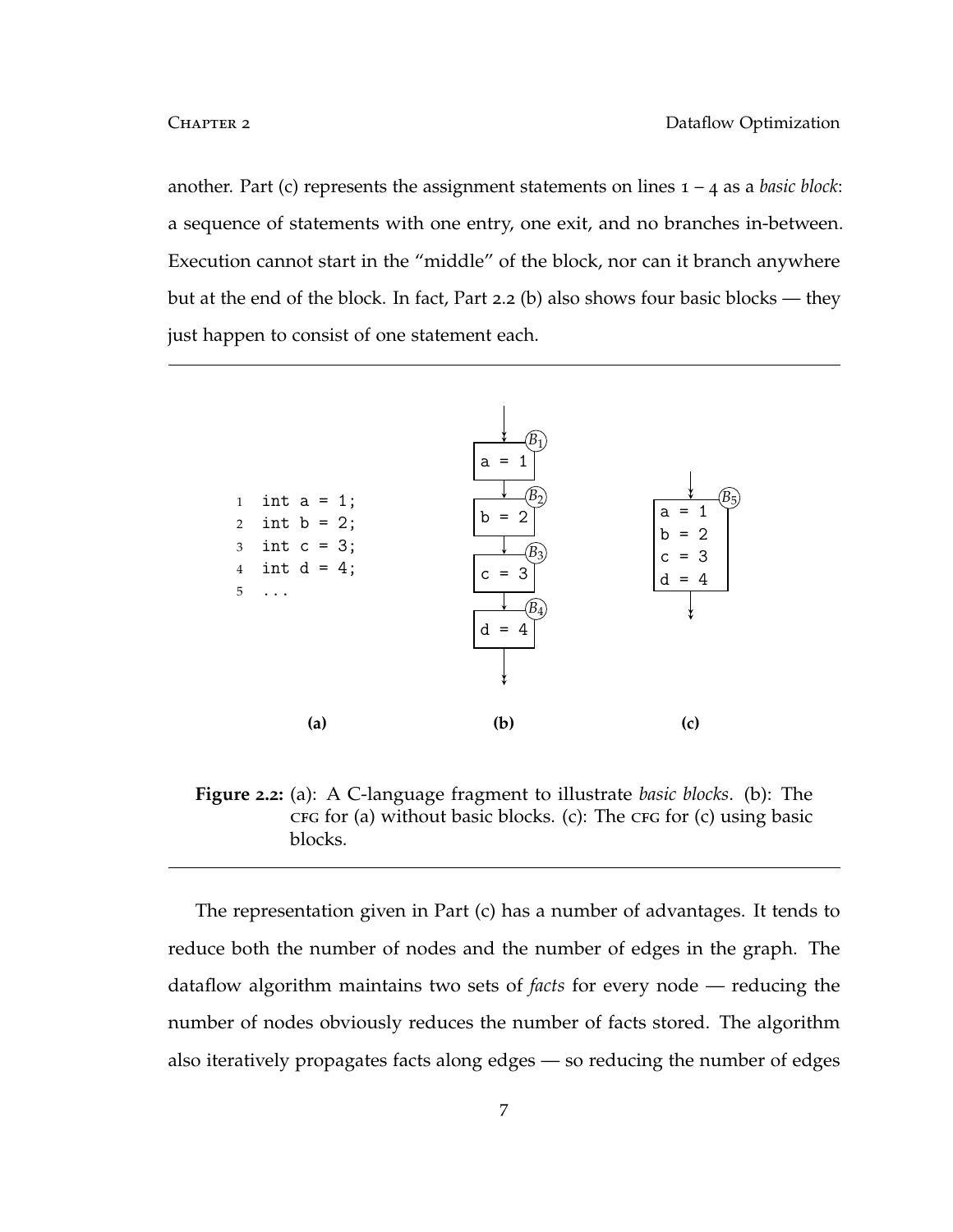another. Part (c) represents the assignment statements on lines 1 – 4 as a *basic block*: a sequence of statements with one entry, one exit, and no branches in-between. Execution cannot start in the "middle" of the block, nor can it branch anywhere but at the end of the block. In fact, Part 2.2 (b) also shows four basic blocks — they just happen to consist of one statement each.

---

```
1  int a = 1;
2  int b = 2;
3  int c = 3;
4  int d = 4;
5  ...
```

**(a)**

$B_1$

a = 1

$B_2$

b = 2

$B_3$

c = 3

$B_4$

d = 4

**(b)**

$B_5$

a = 1
b = 2
c = 3
d = 4

**(c)**

**Figure 2.2:** (a): A C-language fragment to illustrate *basic blocks*. (b): The CFG for (a) without basic blocks. (c): The CFG for (c) using basic blocks.

---

The representation given in Part (c) has a number of advantages. It tends to reduce both the number of nodes and the number of edges in the graph. The dataflow algorithm maintains two sets of *facts* for every node — reducing the number of nodes obviously reduces the number of facts stored. The algorithm also iteratively propagates facts along edges — so reducing the number of edges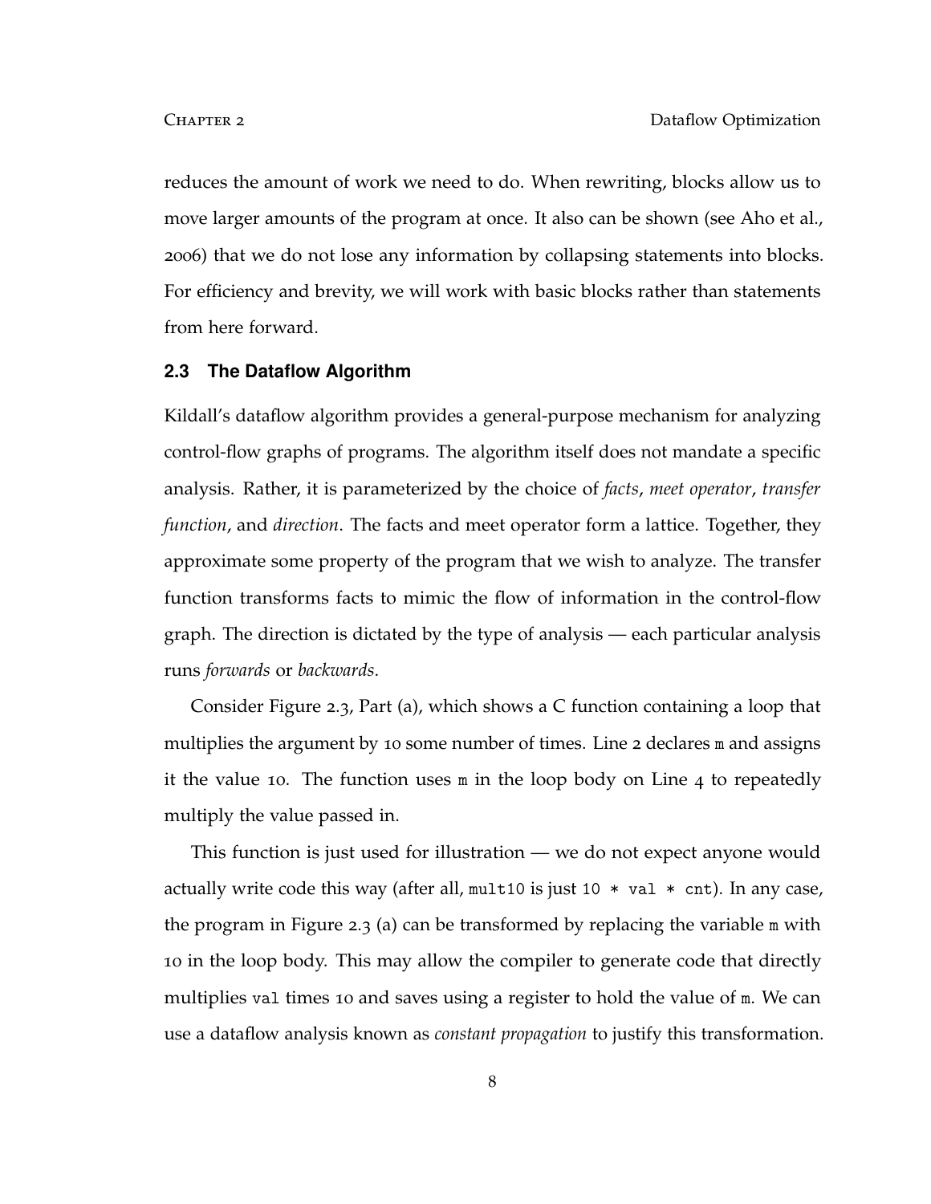reduces the amount of work we need to do. When rewriting, blocks allow us to move larger amounts of the program at once. It also can be shown (see Aho et al., 2006) that we do not lose any information by collapsing statements into blocks. For efficiency and brevity, we will work with basic blocks rather than statements from here forward.

## 2.3 The Dataflow Algorithm

Kildall's dataflow algorithm provides a general-purpose mechanism for analyzing control-flow graphs of programs. The algorithm itself does not mandate a specific analysis. Rather, it is parameterized by the choice of *facts*, *meet operator*, *transfer function*, and *direction*. The facts and meet operator form a lattice. Together, they approximate some property of the program that we wish to analyze. The transfer function transforms facts to mimic the flow of information in the control-flow graph. The direction is dictated by the type of analysis — each particular analysis runs *forwards* or *backwards*.

Consider Figure 2.3, Part (a), which shows a C function containing a loop that multiplies the argument by 10 some number of times. Line 2 declares `m` and assigns it the value 10. The function uses `m` in the loop body on Line 4 to repeatedly multiply the value passed in.

This function is just used for illustration — we do not expect anyone would actually write code this way (after all, `mult10` is just `10 * val * cnt`). In any case, the program in Figure 2.3 (a) can be transformed by replacing the variable `m` with 10 in the loop body. This may allow the compiler to generate code that directly multiplies `val` times 10 and saves using a register to hold the value of `m`. We can use a dataflow analysis known as *constant propagation* to justify this transformation.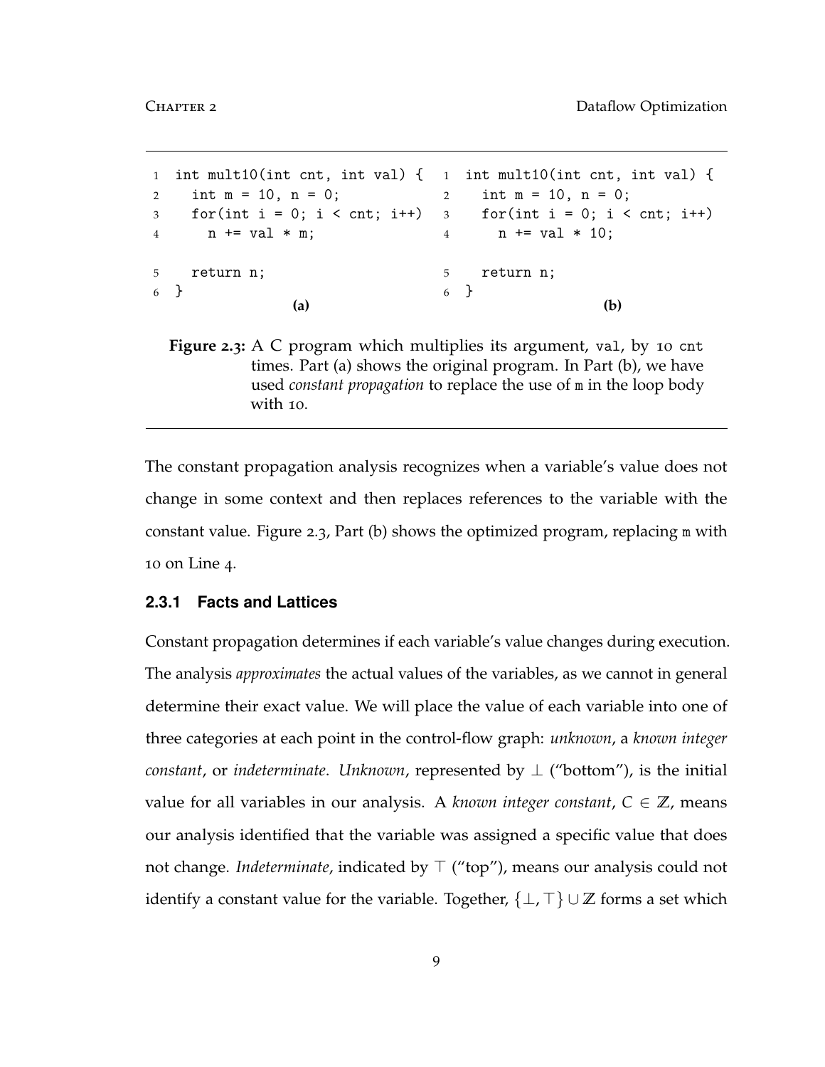```
1  int mult10(int cnt, int val) {
2    int m = 10, n = 0;
3    for(int i = 0; i < cnt; i++)
4      n += val * m;

5    return n;
6  }
```
**(a)**

```
1  int mult10(int cnt, int val) {
2    int m = 10, n = 0;
3    for(int i = 0; i < cnt; i++)
4      n += val * 10;

5    return n;
6  }
```
**(b)**

**Figure 2.3:** A C program which multiplies its argument, `val`, by 10 `cnt` times. Part (a) shows the original program. In Part (b), we have used *constant propagation* to replace the use of `m` in the loop body with 10.

The constant propagation analysis recognizes when a variable's value does not change in some context and then replaces references to the variable with the constant value. Figure 2.3, Part (b) shows the optimized program, replacing `m` with 10 on Line 4.

### 2.3.1 Facts and Lattices

Constant propagation determines if each variable's value changes during execution. The analysis *approximates* the actual values of the variables, as we cannot in general determine their exact value. We will place the value of each variable into one of three categories at each point in the control-flow graph: *unknown*, a *known integer constant*, or *indeterminate*. *Unknown*, represented by $\bot$ ("bottom"), is the initial value for all variables in our analysis. A *known integer constant*, $C \in \mathbb{Z}$, means our analysis identified that the variable was assigned a specific value that does not change. *Indeterminate*, indicated by $\top$ ("top"), means our analysis could not identify a constant value for the variable. Together, $\{\bot, \top\} \cup \mathbb{Z}$ forms a set which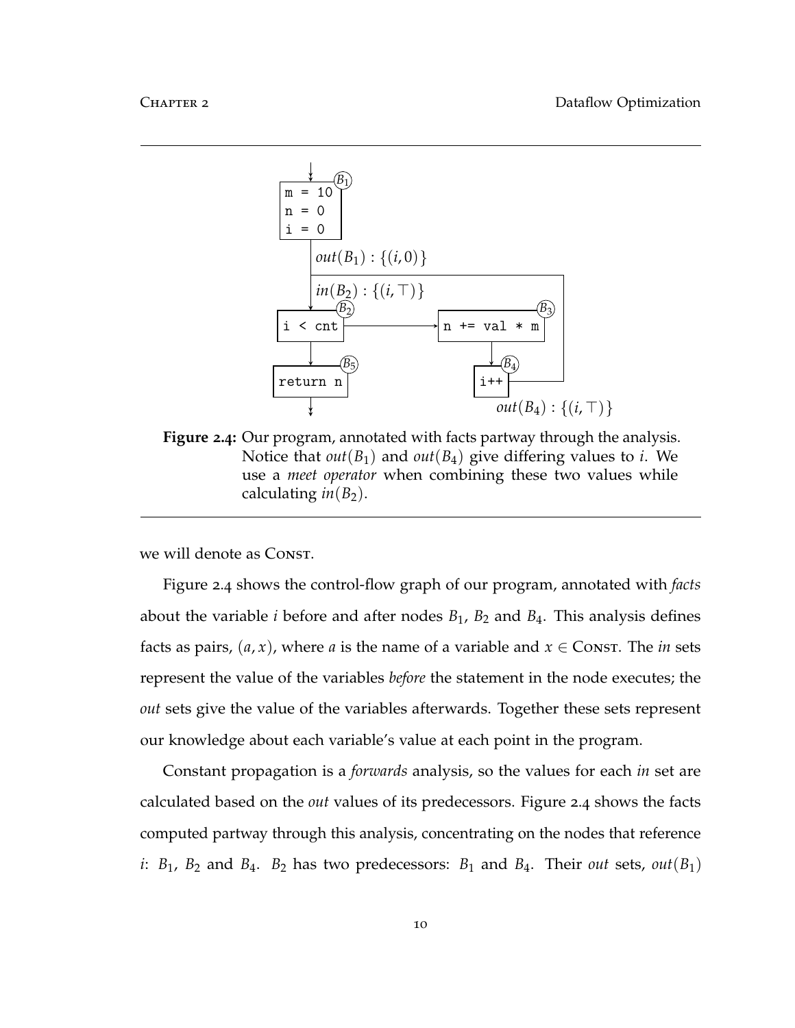**Figure 2.4:** Our program, annotated with facts partway through the analysis. Notice that $out(B_1)$ and $out(B_4)$ give differing values to $i$. We use a *meet operator* when combining these two values while calculating $in(B_2)$.

we will denote as Const.

Figure 2.4 shows the control-flow graph of our program, annotated with *facts* about the variable $i$ before and after nodes $B_1$, $B_2$ and $B_4$. This analysis defines facts as pairs, $(a, x)$, where $a$ is the name of a variable and $x \in$ Const. The *in* sets represent the value of the variables *before* the statement in the node executes; the *out* sets give the value of the variables afterwards. Together these sets represent our knowledge about each variable's value at each point in the program.

Constant propagation is a *forwards* analysis, so the values for each *in* set are calculated based on the *out* values of its predecessors. Figure 2.4 shows the facts computed partway through this analysis, concentrating on the nodes that reference $i$: $B_1$, $B_2$ and $B_4$. $B_2$ has two predecessors: $B_1$ and $B_4$. Their *out* sets, $out(B_1)$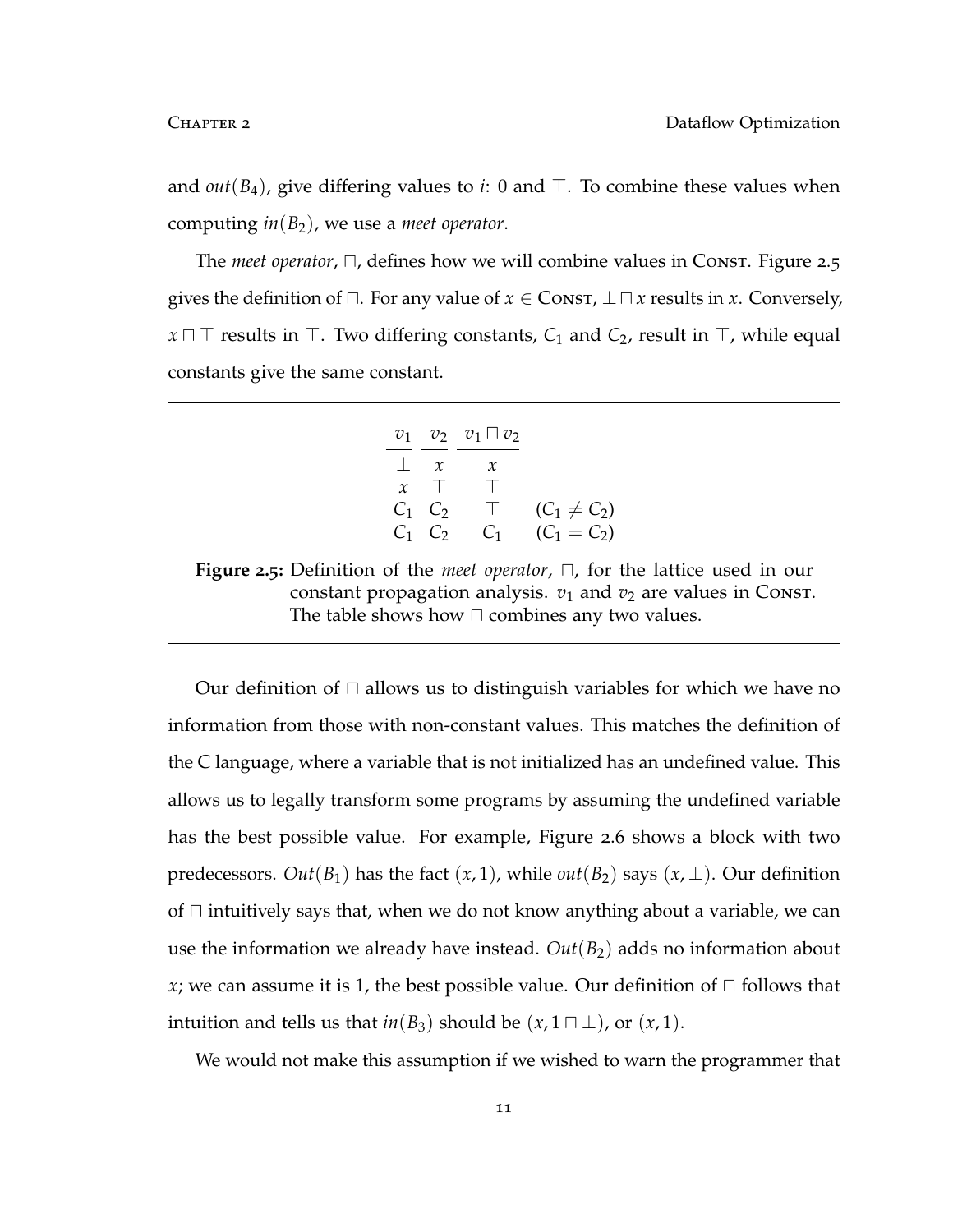and $out(B_4)$, give differing values to $i$: 0 and $\top$. To combine these values when computing $in(B_2)$, we use a *meet operator*.

The *meet operator*, $\sqcap$, defines how we will combine values in CONST. Figure 2.5 gives the definition of $\sqcap$. For any value of $x \in$ CONST, $\bot \sqcap x$ results in $x$. Conversely, $x \sqcap \top$ results in $\top$. Two differing constants, $C_1$ and $C_2$, result in $\top$, while equal constants give the same constant.

| $v_1$ | $v_2$ | $v_1 \sqcap v_2$ | |
|---|---|---|---|
| $\bot$ | $x$ | $x$ | |
| $x$ | $\top$ | $\top$ | |
| $C_1$ | $C_2$ | $\top$ | $(C_1 \neq C_2)$ |
| $C_1$ | $C_2$ | $C_1$ | $(C_1 = C_2)$ |

**Figure 2.5:** Definition of the *meet operator*, $\sqcap$, for the lattice used in our constant propagation analysis. $v_1$ and $v_2$ are values in CONST. The table shows how $\sqcap$ combines any two values.

Our definition of $\sqcap$ allows us to distinguish variables for which we have no information from those with non-constant values. This matches the definition of the C language, where a variable that is not initialized has an undefined value. This allows us to legally transform some programs by assuming the undefined variable has the best possible value. For example, Figure 2.6 shows a block with two predecessors. $Out(B_1)$ has the fact $(x, 1)$, while $out(B_2)$ says $(x, \bot)$. Our definition of $\sqcap$ intuitively says that, when we do not know anything about a variable, we can use the information we already have instead. $Out(B_2)$ adds no information about $x$; we can assume it is 1, the best possible value. Our definition of $\sqcap$ follows that intuition and tells us that $in(B_3)$ should be $(x, 1 \sqcap \bot)$, or $(x, 1)$.

We would not make this assumption if we wished to warn the programmer that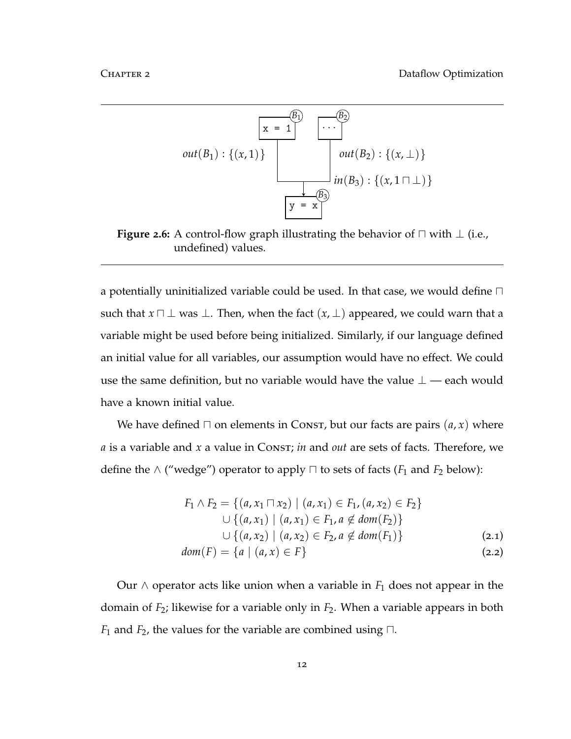x = 1

$B_1$

...

$B_2$

$out(B_1) : \{(x, 1)\}$

$out(B_2) : \{(x, \bot)\}$

$in(B_3) : \{(x, 1 \sqcap \bot)\}$

y = x

$B_3$

**Figure 2.6:** A control-flow graph illustrating the behavior of $\sqcap$ with $\bot$ (i.e., undefined) values.

a potentially uninitialized variable could be used. In that case, we would define $\sqcap$ such that $x \sqcap \bot$ was $\bot$. Then, when the fact $(x, \bot)$ appeared, we could warn that a variable might be used before being initialized. Similarly, if our language defined an initial value for all variables, our assumption would have no effect. We could use the same definition, but no variable would have the value $\bot$ — each would have a known initial value.

We have defined $\sqcap$ on elements in Const, but our facts are pairs $(a, x)$ where $a$ is a variable and $x$ a value in Const; *in* and *out* are sets of facts. Therefore, we define the $\wedge$ ("wedge") operator to apply $\sqcap$ to sets of facts ($F_1$ and $F_2$ below):

$$
\begin{aligned}
F_1 \wedge F_2 = {} & \{(a, x_1 \sqcap x_2) \mid (a, x_1) \in F_1, (a, x_2) \in F_2\} \\
& \cup \{(a, x_1) \mid (a, x_1) \in F_1, a \notin dom(F_2)\} \\
& \cup \{(a, x_2) \mid (a, x_2) \in F_2, a \notin dom(F_1)\} \qquad (2.1) \\
dom(F) = {} & \{a \mid (a, x) \in F\} \qquad (2.2)
\end{aligned}
$$

Our $\wedge$ operator acts like union when a variable in $F_1$ does not appear in the domain of $F_2$; likewise for a variable only in $F_2$. When a variable appears in both $F_1$ and $F_2$, the values for the variable are combined using $\sqcap$.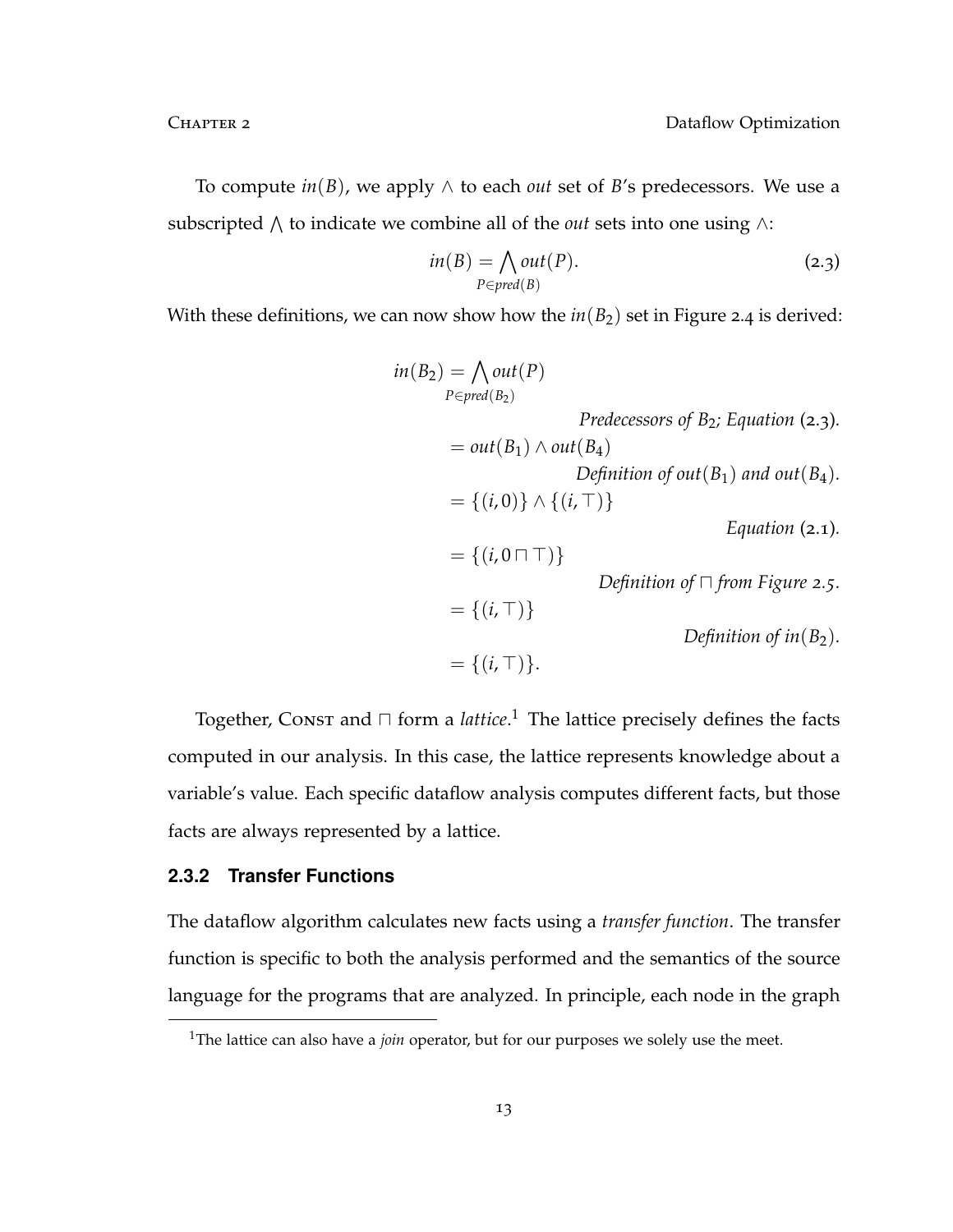To compute $in(B)$, we apply $\wedge$ to each *out* set of $B$'s predecessors. We use a subscripted $\bigwedge$ to indicate we combine all of the *out* sets into one using $\wedge$:

$$in(B) = \bigwedge_{P \in pred(B)} out(P). \tag{2.3}$$

With these definitions, we can now show how the $in(B_2)$ set in Figure 2.4 is derived:

$$
\begin{aligned}
in(B_2) &= \bigwedge_{P \in pred(B_2)} out(P) \\
& \qquad \textit{Predecessors of } B_2\textit{; Equation (2.3).} \\
&= out(B_1) \wedge out(B_4) \\
& \qquad \textit{Definition of } out(B_1) \textit{ and } out(B_4). \\
&= \{(i, 0)\} \wedge \{(i, \top)\} \\
& \qquad \textit{Equation (2.1).} \\
&= \{(i, 0 \sqcap \top)\} \\
& \qquad \textit{Definition of } \sqcap \textit{ from Figure 2.5.} \\
&= \{(i, \top)\} \\
& \qquad \textit{Definition of } in(B_2). \\
&= \{(i, \top)\}.
\end{aligned}
$$

Together, Const and $\sqcap$ form a *lattice*.[1] The lattice precisely defines the facts computed in our analysis. In this case, the lattice represents knowledge about a variable's value. Each specific dataflow analysis computes different facts, but those facts are always represented by a lattice.

### 2.3.2 Transfer Functions

The dataflow algorithm calculates new facts using a *transfer function*. The transfer function is specific to both the analysis performed and the semantics of the source language for the programs that are analyzed. In principle, each node in the graph

[1] The lattice can also have a *join* operator, but for our purposes we solely use the meet.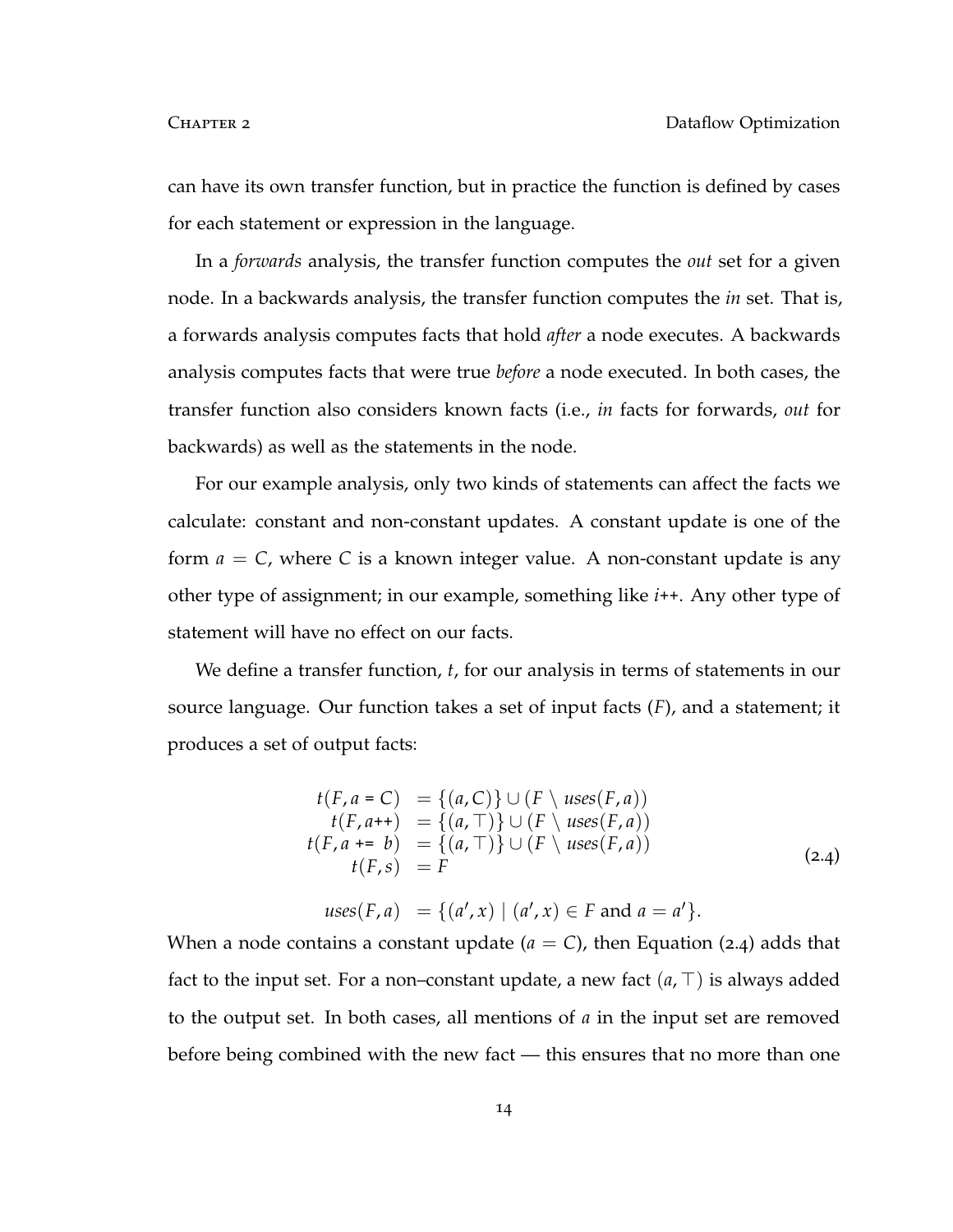can have its own transfer function, but in practice the function is defined by cases for each statement or expression in the language.

In a *forwards* analysis, the transfer function computes the *out* set for a given node. In a backwards analysis, the transfer function computes the *in* set. That is, a forwards analysis computes facts that hold *after* a node executes. A backwards analysis computes facts that were true *before* a node executed. In both cases, the transfer function also considers known facts (i.e., *in* facts for forwards, *out* for backwards) as well as the statements in the node.

For our example analysis, only two kinds of statements can affect the facts we calculate: constant and non-constant updates. A constant update is one of the form $a = C$, where $C$ is a known integer value. A non-constant update is any other type of assignment; in our example, something like *i++*. Any other type of statement will have no effect on our facts.

We define a transfer function, $t$, for our analysis in terms of statements in our source language. Our function takes a set of input facts ($F$), and a statement; it produces a set of output facts:

$$
\begin{aligned}
t(F, a \texttt{ = } C) &= \{(a, C)\} \cup (F \setminus \mathit{uses}(F, a)) \\
t(F, a\texttt{++}) &= \{(a, \top)\} \cup (F \setminus \mathit{uses}(F, a)) \\
t(F, a \texttt{ += } b) &= \{(a, \top)\} \cup (F \setminus \mathit{uses}(F, a)) \\
t(F, s) &= F
\end{aligned}
\tag{2.4}
$$

$$
\mathit{uses}(F, a) = \{(a', x) \mid (a', x) \in F \text{ and } a = a'\}.
$$

When a node contains a constant update ($a = C$), then Equation (2.4) adds that fact to the input set. For a non–constant update, a new fact $(a, \top)$ is always added to the output set. In both cases, all mentions of $a$ in the input set are removed before being combined with the new fact — this ensures that no more than one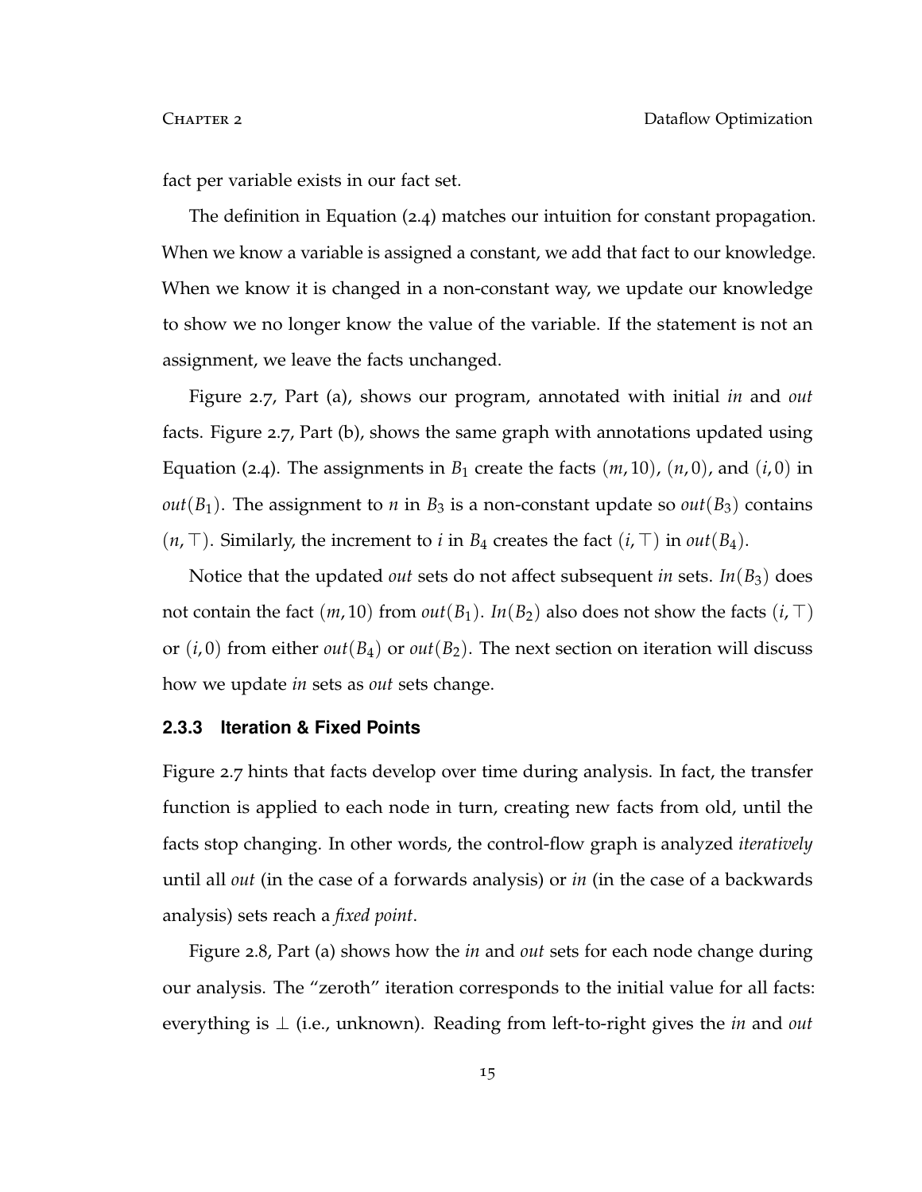fact per variable exists in our fact set.

The definition in Equation (2.4) matches our intuition for constant propagation. When we know a variable is assigned a constant, we add that fact to our knowledge. When we know it is changed in a non-constant way, we update our knowledge to show we no longer know the value of the variable. If the statement is not an assignment, we leave the facts unchanged.

Figure 2.7, Part (a), shows our program, annotated with initial *in* and *out* facts. Figure 2.7, Part (b), shows the same graph with annotations updated using Equation (2.4). The assignments in $B_1$ create the facts $(m, 10)$, $(n, 0)$, and $(i, 0)$ in $out(B_1)$. The assignment to $n$ in $B_3$ is a non-constant update so $out(B_3)$ contains $(n, \top)$. Similarly, the increment to $i$ in $B_4$ creates the fact $(i, \top)$ in $out(B_4)$.

Notice that the updated *out* sets do not affect subsequent *in* sets. $In(B_3)$ does not contain the fact $(m, 10)$ from $out(B_1)$. $In(B_2)$ also does not show the facts $(i, \top)$ or $(i, 0)$ from either $out(B_4)$ or $out(B_2)$. The next section on iteration will discuss how we update *in* sets as *out* sets change.

### 2.3.3 Iteration & Fixed Points

Figure 2.7 hints that facts develop over time during analysis. In fact, the transfer function is applied to each node in turn, creating new facts from old, until the facts stop changing. In other words, the control-flow graph is analyzed *iteratively* until all *out* (in the case of a forwards analysis) or *in* (in the case of a backwards analysis) sets reach a *fixed point*.

Figure 2.8, Part (a) shows how the *in* and *out* sets for each node change during our analysis. The "zeroth" iteration corresponds to the initial value for all facts: everything is $\perp$ (i.e., unknown). Reading from left-to-right gives the *in* and *out*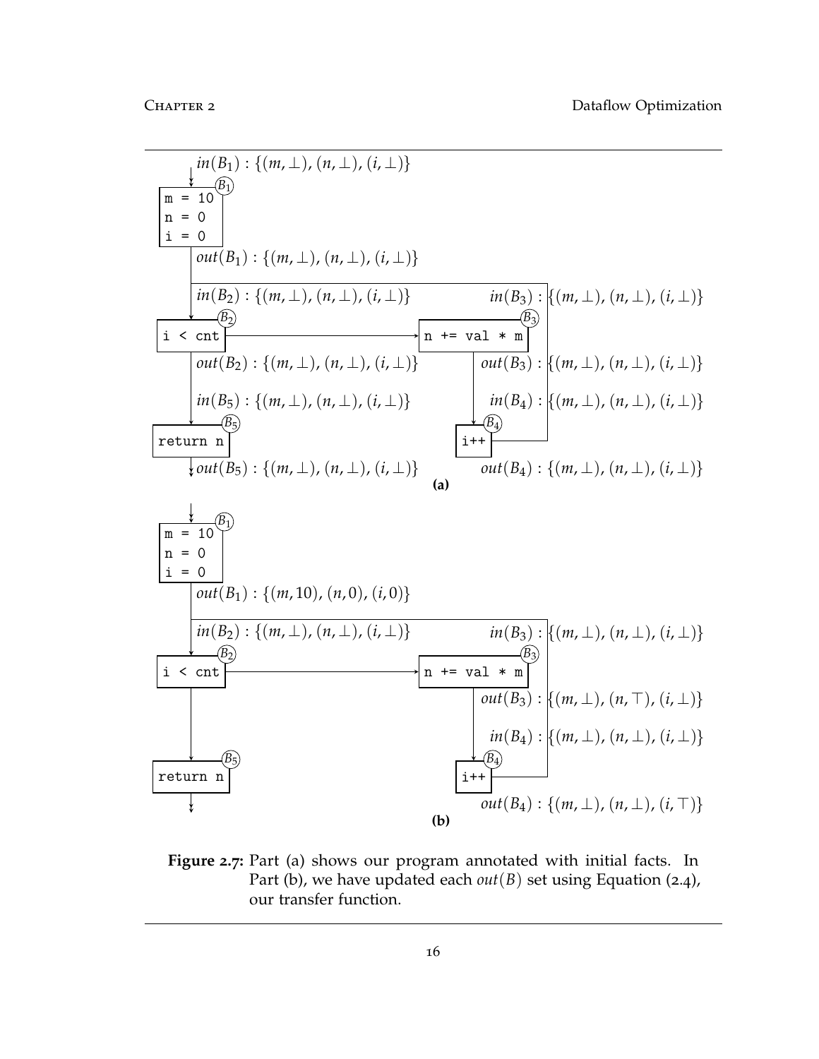$in(B_1) : \{(m, \perp), (n, \perp), (i, \perp)\}$

```
m = 10
n = 0
i = 0
```

$out(B_1) : \{(m, \perp), (n, \perp), (i, \perp)\}$

$in(B_2) : \{(m, \perp), (n, \perp), (i, \perp)\}$

```
i < cnt
```

$out(B_2) : \{(m, \perp), (n, \perp), (i, \perp)\}$

$in(B_3) : \{(m, \perp), (n, \perp), (i, \perp)\}$

```
n += val * m
```

$out(B_3) : \{(m, \perp), (n, \perp), (i, \perp)\}$

$in(B_4) : \{(m, \perp), (n, \perp), (i, \perp)\}$

```
i++
```

$out(B_4) : \{(m, \perp), (n, \perp), (i, \perp)\}$

$in(B_5) : \{(m, \perp), (n, \perp), (i, \perp)\}$

```
return n
```

$out(B_5) : \{(m, \perp), (n, \perp), (i, \perp)\}$

**(a)**

```
m = 10
n = 0
i = 0
```

$out(B_1) : \{(m, 10), (n, 0), (i, 0)\}$

$in(B_2) : \{(m, \perp), (n, \perp), (i, \perp)\}$

```
i < cnt
```

$in(B_3) : \{(m, \perp), (n, \perp), (i, \perp)\}$

```
n += val * m
```

$out(B_3) : \{(m, \perp), (n, \top), (i, \perp)\}$

$in(B_4) : \{(m, \perp), (n, \perp), (i, \perp)\}$

```
i++
```

$out(B_4) : \{(m, \perp), (n, \perp), (i, \top)\}$

```
return n
```

**(b)**

**Figure 2.7:** Part (a) shows our program annotated with initial facts. In Part (b), we have updated each $out(B)$ set using Equation (2.4), our transfer function.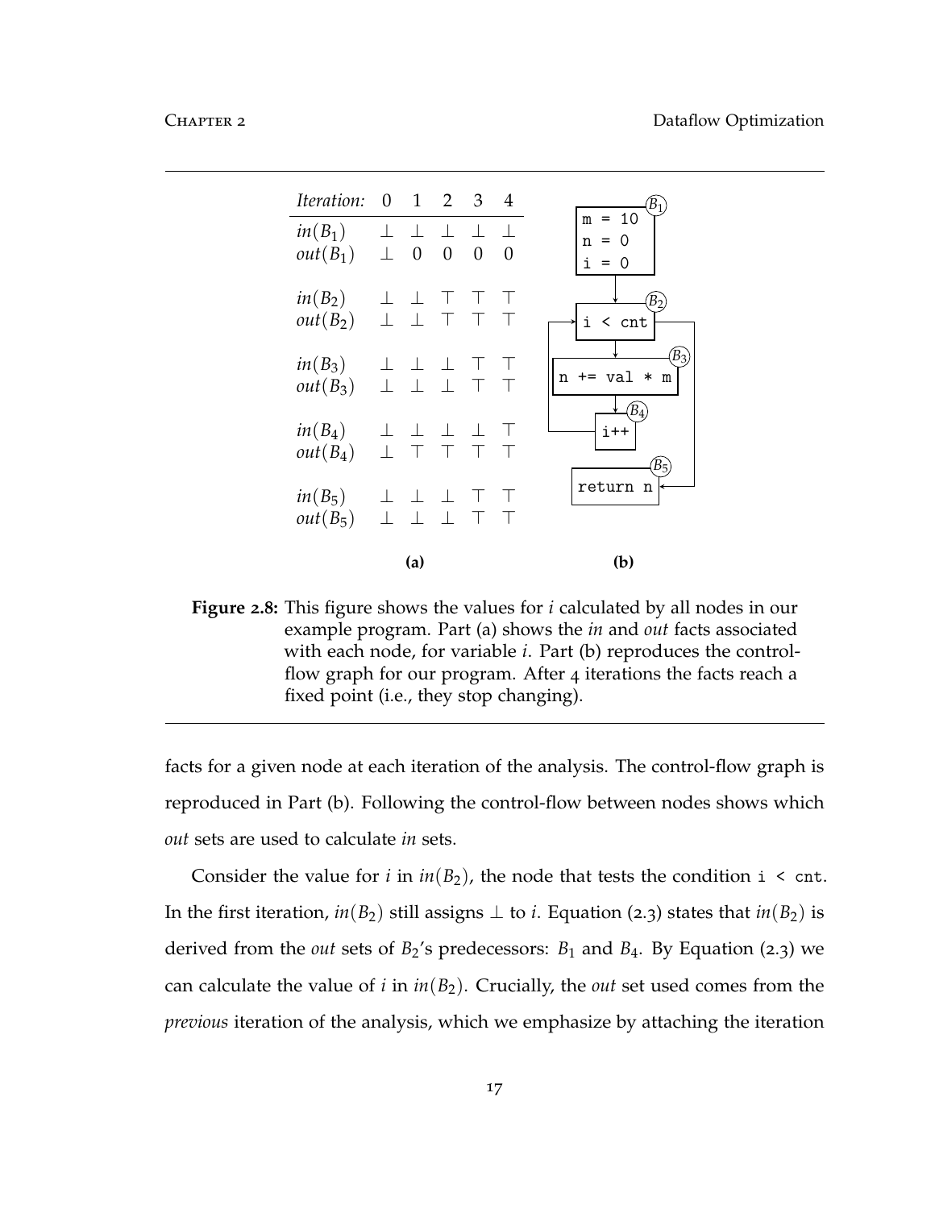| *Iteration:* | 0 | 1 | 2 | 3 | 4 |
|---|---|---|---|---|---|
| $in(B_1)$ | $\bot$ | $\bot$ | $\bot$ | $\bot$ | $\bot$ |
| $out(B_1)$ | $\bot$ | 0 | 0 | 0 | 0 |
| $in(B_2)$ | $\bot$ | $\bot$ | $\top$ | $\top$ | $\top$ |
| $out(B_2)$ | $\bot$ | $\bot$ | $\top$ | $\top$ | $\top$ |
| $in(B_3)$ | $\bot$ | $\bot$ | $\bot$ | $\top$ | $\top$ |
| $out(B_3)$ | $\bot$ | $\bot$ | $\bot$ | $\top$ | $\top$ |
| $in(B_4)$ | $\bot$ | $\bot$ | $\bot$ | $\bot$ | $\top$ |
| $out(B_4)$ | $\bot$ | $\top$ | $\top$ | $\top$ | $\top$ |
| $in(B_5)$ | $\bot$ | $\bot$ | $\bot$ | $\top$ | $\top$ |
| $out(B_5)$ | $\bot$ | $\bot$ | $\bot$ | $\top$ | $\top$ |

**(a)**

$B_1$

```
m = 10
n = 0
i = 0
```

$B_2$

```
i < cnt
```

$B_3$

```
n += val * m
```

$B_4$

```
i++
```

$B_5$

```
return n
```

**(b)**

**Figure 2.8:** This figure shows the values for *i* calculated by all nodes in our example program. Part (a) shows the *in* and *out* facts associated with each node, for variable *i*. Part (b) reproduces the control-flow graph for our program. After 4 iterations the facts reach a fixed point (i.e., they stop changing).

facts for a given node at each iteration of the analysis. The control-flow graph is reproduced in Part (b). Following the control-flow between nodes shows which *out* sets are used to calculate *in* sets.

Consider the value for *i* in $in(B_2)$, the node that tests the condition `i < cnt`. In the first iteration, $in(B_2)$ still assigns $\bot$ to *i*. Equation (2.3) states that $in(B_2)$ is derived from the *out* sets of $B_2$'s predecessors: $B_1$ and $B_4$. By Equation (2.3) we can calculate the value of *i* in $in(B_2)$. Crucially, the *out* set used comes from the *previous* iteration of the analysis, which we emphasize by attaching the iteration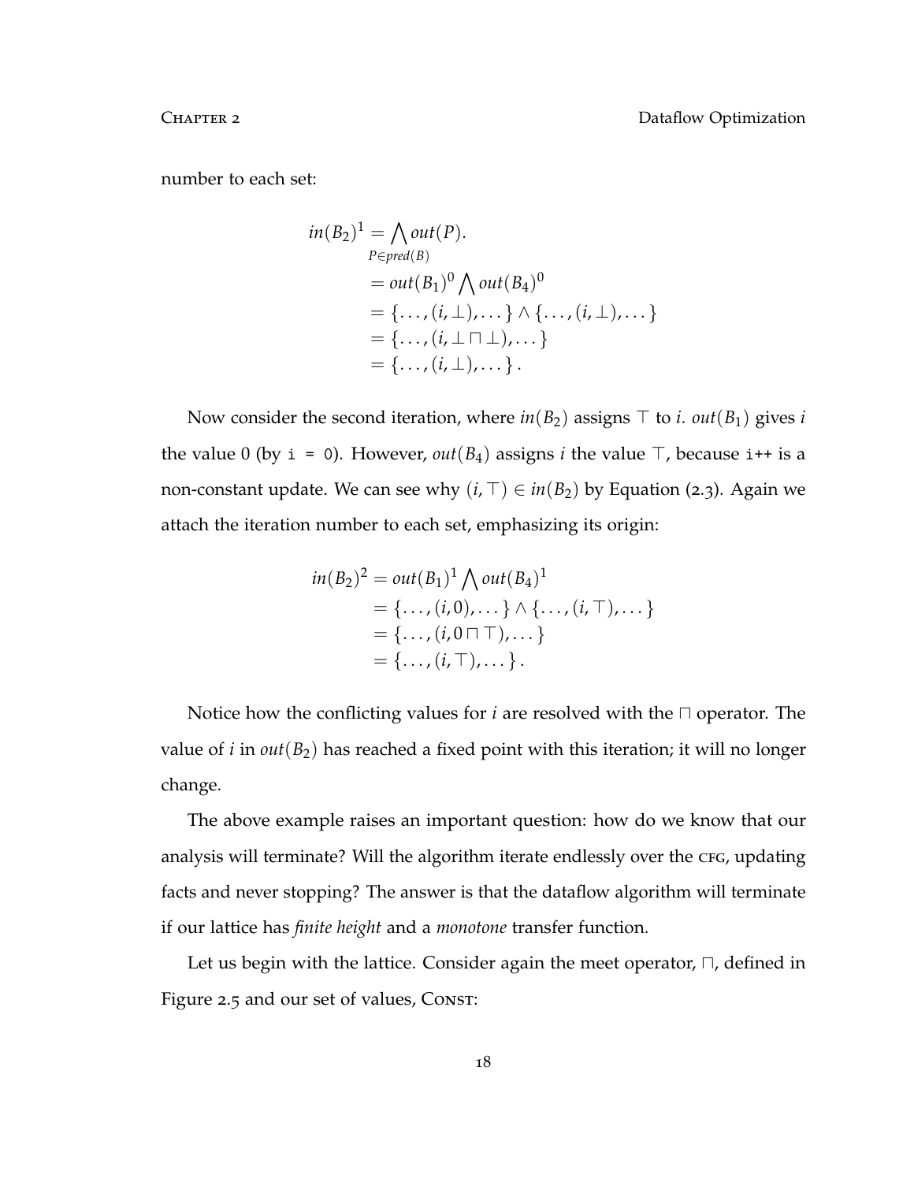number to each set:

$$
\begin{aligned}
in(B_2)^1 &= \bigwedge_{P \in pred(B)} out(P). \\
&= out(B_1)^0 \bigwedge out(B_4)^0 \\
&= \{\dots, (i, \bot), \dots\} \wedge \{\dots, (i, \bot), \dots\} \\
&= \{\dots, (i, \bot \sqcap \bot), \dots\} \\
&= \{\dots, (i, \bot), \dots\}.
\end{aligned}
$$

Now consider the second iteration, where $in(B_2)$ assigns $\top$ to $i$. $out(B_1)$ gives $i$ the value 0 (by `i = 0`). However, $out(B_4)$ assigns $i$ the value $\top$, because `i++` is a non-constant update. We can see why $(i, \top) \in in(B_2)$ by Equation (2.3). Again we attach the iteration number to each set, emphasizing its origin:

$$
\begin{aligned}
in(B_2)^2 &= out(B_1)^1 \bigwedge out(B_4)^1 \\
&= \{\dots, (i, 0), \dots\} \wedge \{\dots, (i, \top), \dots\} \\
&= \{\dots, (i, 0 \sqcap \top), \dots\} \\
&= \{\dots, (i, \top), \dots\}.
\end{aligned}
$$

Notice how the conflicting values for $i$ are resolved with the $\sqcap$ operator. The value of $i$ in $out(B_2)$ has reached a fixed point with this iteration; it will no longer change.

The above example raises an important question: how do we know that our analysis will terminate? Will the algorithm iterate endlessly over the CFG, updating facts and never stopping? The answer is that the dataflow algorithm will terminate if our lattice has *finite height* and a *monotone* transfer function.

Let us begin with the lattice. Consider again the meet operator, $\sqcap$, defined in Figure 2.5 and our set of values, CONST: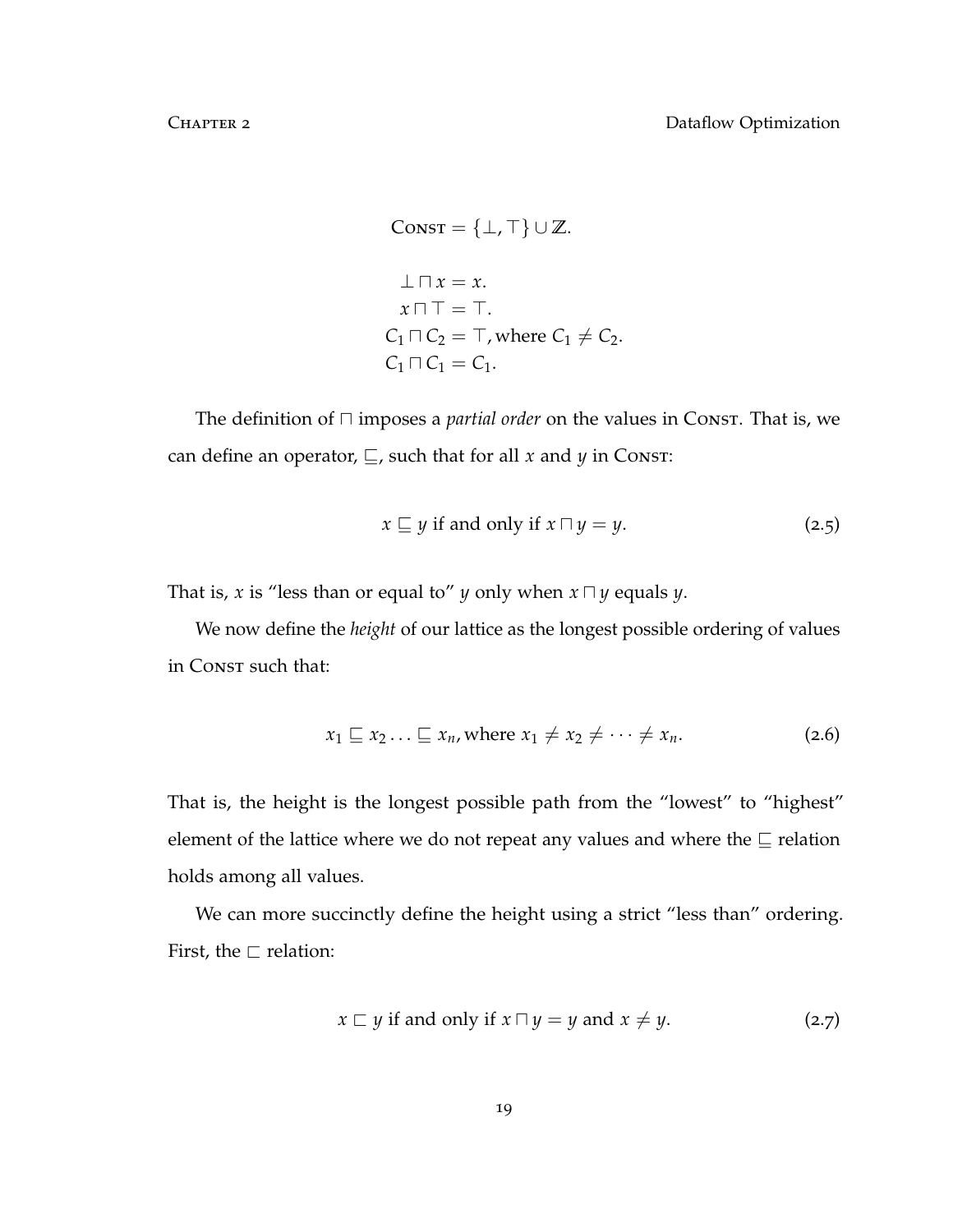$$\text{CONST} = \{\bot, \top\} \cup \mathbb{Z}.$$

$$
\begin{aligned}
\bot \sqcap x &= x. \\
x \sqcap \top &= \top. \\
C_1 \sqcap C_2 &= \top, \text{where } C_1 \neq C_2. \\
C_1 \sqcap C_1 &= C_1.
\end{aligned}
$$

The definition of $\sqcap$ imposes a *partial order* on the values in CONST. That is, we can define an operator, $\sqsubseteq$, such that for all $x$ and $y$ in CONST:

$$x \sqsubseteq y \text{ if and only if } x \sqcap y = y. \tag{2.5}$$

That is, $x$ is "less than or equal to" $y$ only when $x \sqcap y$ equals $y$.

We now define the *height* of our lattice as the longest possible ordering of values in CONST such that:

$$x_1 \sqsubseteq x_2 \ldots \sqsubseteq x_n, \text{where } x_1 \neq x_2 \neq \cdots \neq x_n. \tag{2.6}$$

That is, the height is the longest possible path from the "lowest" to "highest" element of the lattice where we do not repeat any values and where the $\sqsubseteq$ relation holds among all values.

We can more succinctly define the height using a strict "less than" ordering. First, the $\sqsubset$ relation:

$$x \sqsubset y \text{ if and only if } x \sqcap y = y \text{ and } x \neq y. \tag{2.7}$$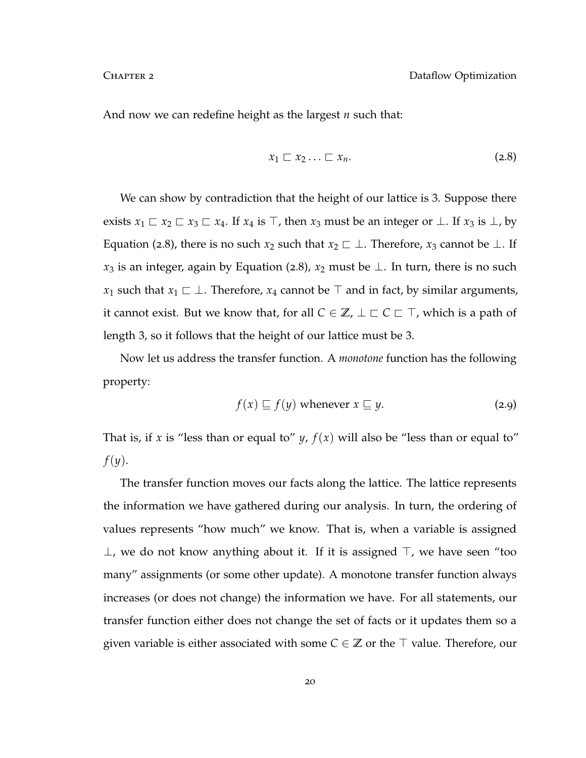And now we can redefine height as the largest $n$ such that:

$$x_1 \sqsubset x_2 \ldots \sqsubset x_n. \tag{2.8}$$

We can show by contradiction that the height of our lattice is 3. Suppose there exists $x_1 \sqsubset x_2 \sqsubset x_3 \sqsubset x_4$. If $x_4$ is $\top$, then $x_3$ must be an integer or $\bot$. If $x_3$ is $\bot$, by Equation (2.8), there is no such $x_2$ such that $x_2 \sqsubset \bot$. Therefore, $x_3$ cannot be $\bot$. If $x_3$ is an integer, again by Equation (2.8), $x_2$ must be $\bot$. In turn, there is no such $x_1$ such that $x_1 \sqsubset \bot$. Therefore, $x_4$ cannot be $\top$ and in fact, by similar arguments, it cannot exist. But we know that, for all $C \in \mathbb{Z}$, $\bot \sqsubset C \sqsubset \top$, which is a path of length 3, so it follows that the height of our lattice must be 3.

Now let us address the transfer function. A *monotone* function has the following property:

$$f(x) \sqsubseteq f(y) \text{ whenever } x \sqsubseteq y. \tag{2.9}$$

That is, if $x$ is "less than or equal to" $y$, $f(x)$ will also be "less than or equal to" $f(y)$.

The transfer function moves our facts along the lattice. The lattice represents the information we have gathered during our analysis. In turn, the ordering of values represents "how much" we know. That is, when a variable is assigned $\bot$, we do not know anything about it. If it is assigned $\top$, we have seen "too many" assignments (or some other update). A monotone transfer function always increases (or does not change) the information we have. For all statements, our transfer function either does not change the set of facts or it updates them so a given variable is either associated with some $C \in \mathbb{Z}$ or the $\top$ value. Therefore, our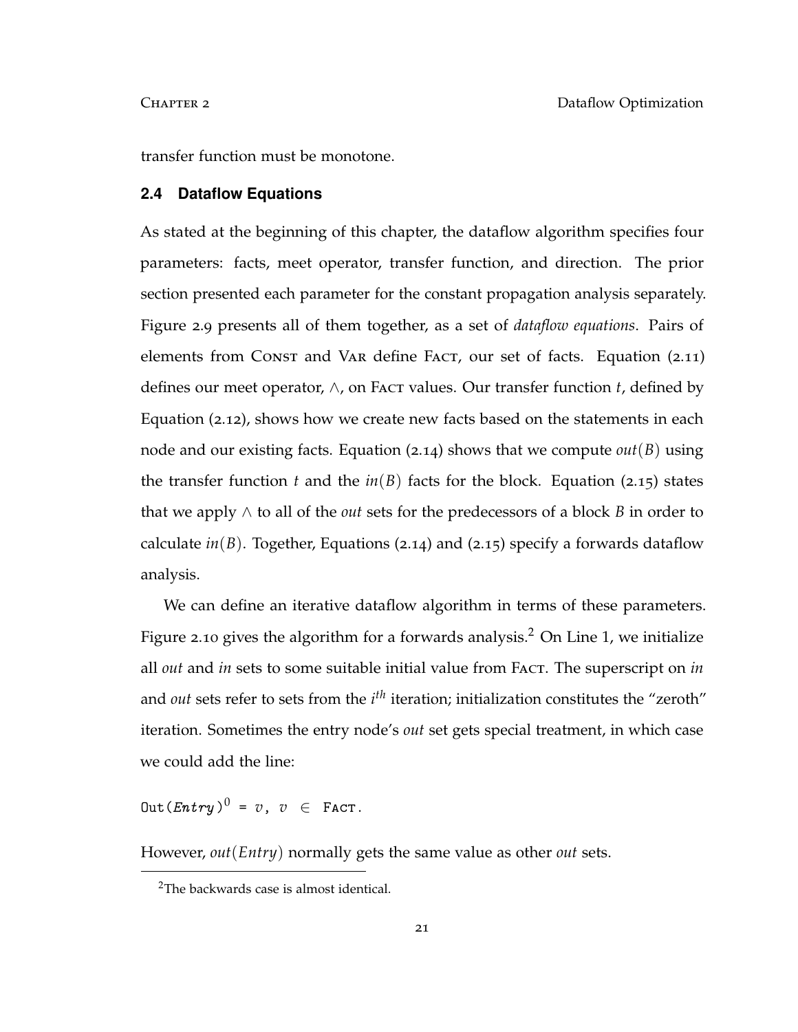transfer function must be monotone.

### 2.4 Dataflow Equations

As stated at the beginning of this chapter, the dataflow algorithm specifies four parameters: facts, meet operator, transfer function, and direction. The prior section presented each parameter for the constant propagation analysis separately. Figure 2.9 presents all of them together, as a set of *dataflow equations*. Pairs of elements from Const and Var define Fact, our set of facts. Equation (2.11) defines our meet operator, $\wedge$, on Fact values. Our transfer function $t$, defined by Equation (2.12), shows how we create new facts based on the statements in each node and our existing facts. Equation (2.14) shows that we compute $out(B)$ using the transfer function $t$ and the $in(B)$ facts for the block. Equation (2.15) states that we apply $\wedge$ to all of the *out* sets for the predecessors of a block $B$ in order to calculate $in(B)$. Together, Equations (2.14) and (2.15) specify a forwards dataflow analysis.

We can define an iterative dataflow algorithm in terms of these parameters. Figure 2.10 gives the algorithm for a forwards analysis.[2] On Line 1, we initialize all *out* and *in* sets to some suitable initial value from Fact. The superscript on *in* and *out* sets refer to sets from the $i^{th}$ iteration; initialization constitutes the "zeroth" iteration. Sometimes the entry node's *out* set gets special treatment, in which case we could add the line:

$\texttt{Out}(\textit{Entry})^0 = v,\ v \in \text{Fact}.$

However, $out(Entry)$ normally gets the same value as other *out* sets.

[2] The backwards case is almost identical.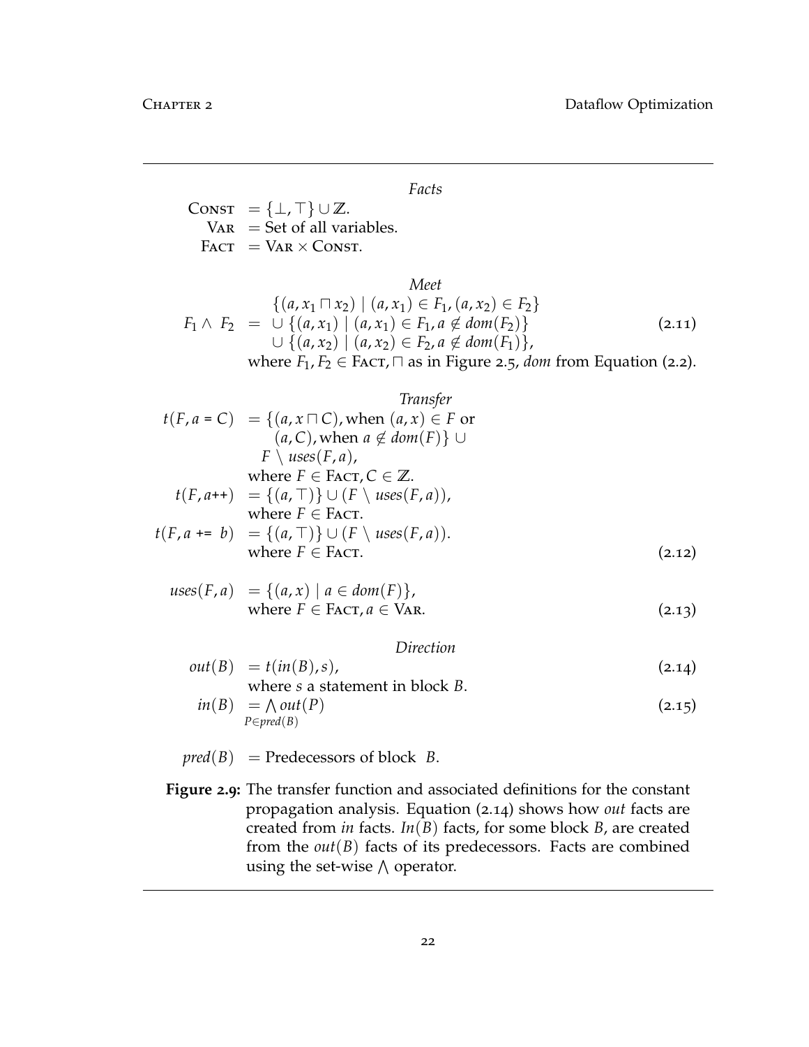*Facts*

$$
\begin{aligned}
\textsc{Const} &= \{\bot, \top\} \cup \mathbb{Z}. \\
\textsc{Var} &= \text{Set of all variables.} \\
\textsc{Fact} &= \textsc{Var} \times \textsc{Const}.
\end{aligned}
$$

*Meet*

$$
\begin{aligned}
F_1 \wedge F_2 \; = \; & \{(a, x_1 \sqcap x_2) \mid (a, x_1) \in F_1, (a, x_2) \in F_2\} \\
& \cup \{(a, x_1) \mid (a, x_1) \in F_1, a \notin dom(F_2)\} \\
& \cup \{(a, x_2) \mid (a, x_2) \in F_2, a \notin dom(F_1)\}, \\
& \text{where } F_1, F_2 \in \textsc{Fact}, \sqcap \text{ as in Figure 2.5, } dom \text{ from Equation (2.2).}
\end{aligned} \tag{2.11}
$$

*Transfer*

$$
\begin{aligned}
t(F, a \texttt{ = } C) &= \{(a, x \sqcap C), \text{when } (a, x) \in F \text{ or} \\
&\quad\; (a, C), \text{when } a \notin dom(F)\} \cup \\
&\quad F \setminus uses(F, a), \\
&\text{where } F \in \textsc{Fact}, C \in \mathbb{Z}. \\
t(F, a\texttt{++}) &= \{(a, \top)\} \cup (F \setminus uses(F, a)), \\
&\text{where } F \in \textsc{Fact}. \\
t(F, a \texttt{ += } b) &= \{(a, \top)\} \cup (F \setminus uses(F, a)). \\
&\text{where } F \in \textsc{Fact}.
\end{aligned} \tag{2.12}
$$

$$
\begin{aligned}
uses(F, a) &= \{(a, x) \mid a \in dom(F)\}, \\
&\text{where } F \in \textsc{Fact}, a \in \textsc{Var}.
\end{aligned} \tag{2.13}
$$

*Direction*

$$
\begin{aligned}
out(B) &= t(in(B), s), \\
&\text{where } s \text{ a statement in block } B.
\end{aligned} \tag{2.14}
$$

$$
in(B) = \bigwedge_{P \in pred(B)} out(P) \tag{2.15}
$$

$$
pred(B) = \text{Predecessors of block } B.
$$

**Figure 2.9:** The transfer function and associated definitions for the constant propagation analysis. Equation (2.14) shows how *out* facts are created from *in* facts. $In(B)$ facts, for some block $B$, are created from the $out(B)$ facts of its predecessors. Facts are combined using the set-wise $\bigwedge$ operator.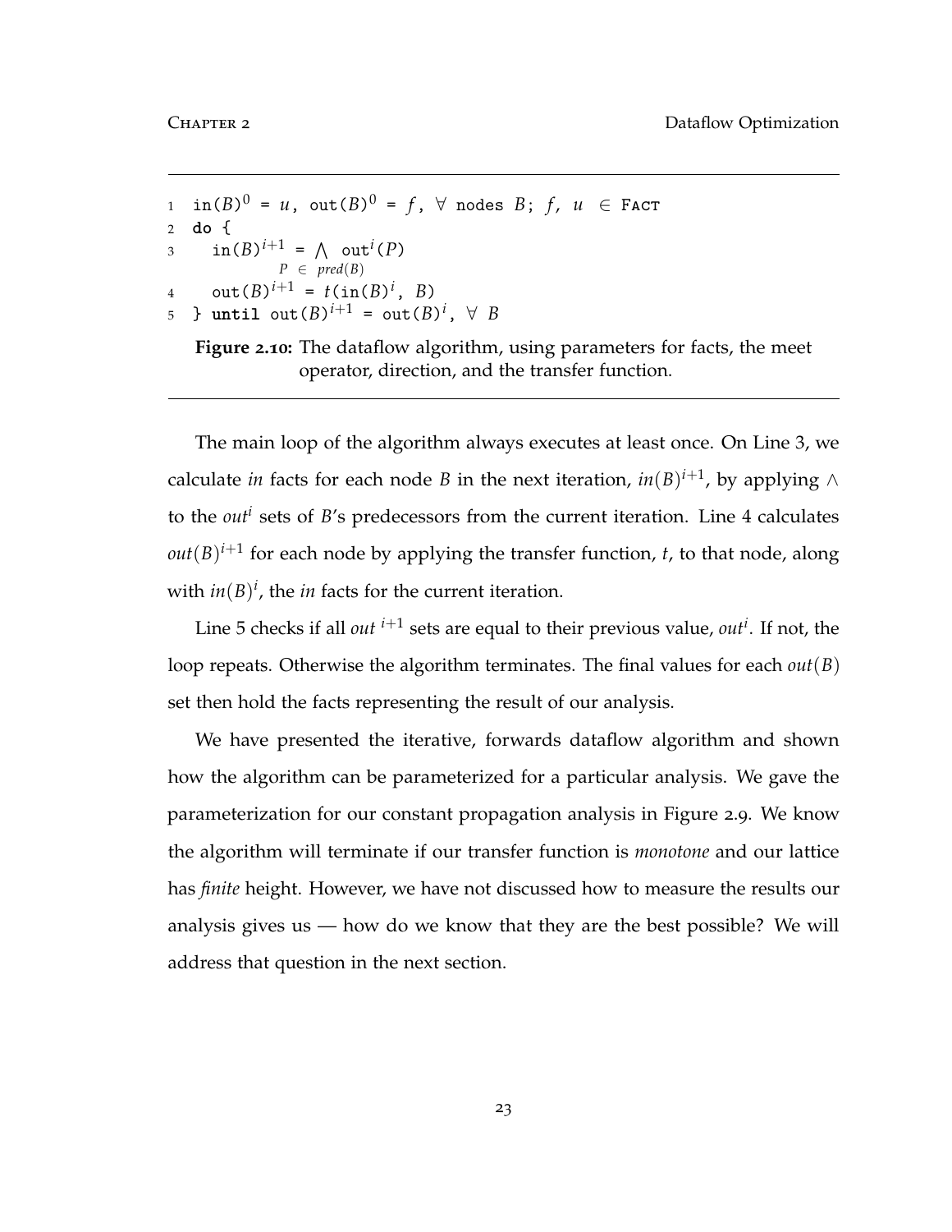```
1  in(B)^0 = u, out(B)^0 = f, ∀ nodes B; f, u ∈ FACT
2  do {
3    in(B)^{i+1} = ⋀ out^i(P)
                 P ∈ pred(B)
4    out(B)^{i+1} = t(in(B)^i, B)
5  } until out(B)^{i+1} = out(B)^i, ∀ B
```

**Figure 2.10:** The dataflow algorithm, using parameters for facts, the meet operator, direction, and the transfer function.

The main loop of the algorithm always executes at least once. On Line 3, we calculate *in* facts for each node $B$ in the next iteration, $in(B)^{i+1}$, by applying $\wedge$ to the $out^i$ sets of $B$'s predecessors from the current iteration. Line 4 calculates $out(B)^{i+1}$ for each node by applying the transfer function, $t$, to that node, along with $in(B)^i$, the *in* facts for the current iteration.

Line 5 checks if all $out^{\,i+1}$ sets are equal to their previous value, $out^i$. If not, the loop repeats. Otherwise the algorithm terminates. The final values for each $out(B)$ set then hold the facts representing the result of our analysis.

We have presented the iterative, forwards dataflow algorithm and shown how the algorithm can be parameterized for a particular analysis. We gave the parameterization for our constant propagation analysis in Figure 2.9. We know the algorithm will terminate if our transfer function is *monotone* and our lattice has *finite* height. However, we have not discussed how to measure the results our analysis gives us — how do we know that they are the best possible? We will address that question in the next section.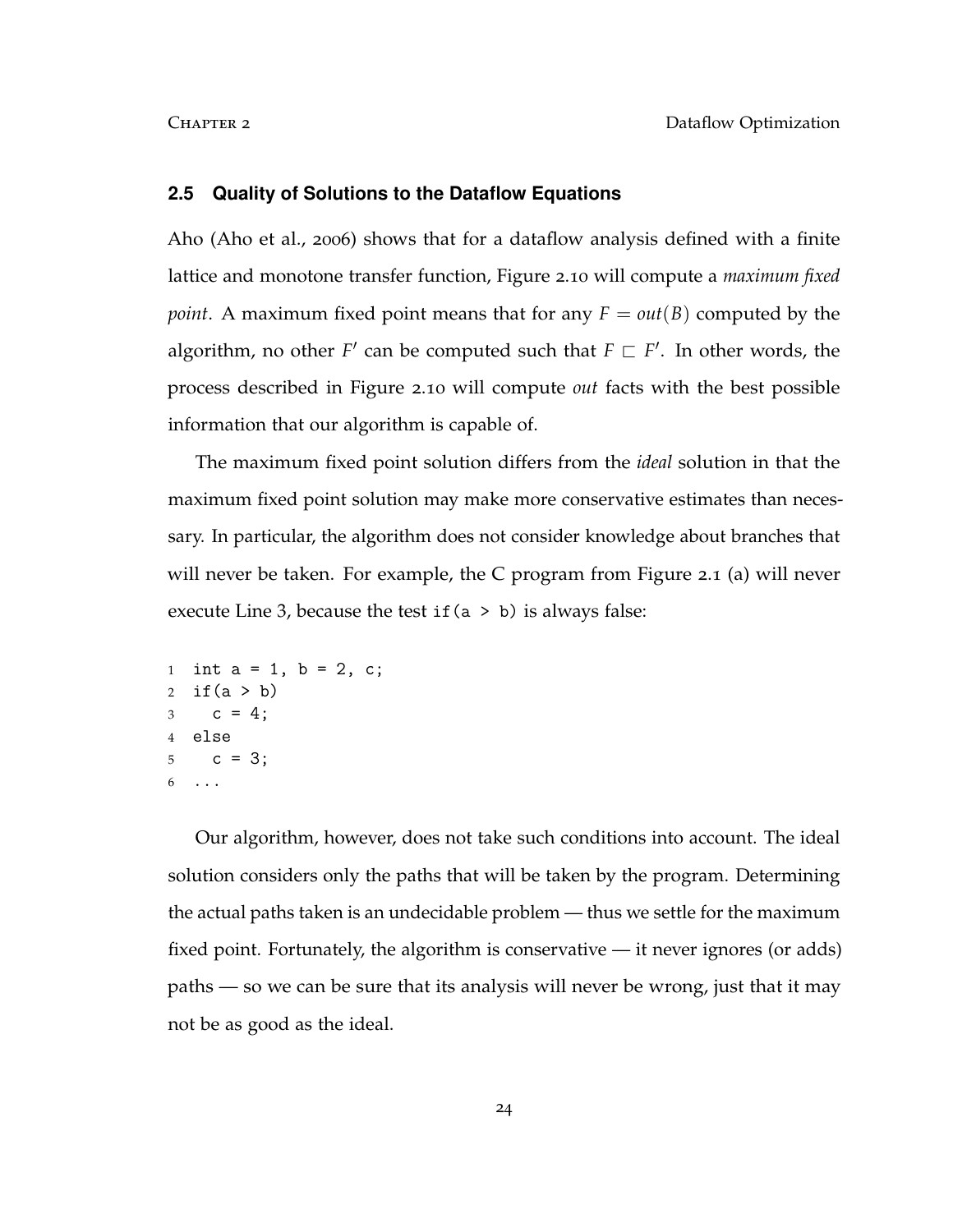## 2.5 Quality of Solutions to the Dataflow Equations

Aho (Aho et al., 2006) shows that for a dataflow analysis defined with a finite lattice and monotone transfer function, Figure 2.10 will compute a *maximum fixed point*. A maximum fixed point means that for any $F = out(B)$ computed by the algorithm, no other $F'$ can be computed such that $F \sqsubset F'$. In other words, the process described in Figure 2.10 will compute *out* facts with the best possible information that our algorithm is capable of.

The maximum fixed point solution differs from the *ideal* solution in that the maximum fixed point solution may make more conservative estimates than necessary. In particular, the algorithm does not consider knowledge about branches that will never be taken. For example, the C program from Figure 2.1 (a) will never execute Line 3, because the test `if(a > b)` is always false:

```
1  int a = 1, b = 2, c;
2  if(a > b)
3    c = 4;
4  else
5    c = 3;
6  ...
```

Our algorithm, however, does not take such conditions into account. The ideal solution considers only the paths that will be taken by the program. Determining the actual paths taken is an undecidable problem — thus we settle for the maximum fixed point. Fortunately, the algorithm is conservative — it never ignores (or adds) paths — so we can be sure that its analysis will never be wrong, just that it may not be as good as the ideal.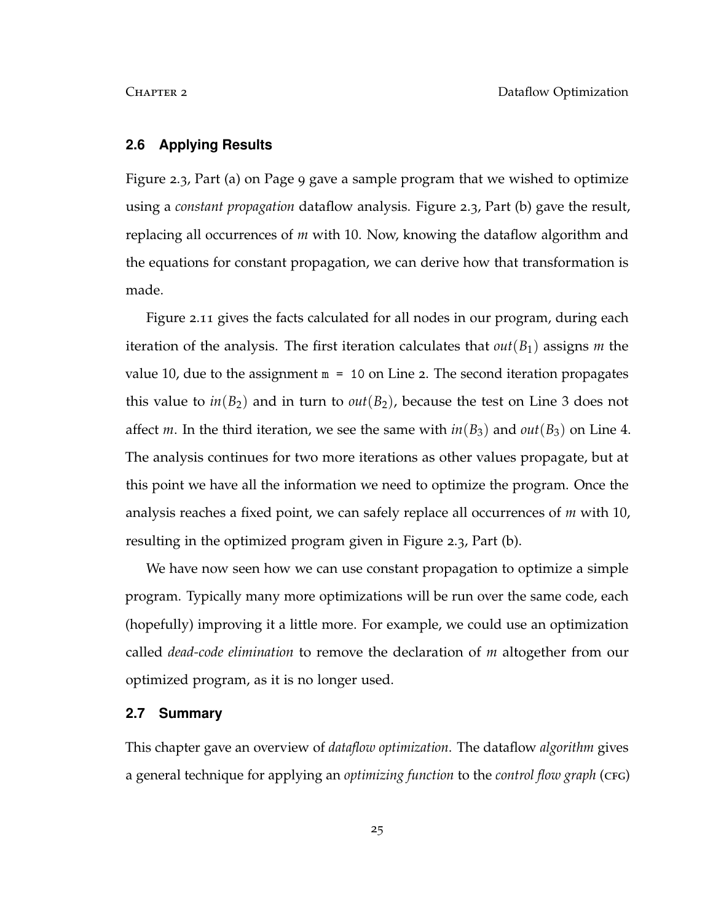## 2.6 Applying Results

Figure 2.3, Part (a) on Page 9 gave a sample program that we wished to optimize using a *constant propagation* dataflow analysis. Figure 2.3, Part (b) gave the result, replacing all occurrences of $m$ with 10. Now, knowing the dataflow algorithm and the equations for constant propagation, we can derive how that transformation is made.

Figure 2.11 gives the facts calculated for all nodes in our program, during each iteration of the analysis. The first iteration calculates that $out(B_1)$ assigns $m$ the value 10, due to the assignment `m = 10` on Line 2. The second iteration propagates this value to $in(B_2)$ and in turn to $out(B_2)$, because the test on Line 3 does not affect $m$. In the third iteration, we see the same with $in(B_3)$ and $out(B_3)$ on Line 4. The analysis continues for two more iterations as other values propagate, but at this point we have all the information we need to optimize the program. Once the analysis reaches a fixed point, we can safely replace all occurrences of $m$ with 10, resulting in the optimized program given in Figure 2.3, Part (b).

We have now seen how we can use constant propagation to optimize a simple program. Typically many more optimizations will be run over the same code, each (hopefully) improving it a little more. For example, we could use an optimization called *dead-code elimination* to remove the declaration of $m$ altogether from our optimized program, as it is no longer used.

## 2.7 Summary

This chapter gave an overview of *dataflow optimization*. The dataflow *algorithm* gives a general technique for applying an *optimizing function* to the *control flow graph* (CFG)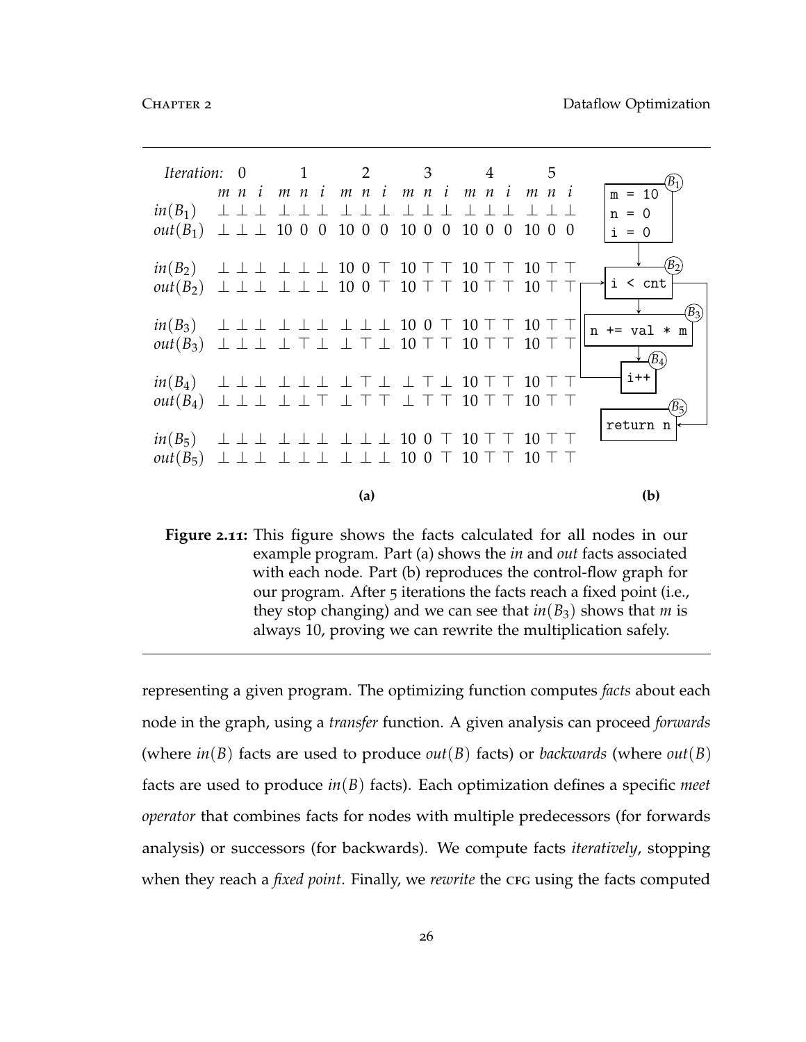| *Iteration:* | 0 | | | 1 | | | 2 | | | 3 | | | 4 | | | 5 | | |
|---|---|---|---|---|---|---|---|---|---|---|---|---|---|---|---|---|---|---|
| | *m* | *n* | *i* | *m* | *n* | *i* | *m* | *n* | *i* | *m* | *n* | *i* | *m* | *n* | *i* | *m* | *n* | *i* |
| $in(B_1)$ | ⊥ | ⊥ | ⊥ | ⊥ | ⊥ | ⊥ | ⊥ | ⊥ | ⊥ | ⊥ | ⊥ | ⊥ | ⊥ | ⊥ | ⊥ | ⊥ | ⊥ | ⊥ |
| $out(B_1)$ | ⊥ | ⊥ | ⊥ | 10 | 0 | 0 | 10 | 0 | 0 | 10 | 0 | 0 | 10 | 0 | 0 | 10 | 0 | 0 |
| $in(B_2)$ | ⊥ | ⊥ | ⊥ | ⊥ | ⊥ | ⊥ | 10 | 0 | ⊤ | 10 | ⊤ | ⊤ | 10 | ⊤ | ⊤ | 10 | ⊤ | ⊤ |
| $out(B_2)$ | ⊥ | ⊥ | ⊥ | ⊥ | ⊥ | ⊥ | 10 | 0 | ⊤ | 10 | ⊤ | ⊤ | 10 | ⊤ | ⊤ | 10 | ⊤ | ⊤ |
| $in(B_3)$ | ⊥ | ⊥ | ⊥ | ⊥ | ⊥ | ⊥ | ⊥ | ⊥ | ⊥ | 10 | 0 | ⊤ | 10 | ⊤ | ⊤ | 10 | ⊤ | ⊤ |
| $out(B_3)$ | ⊥ | ⊥ | ⊥ | ⊥ | ⊤ | ⊥ | ⊥ | ⊤ | ⊥ | 10 | ⊤ | ⊤ | 10 | ⊤ | ⊤ | 10 | ⊤ | ⊤ |
| $in(B_4)$ | ⊥ | ⊥ | ⊥ | ⊥ | ⊥ | ⊥ | ⊥ | ⊤ | ⊥ | ⊥ | ⊤ | ⊥ | 10 | ⊤ | ⊤ | 10 | ⊤ | ⊤ |
| $out(B_4)$ | ⊥ | ⊥ | ⊥ | ⊥ | ⊥ | ⊤ | ⊥ | ⊤ | ⊤ | ⊥ | ⊤ | ⊤ | 10 | ⊤ | ⊤ | 10 | ⊤ | ⊤ |
| $in(B_5)$ | ⊥ | ⊥ | ⊥ | ⊥ | ⊥ | ⊥ | ⊥ | ⊥ | ⊥ | 10 | 0 | ⊤ | 10 | ⊤ | ⊤ | 10 | ⊤ | ⊤ |
| $out(B_5)$ | ⊥ | ⊥ | ⊥ | ⊥ | ⊥ | ⊥ | ⊥ | ⊥ | ⊥ | 10 | 0 | ⊤ | 10 | ⊤ | ⊤ | 10 | ⊤ | ⊤ |

**(a)**

$B_1$

```
m = 10
n = 0
i = 0
```

$B_2$

```
i < cnt
```

$B_3$

```
n += val * m
```

$B_4$

```
i++
```

$B_5$

```
return n
```

**(b)**

**Figure 2.11:** This figure shows the facts calculated for all nodes in our example program. Part (a) shows the *in* and *out* facts associated with each node. Part (b) reproduces the control-flow graph for our program. After 5 iterations the facts reach a fixed point (i.e., they stop changing) and we can see that $in(B_3)$ shows that *m* is always 10, proving we can rewrite the multiplication safely.

representing a given program. The optimizing function computes *facts* about each node in the graph, using a *transfer* function. A given analysis can proceed *forwards* (where $in(B)$ facts are used to produce $out(B)$ facts) or *backwards* (where $out(B)$ facts are used to produce $in(B)$ facts). Each optimization defines a specific *meet operator* that combines facts for nodes with multiple predecessors (for forwards analysis) or successors (for backwards). We compute facts *iteratively*, stopping when they reach a *fixed point*. Finally, we *rewrite* the CFG using the facts computed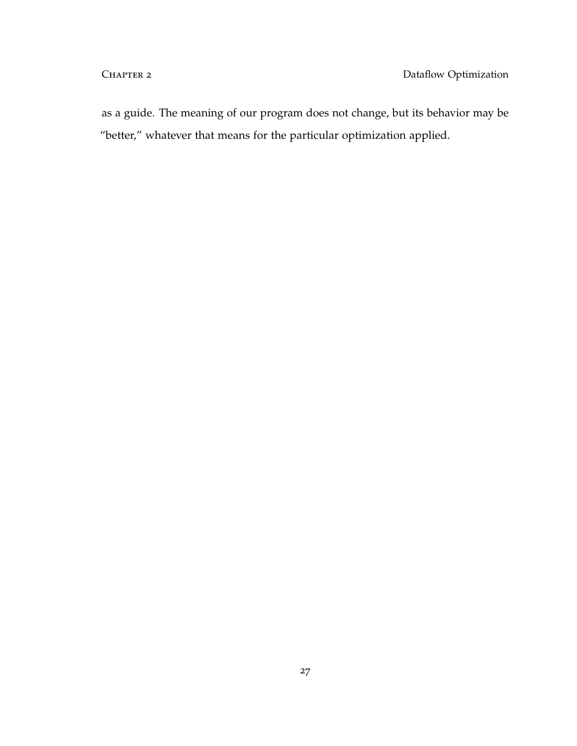as a guide. The meaning of our program does not change, but its behavior may be "better," whatever that means for the particular optimization applied.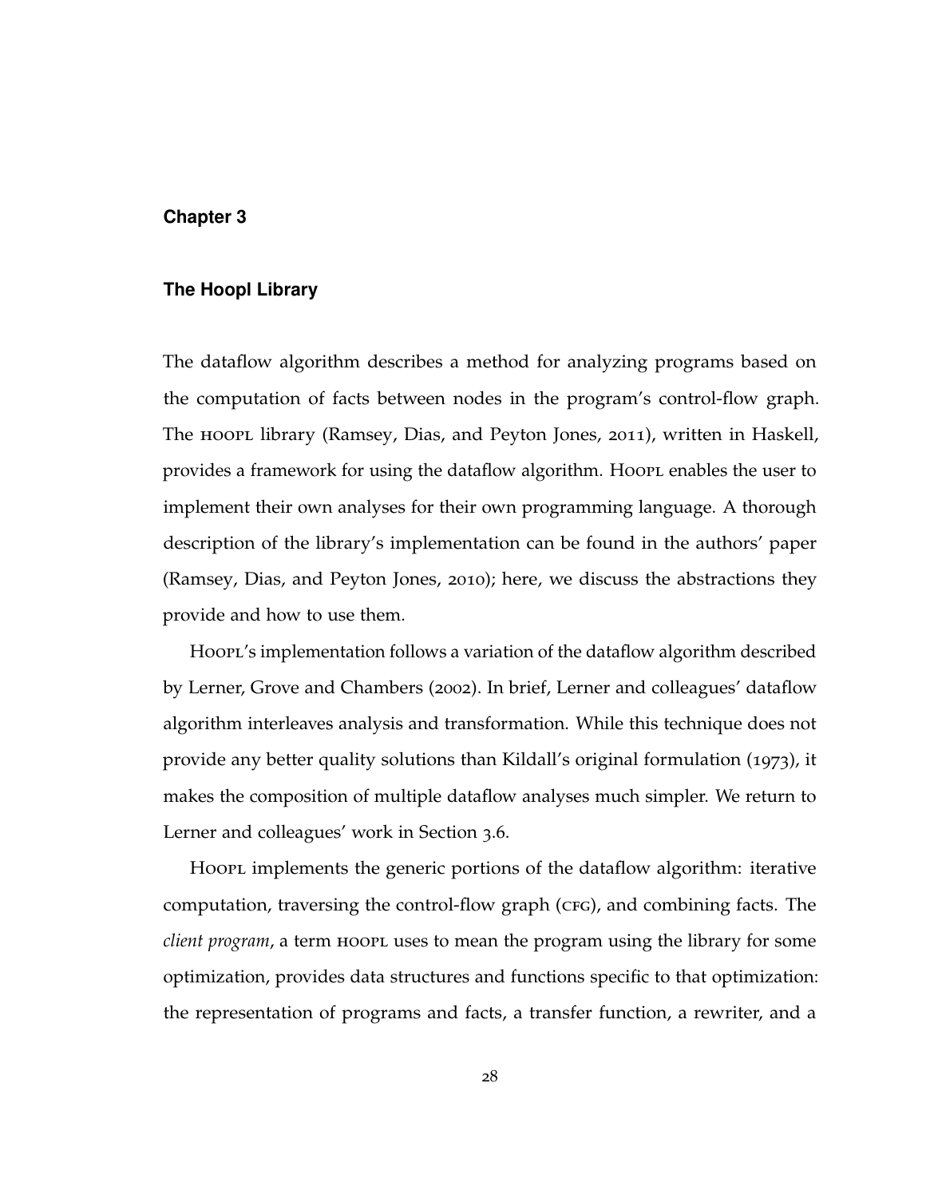# Chapter 3

## The Hoopl Library

The dataflow algorithm describes a method for analyzing programs based on the computation of facts between nodes in the program's control-flow graph. The HOOPL library (Ramsey, Dias, and Peyton Jones, 2011), written in Haskell, provides a framework for using the dataflow algorithm. HOOPL enables the user to implement their own analyses for their own programming language. A thorough description of the library's implementation can be found in the authors' paper (Ramsey, Dias, and Peyton Jones, 2010); here, we discuss the abstractions they provide and how to use them.

HOOPL's implementation follows a variation of the dataflow algorithm described by Lerner, Grove and Chambers (2002). In brief, Lerner and colleagues' dataflow algorithm interleaves analysis and transformation. While this technique does not provide any better quality solutions than Kildall's original formulation (1973), it makes the composition of multiple dataflow analyses much simpler. We return to Lerner and colleagues' work in Section 3.6.

HOOPL implements the generic portions of the dataflow algorithm: iterative computation, traversing the control-flow graph (CFG), and combining facts. The *client program*, a term HOOPL uses to mean the program using the library for some optimization, provides data structures and functions specific to that optimization: the representation of programs and facts, a transfer function, a rewriter, and a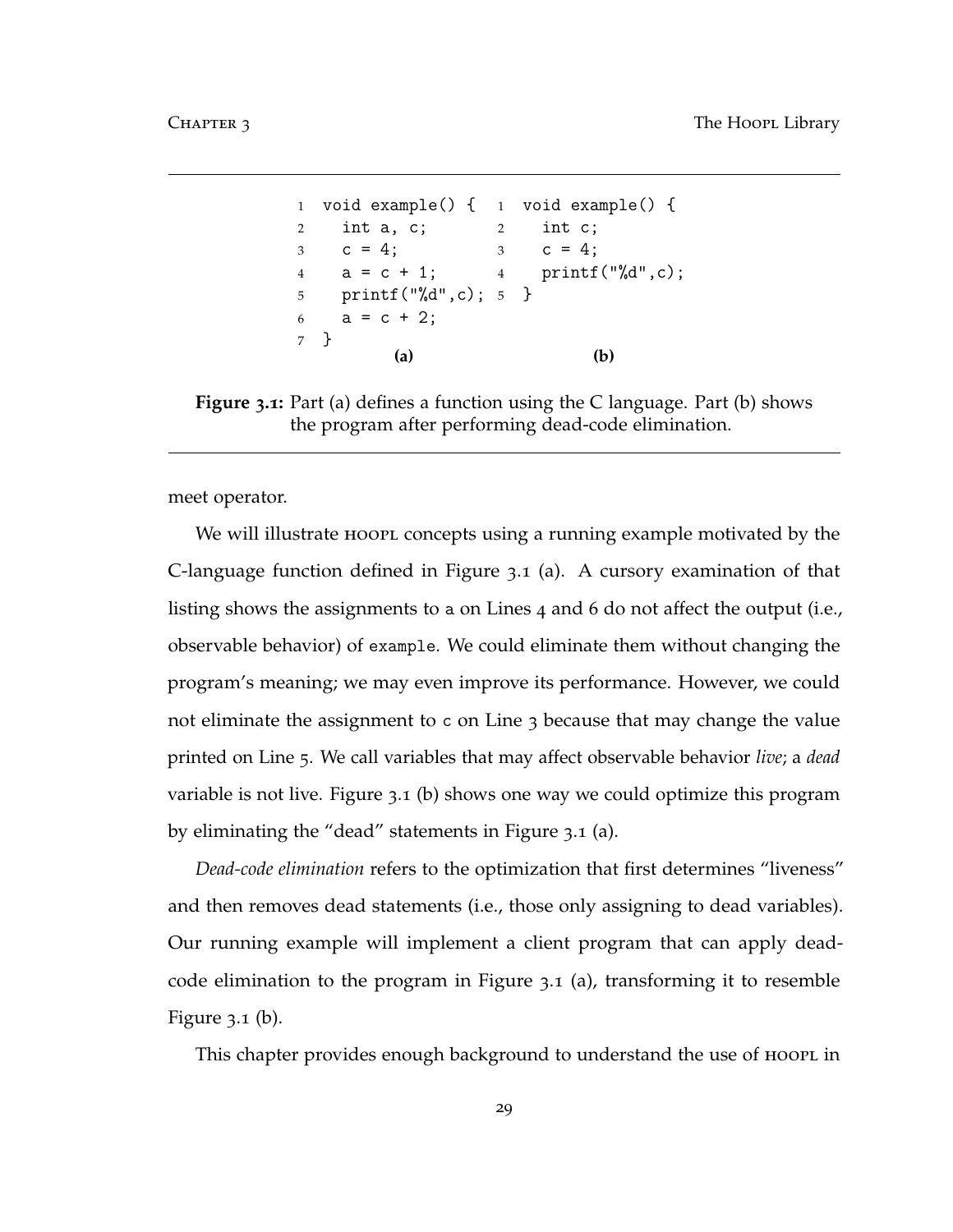```
1  void example() {
2    int a, c;
3    c = 4;
4    a = c + 1;
5    printf("%d",c);
6    a = c + 2;
7  }
```
**(a)**

```
1  void example() {
2    int c;
3    c = 4;
4    printf("%d",c);
5  }
```
**(b)**

**Figure 3.1:** Part (a) defines a function using the C language. Part (b) shows the program after performing dead-code elimination.

meet operator.

We will illustrate HOOPL concepts using a running example motivated by the C-language function defined in Figure 3.1 (a). A cursory examination of that listing shows the assignments to `a` on Lines 4 and 6 do not affect the output (i.e., observable behavior) of `example`. We could eliminate them without changing the program's meaning; we may even improve its performance. However, we could not eliminate the assignment to `c` on Line 3 because that may change the value printed on Line 5. We call variables that may affect observable behavior *live*; a *dead* variable is not live. Figure 3.1 (b) shows one way we could optimize this program by eliminating the "dead" statements in Figure 3.1 (a).

*Dead-code elimination* refers to the optimization that first determines "liveness" and then removes dead statements (i.e., those only assigning to dead variables). Our running example will implement a client program that can apply dead-code elimination to the program in Figure 3.1 (a), transforming it to resemble Figure 3.1 (b).

This chapter provides enough background to understand the use of HOOPL in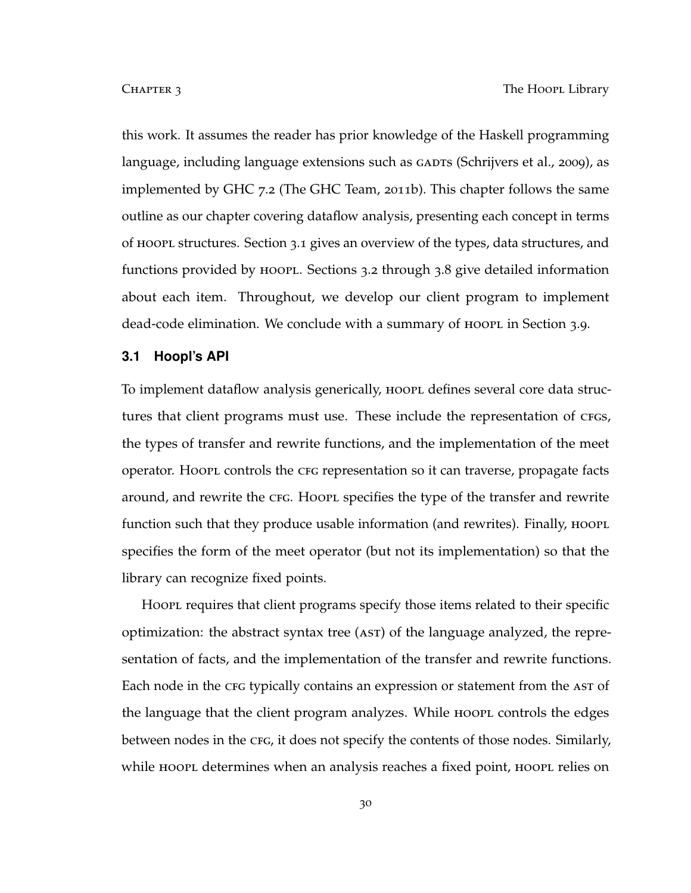this work. It assumes the reader has prior knowledge of the Haskell programming language, including language extensions such as GADTs (Schrijvers et al., 2009), as implemented by GHC 7.2 (The GHC Team, 2011b). This chapter follows the same outline as our chapter covering dataflow analysis, presenting each concept in terms of HOOPL structures. Section 3.1 gives an overview of the types, data structures, and functions provided by HOOPL. Sections 3.2 through 3.8 give detailed information about each item. Throughout, we develop our client program to implement dead-code elimination. We conclude with a summary of HOOPL in Section 3.9.

## 3.1 Hoopl's API

To implement dataflow analysis generically, HOOPL defines several core data structures that client programs must use. These include the representation of CFGs, the types of transfer and rewrite functions, and the implementation of the meet operator. HOOPL controls the CFG representation so it can traverse, propagate facts around, and rewrite the CFG. HOOPL specifies the type of the transfer and rewrite function such that they produce usable information (and rewrites). Finally, HOOPL specifies the form of the meet operator (but not its implementation) so that the library can recognize fixed points.

HOOPL requires that client programs specify those items related to their specific optimization: the abstract syntax tree (AST) of the language analyzed, the representation of facts, and the implementation of the transfer and rewrite functions. Each node in the CFG typically contains an expression or statement from the AST of the language that the client program analyzes. While HOOPL controls the edges between nodes in the CFG, it does not specify the contents of those nodes. Similarly, while HOOPL determines when an analysis reaches a fixed point, HOOPL relies on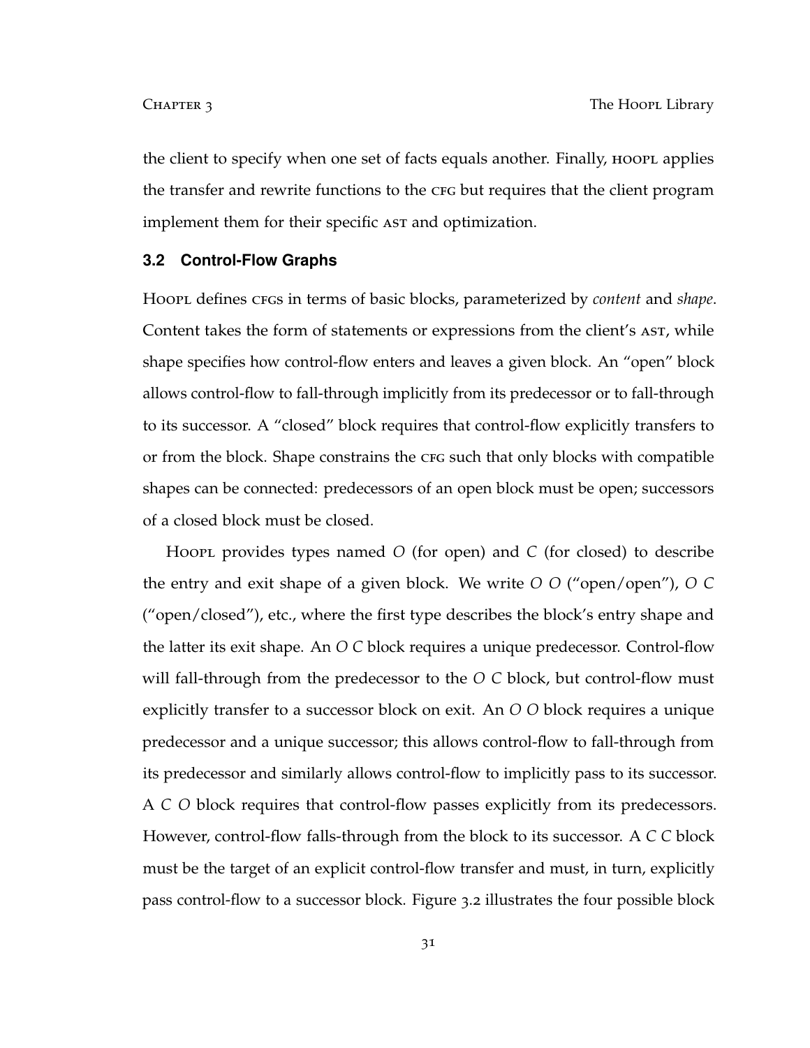the client to specify when one set of facts equals another. Finally, HOOPL applies the transfer and rewrite functions to the CFG but requires that the client program implement them for their specific AST and optimization.

### 3.2 Control-Flow Graphs

HOOPL defines CFGs in terms of basic blocks, parameterized by *content* and *shape*. Content takes the form of statements or expressions from the client's AST, while shape specifies how control-flow enters and leaves a given block. An "open" block allows control-flow to fall-through implicitly from its predecessor or to fall-through to its successor. A "closed" block requires that control-flow explicitly transfers to or from the block. Shape constrains the CFG such that only blocks with compatible shapes can be connected: predecessors of an open block must be open; successors of a closed block must be closed.

HOOPL provides types named *O* (for open) and *C* (for closed) to describe the entry and exit shape of a given block. We write *O O* ("open/open"), *O C* ("open/closed"), etc., where the first type describes the block's entry shape and the latter its exit shape. An *O C* block requires a unique predecessor. Control-flow will fall-through from the predecessor to the *O C* block, but control-flow must explicitly transfer to a successor block on exit. An *O O* block requires a unique predecessor and a unique successor; this allows control-flow to fall-through from its predecessor and similarly allows control-flow to implicitly pass to its successor. A *C O* block requires that control-flow passes explicitly from its predecessors. However, control-flow falls-through from the block to its successor. A *C C* block must be the target of an explicit control-flow transfer and must, in turn, explicitly pass control-flow to a successor block. Figure 3.2 illustrates the four possible block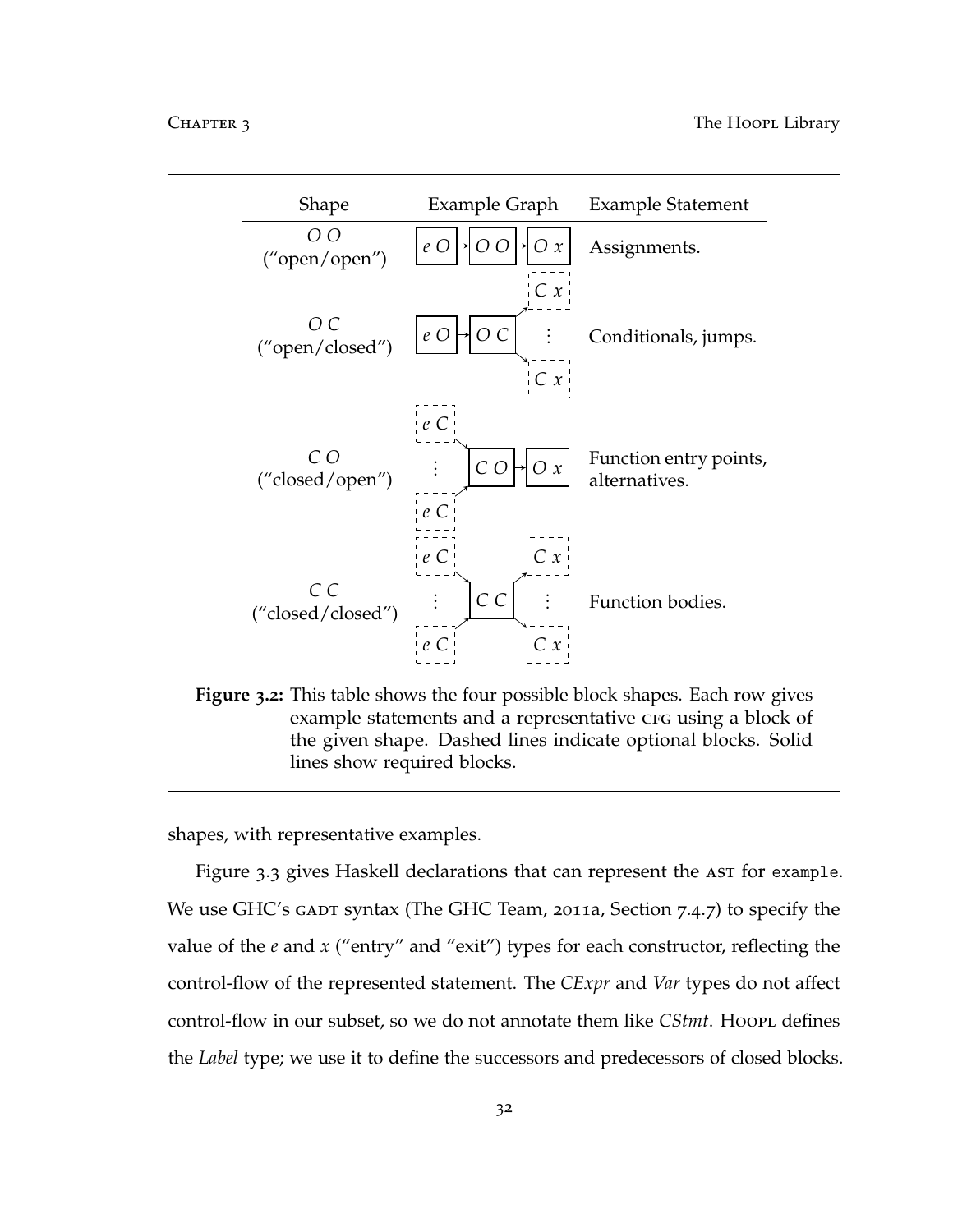| Shape | Example Graph | Example Statement |
|---|---|---|
| $O\ O$ ("open/open") | $e\ O \rightarrow O\ O \rightarrow O\ x$ | Assignments. |
| $O\ C$ ("open/closed") | $e\ O \rightarrow O\ C \rightarrow C\ x \ \vdots\ C\ x$ | Conditionals, jumps. |
| $C\ O$ ("closed/open") | $e\ C \ \vdots\ e\ C \rightarrow C\ O \rightarrow O\ x$ | Function entry points, alternatives. |
| $C\ C$ ("closed/closed") | $e\ C \ \vdots\ e\ C \rightarrow C\ C \rightarrow C\ x \ \vdots\ C\ x$ | Function bodies. |

**Figure 3.2:** This table shows the four possible block shapes. Each row gives example statements and a representative CFG using a block of the given shape. Dashed lines indicate optional blocks. Solid lines show required blocks.

shapes, with representative examples.

Figure 3.3 gives Haskell declarations that can represent the AST for `example`. We use GHC's GADT syntax (The GHC Team, 2011a, Section 7.4.7) to specify the value of the $e$ and $x$ ("entry" and "exit") types for each constructor, reflecting the control-flow of the represented statement. The *CExpr* and *Var* types do not affect control-flow in our subset, so we do not annotate them like *CStmt*. Hoopl defines the *Label* type; we use it to define the successors and predecessors of closed blocks.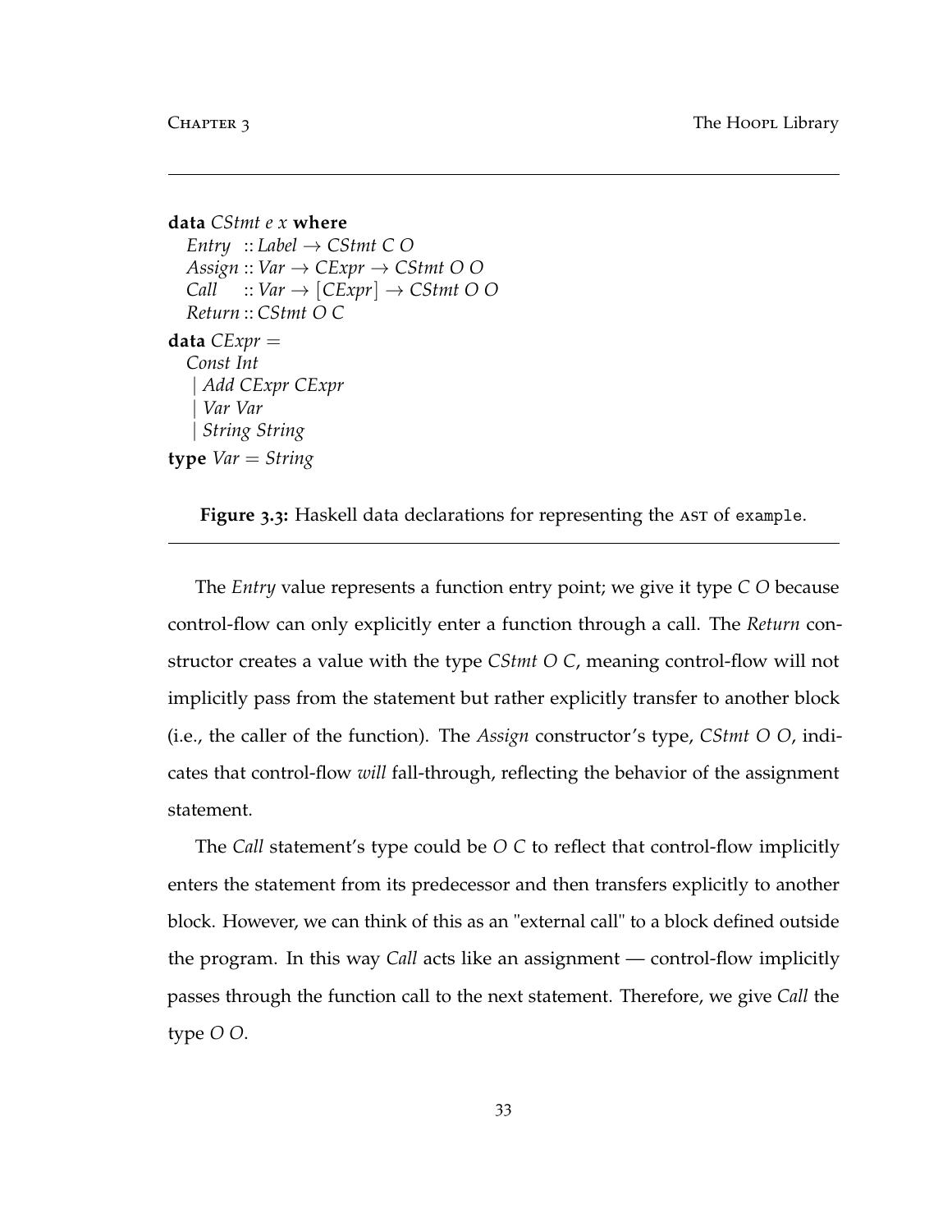```haskell
data CStmt e x where
  Entry  :: Label → CStmt C O
  Assign :: Var → CExpr → CStmt O O
  Call   :: Var → [CExpr] → CStmt O O
  Return :: CStmt O C
data CExpr =
  Const Int
  | Add CExpr CExpr
  | Var Var
  | String String
type Var = String
```

**Figure 3.3:** Haskell data declarations for representing the AST of `example`.

The *Entry* value represents a function entry point; we give it type *C O* because control-flow can only explicitly enter a function through a call. The *Return* constructor creates a value with the type *CStmt O C*, meaning control-flow will not implicitly pass from the statement but rather explicitly transfer to another block (i.e., the caller of the function). The *Assign* constructor's type, *CStmt O O*, indicates that control-flow *will* fall-through, reflecting the behavior of the assignment statement.

The *Call* statement's type could be *O C* to reflect that control-flow implicitly enters the statement from its predecessor and then transfers explicitly to another block. However, we can think of this as an "external call" to a block defined outside the program. In this way *Call* acts like an assignment — control-flow implicitly passes through the function call to the next statement. Therefore, we give *Call* the type *O O*.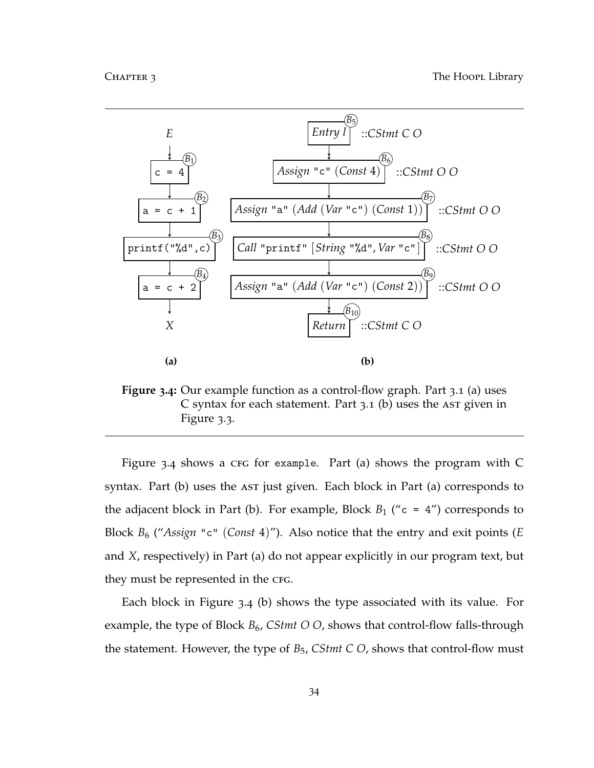E

$B_1$ c = 4

$B_2$ a = c + 1

$B_3$ printf("%d",c)

$B_4$ a = c + 2

X

**(a)**

$B_5$ *Entry l* ::*CStmt C O*

$B_6$ *Assign* "c" (*Const* 4) ::*CStmt O O*

$B_7$ *Assign* "a" (*Add* (*Var* "c") (*Const* 1)) ::*CStmt O O*

$B_8$ *Call* "printf" [*String* "%d", *Var* "c"] ::*CStmt O O*

$B_9$ *Assign* "a" (*Add* (*Var* "c") (*Const* 2)) ::*CStmt O O*

$B_{10}$ *Return* ::*CStmt C O*

**(b)**

**Figure 3.4:** Our example function as a control-flow graph. Part 3.1 (a) uses C syntax for each statement. Part 3.1 (b) uses the AST given in Figure 3.3.

Figure 3.4 shows a CFG for `example`. Part (a) shows the program with C syntax. Part (b) uses the AST just given. Each block in Part (a) corresponds to the adjacent block in Part (b). For example, Block $B_1$ ("`c = 4`") corresponds to Block $B_6$ ("*Assign* "c" (*Const* 4)"). Also notice that the entry and exit points (*E* and *X*, respectively) in Part (a) do not appear explicitly in our program text, but they must be represented in the CFG.

Each block in Figure 3.4 (b) shows the type associated with its value. For example, the type of Block $B_6$, *CStmt O O*, shows that control-flow falls-through the statement. However, the type of $B_5$, *CStmt C O*, shows that control-flow must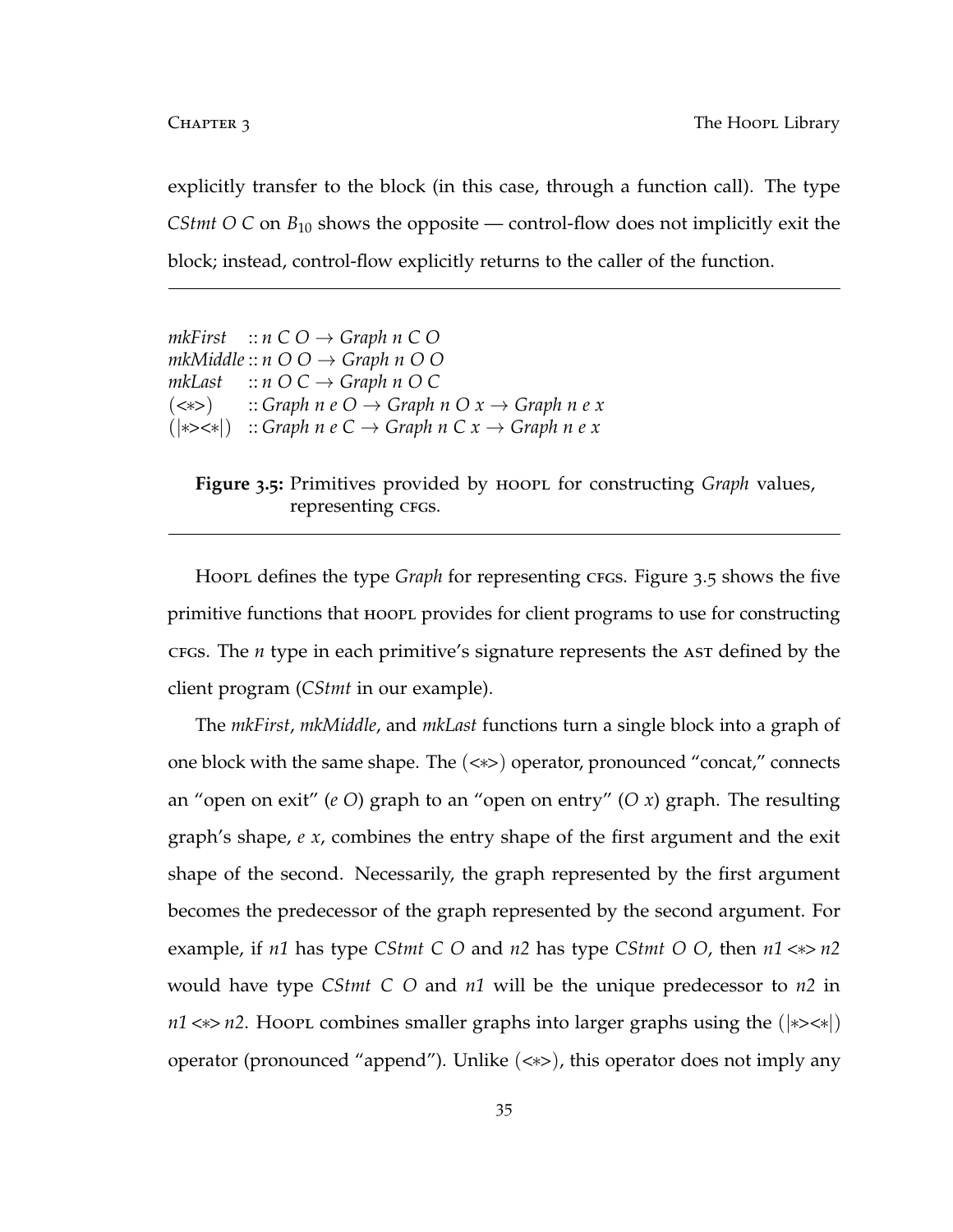explicitly transfer to the block (in this case, through a function call). The type *CStmt O C* on $B_{10}$ shows the opposite — control-flow does not implicitly exit the block; instead, control-flow explicitly returns to the caller of the function.

```
mkFirst   :: n C O → Graph n C O
mkMiddle  :: n O O → Graph n O O
mkLast    :: n O C → Graph n O C
(<*>)     :: Graph n e O → Graph n O x → Graph n e x
(|*><*|)  :: Graph n e C → Graph n C x → Graph n e x
```

**Figure 3.5:** Primitives provided by HOOPL for constructing *Graph* values, representing CFGS.

HOOPL defines the type *Graph* for representing CFGS. Figure 3.5 shows the five primitive functions that HOOPL provides for client programs to use for constructing CFGS. The *n* type in each primitive's signature represents the AST defined by the client program (*CStmt* in our example).

The *mkFirst*, *mkMiddle*, and *mkLast* functions turn a single block into a graph of one block with the same shape. The (<*>) operator, pronounced "concat," connects an "open on exit" (*e O*) graph to an "open on entry" (*O x*) graph. The resulting graph's shape, *e x*, combines the entry shape of the first argument and the exit shape of the second. Necessarily, the graph represented by the first argument becomes the predecessor of the graph represented by the second argument. For example, if *n1* has type *CStmt C O* and *n2* has type *CStmt O O*, then *n1* <*> *n2* would have type *CStmt C O* and *n1* will be the unique predecessor to *n2* in *n1* <*> *n2*. HOOPL combines smaller graphs into larger graphs using the (|*><*|) operator (pronounced "append"). Unlike (<*>), this operator does not imply any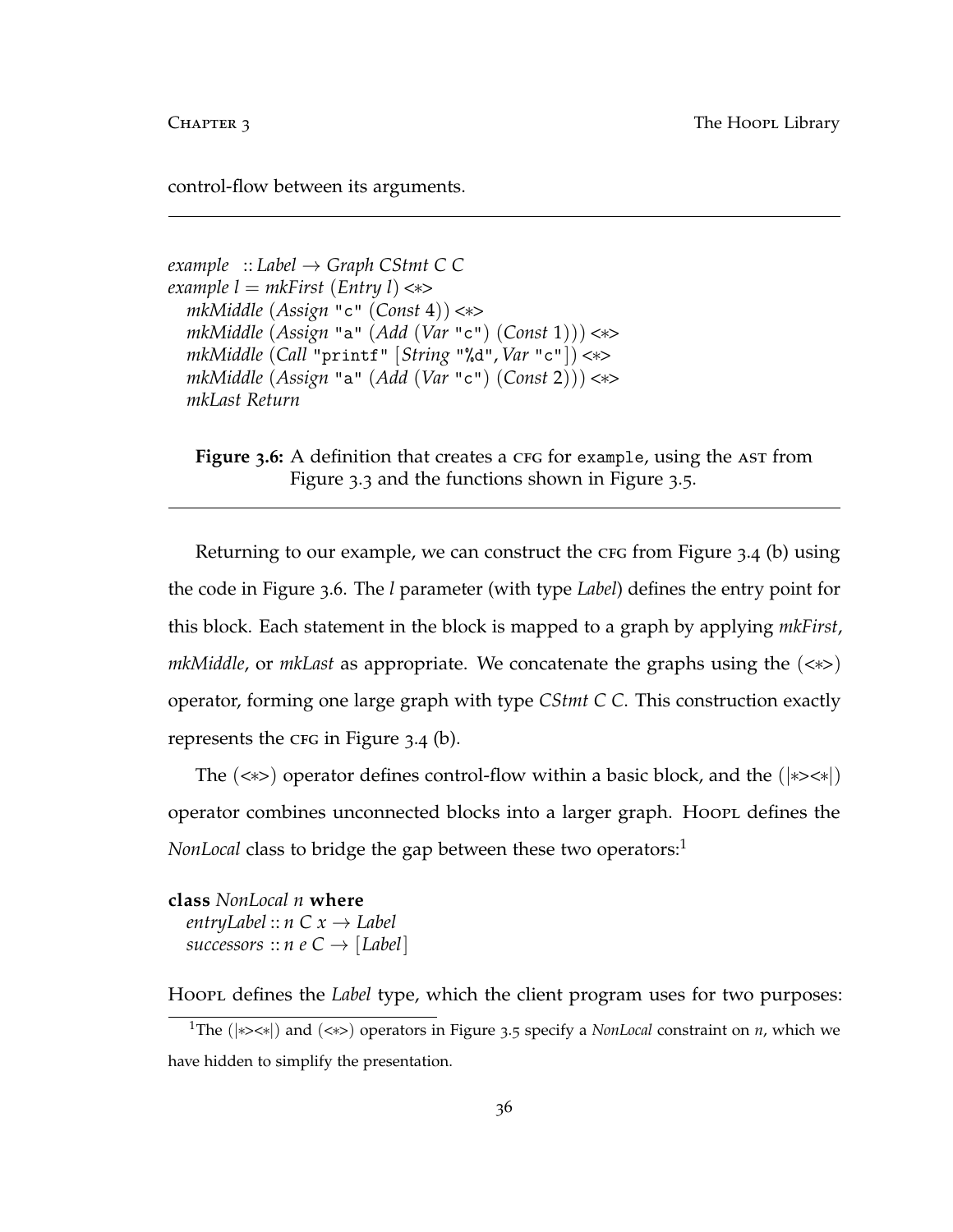control-flow between its arguments.

---

```
example   :: Label → Graph CStmt C C
example l = mkFirst (Entry l) <*>
  mkMiddle (Assign "c" (Const 4)) <*>
  mkMiddle (Assign "a" (Add (Var "c") (Const 1))) <*>
  mkMiddle (Call "printf" [String "%d", Var "c"]) <*>
  mkMiddle (Assign "a" (Add (Var "c") (Const 2))) <*>
  mkLast Return
```

**Figure 3.6:** A definition that creates a CFG for example, using the AST from Figure 3.3 and the functions shown in Figure 3.5.

---

Returning to our example, we can construct the CFG from Figure 3.4 (b) using the code in Figure 3.6. The *l* parameter (with type *Label*) defines the entry point for this block. Each statement in the block is mapped to a graph by applying *mkFirst*, *mkMiddle*, or *mkLast* as appropriate. We concatenate the graphs using the (<*>) operator, forming one large graph with type *CStmt C C*. This construction exactly represents the CFG in Figure 3.4 (b).

The (<*>) operator defines control-flow within a basic block, and the (|*><*|) operator combines unconnected blocks into a larger graph. Hoopl defines the *NonLocal* class to bridge the gap between these two operators:[1]

```
class NonLocal n where
  entryLabel :: n C x → Label
  successors :: n e C → [Label]
```

Hoopl defines the *Label* type, which the client program uses for two purposes:

[1] The (|*><*|) and (<*>) operators in Figure 3.5 specify a *NonLocal* constraint on *n*, which we have hidden to simplify the presentation.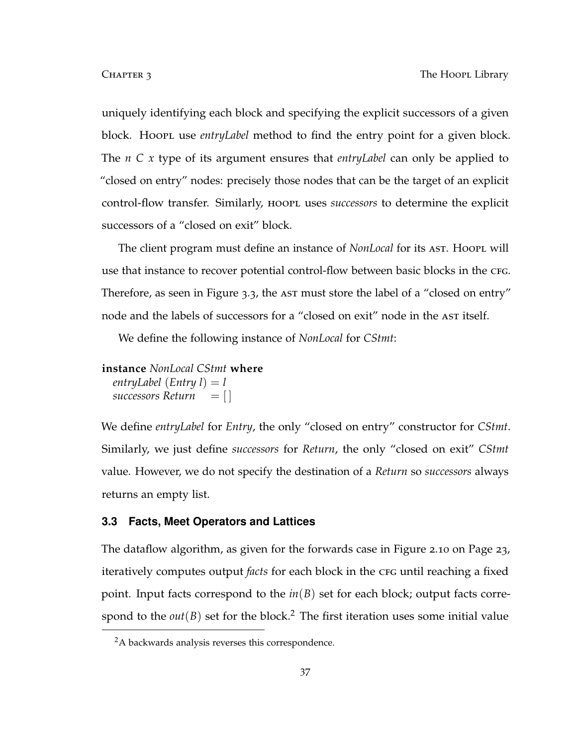uniquely identifying each block and specifying the explicit successors of a given block. Hoopl use *entryLabel* method to find the entry point for a given block. The $n\ C\ x$ type of its argument ensures that *entryLabel* can only be applied to "closed on entry" nodes: precisely those nodes that can be the target of an explicit control-flow transfer. Similarly, hoopl uses *successors* to determine the explicit successors of a "closed on exit" block.

The client program must define an instance of *NonLocal* for its ast. Hoopl will use that instance to recover potential control-flow between basic blocks in the cfg. Therefore, as seen in Figure 3.3, the ast must store the label of a "closed on entry" node and the labels of successors for a "closed on exit" node in the ast itself.

We define the following instance of *NonLocal* for *CStmt*:

```
instance NonLocal CStmt where
  entryLabel (Entry l) = l
  successors Return    = []
```

We define *entryLabel* for *Entry*, the only "closed on entry" constructor for *CStmt*. Similarly, we just define *successors* for *Return*, the only "closed on exit" *CStmt* value. However, we do not specify the destination of a *Return* so *successors* always returns an empty list.

### 3.3 Facts, Meet Operators and Lattices

The dataflow algorithm, as given for the forwards case in Figure 2.10 on Page 23, iteratively computes output *facts* for each block in the cfg until reaching a fixed point. Input facts correspond to the $in(B)$ set for each block; output facts correspond to the $out(B)$ set for the block.[2] The first iteration uses some initial value

[2] A backwards analysis reverses this correspondence.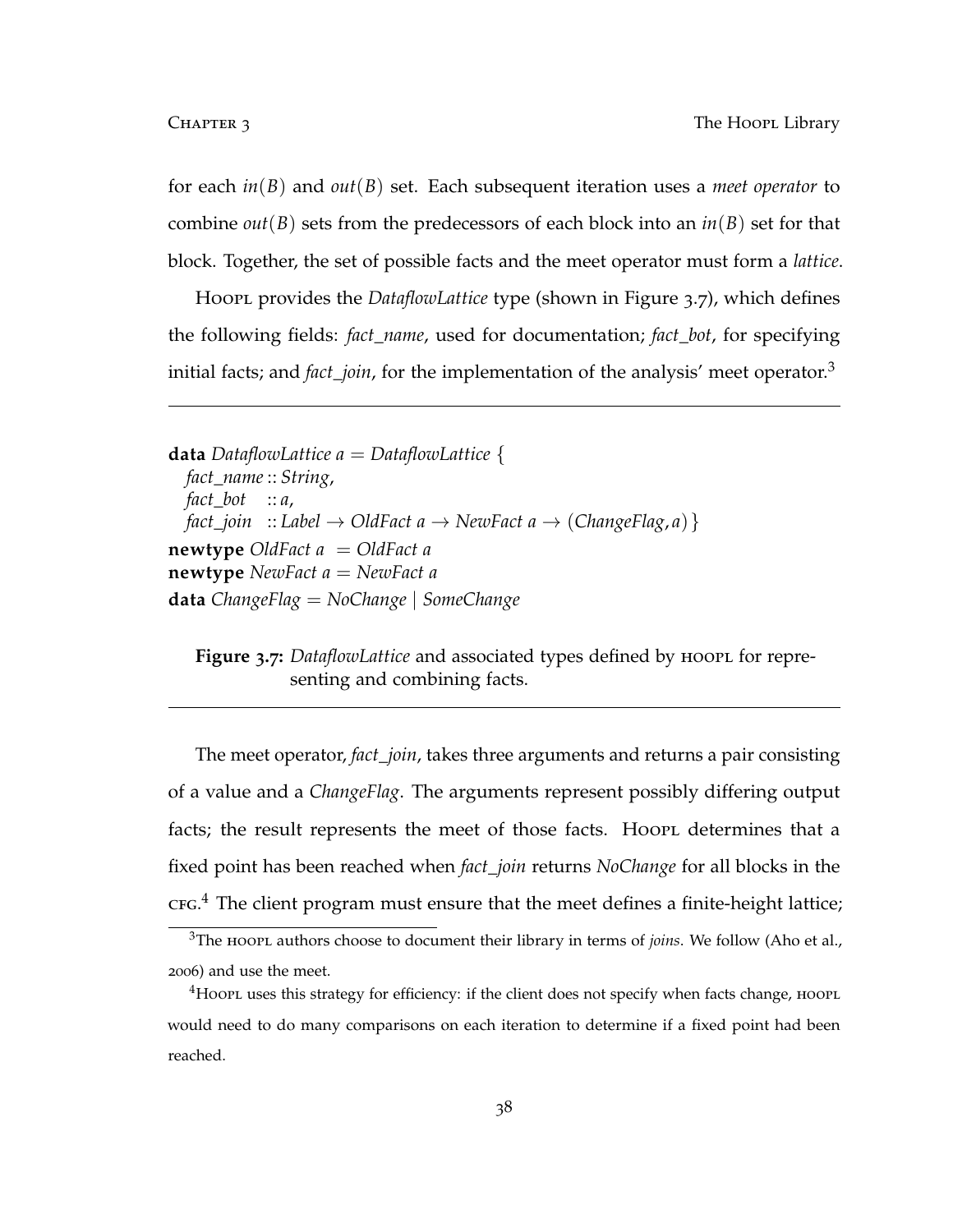for each $in(B)$ and $out(B)$ set. Each subsequent iteration uses a *meet operator* to combine $out(B)$ sets from the predecessors of each block into an $in(B)$ set for that block. Together, the set of possible facts and the meet operator must form a *lattice*.

Hoopl provides the *DataflowLattice* type (shown in Figure 3.7), which defines the following fields: *fact_name*, used for documentation; *fact_bot*, for specifying initial facts; and *fact_join*, for the implementation of the analysis' meet operator.[3]

```
data DataflowLattice a = DataflowLattice {
  fact_name :: String,
  fact_bot  :: a,
  fact_join :: Label → OldFact a → NewFact a → (ChangeFlag, a)}
newtype OldFact a  = OldFact a
newtype NewFact a = NewFact a
data ChangeFlag = NoChange | SomeChange
```

**Figure 3.7:** *DataflowLattice* and associated types defined by hoopl for representing and combining facts.

The meet operator, *fact_join*, takes three arguments and returns a pair consisting of a value and a *ChangeFlag*. The arguments represent possibly differing output facts; the result represents the meet of those facts. Hoopl determines that a fixed point has been reached when *fact_join* returns *NoChange* for all blocks in the cfg.[4] The client program must ensure that the meet defines a finite-height lattice;

[3] The hoopl authors choose to document their library in terms of *joins*. We follow (Aho et al., 2006) and use the meet.

[4] Hoopl uses this strategy for efficiency: if the client does not specify when facts change, hoopl would need to do many comparisons on each iteration to determine if a fixed point had been reached.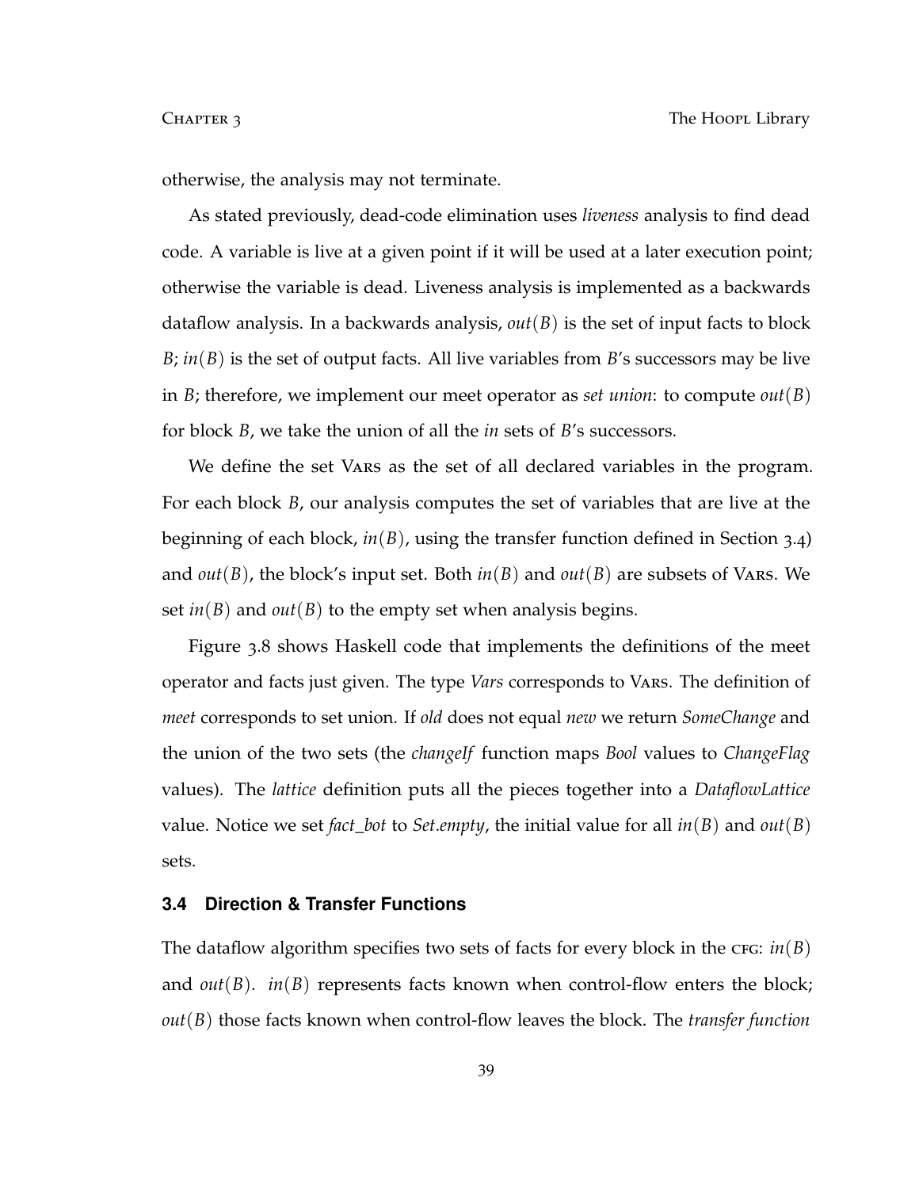otherwise, the analysis may not terminate.

As stated previously, dead-code elimination uses *liveness* analysis to find dead code. A variable is live at a given point if it will be used at a later execution point; otherwise the variable is dead. Liveness analysis is implemented as a backwards dataflow analysis. In a backwards analysis, $out(B)$ is the set of input facts to block $B$; $in(B)$ is the set of output facts. All live variables from $B$'s successors may be live in $B$; therefore, we implement our meet operator as *set union*: to compute $out(B)$ for block $B$, we take the union of all the *in* sets of $B$'s successors.

We define the set Vars as the set of all declared variables in the program. For each block $B$, our analysis computes the set of variables that are live at the beginning of each block, $in(B)$, using the transfer function defined in Section 3.4) and $out(B)$, the block's input set. Both $in(B)$ and $out(B)$ are subsets of Vars. We set $in(B)$ and $out(B)$ to the empty set when analysis begins.

Figure 3.8 shows Haskell code that implements the definitions of the meet operator and facts just given. The type *Vars* corresponds to Vars. The definition of *meet* corresponds to set union. If *old* does not equal *new* we return *SomeChange* and the union of the two sets (the *changeIf* function maps *Bool* values to *ChangeFlag* values). The *lattice* definition puts all the pieces together into a *DataflowLattice* value. Notice we set *fact_bot* to *Set.empty*, the initial value for all $in(B)$ and $out(B)$ sets.

### 3.4 Direction & Transfer Functions

The dataflow algorithm specifies two sets of facts for every block in the CFG: $in(B)$ and $out(B)$. $in(B)$ represents facts known when control-flow enters the block; $out(B)$ those facts known when control-flow leaves the block. The *transfer function*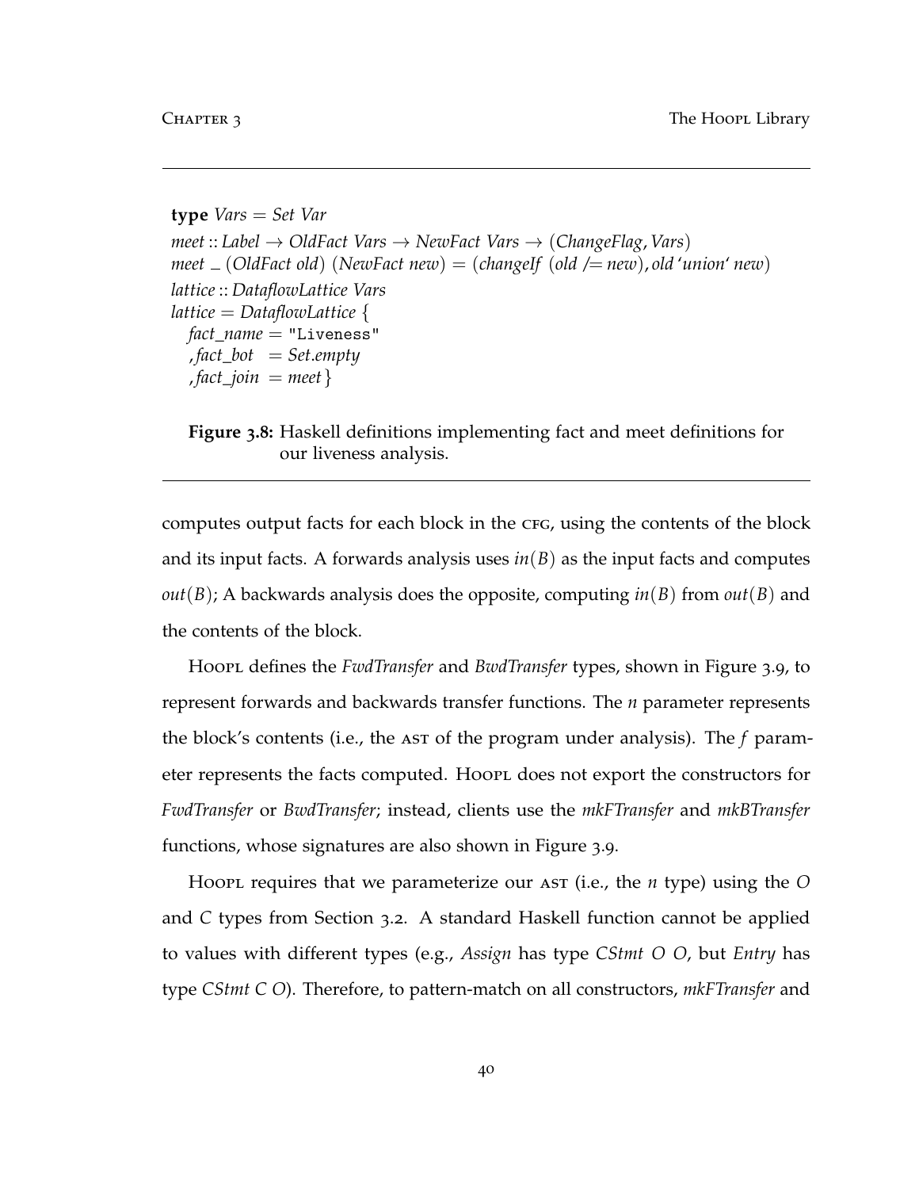```haskell
type Vars = Set Var
meet :: Label → OldFact Vars → NewFact Vars → (ChangeFlag, Vars)
meet _ (OldFact old) (NewFact new) = (changeIf (old /= new), old `union` new)
lattice :: DataflowLattice Vars
lattice = DataflowLattice {
  fact_name = "Liveness"
  ,fact_bot  = Set.empty
  ,fact_join = meet }
```

**Figure 3.8:** Haskell definitions implementing fact and meet definitions for our liveness analysis.

computes output facts for each block in the CFG, using the contents of the block and its input facts. A forwards analysis uses $in(B)$ as the input facts and computes $out(B)$; A backwards analysis does the opposite, computing $in(B)$ from $out(B)$ and the contents of the block.

Hoopl defines the *FwdTransfer* and *BwdTransfer* types, shown in Figure 3.9, to represent forwards and backwards transfer functions. The *n* parameter represents the block's contents (i.e., the AST of the program under analysis). The *f* parameter represents the facts computed. Hoopl does not export the constructors for *FwdTransfer* or *BwdTransfer*; instead, clients use the *mkFTransfer* and *mkBTransfer* functions, whose signatures are also shown in Figure 3.9.

Hoopl requires that we parameterize our AST (i.e., the *n* type) using the *O* and *C* types from Section 3.2. A standard Haskell function cannot be applied to values with different types (e.g., *Assign* has type *CStmt O O*, but *Entry* has type *CStmt C O*). Therefore, to pattern-match on all constructors, *mkFTransfer* and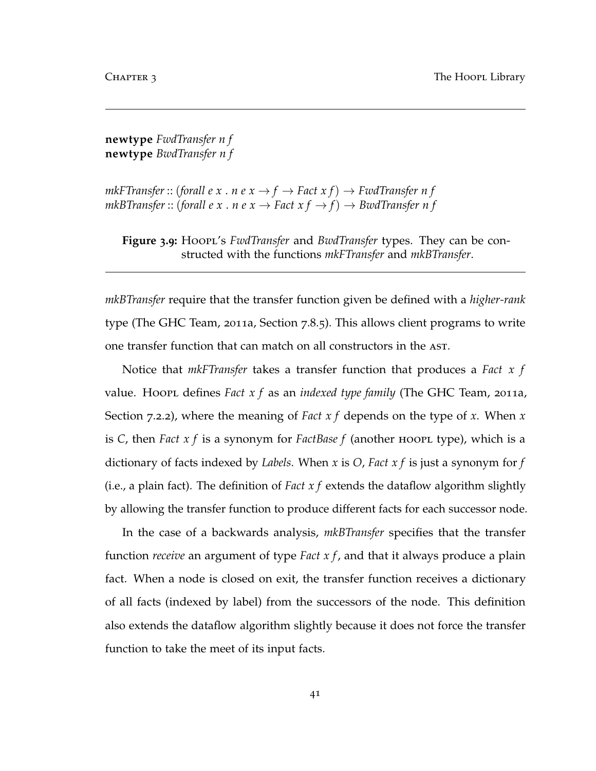**newtype** *FwdTransfer n f*
**newtype** *BwdTransfer n f*

*mkFTransfer* :: (*forall e x . n e x* → *f* → *Fact x f*) → *FwdTransfer n f*
*mkBTransfer* :: (*forall e x . n e x* → *Fact x f* → *f*) → *BwdTransfer n f*

**Figure 3.9:** Hoopl's *FwdTransfer* and *BwdTransfer* types. They can be constructed with the functions *mkFTransfer* and *mkBTransfer*.

*mkBTransfer* require that the transfer function given be defined with a *higher-rank* type (The GHC Team, 2011a, Section 7.8.5). This allows client programs to write one transfer function that can match on all constructors in the AST.

Notice that *mkFTransfer* takes a transfer function that produces a *Fact x f* value. Hoopl defines *Fact x f* as an *indexed type family* (The GHC Team, 2011a, Section 7.2.2), where the meaning of *Fact x f* depends on the type of *x*. When *x* is *C*, then *Fact x f* is a synonym for *FactBase f* (another hoopl type), which is a dictionary of facts indexed by *Labels*. When *x* is *O*, *Fact x f* is just a synonym for *f* (i.e., a plain fact). The definition of *Fact x f* extends the dataflow algorithm slightly by allowing the transfer function to produce different facts for each successor node.

In the case of a backwards analysis, *mkBTransfer* specifies that the transfer function *receive* an argument of type *Fact x f*, and that it always produce a plain fact. When a node is closed on exit, the transfer function receives a dictionary of all facts (indexed by label) from the successors of the node. This definition also extends the dataflow algorithm slightly because it does not force the transfer function to take the meet of its input facts.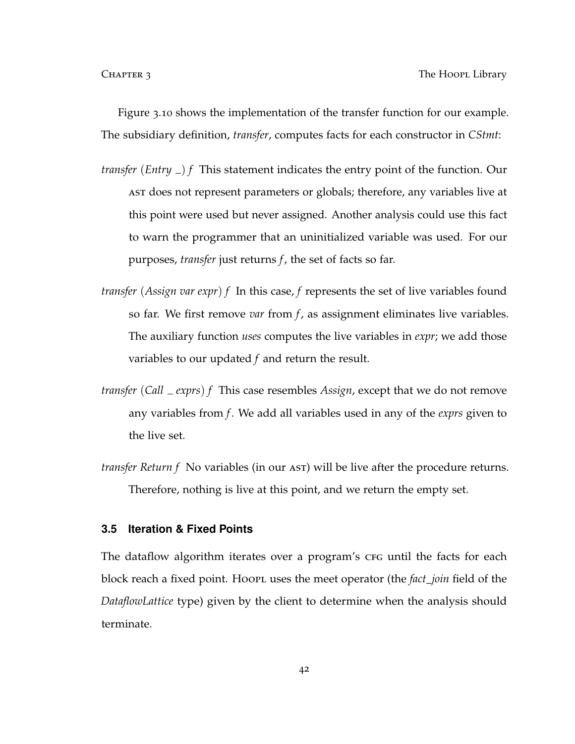Figure 3.10 shows the implementation of the transfer function for our example. The subsidiary definition, *transfer*, computes facts for each constructor in *CStmt*:

*transfer* (*Entry* _) *f* This statement indicates the entry point of the function. Our AST does not represent parameters or globals; therefore, any variables live at this point were used but never assigned. Another analysis could use this fact to warn the programmer that an uninitialized variable was used. For our purposes, *transfer* just returns *f*, the set of facts so far.

*transfer* (*Assign var expr*) *f* In this case, *f* represents the set of live variables found so far. We first remove *var* from *f*, as assignment eliminates live variables. The auxiliary function *uses* computes the live variables in *expr*; we add those variables to our updated *f* and return the result.

*transfer* (*Call* _ *exprs*) *f* This case resembles *Assign*, except that we do not remove any variables from *f*. We add all variables used in any of the *exprs* given to the live set.

*transfer Return f* No variables (in our AST) will be live after the procedure returns. Therefore, nothing is live at this point, and we return the empty set.

## 3.5 Iteration & Fixed Points

The dataflow algorithm iterates over a program's CFG until the facts for each block reach a fixed point. Hoopl uses the meet operator (the *fact_join* field of the *DataflowLattice* type) given by the client to determine when the analysis should terminate.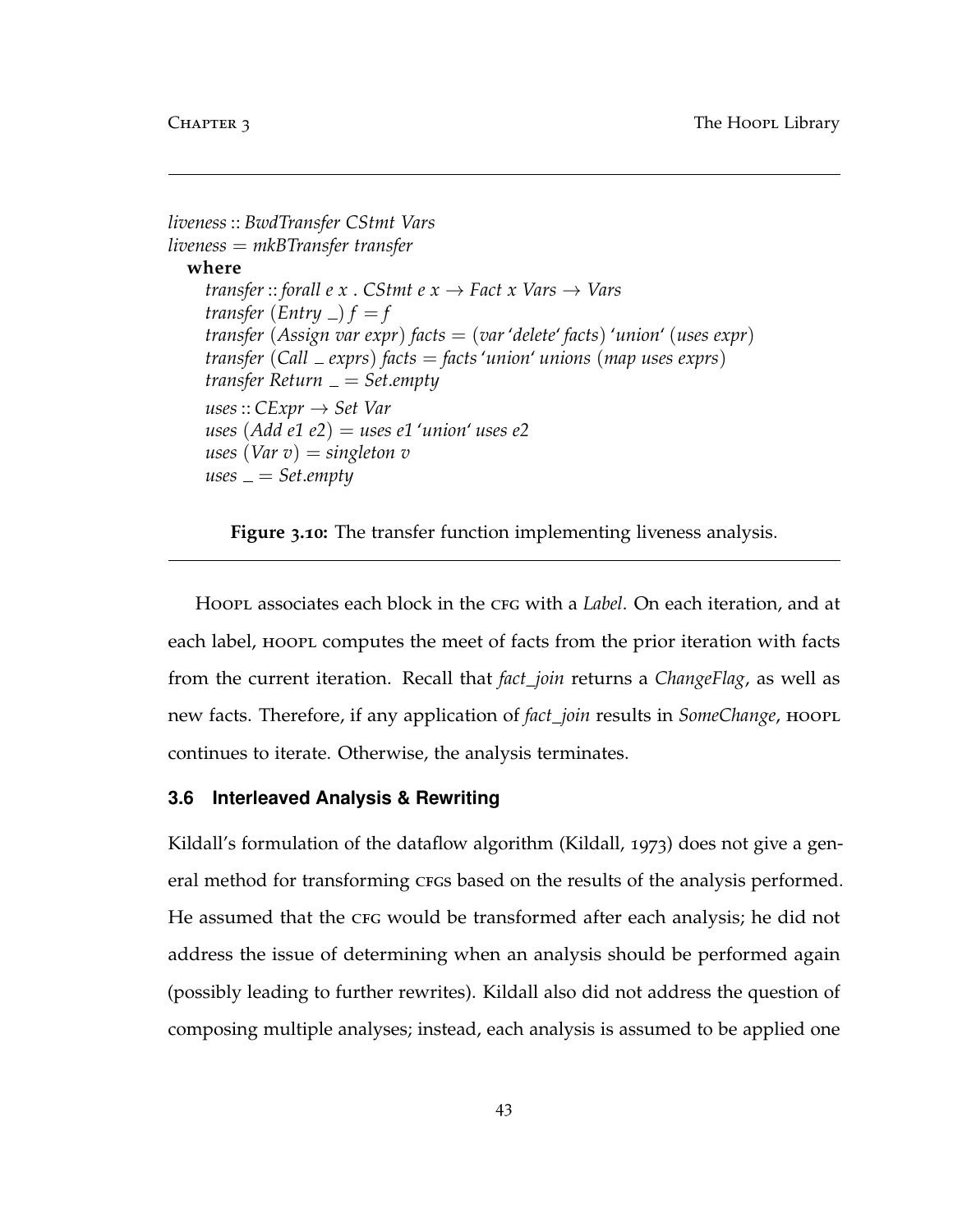```
liveness :: BwdTransfer CStmt Vars
liveness = mkBTransfer transfer
  where
    transfer :: forall e x . CStmt e x → Fact x Vars → Vars
    transfer (Entry _) f = f
    transfer (Assign var expr) facts = (var ‘delete‘ facts) ‘union‘ (uses expr)
    transfer (Call _ exprs) facts = facts ‘union‘ unions (map uses exprs)
    transfer Return _ = Set.empty
    uses :: CExpr → Set Var
    uses (Add e1 e2) = uses e1 ‘union‘ uses e2
    uses (Var v) = singleton v
    uses _ = Set.empty
```

**Figure 3.10:** The transfer function implementing liveness analysis.

Hoopl associates each block in the CFG with a *Label*. On each iteration, and at each label, HOOPL computes the meet of facts from the prior iteration with facts from the current iteration. Recall that *fact_join* returns a *ChangeFlag*, as well as new facts. Therefore, if any application of *fact_join* results in *SomeChange*, HOOPL continues to iterate. Otherwise, the analysis terminates.

### 3.6 Interleaved Analysis & Rewriting

Kildall's formulation of the dataflow algorithm (Kildall, 1973) does not give a general method for transforming CFGs based on the results of the analysis performed. He assumed that the CFG would be transformed after each analysis; he did not address the issue of determining when an analysis should be performed again (possibly leading to further rewrites). Kildall also did not address the question of composing multiple analyses; instead, each analysis is assumed to be applied one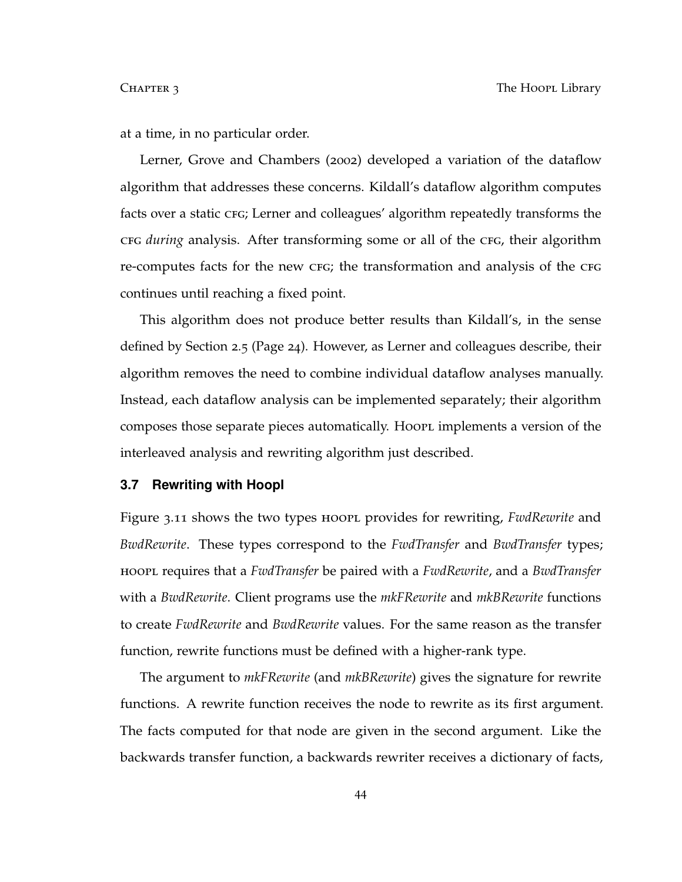at a time, in no particular order.

Lerner, Grove and Chambers (2002) developed a variation of the dataflow algorithm that addresses these concerns. Kildall's dataflow algorithm computes facts over a static CFG; Lerner and colleagues' algorithm repeatedly transforms the CFG *during* analysis. After transforming some or all of the CFG, their algorithm re-computes facts for the new CFG; the transformation and analysis of the CFG continues until reaching a fixed point.

This algorithm does not produce better results than Kildall's, in the sense defined by Section 2.5 (Page 24). However, as Lerner and colleagues describe, their algorithm removes the need to combine individual dataflow analyses manually. Instead, each dataflow analysis can be implemented separately; their algorithm composes those separate pieces automatically. Hoopl implements a version of the interleaved analysis and rewriting algorithm just described.

### 3.7 Rewriting with Hoopl

Figure 3.11 shows the two types HOOPL provides for rewriting, *FwdRewrite* and *BwdRewrite*. These types correspond to the *FwdTransfer* and *BwdTransfer* types; HOOPL requires that a *FwdTransfer* be paired with a *FwdRewrite*, and a *BwdTransfer* with a *BwdRewrite*. Client programs use the *mkFRewrite* and *mkBRewrite* functions to create *FwdRewrite* and *BwdRewrite* values. For the same reason as the transfer function, rewrite functions must be defined with a higher-rank type.

The argument to *mkFRewrite* (and *mkBRewrite*) gives the signature for rewrite functions. A rewrite function receives the node to rewrite as its first argument. The facts computed for that node are given in the second argument. Like the backwards transfer function, a backwards rewriter receives a dictionary of facts,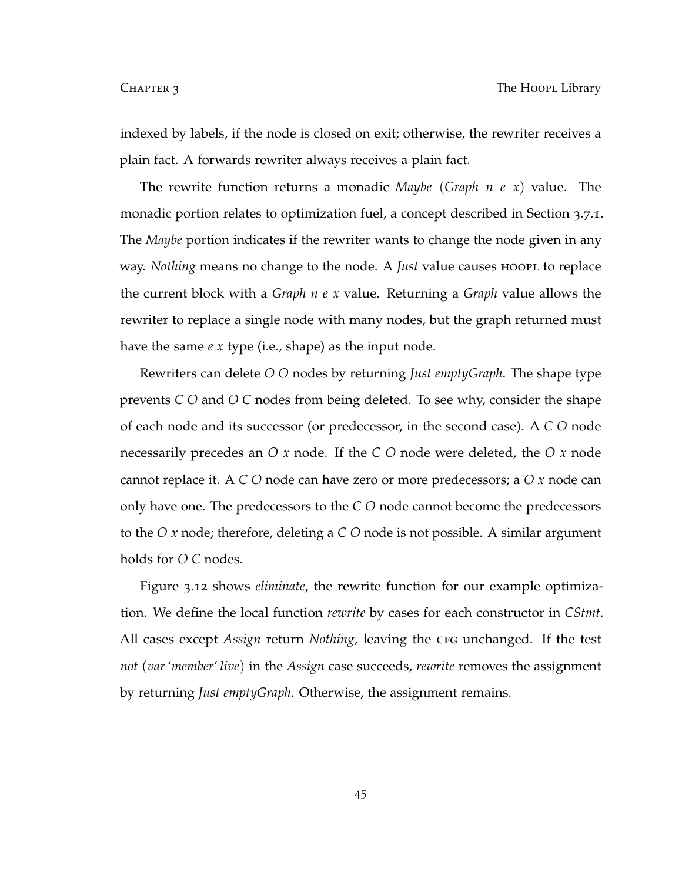indexed by labels, if the node is closed on exit; otherwise, the rewriter receives a plain fact. A forwards rewriter always receives a plain fact.

The rewrite function returns a monadic *Maybe* (*Graph n e x*) value. The monadic portion relates to optimization fuel, a concept described in Section 3.7.1. The *Maybe* portion indicates if the rewriter wants to change the node given in any way. *Nothing* means no change to the node. A *Just* value causes HOOPL to replace the current block with a *Graph n e x* value. Returning a *Graph* value allows the rewriter to replace a single node with many nodes, but the graph returned must have the same *e x* type (i.e., shape) as the input node.

Rewriters can delete *O O* nodes by returning *Just emptyGraph*. The shape type prevents *C O* and *O C* nodes from being deleted. To see why, consider the shape of each node and its successor (or predecessor, in the second case). A *C O* node necessarily precedes an *O x* node. If the *C O* node were deleted, the *O x* node cannot replace it. A *C O* node can have zero or more predecessors; a *O x* node can only have one. The predecessors to the *C O* node cannot become the predecessors to the *O x* node; therefore, deleting a *C O* node is not possible. A similar argument holds for *O C* nodes.

Figure 3.12 shows *eliminate*, the rewrite function for our example optimization. We define the local function *rewrite* by cases for each constructor in *CStmt*. All cases except *Assign* return *Nothing*, leaving the CFG unchanged. If the test *not* (*var* ‘*member*‘ *live*) in the *Assign* case succeeds, *rewrite* removes the assignment by returning *Just emptyGraph*. Otherwise, the assignment remains.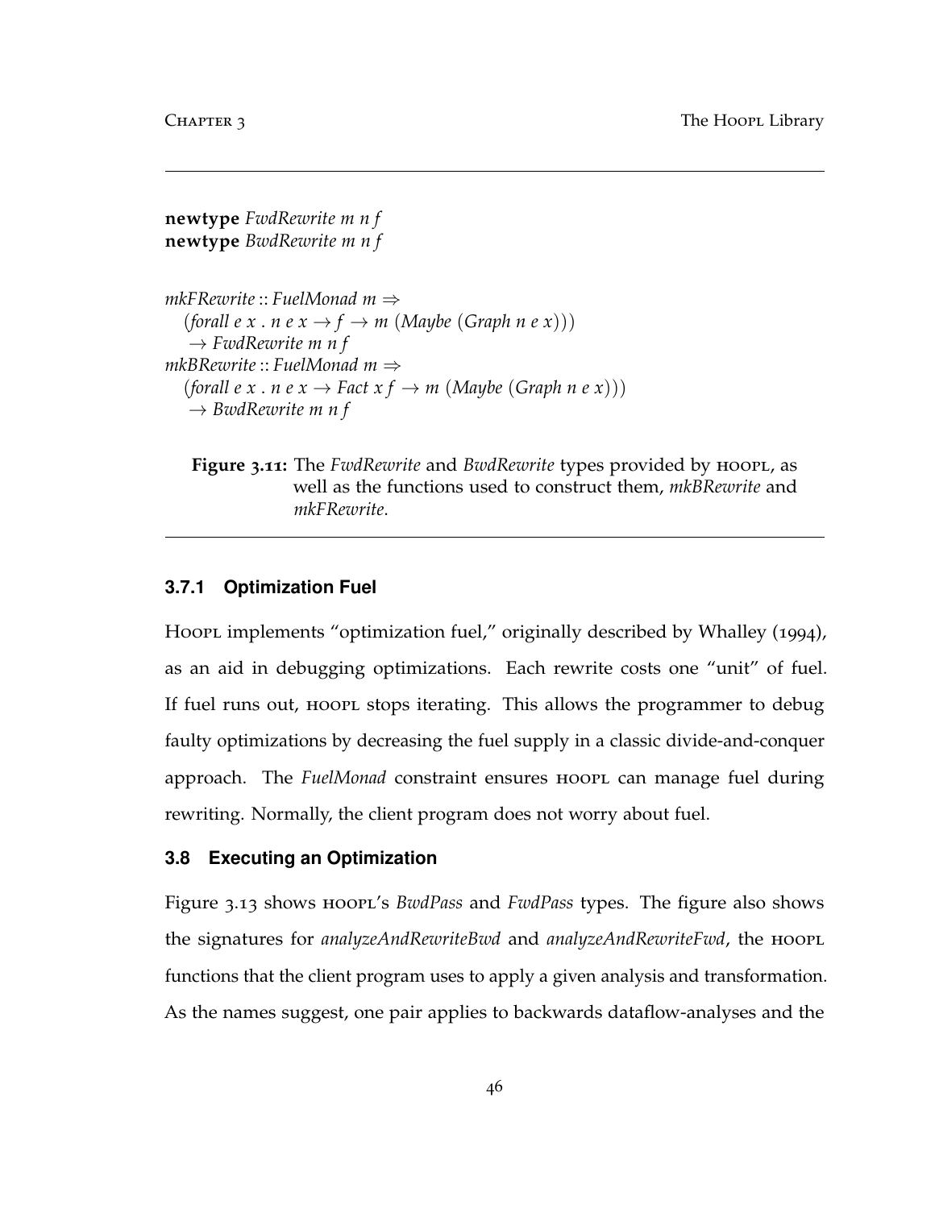```
newtype FwdRewrite m n f
newtype BwdRewrite m n f

mkFRewrite :: FuelMonad m ⇒
   (forall e x . n e x → f → m (Maybe (Graph n e x)))
    → FwdRewrite m n f
mkBRewrite :: FuelMonad m ⇒
   (forall e x . n e x → Fact x f → m (Maybe (Graph n e x)))
    → BwdRewrite m n f
```

**Figure 3.11:** The *FwdRewrite* and *BwdRewrite* types provided by HOOPL, as well as the functions used to construct them, *mkBRewrite* and *mkFRewrite*.

### 3.7.1 Optimization Fuel

HOOPL implements "optimization fuel," originally described by Whalley (1994), as an aid in debugging optimizations. Each rewrite costs one "unit" of fuel. If fuel runs out, HOOPL stops iterating. This allows the programmer to debug faulty optimizations by decreasing the fuel supply in a classic divide-and-conquer approach. The *FuelMonad* constraint ensures HOOPL can manage fuel during rewriting. Normally, the client program does not worry about fuel.

## 3.8 Executing an Optimization

Figure 3.13 shows HOOPL's *BwdPass* and *FwdPass* types. The figure also shows the signatures for *analyzeAndRewriteBwd* and *analyzeAndRewriteFwd*, the HOOPL functions that the client program uses to apply a given analysis and transformation. As the names suggest, one pair applies to backwards dataflow-analyses and the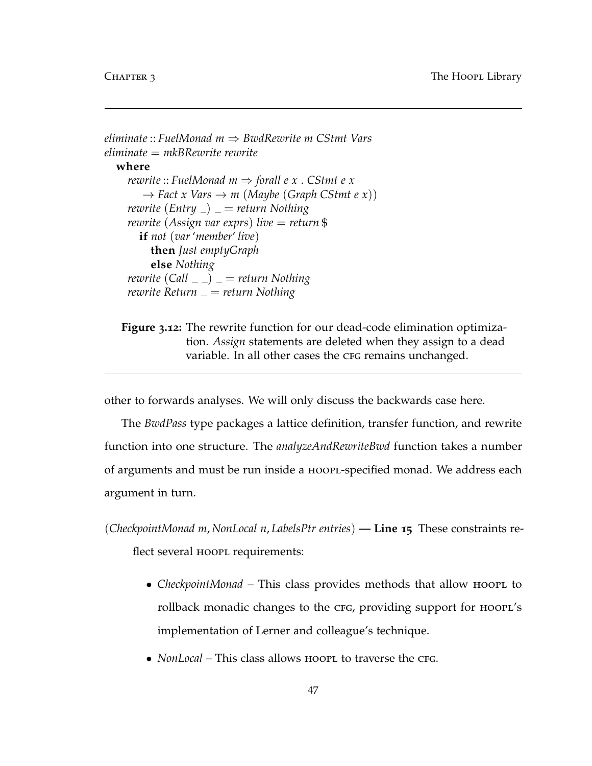```haskell
eliminate :: FuelMonad m => BwdRewrite m CStmt Vars
eliminate = mkBRewrite rewrite
  where
    rewrite :: FuelMonad m => forall e x . CStmt e x
        -> Fact x Vars -> m (Maybe (Graph CStmt e x))
    rewrite (Entry _) _ = return Nothing
    rewrite (Assign var exprs) live = return $
      if not (var `member` live)
        then Just emptyGraph
        else Nothing
    rewrite (Call _ _) _ = return Nothing
    rewrite Return _ = return Nothing
```

**Figure 3.12:** The rewrite function for our dead-code elimination optimization. *Assign* statements are deleted when they assign to a dead variable. In all other cases the CFG remains unchanged.

other to forwards analyses. We will only discuss the backwards case here.

The *BwdPass* type packages a lattice definition, transfer function, and rewrite function into one structure. The *analyzeAndRewriteBwd* function takes a number of arguments and must be run inside a HOOPL-specified monad. We address each argument in turn.

(*CheckpointMonad m*, *NonLocal n*, *LabelsPtr entries*) **— Line 15** These constraints reflect several HOOPL requirements:

- *CheckpointMonad* – This class provides methods that allow HOOPL to rollback monadic changes to the CFG, providing support for HOOPL's implementation of Lerner and colleague's technique.
- *NonLocal* – This class allows HOOPL to traverse the CFG.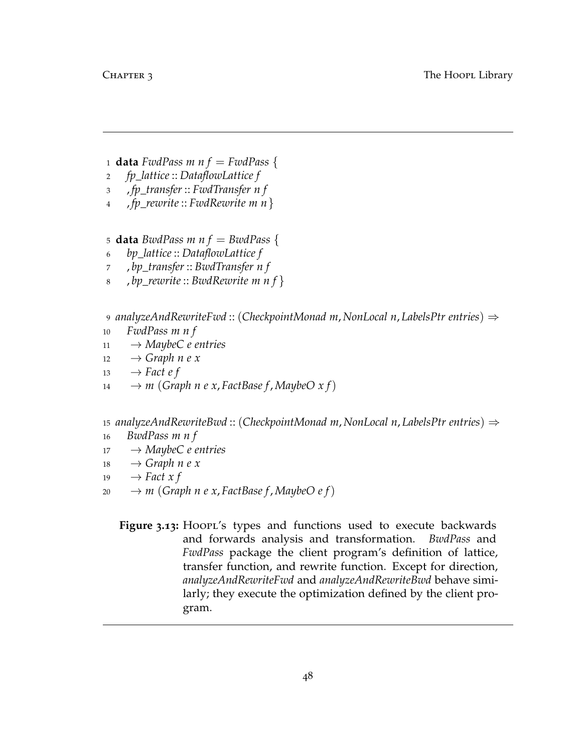```
1 data FwdPass m n f = FwdPass {
2   fp_lattice :: DataflowLattice f
3   , fp_transfer :: FwdTransfer n f
4   , fp_rewrite :: FwdRewrite m n }

5 data BwdPass m n f = BwdPass {
6   bp_lattice :: DataflowLattice f
7   , bp_transfer :: BwdTransfer n f
8   , bp_rewrite :: BwdRewrite m n f }

9 analyzeAndRewriteFwd :: (CheckpointMonad m, NonLocal n, LabelsPtr entries) ⇒
10   FwdPass m n f
11     → MaybeC e entries
12     → Graph n e x
13     → Fact e f
14     → m (Graph n e x, FactBase f, MaybeO x f)

15 analyzeAndRewriteBwd :: (CheckpointMonad m, NonLocal n, LabelsPtr entries) ⇒
16   BwdPass m n f
17     → MaybeC e entries
18     → Graph n e x
19     → Fact x f
20     → m (Graph n e x, FactBase f, MaybeO e f)
```

**Figure 3.13:** Hoopl's types and functions used to execute backwards and forwards analysis and transformation. *BwdPass* and *FwdPass* package the client program's definition of lattice, transfer function, and rewrite function. Except for direction, *analyzeAndRewriteFwd* and *analyzeAndRewriteBwd* behave similarly; they execute the optimization defined by the client program.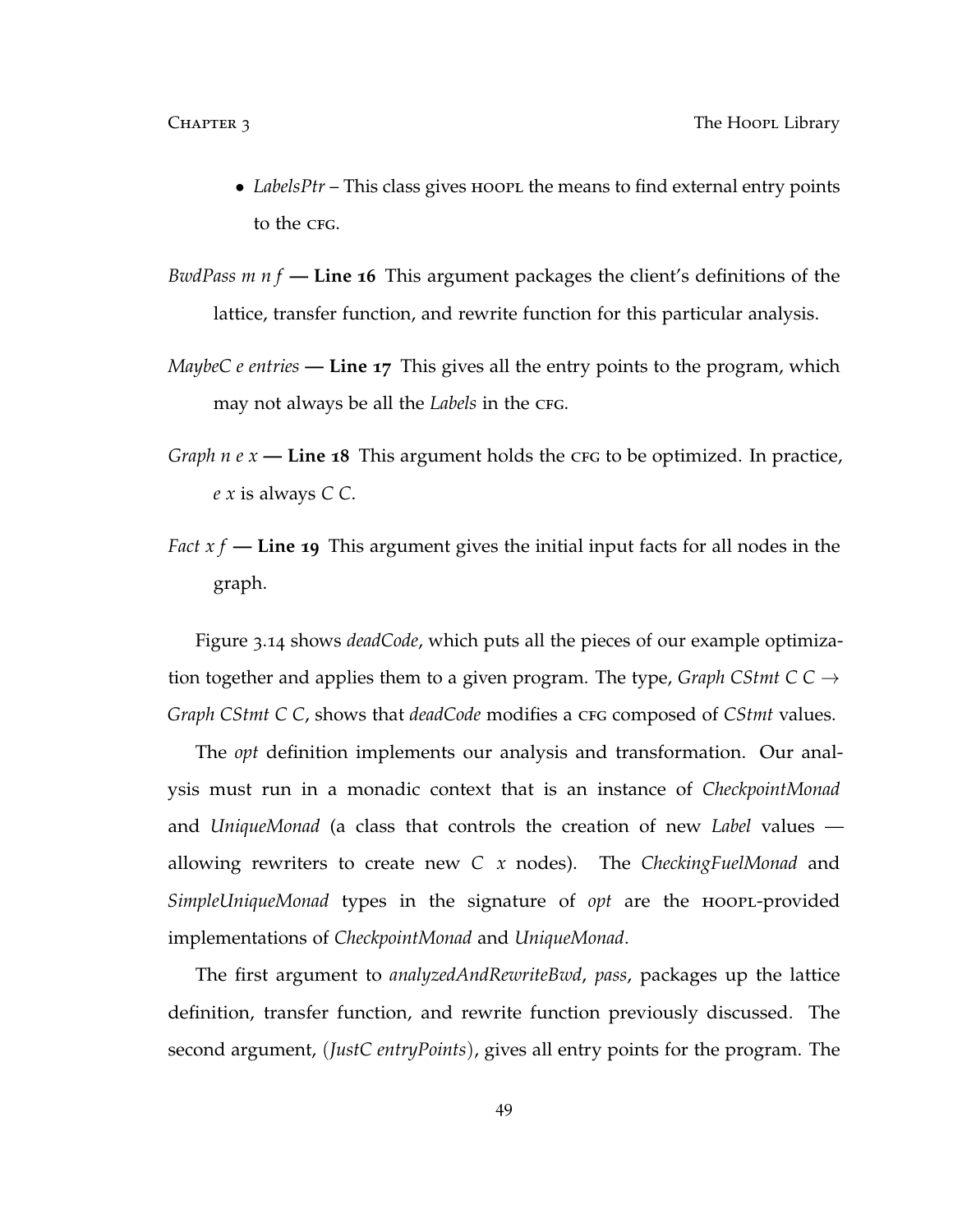- *LabelsPtr* – This class gives HOOPL the means to find external entry points to the CFG.

*BwdPass m n f* **— Line 16** This argument packages the client's definitions of the lattice, transfer function, and rewrite function for this particular analysis.

*MaybeC e entries* **— Line 17** This gives all the entry points to the program, which may not always be all the *Labels* in the CFG.

*Graph n e x* **— Line 18** This argument holds the CFG to be optimized. In practice, *e x* is always *C C*.

*Fact x f* **— Line 19** This argument gives the initial input facts for all nodes in the graph.

Figure 3.14 shows *deadCode*, which puts all the pieces of our example optimization together and applies them to a given program. The type, *Graph CStmt C C* → *Graph CStmt C C*, shows that *deadCode* modifies a CFG composed of *CStmt* values.

The *opt* definition implements our analysis and transformation. Our analysis must run in a monadic context that is an instance of *CheckpointMonad* and *UniqueMonad* (a class that controls the creation of new *Label* values — allowing rewriters to create new *C x* nodes). The *CheckingFuelMonad* and *SimpleUniqueMonad* types in the signature of *opt* are the HOOPL-provided implementations of *CheckpointMonad* and *UniqueMonad*.

The first argument to *analyzedAndRewriteBwd*, *pass*, packages up the lattice definition, transfer function, and rewrite function previously discussed. The second argument, (*JustC entryPoints*), gives all entry points for the program. The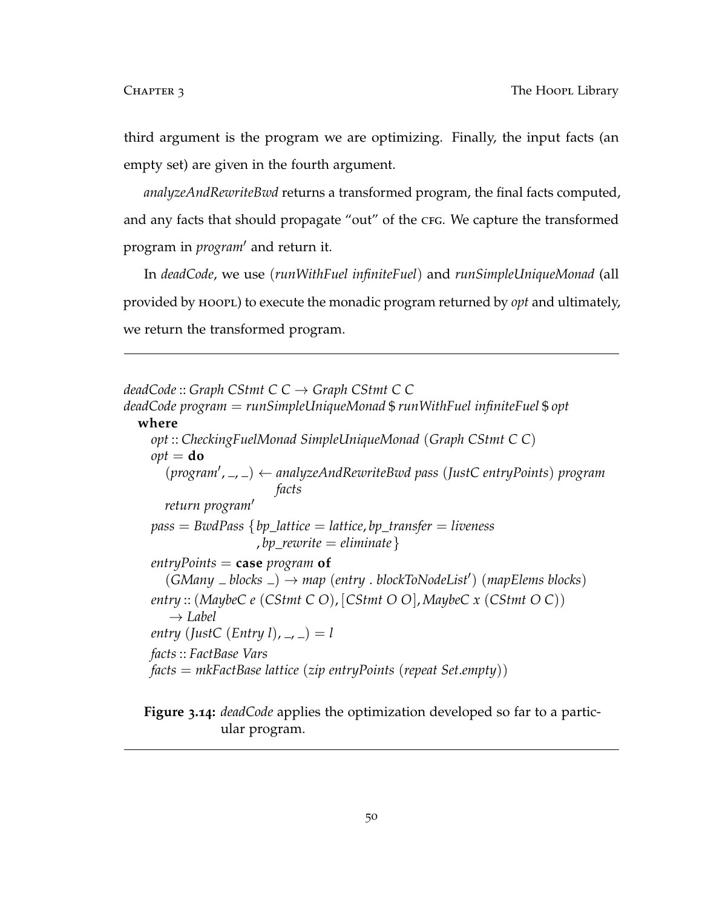third argument is the program we are optimizing. Finally, the input facts (an empty set) are given in the fourth argument.

*analyzeAndRewriteBwd* returns a transformed program, the final facts computed, and any facts that should propagate "out" of the CFG. We capture the transformed program in *program′* and return it.

In *deadCode*, we use (*runWithFuel infiniteFuel*) and *runSimpleUniqueMonad* (all provided by HOOPL) to execute the monadic program returned by *opt* and ultimately, we return the transformed program.

```
deadCode :: Graph CStmt C C → Graph CStmt C C
deadCode program = runSimpleUniqueMonad $ runWithFuel infiniteFuel $ opt
  where
    opt :: CheckingFuelMonad SimpleUniqueMonad (Graph CStmt C C)
    opt = do
      (program′, _, _) ← analyzeAndRewriteBwd pass (JustC entryPoints) program
                          facts
      return program′
    pass = BwdPass { bp_lattice = lattice, bp_transfer = liveness
                   , bp_rewrite = eliminate }
    entryPoints = case program of
      (GMany _ blocks _) → map (entry . blockToNodeList′) (mapElems blocks)
    entry :: (MaybeC e (CStmt C O), [CStmt O O], MaybeC x (CStmt O C))
        → Label
    entry (JustC (Entry l), _, _) = l
    facts :: FactBase Vars
    facts = mkFactBase lattice (zip entryPoints (repeat Set.empty))
```

**Figure 3.14:** *deadCode* applies the optimization developed so far to a particular program.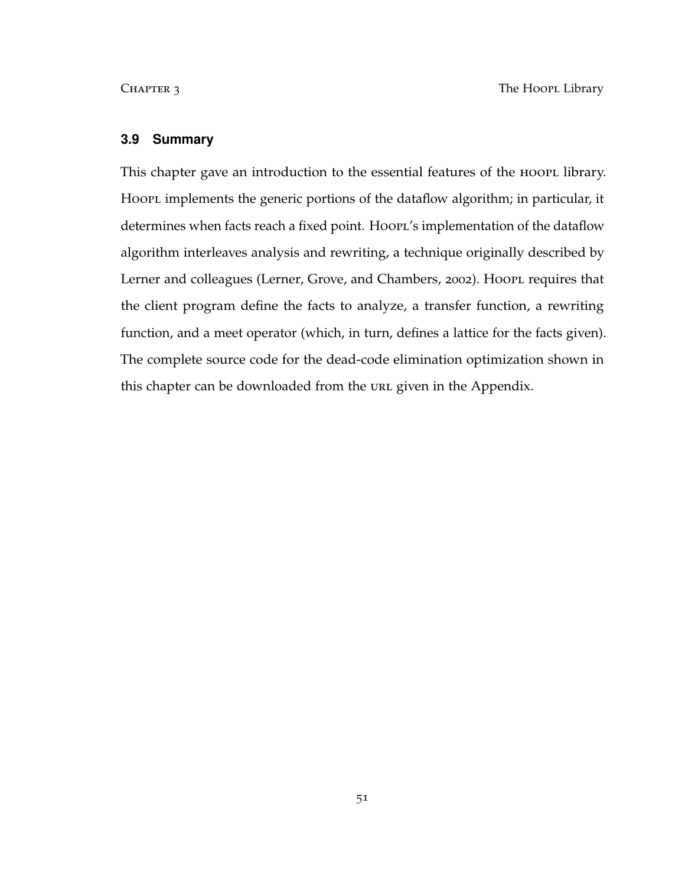## 3.9 Summary

This chapter gave an introduction to the essential features of the HOOPL library. HOOPL implements the generic portions of the dataflow algorithm; in particular, it determines when facts reach a fixed point. HOOPL's implementation of the dataflow algorithm interleaves analysis and rewriting, a technique originally described by Lerner and colleagues (Lerner, Grove, and Chambers, 2002). HOOPL requires that the client program define the facts to analyze, a transfer function, a rewriting function, and a meet operator (which, in turn, defines a lattice for the facts given). The complete source code for the dead-code elimination optimization shown in this chapter can be downloaded from the URL given in the Appendix.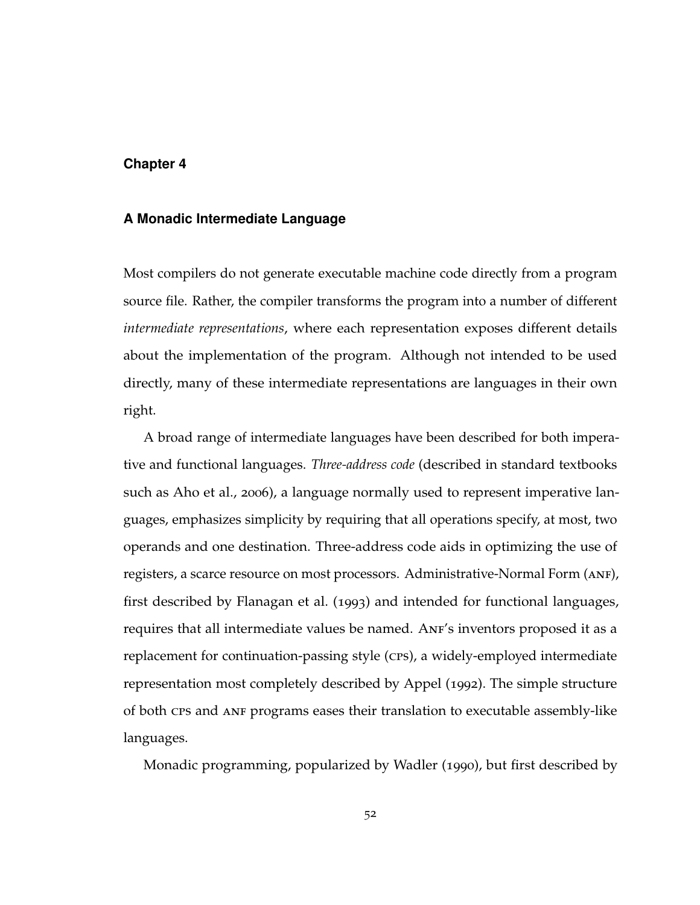## Chapter 4

# A Monadic Intermediate Language

Most compilers do not generate executable machine code directly from a program source file. Rather, the compiler transforms the program into a number of different *intermediate representations*, where each representation exposes different details about the implementation of the program. Although not intended to be used directly, many of these intermediate representations are languages in their own right.

A broad range of intermediate languages have been described for both imperative and functional languages. *Three-address code* (described in standard textbooks such as Aho et al., 2006), a language normally used to represent imperative languages, emphasizes simplicity by requiring that all operations specify, at most, two operands and one destination. Three-address code aids in optimizing the use of registers, a scarce resource on most processors. Administrative-Normal Form (ANF), first described by Flanagan et al. (1993) and intended for functional languages, requires that all intermediate values be named. ANF's inventors proposed it as a replacement for continuation-passing style (CPS), a widely-employed intermediate representation most completely described by Appel (1992). The simple structure of both CPS and ANF programs eases their translation to executable assembly-like languages.

Monadic programming, popularized by Wadler (1990), but first described by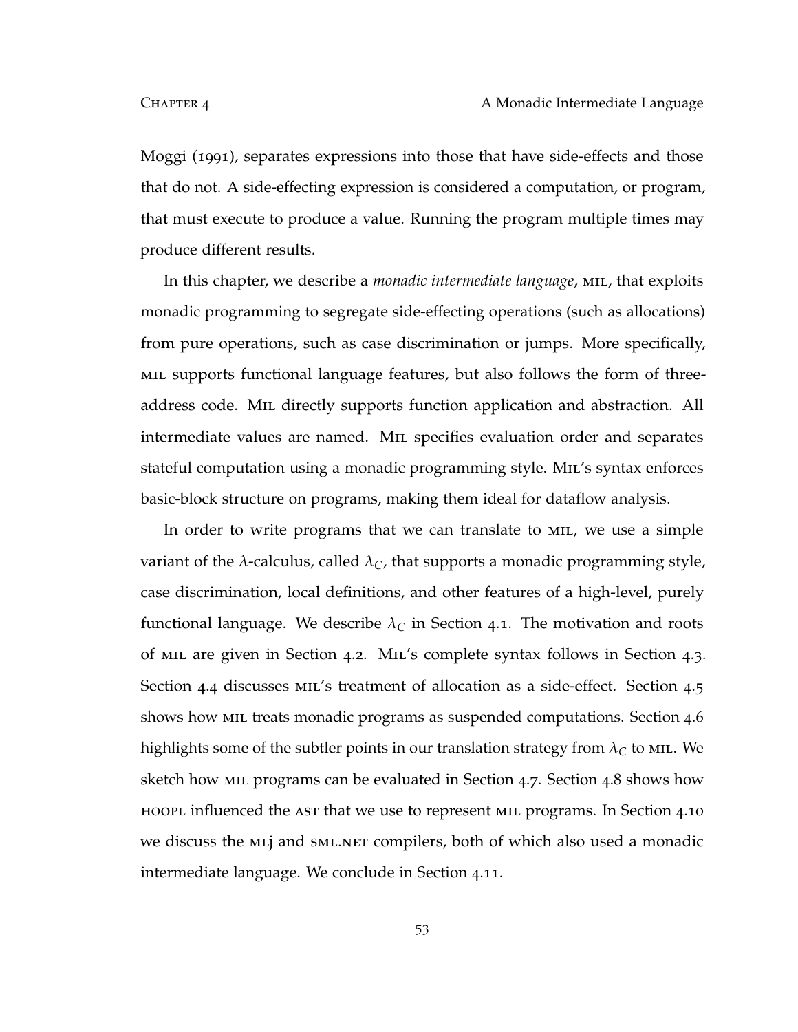Moggi (1991), separates expressions into those that have side-effects and those that do not. A side-effecting expression is considered a computation, or program, that must execute to produce a value. Running the program multiple times may produce different results.

In this chapter, we describe a *monadic intermediate language*, MIL, that exploits monadic programming to segregate side-effecting operations (such as allocations) from pure operations, such as case discrimination or jumps. More specifically, MIL supports functional language features, but also follows the form of three-address code. MIL directly supports function application and abstraction. All intermediate values are named. MIL specifies evaluation order and separates stateful computation using a monadic programming style. MIL's syntax enforces basic-block structure on programs, making them ideal for dataflow analysis.

In order to write programs that we can translate to MIL, we use a simple variant of the $\lambda$-calculus, called $\lambda_C$, that supports a monadic programming style, case discrimination, local definitions, and other features of a high-level, purely functional language. We describe $\lambda_C$ in Section 4.1. The motivation and roots of MIL are given in Section 4.2. MIL's complete syntax follows in Section 4.3. Section 4.4 discusses MIL's treatment of allocation as a side-effect. Section 4.5 shows how MIL treats monadic programs as suspended computations. Section 4.6 highlights some of the subtler points in our translation strategy from $\lambda_C$ to MIL. We sketch how MIL programs can be evaluated in Section 4.7. Section 4.8 shows how HOOPL influenced the AST that we use to represent MIL programs. In Section 4.10 we discuss the MLj and SML.NET compilers, both of which also used a monadic intermediate language. We conclude in Section 4.11.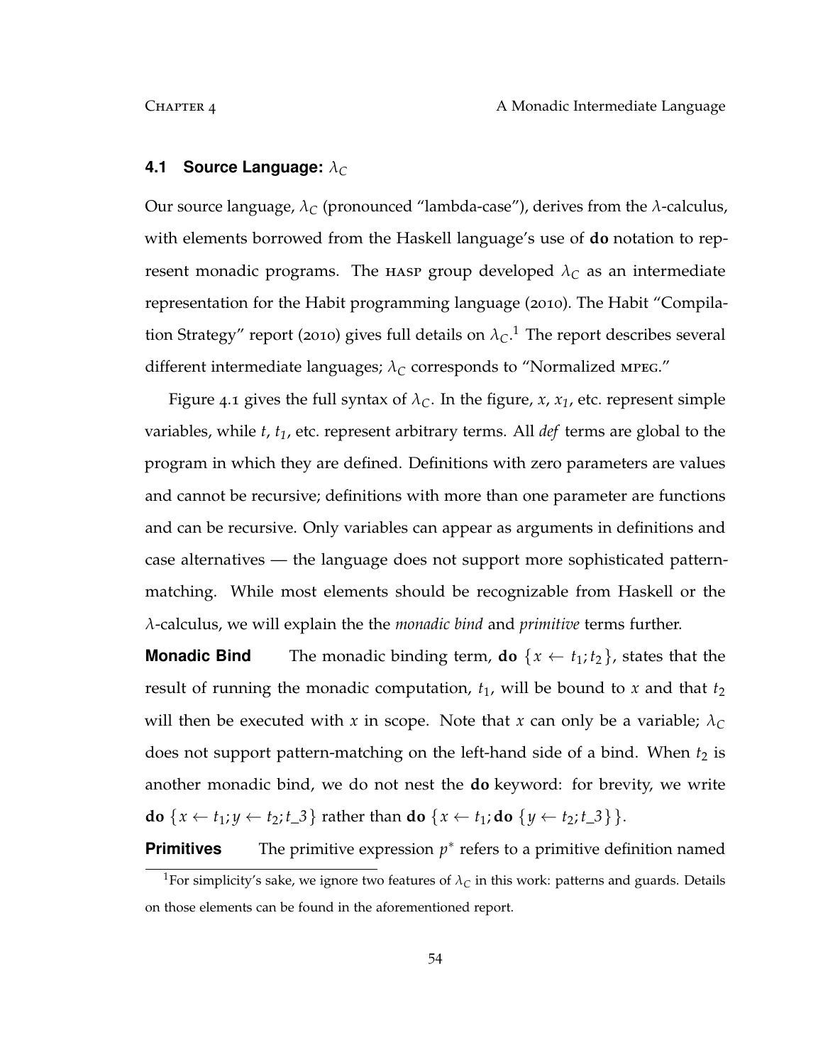## 4.1 Source Language: $\lambda_C$

Our source language, $\lambda_C$ (pronounced "lambda-case"), derives from the $\lambda$-calculus, with elements borrowed from the Haskell language's use of **do** notation to represent monadic programs. The HASP group developed $\lambda_C$ as an intermediate representation for the Habit programming language (2010). The Habit "Compilation Strategy" report (2010) gives full details on $\lambda_C$.[1] The report describes several different intermediate languages; $\lambda_C$ corresponds to "Normalized MPEG."

Figure 4.1 gives the full syntax of $\lambda_C$. In the figure, $x$, $x_1$, etc. represent simple variables, while $t$, $t_1$, etc. represent arbitrary terms. All *def* terms are global to the program in which they are defined. Definitions with zero parameters are values and cannot be recursive; definitions with more than one parameter are functions and can be recursive. Only variables can appear as arguments in definitions and case alternatives — the language does not support more sophisticated pattern-matching. While most elements should be recognizable from Haskell or the $\lambda$-calculus, we will explain the the *monadic bind* and *primitive* terms further.

**Monadic Bind** The monadic binding term, **do** $\{x \leftarrow t_1; t_2\}$, states that the result of running the monadic computation, $t_1$, will be bound to $x$ and that $t_2$ will then be executed with $x$ in scope. Note that $x$ can only be a variable; $\lambda_C$ does not support pattern-matching on the left-hand side of a bind. When $t_2$ is another monadic bind, we do not nest the **do** keyword: for brevity, we write **do** $\{x \leftarrow t_1; y \leftarrow t_2; t\_3\}$ rather than **do** $\{x \leftarrow t_1;$ **do** $\{y \leftarrow t_2; t\_3\}\}$.

**Primitives** The primitive expression $p^*$ refers to a primitive definition named

[1] For simplicity's sake, we ignore two features of $\lambda_C$ in this work: patterns and guards. Details on those elements can be found in the aforementioned report.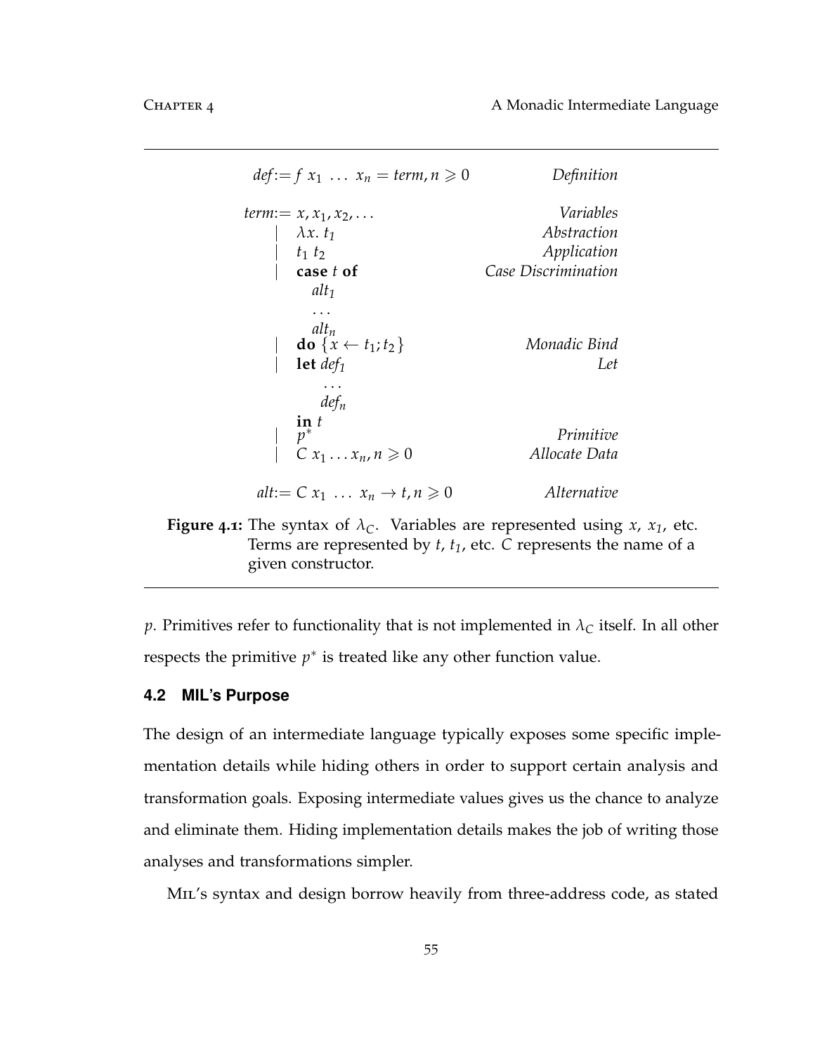$$
\begin{array}{lll}
def := f\ x_1\ \ldots\ x_n = term, n \geqslant 0 & & \textit{Definition} \\
 & & \\
term := x, x_1, x_2, \ldots & & \textit{Variables} \\
\quad \mid\ \lambda x.\ t_1 & & \textit{Abstraction} \\
\quad \mid\ t_1\ t_2 & & \textit{Application} \\
\quad \mid\ \textbf{case}\ t\ \textbf{of} & & \textit{Case Discrimination} \\
\qquad alt_1 & & \\
\qquad \ldots & & \\
\qquad alt_n & & \\
\quad \mid\ \textbf{do}\ \{x \leftarrow t_1; t_2\} & & \textit{Monadic Bind} \\
\quad \mid\ \textbf{let}\ def_1 & & \textit{Let} \\
\qquad\quad \ldots & & \\
\qquad\quad def_n & & \\
\qquad \textbf{in}\ t & & \\
\quad \mid\ p^* & & \textit{Primitive} \\
\quad \mid\ C\ x_1 \ldots x_n, n \geqslant 0 & & \textit{Allocate Data} \\
 & & \\
alt := C\ x_1\ \ldots\ x_n \rightarrow t, n \geqslant 0 & & \textit{Alternative}
\end{array}
$$

**Figure 4.1:** The syntax of $\lambda_C$. Variables are represented using $x$, $x_1$, etc. Terms are represented by $t$, $t_1$, etc. $C$ represents the name of a given constructor.

$p$. Primitives refer to functionality that is not implemented in $\lambda_C$ itself. In all other respects the primitive $p^*$ is treated like any other function value.

### 4.2 MIL's Purpose

The design of an intermediate language typically exposes some specific implementation details while hiding others in order to support certain analysis and transformation goals. Exposing intermediate values gives us the chance to analyze and eliminate them. Hiding implementation details makes the job of writing those analyses and transformations simpler.

MIL's syntax and design borrow heavily from three-address code, as stated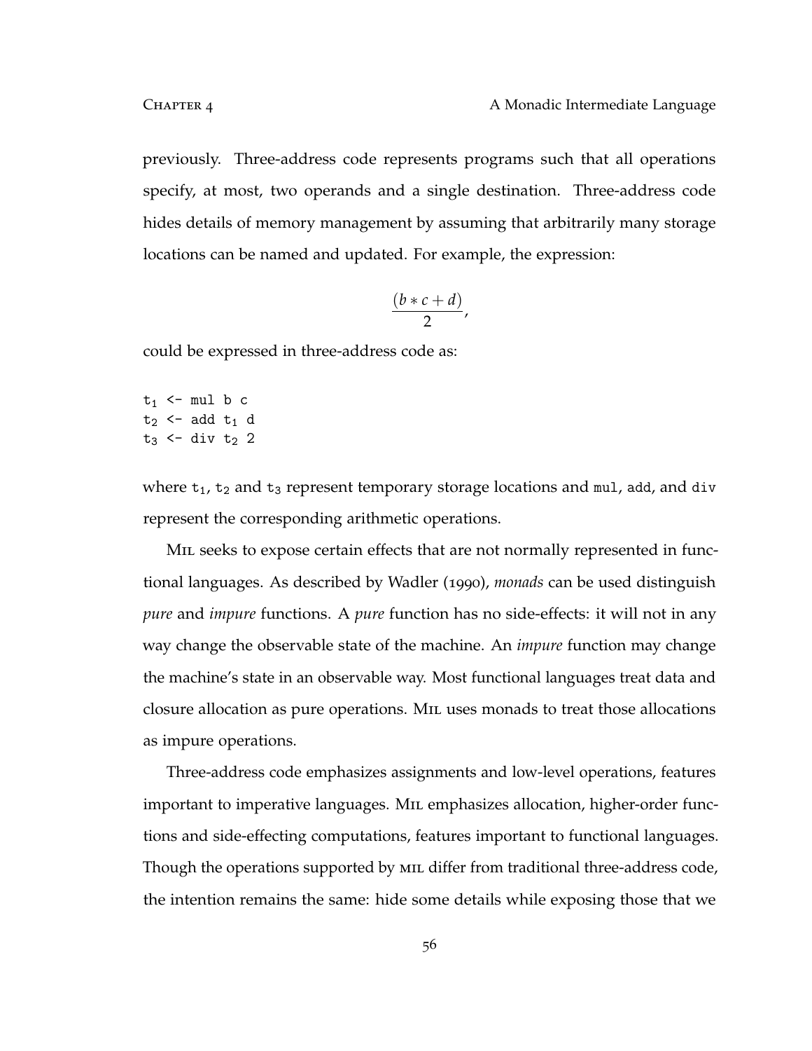previously. Three-address code represents programs such that all operations specify, at most, two operands and a single destination. Three-address code hides details of memory management by assuming that arbitrarily many storage locations can be named and updated. For example, the expression:

$$\frac{(b * c + d)}{2},$$

could be expressed in three-address code as:

```
t1 <- mul b c
t2 <- add t1 d
t3 <- div t2 2
```

where $t_1$, $t_2$ and $t_3$ represent temporary storage locations and `mul`, `add`, and `div` represent the corresponding arithmetic operations.

MIL seeks to expose certain effects that are not normally represented in functional languages. As described by Wadler (1990), *monads* can be used distinguish *pure* and *impure* functions. A *pure* function has no side-effects: it will not in any way change the observable state of the machine. An *impure* function may change the machine's state in an observable way. Most functional languages treat data and closure allocation as pure operations. MIL uses monads to treat those allocations as impure operations.

Three-address code emphasizes assignments and low-level operations, features important to imperative languages. MIL emphasizes allocation, higher-order functions and side-effecting computations, features important to functional languages. Though the operations supported by MIL differ from traditional three-address code, the intention remains the same: hide some details while exposing those that we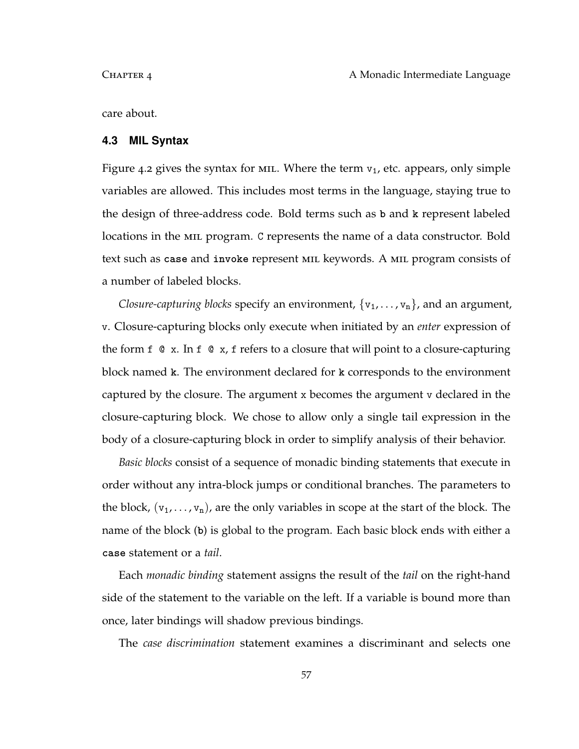care about.

### 4.3 MIL Syntax

Figure 4.2 gives the syntax for MIL. Where the term $v_1$, etc. appears, only simple variables are allowed. This includes most terms in the language, staying true to the design of three-address code. Bold terms such as **b** and **k** represent labeled locations in the MIL program. C represents the name of a data constructor. Bold text such as **case** and **invoke** represent MIL keywords. A MIL program consists of a number of labeled blocks.

*Closure-capturing blocks* specify an environment, $\{v_1, \ldots, v_n\}$, and an argument, v. Closure-capturing blocks only execute when initiated by an *enter* expression of the form `f @ x`. In `f @ x`, f refers to a closure that will point to a closure-capturing block named **k**. The environment declared for **k** corresponds to the environment captured by the closure. The argument x becomes the argument v declared in the closure-capturing block. We chose to allow only a single tail expression in the body of a closure-capturing block in order to simplify analysis of their behavior.

*Basic blocks* consist of a sequence of monadic binding statements that execute in order without any intra-block jumps or conditional branches. The parameters to the block, $(v_1, \ldots, v_n)$, are the only variables in scope at the start of the block. The name of the block (**b**) is global to the program. Each basic block ends with either a **case** statement or a *tail*.

Each *monadic binding* statement assigns the result of the *tail* on the right-hand side of the statement to the variable on the left. If a variable is bound more than once, later bindings will shadow previous bindings.

The *case discrimination* statement examines a discriminant and selects one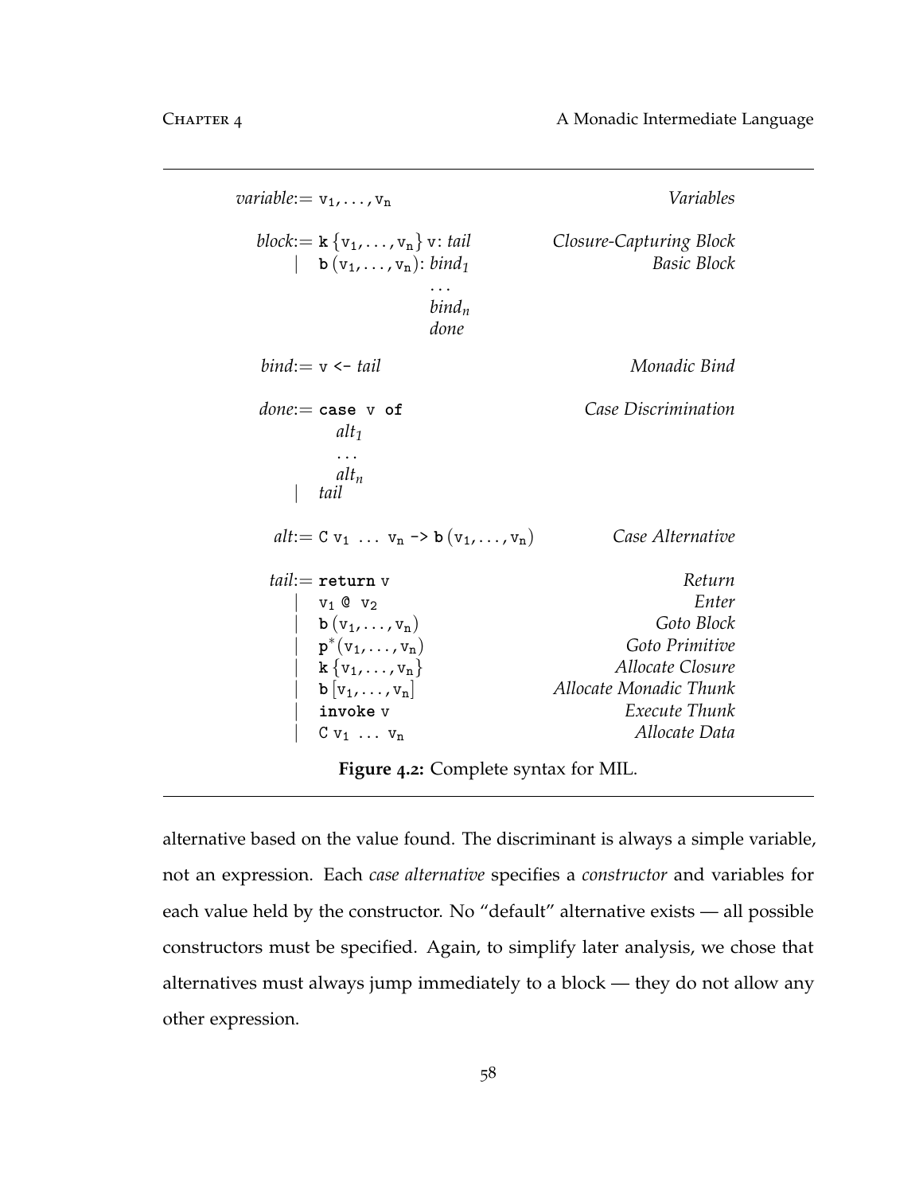```
variable:= v1, ..., vn                                   Variables

   block:= k {v1, ..., vn} v: tail             Closure-Capturing Block
         | b (v1, ..., vn): bind1                          Basic Block
                            ...
                            bindn
                            done

    bind:= v <- tail                                    Monadic Bind

    done:= case v of                              Case Discrimination
              alt1
              ...
              altn
         | tail

     alt:= C v1 ... vn -> b (v1, ..., vn)           Case Alternative

    tail:= return v                                           Return
         | v1 @ v2                                             Enter
         | b (v1, ..., vn)                                Goto Block
         | p* (v1, ..., vn)                           Goto Primitive
         | k {v1, ..., vn}                          Allocate Closure
         | b [v1, ..., vn]                   Allocate Monadic Thunk
         | invoke v                                  Execute Thunk
         | C v1 ... vn                                 Allocate Data
```

**Figure 4.2:** Complete syntax for MIL.

alternative based on the value found. The discriminant is always a simple variable, not an expression. Each *case alternative* specifies a *constructor* and variables for each value held by the constructor. No "default" alternative exists — all possible constructors must be specified. Again, to simplify later analysis, we chose that alternatives must always jump immediately to a block — they do not allow any other expression.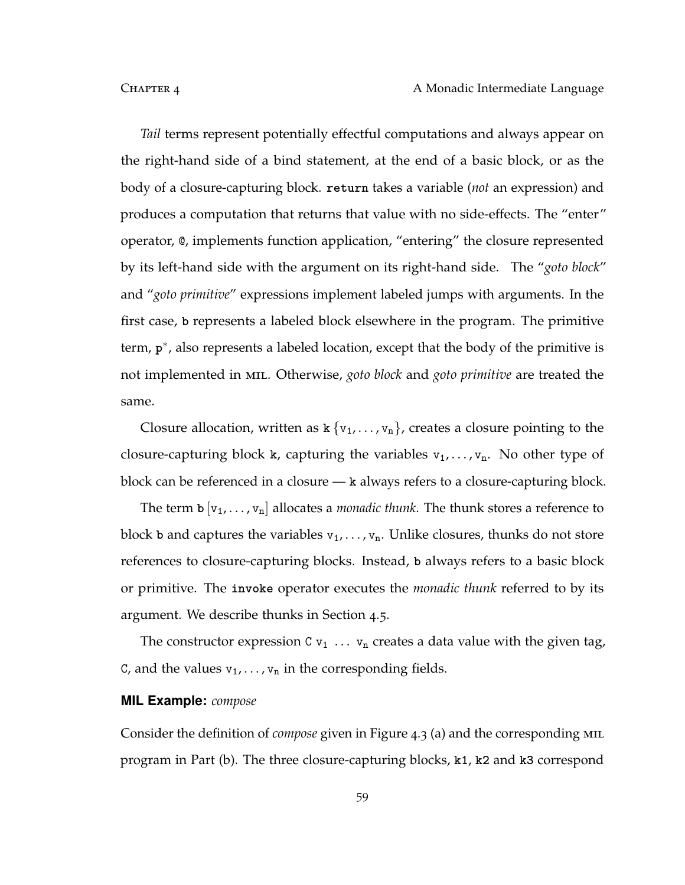*Tail* terms represent potentially effectful computations and always appear on the right-hand side of a bind statement, at the end of a basic block, or as the body of a closure-capturing block. **return** takes a variable (*not* an expression) and produces a computation that returns that value with no side-effects. The "enter" operator, @, implements function application, "entering" the closure represented by its left-hand side with the argument on its right-hand side. The "*goto block*" and "*goto primitive*" expressions implement labeled jumps with arguments. In the first case, **b** represents a labeled block elsewhere in the program. The primitive term, $\mathbf{p}^*$, also represents a labeled location, except that the body of the primitive is not implemented in MIL. Otherwise, *goto block* and *goto primitive* are treated the same.

Closure allocation, written as $\mathbf{k}\,\{v_1, \ldots, v_n\}$, creates a closure pointing to the closure-capturing block **k**, capturing the variables $v_1, \ldots, v_n$. No other type of block can be referenced in a closure — **k** always refers to a closure-capturing block.

The term $\mathbf{b}\,[v_1, \ldots, v_n]$ allocates a *monadic thunk.* The thunk stores a reference to block **b** and captures the variables $v_1, \ldots, v_n$. Unlike closures, thunks do not store references to closure-capturing blocks. Instead, **b** always refers to a basic block or primitive. The **invoke** operator executes the *monadic thunk* referred to by its argument. We describe thunks in Section 4.5.

The constructor expression $C\ v_1\ \ldots\ v_n$ creates a data value with the given tag, C, and the values $v_1, \ldots, v_n$ in the corresponding fields.

### MIL Example: *compose*

Consider the definition of *compose* given in Figure 4.3 (a) and the corresponding MIL program in Part (b). The three closure-capturing blocks, **k1**, **k2** and **k3** correspond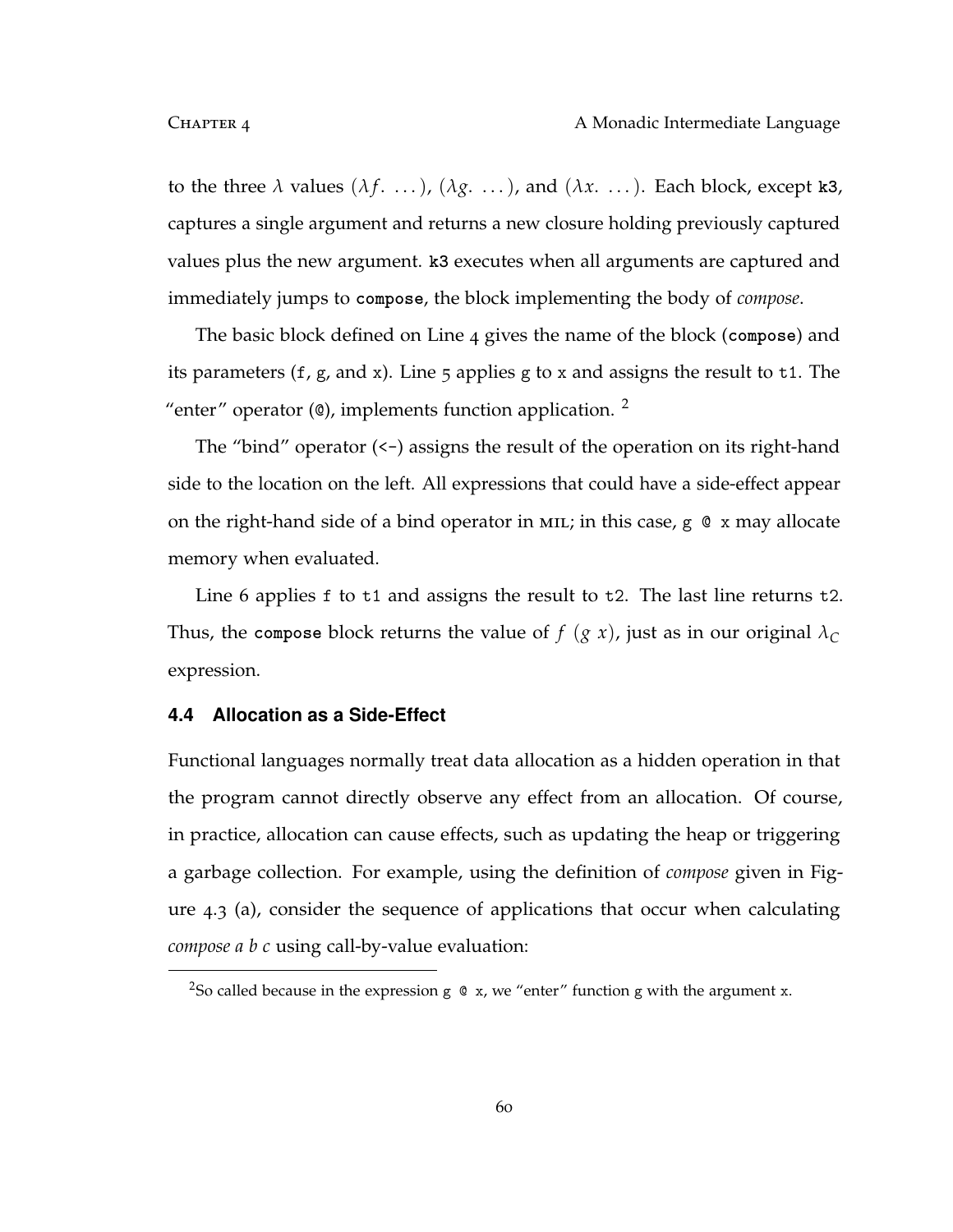to the three $\lambda$ values $(\lambda f. \ \ldots)$, $(\lambda g. \ \ldots)$, and $(\lambda x. \ \ldots)$. Each block, except **`k3`**, captures a single argument and returns a new closure holding previously captured values plus the new argument. **`k3`** executes when all arguments are captured and immediately jumps to **`compose`**, the block implementing the body of *compose*.

The basic block defined on Line 4 gives the name of the block (**`compose`**) and its parameters (`f`, `g`, and `x`). Line 5 applies `g` to `x` and assigns the result to `t1`. The "enter" operator (`@`), implements function application. [2]

The "bind" operator (`<-`) assigns the result of the operation on its right-hand side to the location on the left. All expressions that could have a side-effect appear on the right-hand side of a bind operator in MIL; in this case, `g @ x` may allocate memory when evaluated.

Line 6 applies `f` to `t1` and assigns the result to `t2`. The last line returns `t2`. Thus, the **`compose`** block returns the value of $f\ (g\ x)$, just as in our original $\lambda_C$ expression.

### 4.4 Allocation as a Side-Effect

Functional languages normally treat data allocation as a hidden operation in that the program cannot directly observe any effect from an allocation. Of course, in practice, allocation can cause effects, such as updating the heap or triggering a garbage collection. For example, using the definition of *compose* given in Figure 4.3 (a), consider the sequence of applications that occur when calculating *compose a b c* using call-by-value evaluation:

[2] So called because in the expression `g @ x`, we "enter" function `g` with the argument `x`.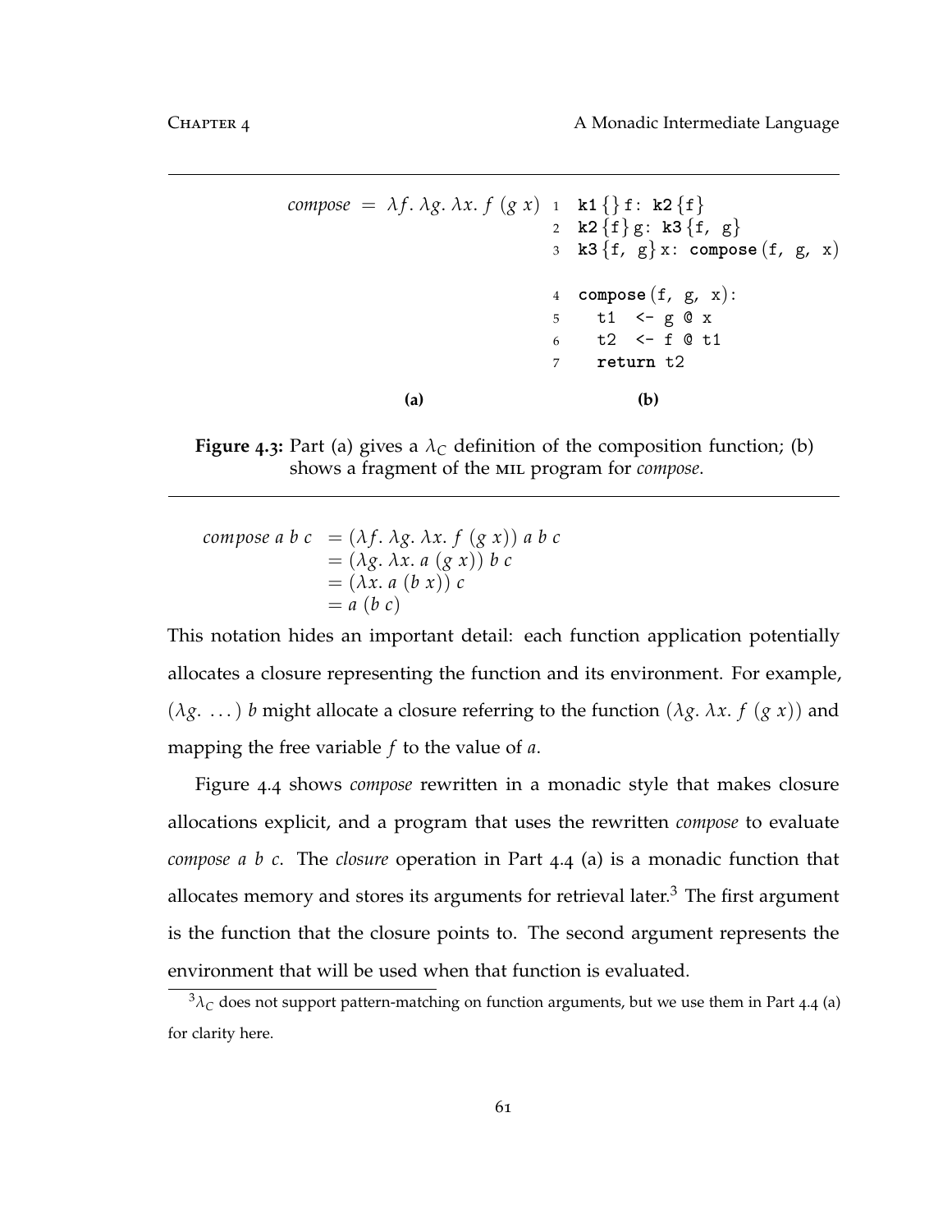$$compose \;=\; \lambda f.\, \lambda g.\, \lambda x.\, f\ (g\ x)$$

**(a)**

```
1  k1{} f: k2{f}
2  k2{f} g: k3{f, g}
3  k3{f, g} x: compose(f, g, x)

4  compose(f, g, x):
5    t1  <- g @ x
6    t2  <- f @ t1
7    return t2
```

**(b)**

**Figure 4.3:** Part (a) gives a $\lambda_C$ definition of the composition function; (b) shows a fragment of the MIL program for *compose*.

$$\begin{aligned} compose\ a\ b\ c &= (\lambda f.\, \lambda g.\, \lambda x.\, f\ (g\ x))\ a\ b\ c \\ &= (\lambda g.\, \lambda x.\, a\ (g\ x))\ b\ c \\ &= (\lambda x.\, a\ (b\ x))\ c \\ &= a\ (b\ c) \end{aligned}$$

This notation hides an important detail: each function application potentially allocates a closure representing the function and its environment. For example, $(\lambda g.\ \ldots)\ b$ might allocate a closure referring to the function $(\lambda g.\, \lambda x.\, f\ (g\ x))$ and mapping the free variable $f$ to the value of $a$.

Figure 4.4 shows *compose* rewritten in a monadic style that makes closure allocations explicit, and a program that uses the rewritten *compose* to evaluate *compose a b c*. The *closure* operation in Part 4.4 (a) is a monadic function that allocates memory and stores its arguments for retrieval later.[3] The first argument is the function that the closure points to. The second argument represents the environment that will be used when that function is evaluated.

[3] $\lambda_C$ does not support pattern-matching on function arguments, but we use them in Part 4.4 (a) for clarity here.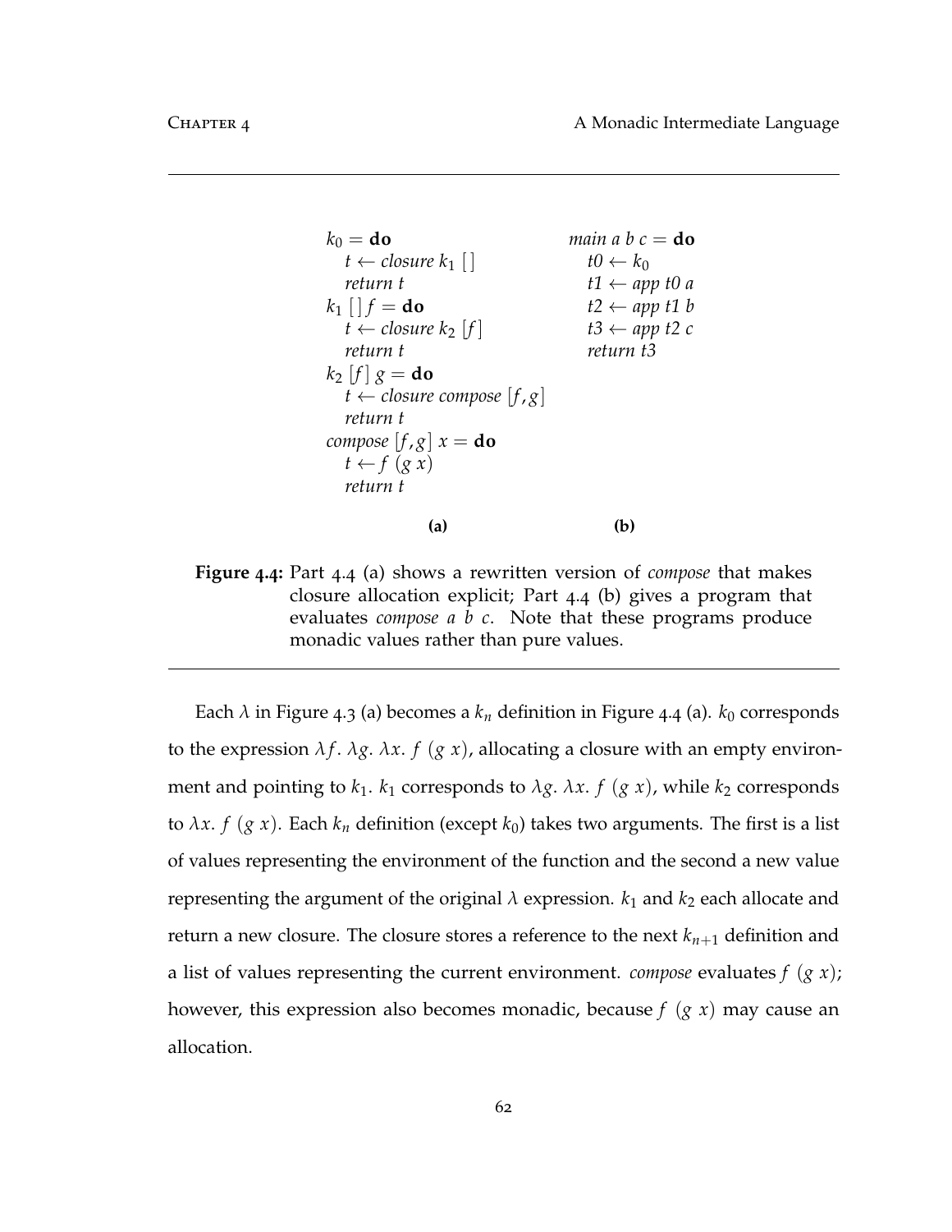```
k0 = do
  t ← closure k1 []
  return t
k1 [] f = do
  t ← closure k2 [f]
  return t
k2 [f] g = do
  t ← closure compose [f, g]
  return t
compose [f, g] x = do
  t ← f (g x)
  return t
```

**(a)**

```
main a b c = do
  t0 ← k0
  t1 ← app t0 a
  t2 ← app t1 b
  t3 ← app t2 c
  return t3
```

**(b)**

**Figure 4.4:** Part 4.4 (a) shows a rewritten version of *compose* that makes closure allocation explicit; Part 4.4 (b) gives a program that evaluates *compose a b c*. Note that these programs produce monadic values rather than pure values.

Each $\lambda$ in Figure 4.3 (a) becomes a $k_n$ definition in Figure 4.4 (a). $k_0$ corresponds to the expression $\lambda f.\ \lambda g.\ \lambda x.\ f\ (g\ x)$, allocating a closure with an empty environment and pointing to $k_1$. $k_1$ corresponds to $\lambda g.\ \lambda x.\ f\ (g\ x)$, while $k_2$ corresponds to $\lambda x.\ f\ (g\ x)$. Each $k_n$ definition (except $k_0$) takes two arguments. The first is a list of values representing the environment of the function and the second a new value representing the argument of the original $\lambda$ expression. $k_1$ and $k_2$ each allocate and return a new closure. The closure stores a reference to the next $k_{n+1}$ definition and a list of values representing the current environment. *compose* evaluates $f\ (g\ x)$; however, this expression also becomes monadic, because $f\ (g\ x)$ may cause an allocation.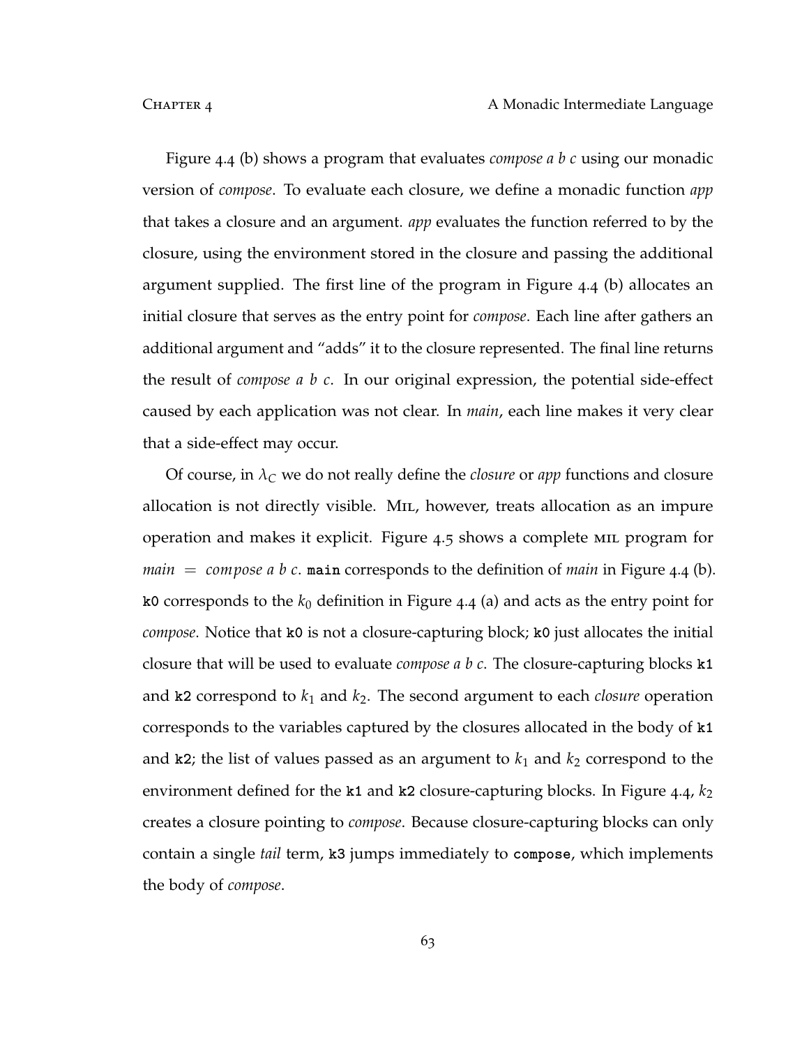Figure 4.4 (b) shows a program that evaluates *compose a b c* using our monadic version of *compose*. To evaluate each closure, we define a monadic function *app* that takes a closure and an argument. *app* evaluates the function referred to by the closure, using the environment stored in the closure and passing the additional argument supplied. The first line of the program in Figure 4.4 (b) allocates an initial closure that serves as the entry point for *compose*. Each line after gathers an additional argument and "adds" it to the closure represented. The final line returns the result of *compose a b c*. In our original expression, the potential side-effect caused by each application was not clear. In *main*, each line makes it very clear that a side-effect may occur.

Of course, in $\lambda_C$ we do not really define the *closure* or *app* functions and closure allocation is not directly visible. Mil, however, treats allocation as an impure operation and makes it explicit. Figure 4.5 shows a complete MIL program for $main = compose\ a\ b\ c$. **main** corresponds to the definition of *main* in Figure 4.4 (b). **k0** corresponds to the $k_0$ definition in Figure 4.4 (a) and acts as the entry point for *compose*. Notice that **k0** is not a closure-capturing block; **k0** just allocates the initial closure that will be used to evaluate *compose a b c*. The closure-capturing blocks **k1** and **k2** correspond to $k_1$ and $k_2$. The second argument to each *closure* operation corresponds to the variables captured by the closures allocated in the body of **k1** and **k2**; the list of values passed as an argument to $k_1$ and $k_2$ correspond to the environment defined for the **k1** and **k2** closure-capturing blocks. In Figure 4.4, $k_2$ creates a closure pointing to *compose*. Because closure-capturing blocks can only contain a single *tail* term, **k3** jumps immediately to `compose`, which implements the body of *compose*.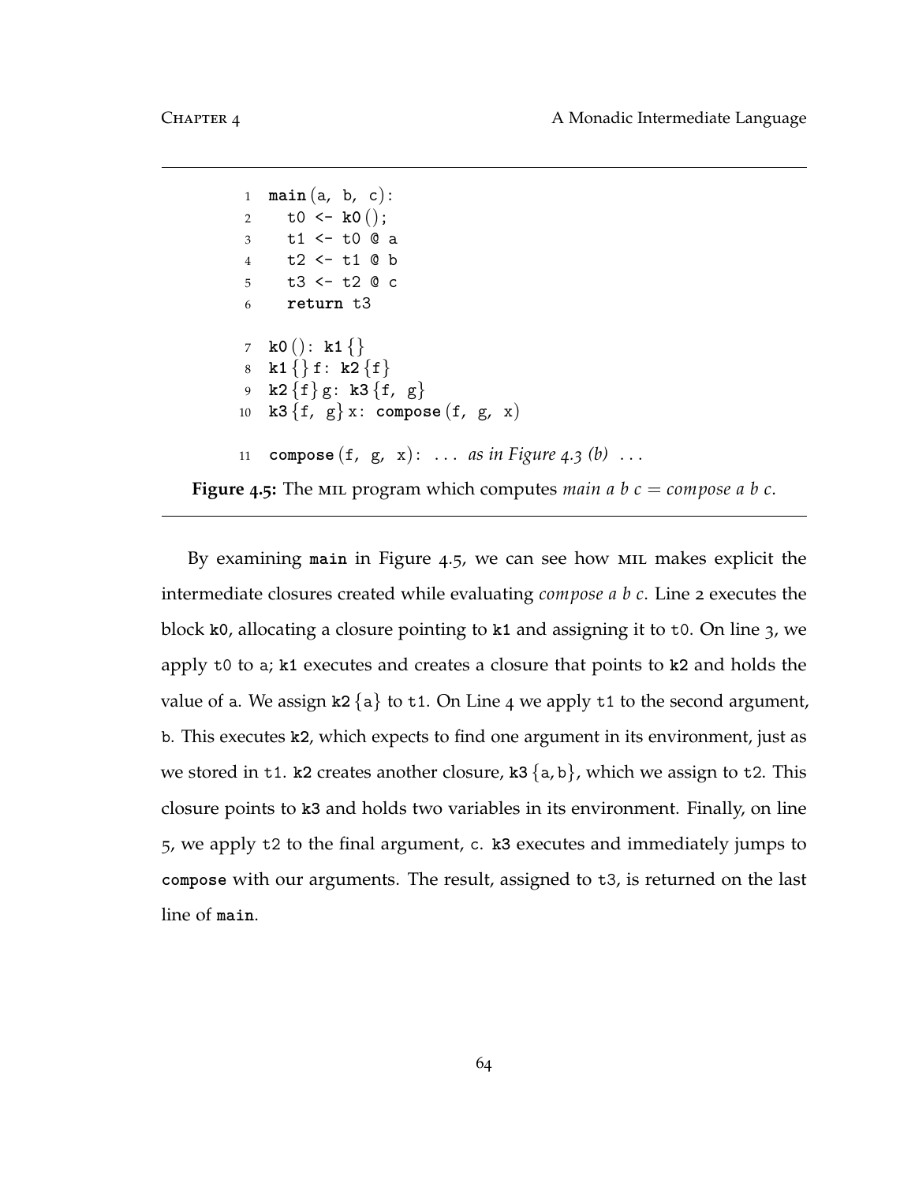```
1  main(a, b, c):
2    t0 <- k0();
3    t1 <- t0 @ a
4    t2 <- t1 @ b
5    t3 <- t2 @ c
6    return t3

7  k0(): k1{}
8  k1{} f: k2{f}
9  k2{f} g: k3{f, g}
10 k3{f, g} x: compose(f, g, x)

11 compose(f, g, x): ... as in Figure 4.3 (b) ...
```

**Figure 4.5:** The MIL program which computes *main a b c* = *compose a b c*.

By examining **main** in Figure 4.5, we can see how MIL makes explicit the intermediate closures created while evaluating *compose a b c*. Line 2 executes the block **k0**, allocating a closure pointing to **k1** and assigning it to `t0`. On line 3, we apply `t0` to `a`; **k1** executes and creates a closure that points to **k2** and holds the value of `a`. We assign **k2** {a} to `t1`. On Line 4 we apply `t1` to the second argument, `b`. This executes **k2**, which expects to find one argument in its environment, just as we stored in `t1`. **k2** creates another closure, **k3** {a, b}, which we assign to `t2`. This closure points to **k3** and holds two variables in its environment. Finally, on line 5, we apply `t2` to the final argument, `c`. **k3** executes and immediately jumps to **compose** with our arguments. The result, assigned to `t3`, is returned on the last line of **main**.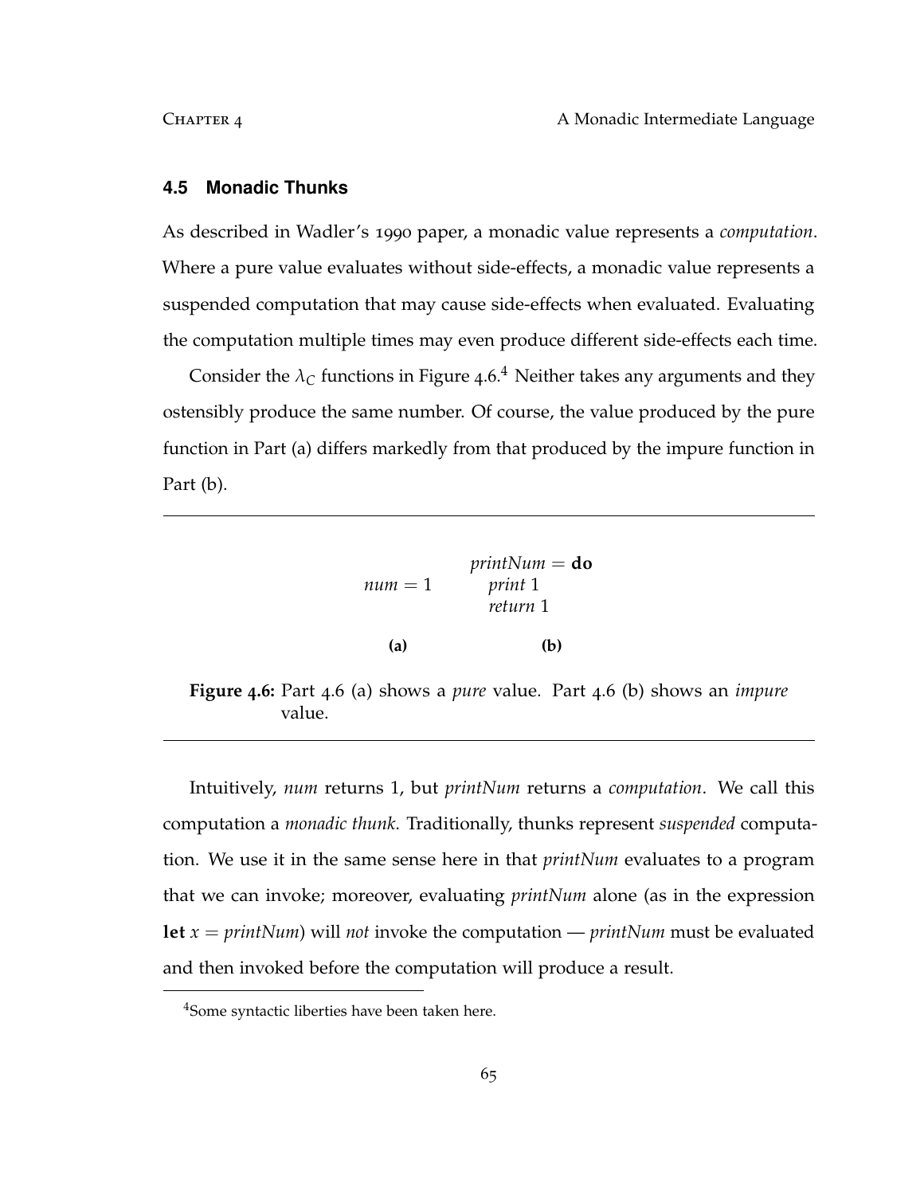## 4.5 Monadic Thunks

As described in Wadler's 1990 paper, a monadic value represents a *computation*. Where a pure value evaluates without side-effects, a monadic value represents a suspended computation that may cause side-effects when evaluated. Evaluating the computation multiple times may even produce different side-effects each time.

Consider the $\lambda_C$ functions in Figure 4.6.[4] Neither takes any arguments and they ostensibly produce the same number. Of course, the value produced by the pure function in Part (a) differs markedly from that produced by the impure function in Part (b).

```
                 printNum = do
num = 1            print 1
                   return 1

  (a)                (b)
```

**Figure 4.6:** Part 4.6 (a) shows a *pure* value. Part 4.6 (b) shows an *impure* value.

Intuitively, *num* returns 1, but *printNum* returns a *computation*. We call this computation a *monadic thunk*. Traditionally, thunks represent *suspended* computation. We use it in the same sense here in that *printNum* evaluates to a program that we can invoke; moreover, evaluating *printNum* alone (as in the expression **let** $x = printNum$) will *not* invoke the computation — *printNum* must be evaluated and then invoked before the computation will produce a result.

[4] Some syntactic liberties have been taken here.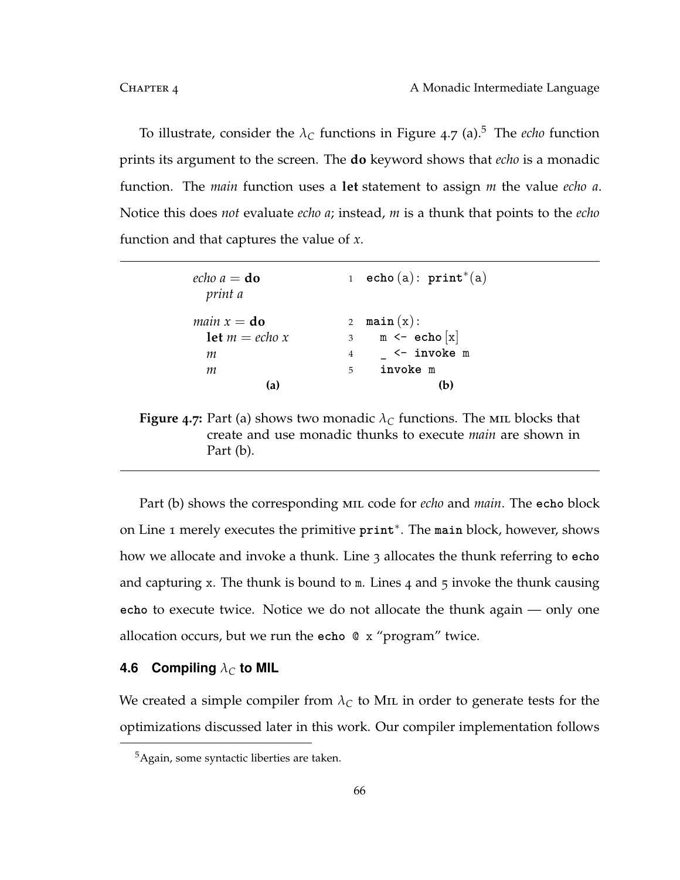To illustrate, consider the $\lambda_C$ functions in Figure 4.7 (a).[5] The *echo* function prints its argument to the screen. The **do** keyword shows that *echo* is a monadic function. The *main* function uses a **let** statement to assign *m* the value *echo a*. Notice this does *not* evaluate *echo a*; instead, *m* is a thunk that points to the *echo* function and that captures the value of *x*.

```
echo a = do
  print a

main x = do
  let m = echo x
  m
  m
```

(a)

```
1  echo(a): print*(a)

2  main(x):
3    m <- echo[x]
4    _ <- invoke m
5    invoke m
```

(b)

**Figure 4.7:** Part (a) shows two monadic $\lambda_C$ functions. The MIL blocks that create and use monadic thunks to execute *main* are shown in Part (b).

Part (b) shows the corresponding MIL code for *echo* and *main*. The `echo` block on Line 1 merely executes the primitive `print*`. The `main` block, however, shows how we allocate and invoke a thunk. Line 3 allocates the thunk referring to `echo` and capturing `x`. The thunk is bound to `m`. Lines 4 and 5 invoke the thunk causing `echo` to execute twice. Notice we do not allocate the thunk again — only one allocation occurs, but we run the `echo @ x` "program" twice.

### 4.6 Compiling $\lambda_C$ to MIL

We created a simple compiler from $\lambda_C$ to MIL in order to generate tests for the optimizations discussed later in this work. Our compiler implementation follows

[5] Again, some syntactic liberties are taken.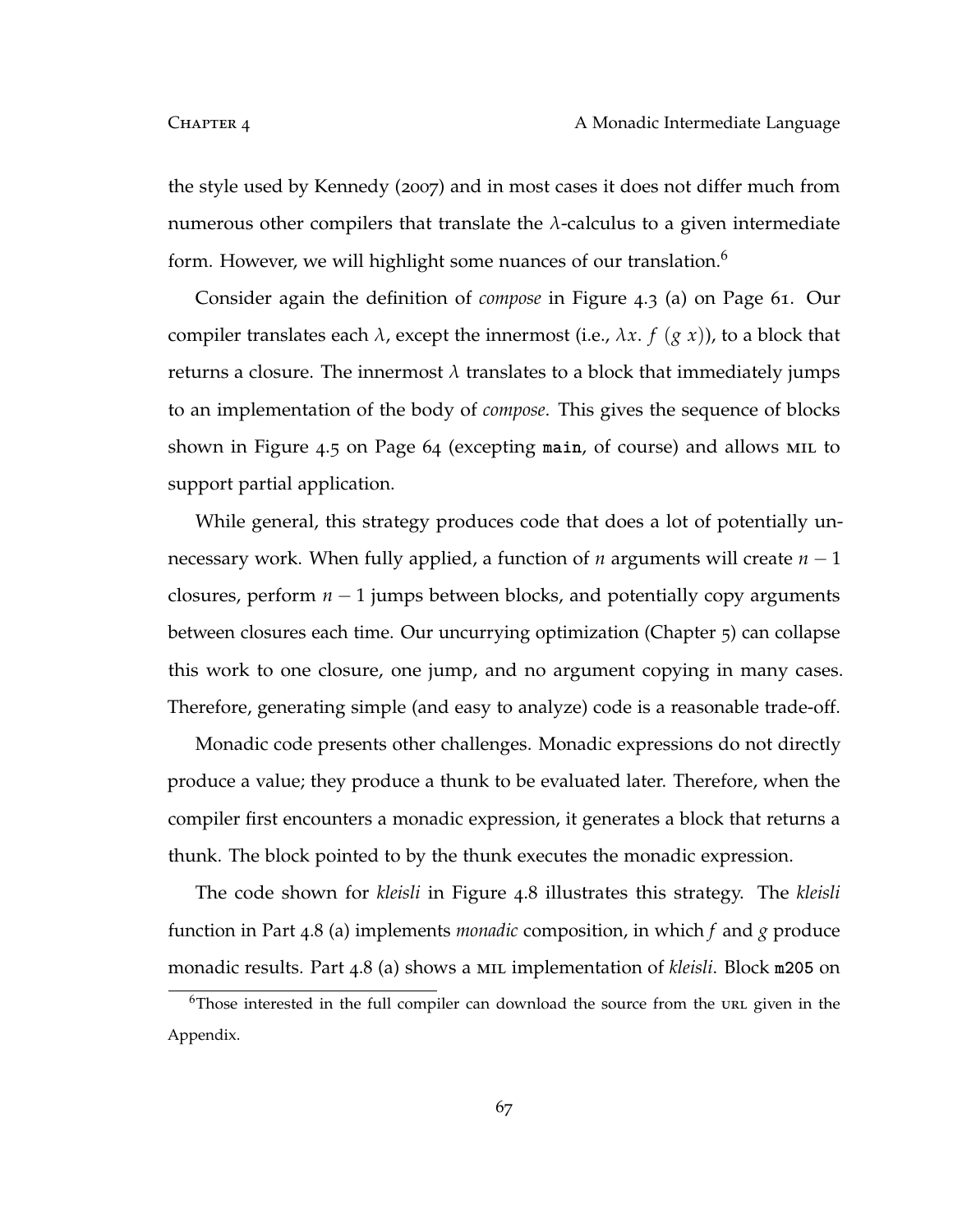the style used by Kennedy (2007) and in most cases it does not differ much from numerous other compilers that translate the $\lambda$-calculus to a given intermediate form. However, we will highlight some nuances of our translation.[6]

Consider again the definition of *compose* in Figure 4.3 (a) on Page 61. Our compiler translates each $\lambda$, except the innermost (i.e., $\lambda x.\ f\ (g\ x)$), to a block that returns a closure. The innermost $\lambda$ translates to a block that immediately jumps to an implementation of the body of *compose*. This gives the sequence of blocks shown in Figure 4.5 on Page 64 (excepting `main`, of course) and allows MIL to support partial application.

While general, this strategy produces code that does a lot of potentially unnecessary work. When fully applied, a function of $n$ arguments will create $n - 1$ closures, perform $n - 1$ jumps between blocks, and potentially copy arguments between closures each time. Our uncurrying optimization (Chapter 5) can collapse this work to one closure, one jump, and no argument copying in many cases. Therefore, generating simple (and easy to analyze) code is a reasonable trade-off.

Monadic code presents other challenges. Monadic expressions do not directly produce a value; they produce a thunk to be evaluated later. Therefore, when the compiler first encounters a monadic expression, it generates a block that returns a thunk. The block pointed to by the thunk executes the monadic expression.

The code shown for *kleisli* in Figure 4.8 illustrates this strategy. The *kleisli* function in Part 4.8 (a) implements *monadic* composition, in which *f* and *g* produce monadic results. Part 4.8 (a) shows a MIL implementation of *kleisli*. Block `m205` on

[6] Those interested in the full compiler can download the source from the URL given in the Appendix.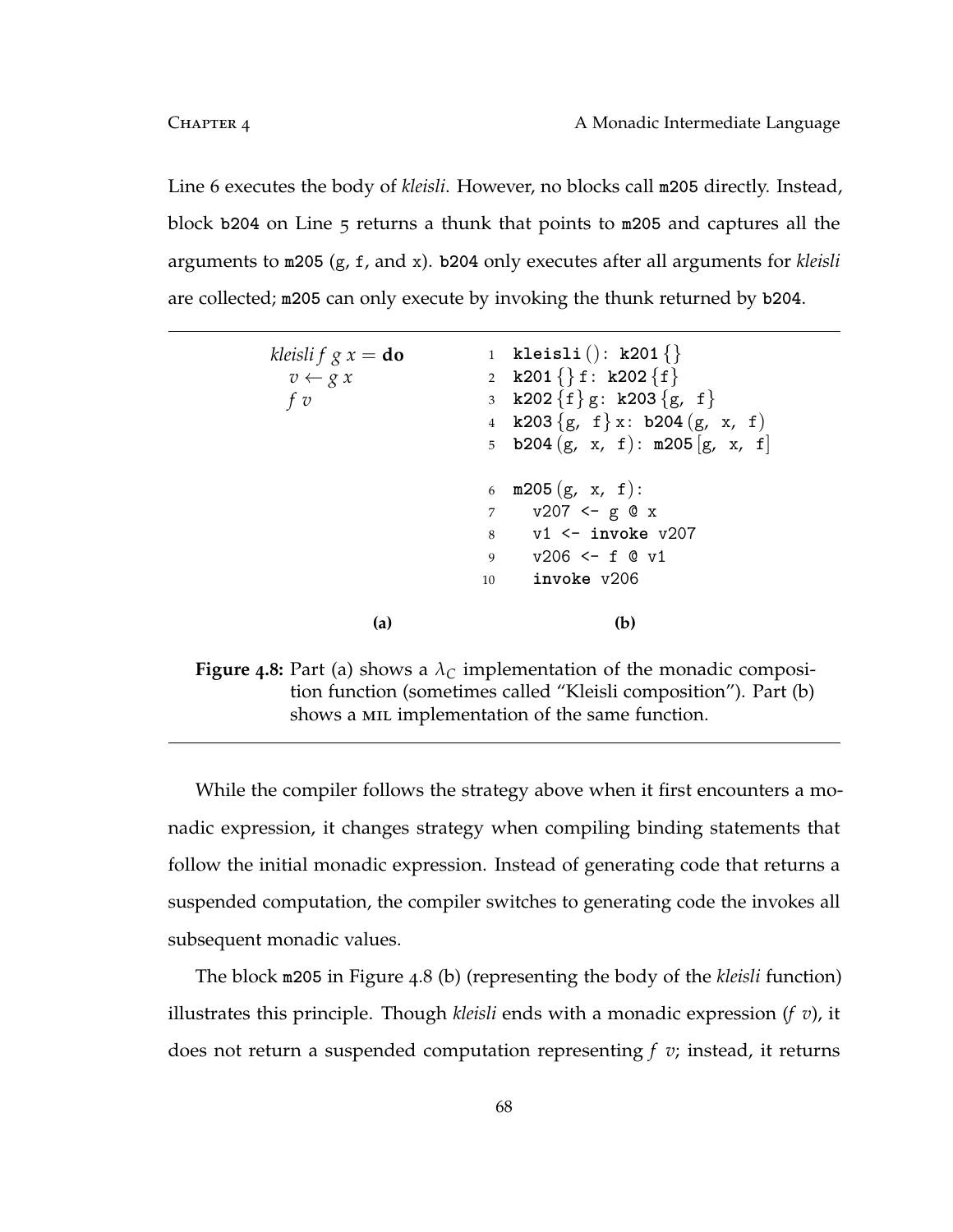Line 6 executes the body of *kleisli*. However, no blocks call `m205` directly. Instead, block `b204` on Line 5 returns a thunk that points to `m205` and captures all the arguments to `m205` (`g`, `f`, and `x`). `b204` only executes after all arguments for *kleisli* are collected; `m205` can only execute by invoking the thunk returned by `b204`.

(a)

```
kleisli f g x = do
  v ← g x
  f v
```

(b)

```
1  kleisli (): k201 {}
2  k201 {} f: k202 {f}
3  k202 {f} g: k203 {g, f}
4  k203 {g, f} x: b204 (g, x, f)
5  b204 (g, x, f): m205 [g, x, f]

6  m205 (g, x, f):
7    v207 <- g @ x
8    v1 <- invoke v207
9    v206 <- f @ v1
10   invoke v206
```

**Figure 4.8:** Part (a) shows a $\lambda_C$ implementation of the monadic composition function (sometimes called "Kleisli composition"). Part (b) shows a MIL implementation of the same function.

While the compiler follows the strategy above when it first encounters a monadic expression, it changes strategy when compiling binding statements that follow the initial monadic expression. Instead of generating code that returns a suspended computation, the compiler switches to generating code the invokes all subsequent monadic values.

The block `m205` in Figure 4.8 (b) (representing the body of the *kleisli* function) illustrates this principle. Though *kleisli* ends with a monadic expression ($f\ v$), it does not return a suspended computation representing $f\ v$; instead, it returns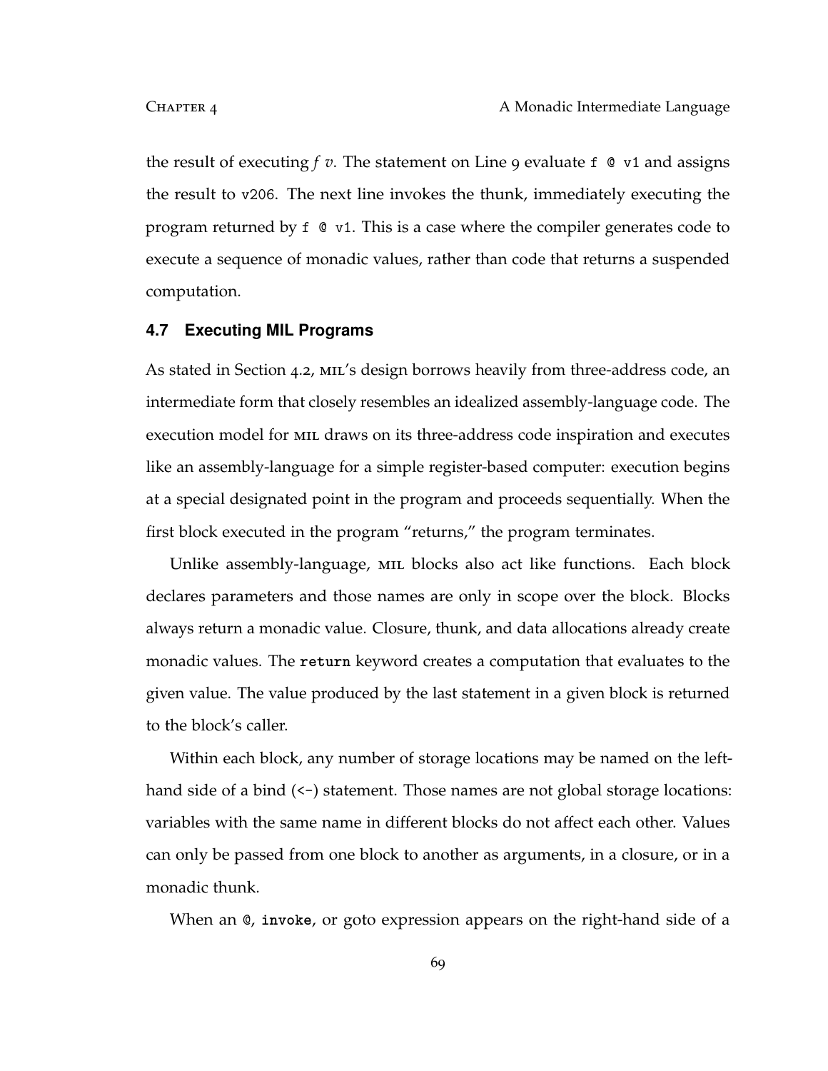the result of executing $f\ v$. The statement on Line 9 evaluate `f @ v1` and assigns the result to `v206`. The next line invokes the thunk, immediately executing the program returned by `f @ v1`. This is a case where the compiler generates code to execute a sequence of monadic values, rather than code that returns a suspended computation.

## 4.7 Executing MIL Programs

As stated in Section 4.2, MIL's design borrows heavily from three-address code, an intermediate form that closely resembles an idealized assembly-language code. The execution model for MIL draws on its three-address code inspiration and executes like an assembly-language for a simple register-based computer: execution begins at a special designated point in the program and proceeds sequentially. When the first block executed in the program "returns," the program terminates.

Unlike assembly-language, MIL blocks also act like functions. Each block declares parameters and those names are only in scope over the block. Blocks always return a monadic value. Closure, thunk, and data allocations already create monadic values. The **`return`** keyword creates a computation that evaluates to the given value. The value produced by the last statement in a given block is returned to the block's caller.

Within each block, any number of storage locations may be named on the left-hand side of a bind (`<-`) statement. Those names are not global storage locations: variables with the same name in different blocks do not affect each other. Values can only be passed from one block to another as arguments, in a closure, or in a monadic thunk.

When an `@`, **`invoke`**, or goto expression appears on the right-hand side of a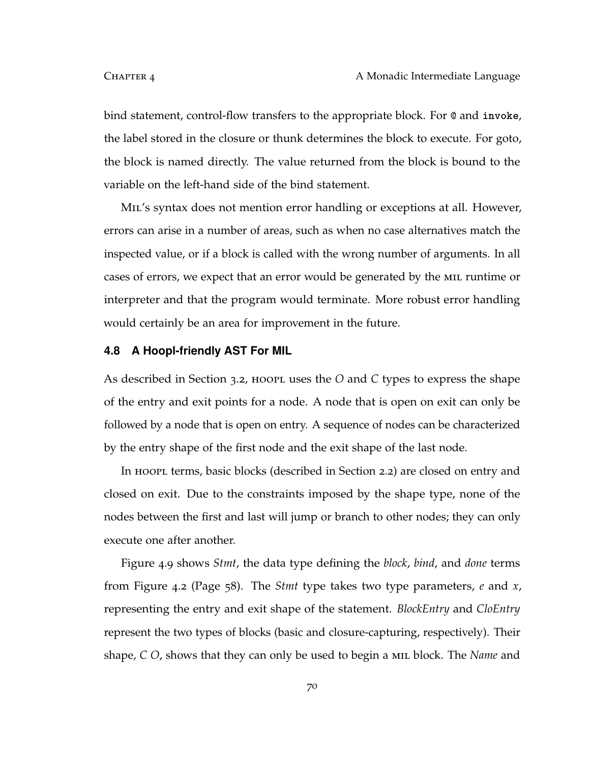bind statement, control-flow transfers to the appropriate block. For `@` and **`invoke`**, the label stored in the closure or thunk determines the block to execute. For goto, the block is named directly. The value returned from the block is bound to the variable on the left-hand side of the bind statement.

MIL's syntax does not mention error handling or exceptions at all. However, errors can arise in a number of areas, such as when no case alternatives match the inspected value, or if a block is called with the wrong number of arguments. In all cases of errors, we expect that an error would be generated by the MIL runtime or interpreter and that the program would terminate. More robust error handling would certainly be an area for improvement in the future.

### 4.8 A Hoopl-friendly AST For MIL

As described in Section 3.2, HOOPL uses the *O* and *C* types to express the shape of the entry and exit points for a node. A node that is open on exit can only be followed by a node that is open on entry. A sequence of nodes can be characterized by the entry shape of the first node and the exit shape of the last node.

In HOOPL terms, basic blocks (described in Section 2.2) are closed on entry and closed on exit. Due to the constraints imposed by the shape type, none of the nodes between the first and last will jump or branch to other nodes; they can only execute one after another.

Figure 4.9 shows *Stmt*, the data type defining the *block*, *bind*, and *done* terms from Figure 4.2 (Page 58). The *Stmt* type takes two type parameters, *e* and *x*, representing the entry and exit shape of the statement. *BlockEntry* and *CloEntry* represent the two types of blocks (basic and closure-capturing, respectively). Their shape, *C O*, shows that they can only be used to begin a MIL block. The *Name* and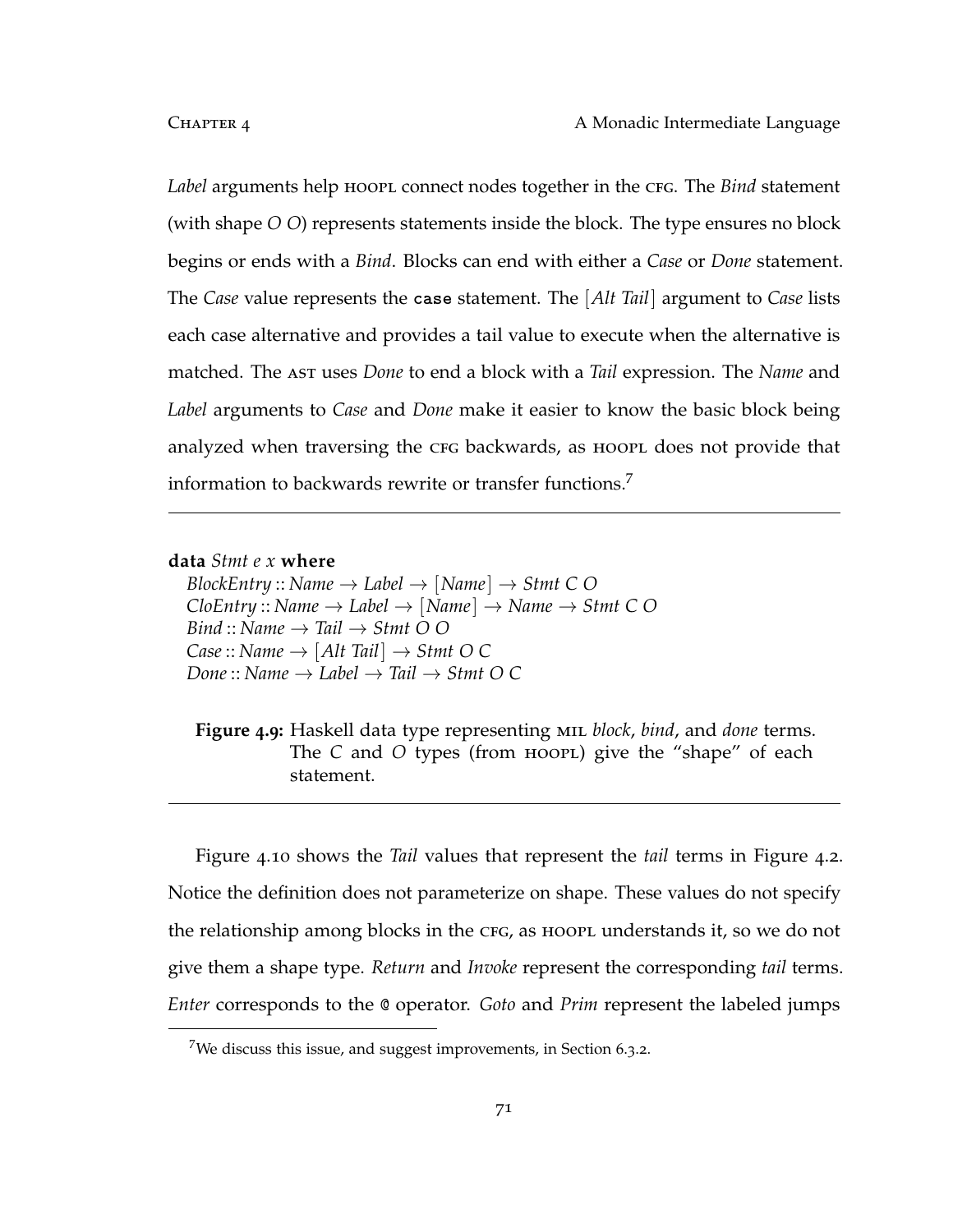*Label* arguments help HOOPL connect nodes together in the CFG. The *Bind* statement (with shape *O O*) represents statements inside the block. The type ensures no block begins or ends with a *Bind*. Blocks can end with either a *Case* or *Done* statement. The *Case* value represents the `case` statement. The [*Alt Tail*] argument to *Case* lists each case alternative and provides a tail value to execute when the alternative is matched. The AST uses *Done* to end a block with a *Tail* expression. The *Name* and *Label* arguments to *Case* and *Done* make it easier to know the basic block being analyzed when traversing the CFG backwards, as HOOPL does not provide that information to backwards rewrite or transfer functions.[7]

```
data Stmt e x where
  BlockEntry :: Name → Label → [Name] → Stmt C O
  CloEntry :: Name → Label → [Name] → Name → Stmt C O
  Bind :: Name → Tail → Stmt O O
  Case :: Name → [Alt Tail] → Stmt O C
  Done :: Name → Label → Tail → Stmt O C
```

**Figure 4.9:** Haskell data type representing MIL *block*, *bind*, and *done* terms. The *C* and *O* types (from HOOPL) give the "shape" of each statement.

Figure 4.10 shows the *Tail* values that represent the *tail* terms in Figure 4.2. Notice the definition does not parameterize on shape. These values do not specify the relationship among blocks in the CFG, as HOOPL understands it, so we do not give them a shape type. *Return* and *Invoke* represent the corresponding *tail* terms. *Enter* corresponds to the @ operator. *Goto* and *Prim* represent the labeled jumps

[7] We discuss this issue, and suggest improvements, in Section 6.3.2.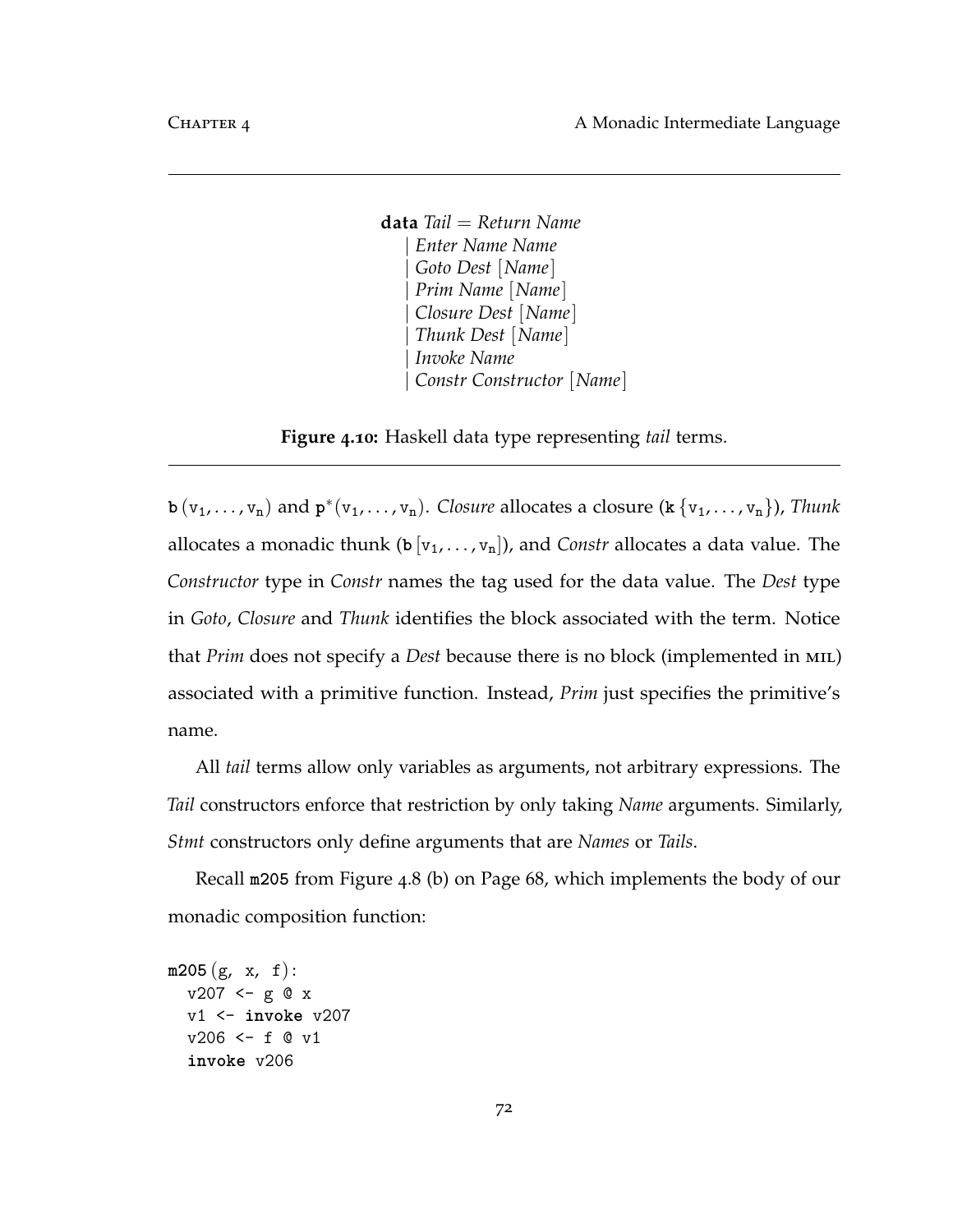```
data Tail = Return Name
  | Enter Name Name
  | Goto Dest [Name]
  | Prim Name [Name]
  | Closure Dest [Name]
  | Thunk Dest [Name]
  | Invoke Name
  | Constr Constructor [Name]
```

**Figure 4.10:** Haskell data type representing *tail* terms.

$\mathtt{b}\,(\mathtt{v_1}, \ldots, \mathtt{v_n})$ and $\mathtt{p}^*(\mathtt{v_1}, \ldots, \mathtt{v_n})$. *Closure* allocates a closure ($\mathtt{k}\,\{\mathtt{v_1}, \ldots, \mathtt{v_n}\}$), *Thunk* allocates a monadic thunk ($\mathtt{b}\,[\mathtt{v_1}, \ldots, \mathtt{v_n}]$), and *Constr* allocates a data value. The *Constructor* type in *Constr* names the tag used for the data value. The *Dest* type in *Goto*, *Closure* and *Thunk* identifies the block associated with the term. Notice that *Prim* does not specify a *Dest* because there is no block (implemented in MIL) associated with a primitive function. Instead, *Prim* just specifies the primitive's name.

All *tail* terms allow only variables as arguments, not arbitrary expressions. The *Tail* constructors enforce that restriction by only taking *Name* arguments. Similarly, *Stmt* constructors only define arguments that are *Names* or *Tails*.

Recall **m205** from Figure 4.8 (b) on Page 68, which implements the body of our monadic composition function:

```
m205(g, x, f):
  v207 <- g @ x
  v1 <- invoke v207
  v206 <- f @ v1
  invoke v206
```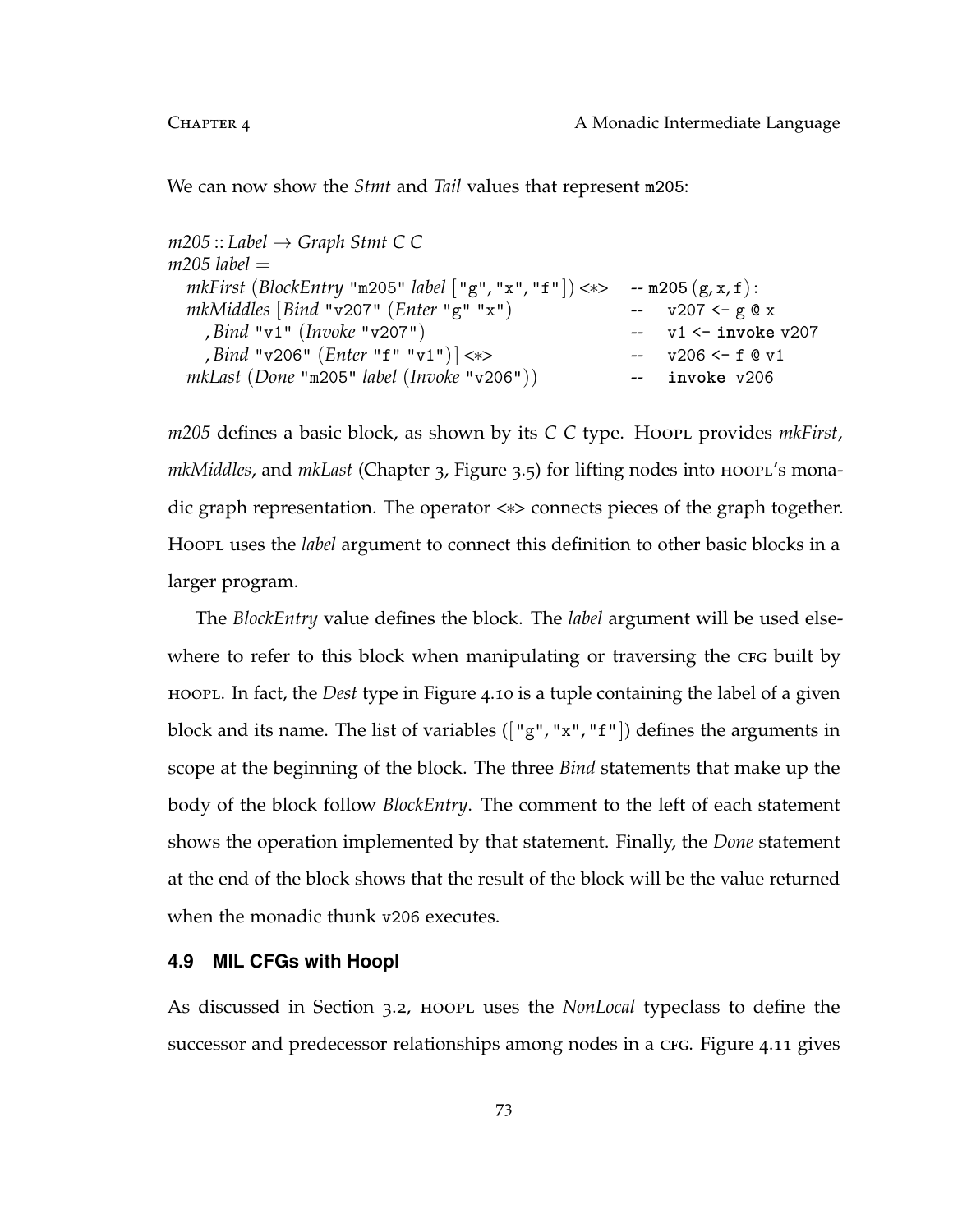We can now show the *Stmt* and *Tail* values that represent **m205**:

```
m205 :: Label → Graph Stmt C C
m205 label =
  mkFirst (BlockEntry "m205" label ["g", "x", "f"]) <*>   -- m205 (g, x, f):
  mkMiddles [Bind "v207" (Enter "g" "x")                  --   v207 <- g @ x
    , Bind "v1" (Invoke "v207")                           --   v1 <- invoke v207
    , Bind "v206" (Enter "f" "v1")] <*>                   --   v206 <- f @ v1
  mkLast (Done "m205" label (Invoke "v206"))              --   invoke v206
```

*m205* defines a basic block, as shown by its *C C* type. Hoopl provides *mkFirst*, *mkMiddles*, and *mkLast* (Chapter 3, Figure 3.5) for lifting nodes into hoopl's monadic graph representation. The operator <*> connects pieces of the graph together. Hoopl uses the *label* argument to connect this definition to other basic blocks in a larger program.

The *BlockEntry* value defines the block. The *label* argument will be used elsewhere to refer to this block when manipulating or traversing the cfg built by hoopl. In fact, the *Dest* type in Figure 4.10 is a tuple containing the label of a given block and its name. The list of variables (["g", "x", "f"]) defines the arguments in scope at the beginning of the block. The three *Bind* statements that make up the body of the block follow *BlockEntry*. The comment to the left of each statement shows the operation implemented by that statement. Finally, the *Done* statement at the end of the block shows that the result of the block will be the value returned when the monadic thunk v206 executes.

### 4.9 MIL CFGs with Hoopl

As discussed in Section 3.2, hoopl uses the *NonLocal* typeclass to define the successor and predecessor relationships among nodes in a cfg. Figure 4.11 gives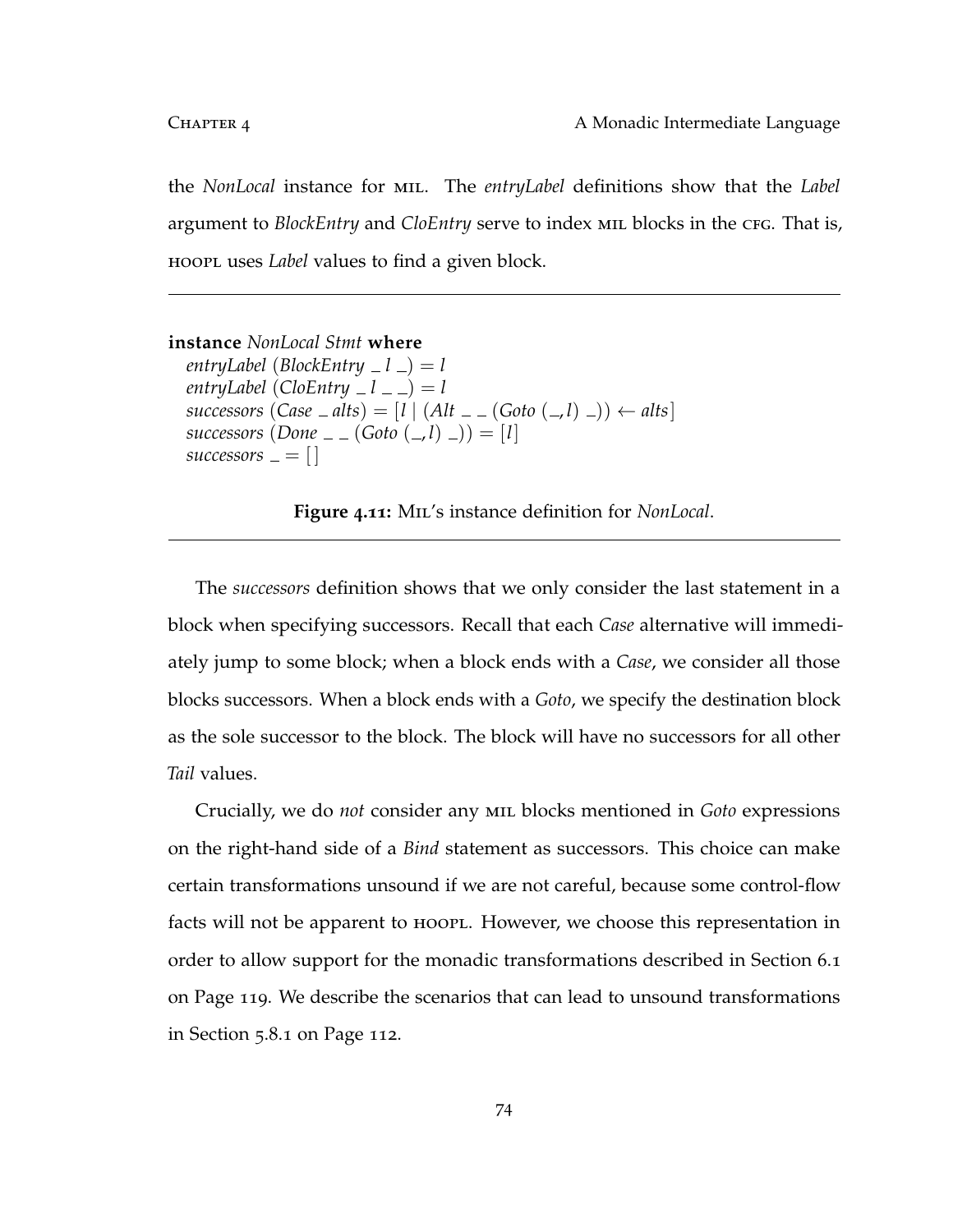the *NonLocal* instance for MIL. The *entryLabel* definitions show that the *Label* argument to *BlockEntry* and *CloEntry* serve to index MIL blocks in the CFG. That is, HOOPL uses *Label* values to find a given block.

```
instance NonLocal Stmt where
  entryLabel (BlockEntry _ l _) = l
  entryLabel (CloEntry _ l _ _) = l
  successors (Case _ alts) = [l | (Alt _ _ (Goto (_, l) _)) ← alts]
  successors (Done _ _ (Goto (_, l) _)) = [l]
  successors _ = [ ]
```

**Figure 4.11:** MIL's instance definition for *NonLocal*.

The *successors* definition shows that we only consider the last statement in a block when specifying successors. Recall that each *Case* alternative will immediately jump to some block; when a block ends with a *Case*, we consider all those blocks successors. When a block ends with a *Goto*, we specify the destination block as the sole successor to the block. The block will have no successors for all other *Tail* values.

Crucially, we do *not* consider any MIL blocks mentioned in *Goto* expressions on the right-hand side of a *Bind* statement as successors. This choice can make certain transformations unsound if we are not careful, because some control-flow facts will not be apparent to HOOPL. However, we choose this representation in order to allow support for the monadic transformations described in Section 6.1 on Page 119. We describe the scenarios that can lead to unsound transformations in Section 5.8.1 on Page 112.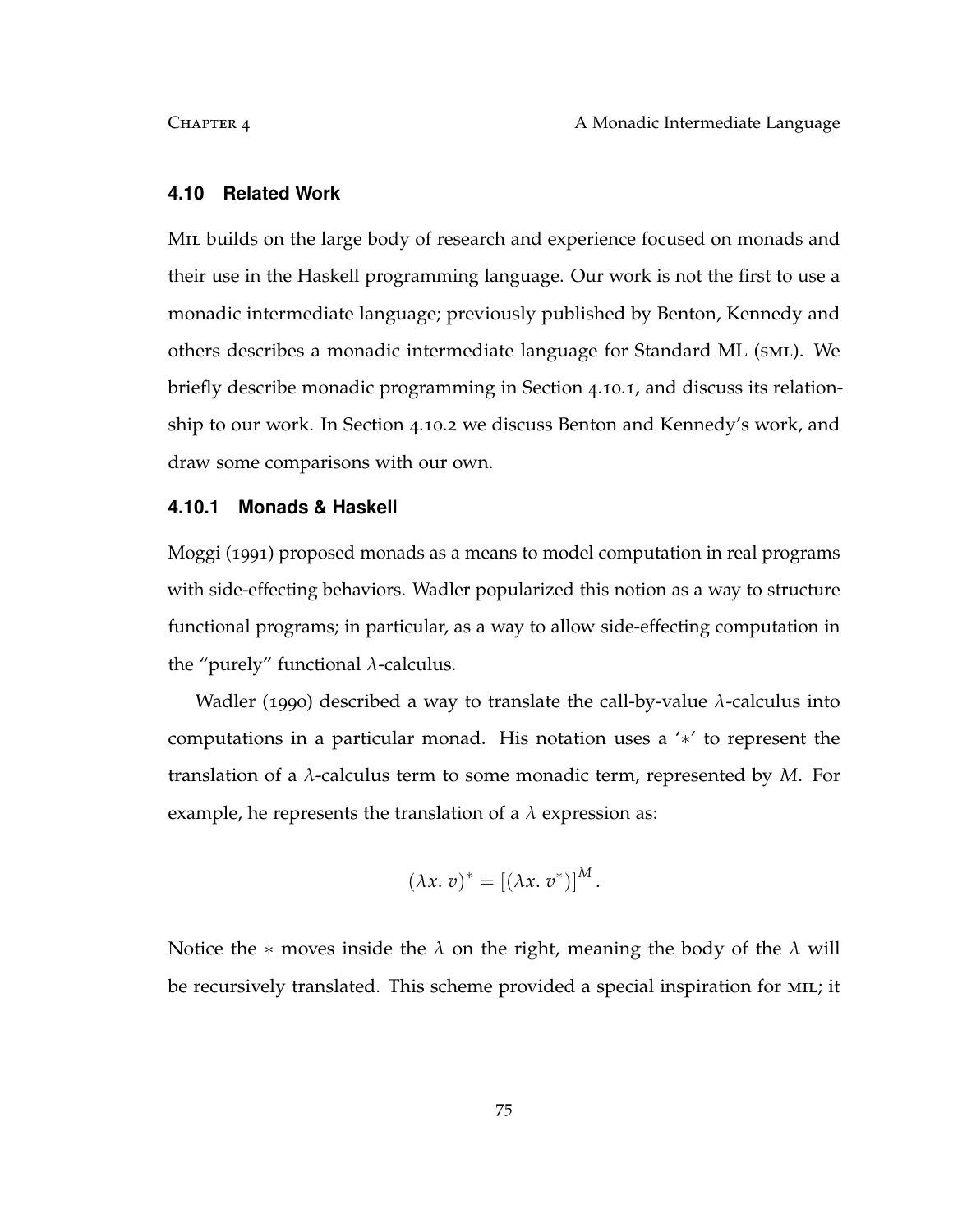## 4.10 Related Work

Mil builds on the large body of research and experience focused on monads and their use in the Haskell programming language. Our work is not the first to use a monadic intermediate language; previously published by Benton, Kennedy and others describes a monadic intermediate language for Standard ML (sml). We briefly describe monadic programming in Section 4.10.1, and discuss its relationship to our work. In Section 4.10.2 we discuss Benton and Kennedy's work, and draw some comparisons with our own.

### 4.10.1 Monads & Haskell

Moggi (1991) proposed monads as a means to model computation in real programs with side-effecting behaviors. Wadler popularized this notion as a way to structure functional programs; in particular, as a way to allow side-effecting computation in the "purely" functional $\lambda$-calculus.

Wadler (1990) described a way to translate the call-by-value $\lambda$-calculus into computations in a particular monad. His notation uses a '$*$' to represent the translation of a $\lambda$-calculus term to some monadic term, represented by $M$. For example, he represents the translation of a $\lambda$ expression as:

$$(\lambda x.\, v)^* = [(\lambda x.\, v^*)]^M.$$

Notice the $*$ moves inside the $\lambda$ on the right, meaning the body of the $\lambda$ will be recursively translated. This scheme provided a special inspiration for mil; it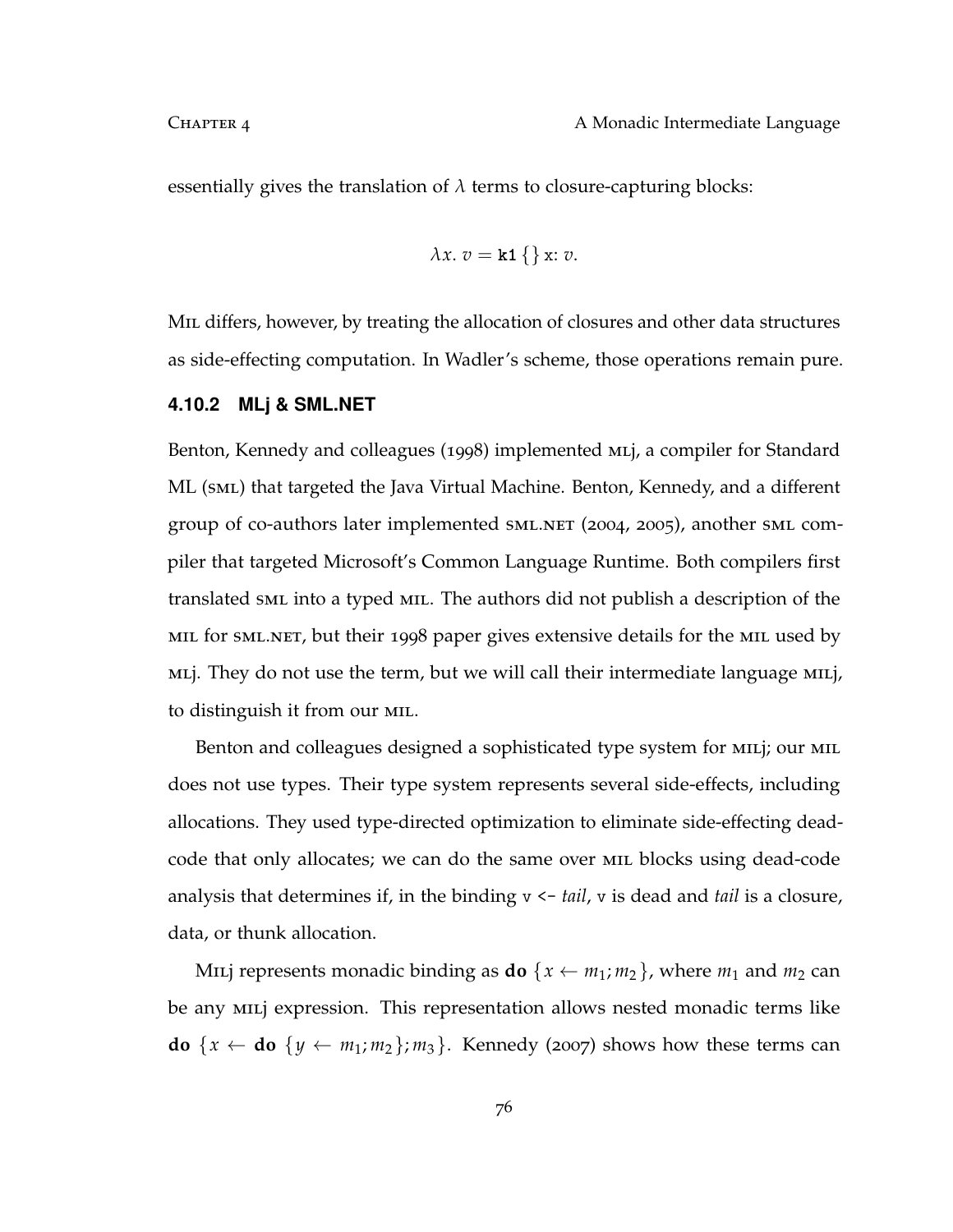essentially gives the translation of $\lambda$ terms to closure-capturing blocks:

$$\lambda x.\, v = \texttt{k1}\,\{\}\ \texttt{x}\text{: } v.$$

MIL differs, however, by treating the allocation of closures and other data structures as side-effecting computation. In Wadler's scheme, those operations remain pure.

### 4.10.2 MLj & SML.NET

Benton, Kennedy and colleagues (1998) implemented MLj, a compiler for Standard ML (SML) that targeted the Java Virtual Machine. Benton, Kennedy, and a different group of co-authors later implemented SML.NET (2004, 2005), another SML compiler that targeted Microsoft's Common Language Runtime. Both compilers first translated SML into a typed MIL. The authors did not publish a description of the MIL for SML.NET, but their 1998 paper gives extensive details for the MIL used by MLj. They do not use the term, but we will call their intermediate language MILj, to distinguish it from our MIL.

Benton and colleagues designed a sophisticated type system for MILj; our MIL does not use types. Their type system represents several side-effects, including allocations. They used type-directed optimization to eliminate side-effecting dead-code that only allocates; we can do the same over MIL blocks using dead-code analysis that determines if, in the binding `v <-` *tail*, `v` is dead and *tail* is a closure, data, or thunk allocation.

MILj represents monadic binding as $\textbf{do}\ \{x \leftarrow m_1; m_2\}$, where $m_1$ and $m_2$ can be any MILj expression. This representation allows nested monadic terms like $\textbf{do}\ \{x \leftarrow \textbf{do}\ \{y \leftarrow m_1; m_2\}; m_3\}$. Kennedy (2007) shows how these terms can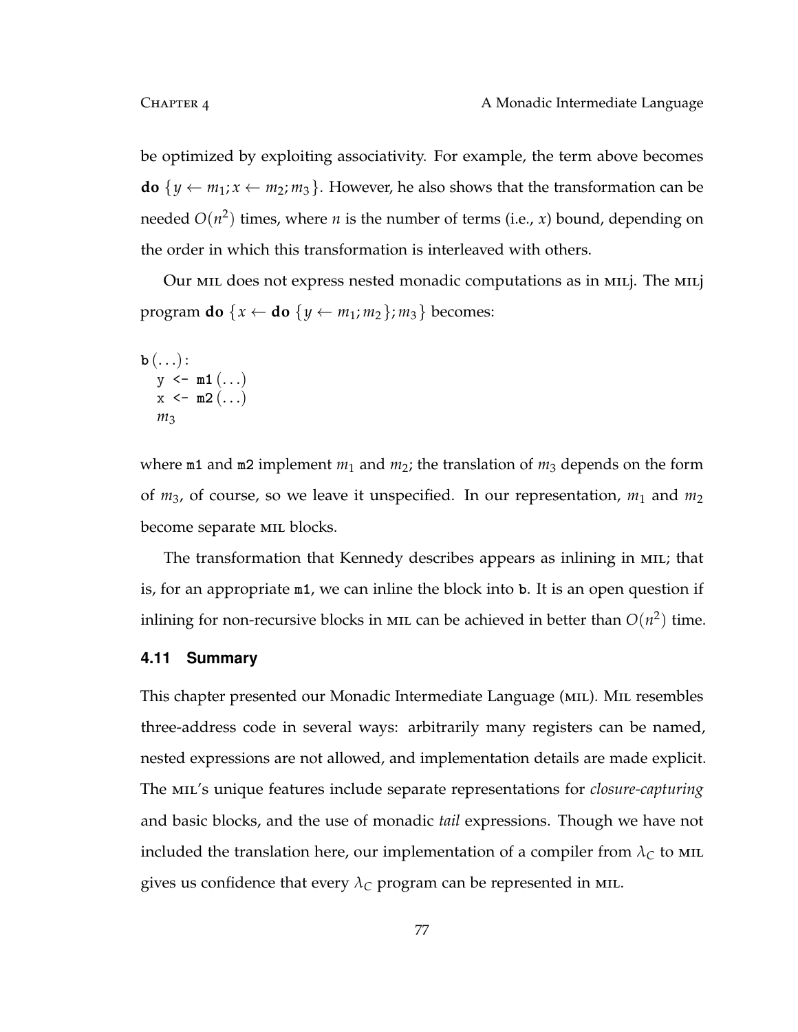be optimized by exploiting associativity. For example, the term above becomes **do** $\{y \leftarrow m_1; x \leftarrow m_2; m_3\}$. However, he also shows that the transformation can be needed $O(n^2)$ times, where $n$ is the number of terms (i.e., $x$) bound, depending on the order in which this transformation is interleaved with others.

Our MIL does not express nested monadic computations as in MILj. The MILj program **do** $\{x \leftarrow$ **do** $\{y \leftarrow m_1; m_2\}; m_3\}$ becomes:

```
b(...):
  y <- m1(...)
  x <- m2(...)
  m3
```

where `m1` and `m2` implement $m_1$ and $m_2$; the translation of $m_3$ depends on the form of $m_3$, of course, so we leave it unspecified. In our representation, $m_1$ and $m_2$ become separate MIL blocks.

The transformation that Kennedy describes appears as inlining in MIL; that is, for an appropriate `m1`, we can inline the block into `b`. It is an open question if inlining for non-recursive blocks in MIL can be achieved in better than $O(n^2)$ time.

## 4.11 Summary

This chapter presented our Monadic Intermediate Language (MIL). MIL resembles three-address code in several ways: arbitrarily many registers can be named, nested expressions are not allowed, and implementation details are made explicit. The MIL's unique features include separate representations for *closure-capturing* and basic blocks, and the use of monadic *tail* expressions. Though we have not included the translation here, our implementation of a compiler from $\lambda_C$ to MIL gives us confidence that every $\lambda_C$ program can be represented in MIL.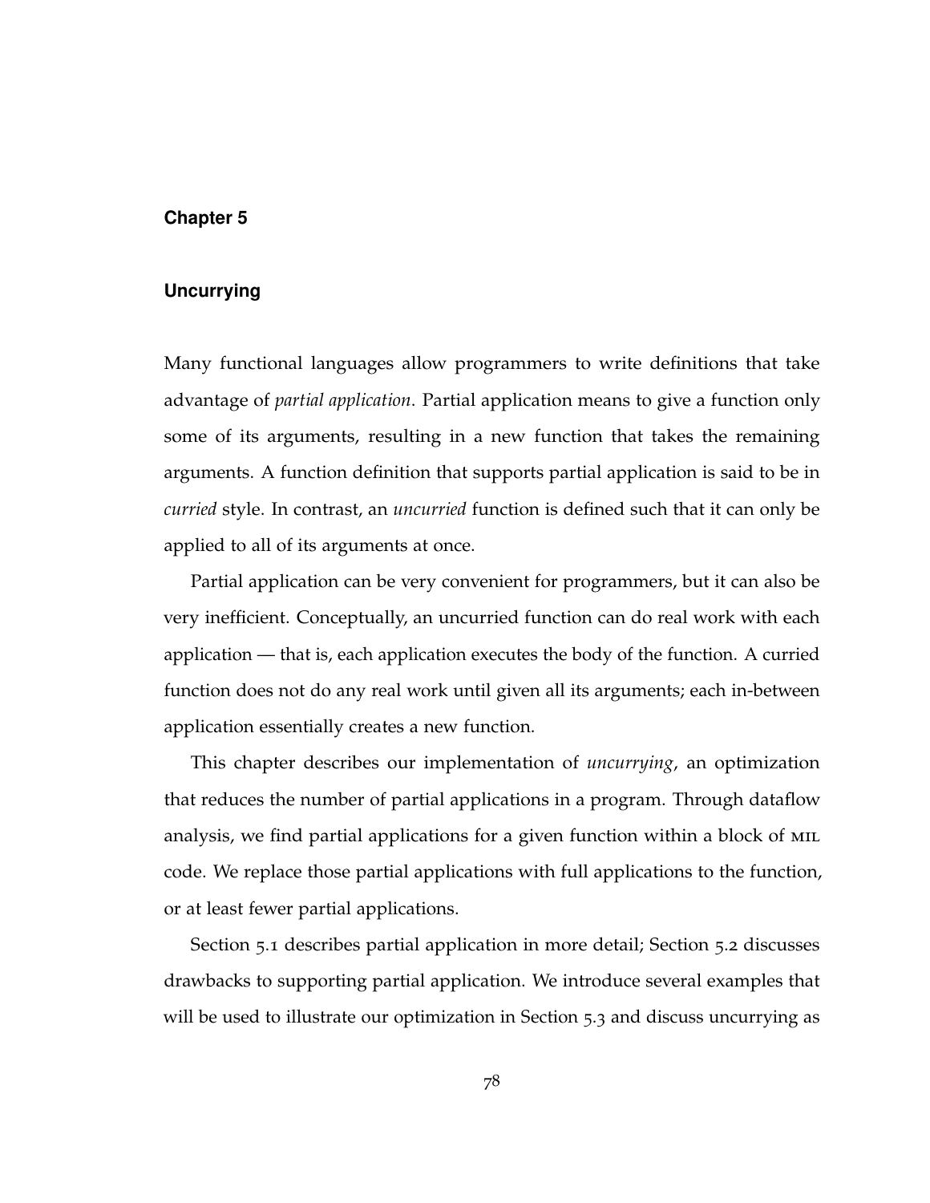# Chapter 5

## Uncurrying

Many functional languages allow programmers to write definitions that take advantage of *partial application*. Partial application means to give a function only some of its arguments, resulting in a new function that takes the remaining arguments. A function definition that supports partial application is said to be in *curried* style. In contrast, an *uncurried* function is defined such that it can only be applied to all of its arguments at once.

Partial application can be very convenient for programmers, but it can also be very inefficient. Conceptually, an uncurried function can do real work with each application — that is, each application executes the body of the function. A curried function does not do any real work until given all its arguments; each in-between application essentially creates a new function.

This chapter describes our implementation of *uncurrying*, an optimization that reduces the number of partial applications in a program. Through dataflow analysis, we find partial applications for a given function within a block of MIL code. We replace those partial applications with full applications to the function, or at least fewer partial applications.

Section 5.1 describes partial application in more detail; Section 5.2 discusses drawbacks to supporting partial application. We introduce several examples that will be used to illustrate our optimization in Section 5.3 and discuss uncurrying as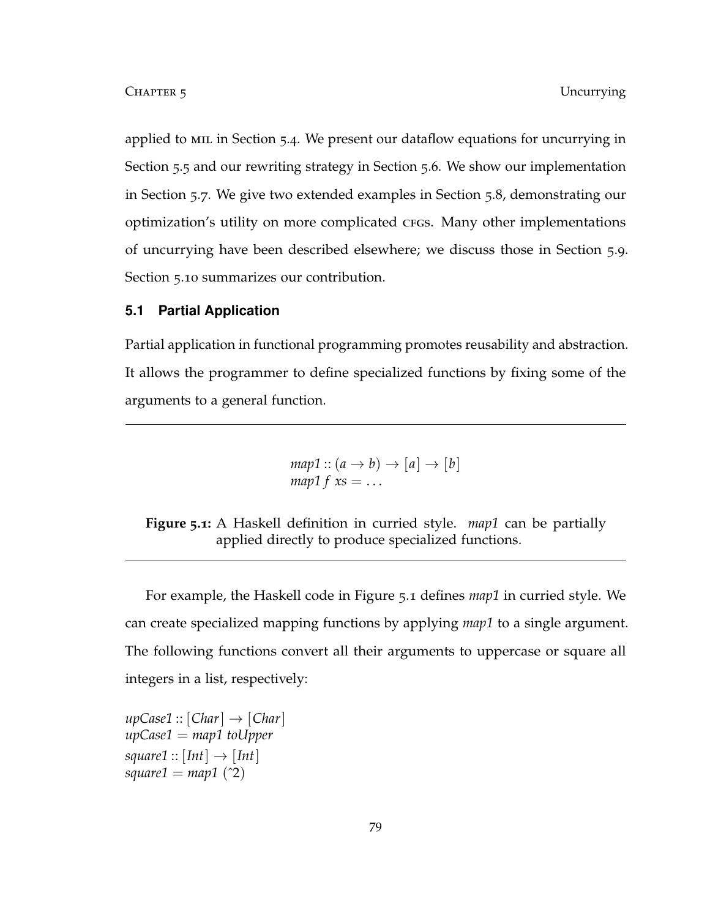applied to MIL in Section 5.4. We present our dataflow equations for uncurrying in Section 5.5 and our rewriting strategy in Section 5.6. We show our implementation in Section 5.7. We give two extended examples in Section 5.8, demonstrating our optimization's utility on more complicated CFGS. Many other implementations of uncurrying have been described elsewhere; we discuss those in Section 5.9. Section 5.10 summarizes our contribution.

## 5.1 Partial Application

Partial application in functional programming promotes reusability and abstraction. It allows the programmer to define specialized functions by fixing some of the arguments to a general function.

```
map1 :: (a → b) → [a] → [b]
map1 f xs = ...
```

**Figure 5.1:** A Haskell definition in curried style. *map1* can be partially applied directly to produce specialized functions.

For example, the Haskell code in Figure 5.1 defines *map1* in curried style. We can create specialized mapping functions by applying *map1* to a single argument. The following functions convert all their arguments to uppercase or square all integers in a list, respectively:

```
upCase1 :: [Char] → [Char]
upCase1 = map1 toUpper
square1 :: [Int] → [Int]
square1 = map1 (^2)
```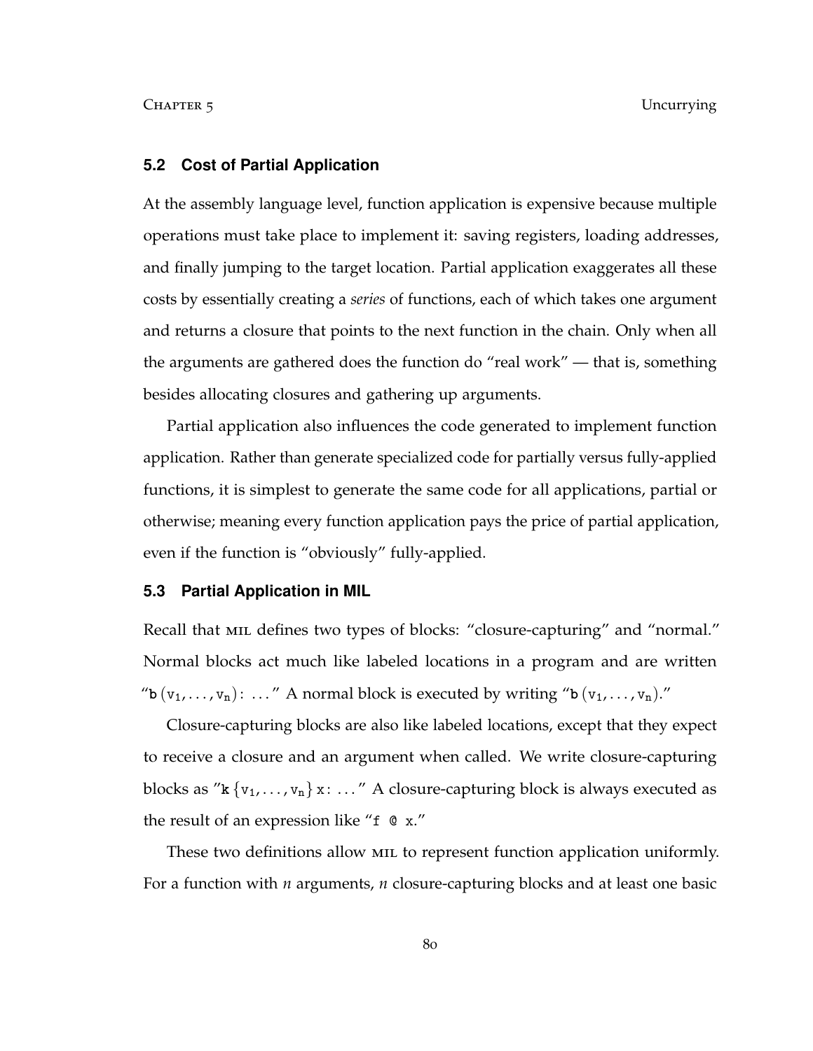## 5.2 Cost of Partial Application

At the assembly language level, function application is expensive because multiple operations must take place to implement it: saving registers, loading addresses, and finally jumping to the target location. Partial application exaggerates all these costs by essentially creating a *series* of functions, each of which takes one argument and returns a closure that points to the next function in the chain. Only when all the arguments are gathered does the function do "real work" — that is, something besides allocating closures and gathering up arguments.

Partial application also influences the code generated to implement function application. Rather than generate specialized code for partially versus fully-applied functions, it is simplest to generate the same code for all applications, partial or otherwise; meaning every function application pays the price of partial application, even if the function is "obviously" fully-applied.

## 5.3 Partial Application in MIL

Recall that MIL defines two types of blocks: "closure-capturing" and "normal." Normal blocks act much like labeled locations in a program and are written "$\mathbf{b}\,(v_1, \ldots, v_n)\colon\ \ldots$" A normal block is executed by writing "$\mathbf{b}\,(v_1, \ldots, v_n)$."

Closure-capturing blocks are also like labeled locations, except that they expect to receive a closure and an argument when called. We write closure-capturing blocks as "$\mathbf{k}\,\{v_1, \ldots, v_n\}\;x\colon\ \ldots$" A closure-capturing block is always executed as the result of an expression like "`f @ x`."

These two definitions allow MIL to represent function application uniformly. For a function with *n* arguments, *n* closure-capturing blocks and at least one basic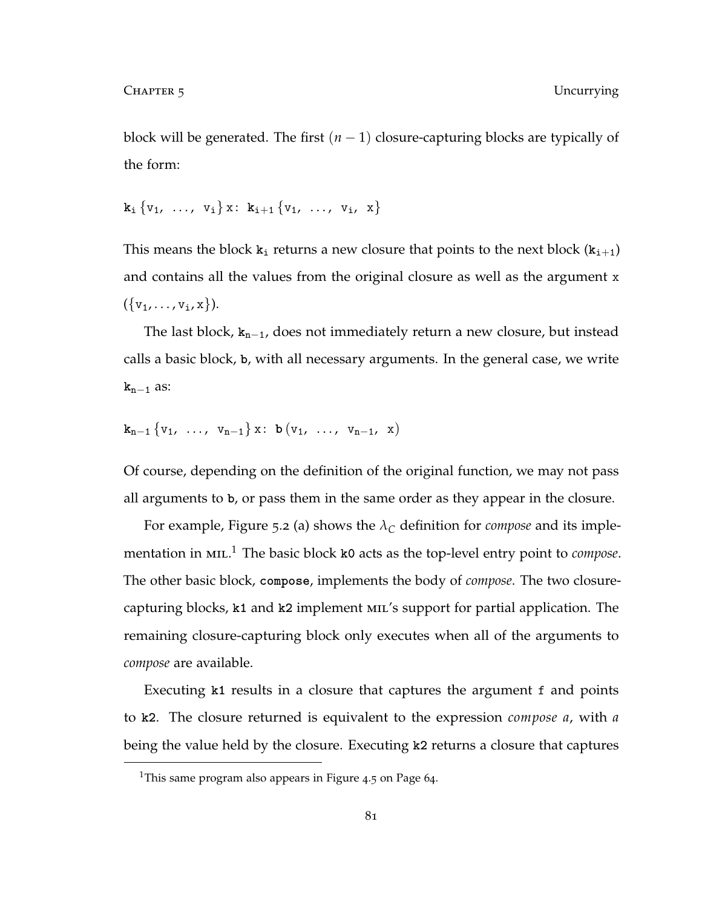block will be generated. The first $(n-1)$ closure-capturing blocks are typically of the form:

```
k_i {v_1, ..., v_i} x: k_{i+1} {v_1, ..., v_i, x}
```

This means the block $\mathtt{k_i}$ returns a new closure that points to the next block ($\mathtt{k_{i+1}}$) and contains all the values from the original closure as well as the argument `x` ($\{\mathtt{v_1}, \ldots, \mathtt{v_i}, \mathtt{x}\}$).

The last block, $\mathtt{k_{n-1}}$, does not immediately return a new closure, but instead calls a basic block, `b`, with all necessary arguments. In the general case, we write $\mathtt{k_{n-1}}$ as:

```
k_{n-1} {v_1, ..., v_{n-1}} x: b (v_1, ..., v_{n-1}, x)
```

Of course, depending on the definition of the original function, we may not pass all arguments to `b`, or pass them in the same order as they appear in the closure.

For example, Figure 5.2 (a) shows the $\lambda_C$ definition for *compose* and its implementation in MIL.[1] The basic block **`k0`** acts as the top-level entry point to *compose*. The other basic block, **`compose`**, implements the body of *compose*. The two closure-capturing blocks, **`k1`** and **`k2`** implement MIL's support for partial application. The remaining closure-capturing block only executes when all of the arguments to *compose* are available.

Executing **`k1`** results in a closure that captures the argument `f` and points to **`k2`**. The closure returned is equivalent to the expression *compose a*, with *a* being the value held by the closure. Executing **`k2`** returns a closure that captures

[1] This same program also appears in Figure 4.5 on Page 64.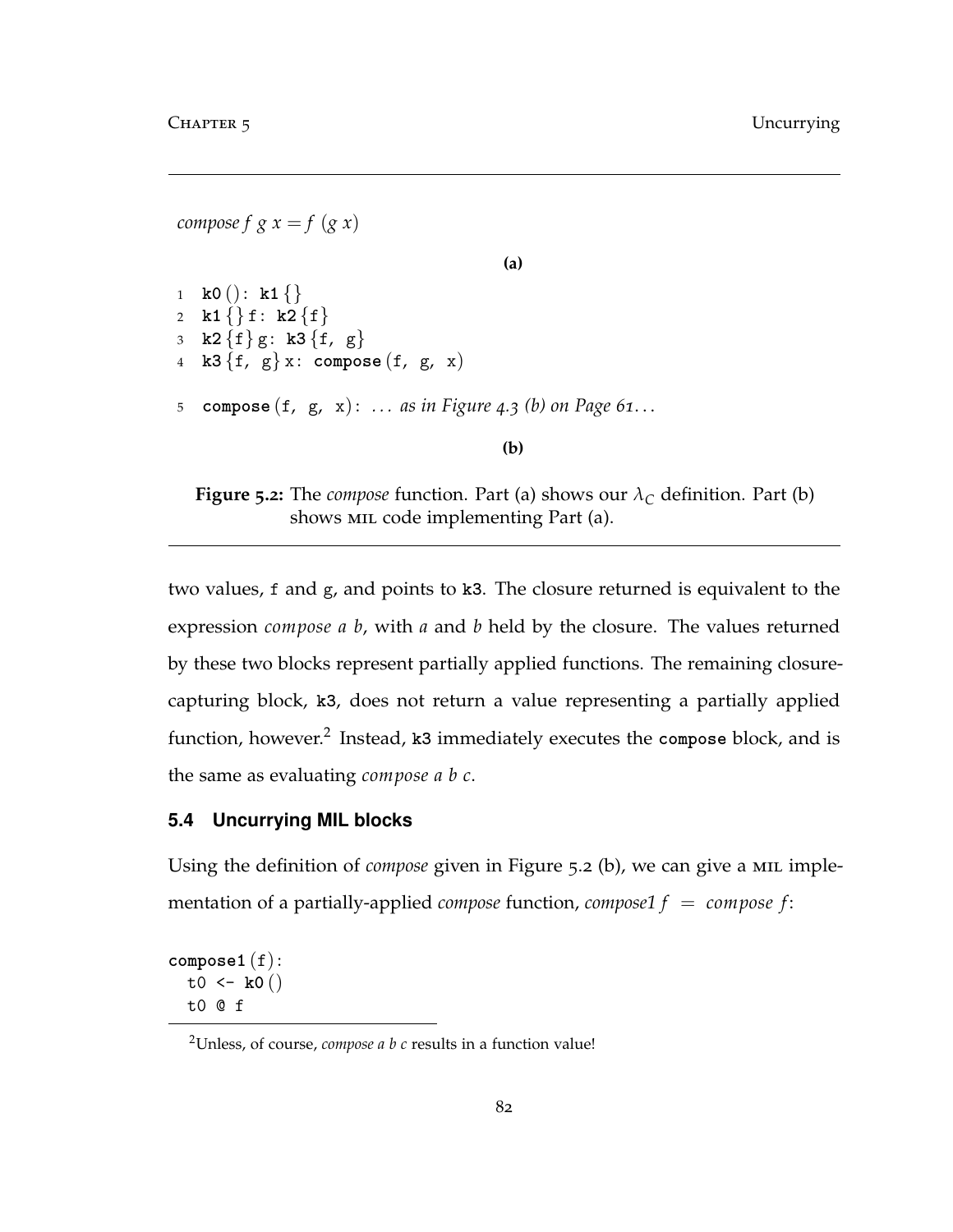*compose f g x* = *f* (*g x*)

**(a)**

```
1  k0(): k1{}
2  k1{} f: k2{f}
3  k2{f} g: k3{f, g}
4  k3{f, g} x: compose(f, g, x)

5  compose(f, g, x): ... as in Figure 4.3 (b) on Page 61...
```

**(b)**

**Figure 5.2:** The *compose* function. Part (a) shows our $\lambda_C$ definition. Part (b) shows MIL code implementing Part (a).

two values, f and g, and points to k3. The closure returned is equivalent to the expression *compose a b*, with *a* and *b* held by the closure. The values returned by these two blocks represent partially applied functions. The remaining closure-capturing block, k3, does not return a value representing a partially applied function, however.[2] Instead, k3 immediately executes the compose block, and is the same as evaluating *compose a b c*.

### 5.4 Uncurrying MIL blocks

Using the definition of *compose* given in Figure 5.2 (b), we can give a MIL implementation of a partially-applied *compose* function, *compose1 f* = *compose f*:

```
compose1(f):
  t0 <- k0()
  t0 @ f
```

[2] Unless, of course, *compose a b c* results in a function value!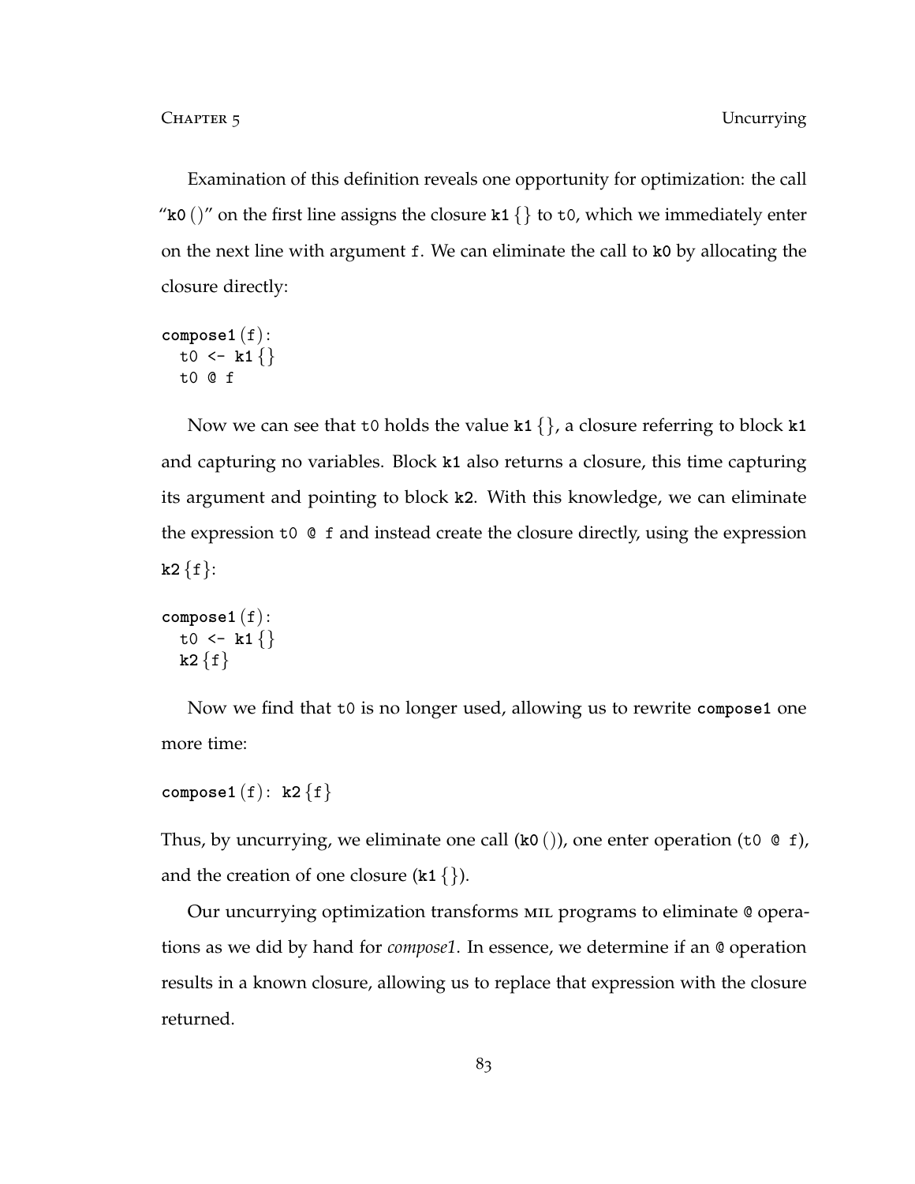Examination of this definition reveals one opportunity for optimization: the call "`k0 ()`" on the first line assigns the closure `k1 {}` to `t0`, which we immediately enter on the next line with argument `f`. We can eliminate the call to `k0` by allocating the closure directly:

```
compose1 (f):
  t0 <- k1 {}
  t0 @ f
```

Now we can see that `t0` holds the value `k1 {}`, a closure referring to block `k1` and capturing no variables. Block `k1` also returns a closure, this time capturing its argument and pointing to block `k2`. With this knowledge, we can eliminate the expression `t0 @ f` and instead create the closure directly, using the expression `k2 {f}`:

```
compose1 (f):
  t0 <- k1 {}
  k2 {f}
```

Now we find that `t0` is no longer used, allowing us to rewrite `compose1` one more time:

```
compose1 (f): k2 {f}
```

Thus, by uncurrying, we eliminate one call (`k0 ()`), one enter operation (`t0 @ f`), and the creation of one closure (`k1 {}`).

Our uncurrying optimization transforms MIL programs to eliminate `@` operations as we did by hand for *compose1*. In essence, we determine if an `@` operation results in a known closure, allowing us to replace that expression with the closure returned.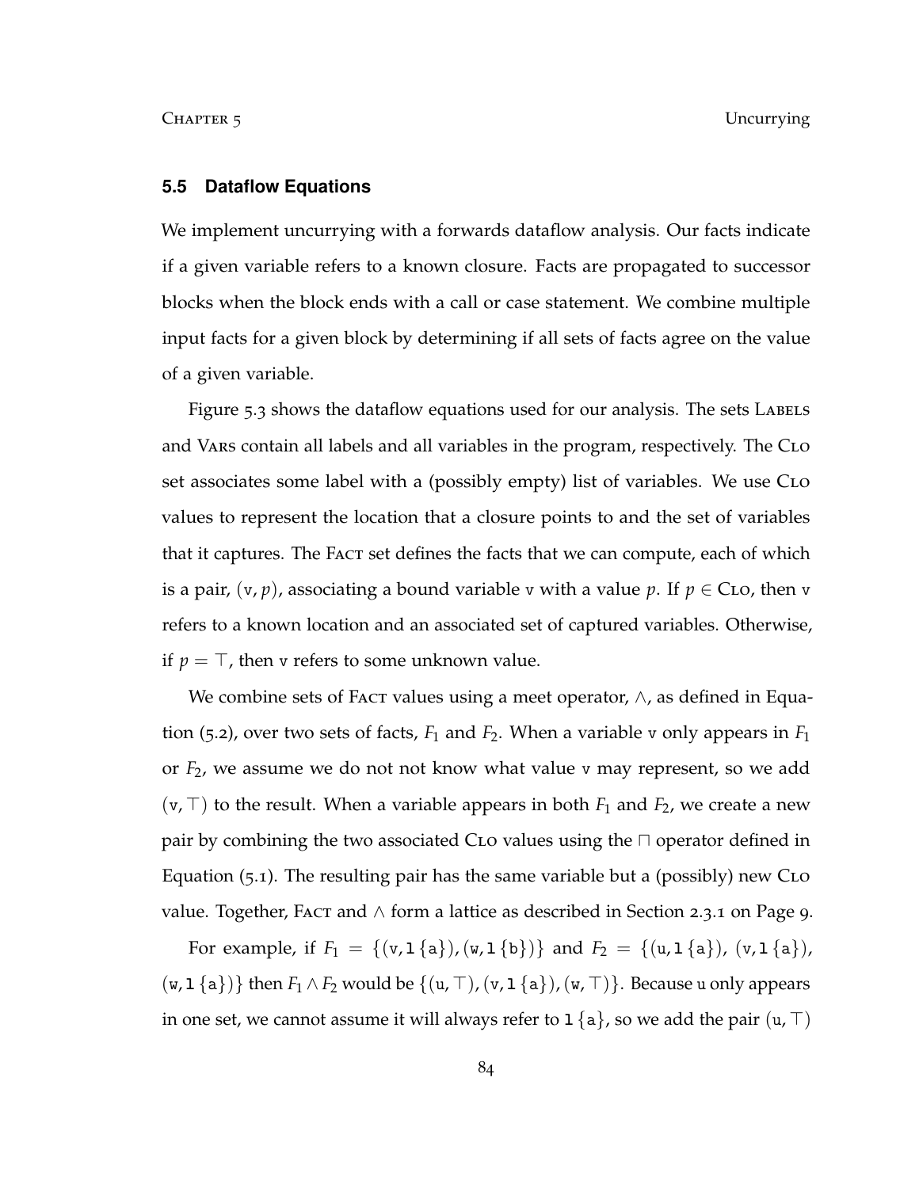## 5.5 Dataflow Equations

We implement uncurrying with a forwards dataflow analysis. Our facts indicate if a given variable refers to a known closure. Facts are propagated to successor blocks when the block ends with a call or case statement. We combine multiple input facts for a given block by determining if all sets of facts agree on the value of a given variable.

Figure 5.3 shows the dataflow equations used for our analysis. The sets Labels and Vars contain all labels and all variables in the program, respectively. The Clo set associates some label with a (possibly empty) list of variables. We use Clo values to represent the location that a closure points to and the set of variables that it captures. The Fact set defines the facts that we can compute, each of which is a pair, $(\mathtt{v}, p)$, associating a bound variable $\mathtt{v}$ with a value $p$. If $p \in \text{Clo}$, then $\mathtt{v}$ refers to a known location and an associated set of captured variables. Otherwise, if $p = \top$, then $\mathtt{v}$ refers to some unknown value.

We combine sets of Fact values using a meet operator, $\wedge$, as defined in Equation (5.2), over two sets of facts, $F_1$ and $F_2$. When a variable $\mathtt{v}$ only appears in $F_1$ or $F_2$, we assume we do not not know what value $\mathtt{v}$ may represent, so we add $(\mathtt{v}, \top)$ to the result. When a variable appears in both $F_1$ and $F_2$, we create a new pair by combining the two associated Clo values using the $\sqcap$ operator defined in Equation (5.1). The resulting pair has the same variable but a (possibly) new Clo value. Together, Fact and $\wedge$ form a lattice as described in Section 2.3.1 on Page 9.

For example, if $F_1 = \{(\mathtt{v}, \mathtt{l}\,\{\mathtt{a}\}), (\mathtt{w}, \mathtt{l}\,\{\mathtt{b}\})\}$ and $F_2 = \{(\mathtt{u}, \mathtt{l}\,\{\mathtt{a}\}), (\mathtt{v}, \mathtt{l}\,\{\mathtt{a}\}), (\mathtt{w}, \mathtt{l}\,\{\mathtt{a}\})\}$ then $F_1 \wedge F_2$ would be $\{(\mathtt{u}, \top), (\mathtt{v}, \mathtt{l}\,\{\mathtt{a}\}), (\mathtt{w}, \top)\}$. Because $\mathtt{u}$ only appears in one set, we cannot assume it will always refer to $\mathtt{l}\,\{\mathtt{a}\}$, so we add the pair $(\mathtt{u}, \top)$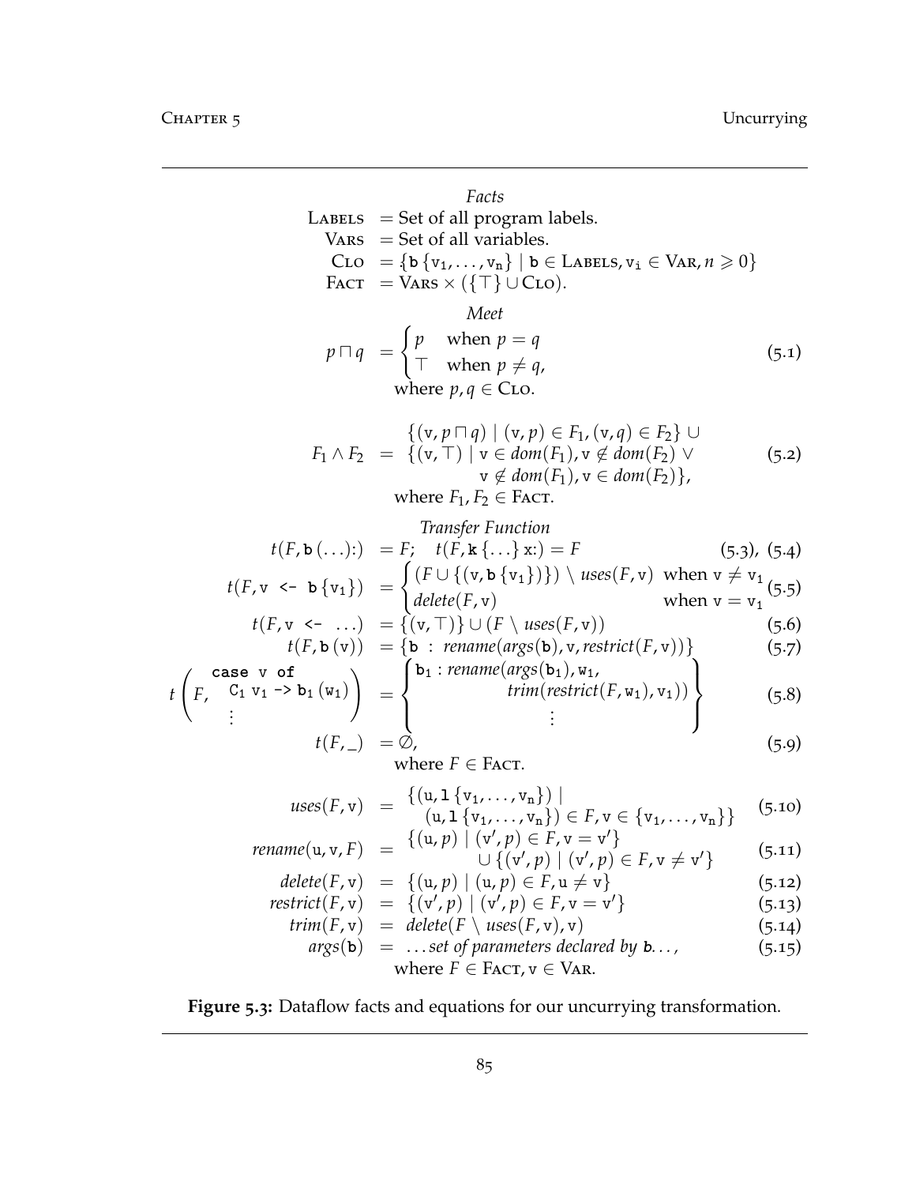*Facts*

$$
\begin{aligned}
\text{LABELS} &= \text{Set of all program labels.}\\
\text{VARS} &= \text{Set of all variables.}\\
\text{CLO} &= \{\mathtt{b}\,\{\mathtt{v_1},\ldots,\mathtt{v_n}\} \mid \mathtt{b} \in \text{LABELS}, \mathtt{v_i} \in \text{VAR}, n \geqslant 0\}\\
\text{FACT} &= \text{VARS} \times (\{\top\} \cup \text{CLO}).
\end{aligned}
$$

*Meet*

$$
p \sqcap q = \begin{cases} p & \text{when } p = q \\ \top & \text{when } p \neq q, \end{cases} \tag{5.1}
$$
where $p, q \in \text{CLO}$.

$$
\begin{aligned}
F_1 \wedge F_2 = \; & \{(\mathtt{v}, p \sqcap q) \mid (\mathtt{v}, p) \in F_1, (\mathtt{v}, q) \in F_2\} \cup \\
& \{(\mathtt{v}, \top) \mid \mathtt{v} \in dom(F_1), \mathtt{v} \notin dom(F_2) \vee \\
& \qquad \mathtt{v} \notin dom(F_1), \mathtt{v} \in dom(F_2)\},
\end{aligned} \tag{5.2}
$$
where $F_1, F_2 \in \text{FACT}$.

*Transfer Function*

$$
t(F, \mathtt{b}\,(\ldots)\mathtt{:}) = F; \quad t(F, \mathtt{k}\,\{\ldots\}\,\mathtt{x:}) = F \tag{5.3), (5.4}
$$

$$
t(F, \mathtt{v \ \texttt{<-} \ b}\,\{\mathtt{v_1}\}) = \begin{cases} (F \cup \{(\mathtt{v}, \mathtt{b}\,\{\mathtt{v_1}\})\}) \setminus uses(F, \mathtt{v}) & \text{when } \mathtt{v} \neq \mathtt{v_1} \\ delete(F, \mathtt{v}) & \text{when } \mathtt{v} = \mathtt{v_1} \end{cases} \tag{5.5}
$$

$$
t(F, \mathtt{v \ \texttt{<-} \ \ldots}) = \{(\mathtt{v}, \top)\} \cup (F \setminus uses(F, \mathtt{v})) \tag{5.6}
$$

$$
t(F, \mathtt{b}\,(\mathtt{v})) = \{\mathtt{b} \ : \ rename(args(\mathtt{b}), \mathtt{v}, restrict(F, \mathtt{v}))\} \tag{5.7}
$$

$$
t\left(F, \begin{array}{l}\mathtt{case\ v\ of} \\ \quad \mathtt{C_1\ v_1\ \texttt{->}\ b_1\,(w_1)} \\ \quad \vdots \end{array}\right) = \left\{ \begin{array}{l} \mathtt{b_1} : rename(args(\mathtt{b_1}), \mathtt{w_1}, \\ \qquad\qquad trim(restrict(F, \mathtt{w_1}), \mathtt{v_1})) \\ \qquad\qquad \vdots \end{array} \right\} \tag{5.8}
$$

$$
t(F, \_) = \varnothing, \tag{5.9}
$$
where $F \in \text{FACT}$.

$$
\begin{aligned}
uses(F, \mathtt{v}) &= \{(\mathtt{u}, \mathtt{l}\,\{\mathtt{v_1},\ldots,\mathtt{v_n}\}) \mid \\
&\qquad (\mathtt{u}, \mathtt{l}\,\{\mathtt{v_1},\ldots,\mathtt{v_n}\}) \in F, \mathtt{v} \in \{\mathtt{v_1},\ldots,\mathtt{v_n}\}\} && (5.10)\\
rename(\mathtt{u}, \mathtt{v}, F) &= \{(\mathtt{u}, p) \mid (\mathtt{v'}, p) \in F, \mathtt{v} = \mathtt{v'}\} \\
&\qquad \cup \{(\mathtt{v'}, p) \mid (\mathtt{v'}, p) \in F, \mathtt{v} \neq \mathtt{v'}\} && (5.11)\\
delete(F, \mathtt{v}) &= \{(\mathtt{u}, p) \mid (\mathtt{u}, p) \in F, \mathtt{u} \neq \mathtt{v}\} && (5.12)\\
restrict(F, \mathtt{v}) &= \{(\mathtt{v'}, p) \mid (\mathtt{v'}, p) \in F, \mathtt{v} = \mathtt{v'}\} && (5.13)\\
trim(F, \mathtt{v}) &= delete(F \setminus uses(F, \mathtt{v}), \mathtt{v}) && (5.14)\\
args(\mathtt{b}) &= \ldots \textit{set of parameters declared by } \mathtt{b}\ldots, && (5.15)
\end{aligned}
$$
where $F \in \text{FACT}, \mathtt{v} \in \text{VAR}$.

**Figure 5.3:** Dataflow facts and equations for our uncurrying transformation.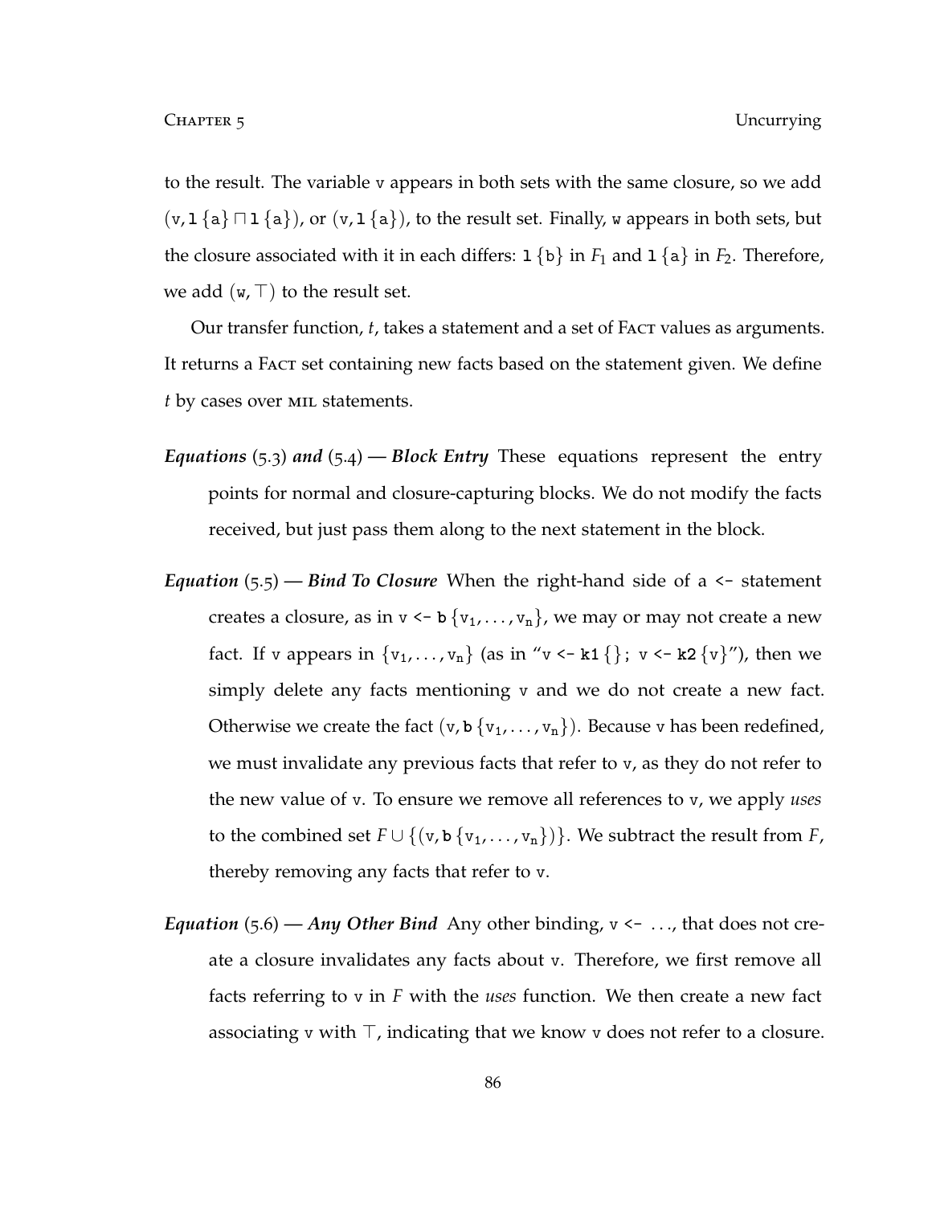to the result. The variable `v` appears in both sets with the same closure, so we add $(\texttt{v}, \texttt{l}\,\{\texttt{a}\} \sqcap \texttt{l}\,\{\texttt{a}\})$, or $(\texttt{v}, \texttt{l}\,\{\texttt{a}\})$, to the result set. Finally, `w` appears in both sets, but the closure associated with it in each differs: $\texttt{l}\,\{\texttt{b}\}$ in $F_1$ and $\texttt{l}\,\{\texttt{a}\}$ in $F_2$. Therefore, we add $(\texttt{w}, \top)$ to the result set.

Our transfer function, $t$, takes a statement and a set of Fact values as arguments. It returns a Fact set containing new facts based on the statement given. We define $t$ by cases over MIL statements.

***Equations* (5.3) *and* (5.4) — *Block Entry*** These equations represent the entry points for normal and closure-capturing blocks. We do not modify the facts received, but just pass them along to the next statement in the block.

***Equation* (5.5) — *Bind To Closure*** When the right-hand side of a `<-` statement creates a closure, as in $\texttt{v <- b}\,\{\texttt{v}_1, \ldots, \texttt{v}_\texttt{n}\}$, we may or may not create a new fact. If `v` appears in $\{\texttt{v}_1, \ldots, \texttt{v}_\texttt{n}\}$ (as in "$\texttt{v <- k1}\,\{\}$; $\texttt{v <- k2}\,\{\texttt{v}\}$"), then we simply delete any facts mentioning `v` and we do not create a new fact. Otherwise we create the fact $(\texttt{v}, \texttt{b}\,\{\texttt{v}_1, \ldots, \texttt{v}_\texttt{n}\})$. Because `v` has been redefined, we must invalidate any previous facts that refer to `v`, as they do not refer to the new value of `v`. To ensure we remove all references to `v`, we apply *uses* to the combined set $F \cup \{(\texttt{v}, \texttt{b}\,\{\texttt{v}_1, \ldots, \texttt{v}_\texttt{n}\})\}$. We subtract the result from $F$, thereby removing any facts that refer to `v`.

***Equation* (5.6) — *Any Other Bind*** Any other binding, `v <- ...`, that does not create a closure invalidates any facts about `v`. Therefore, we first remove all facts referring to `v` in $F$ with the *uses* function. We then create a new fact associating `v` with $\top$, indicating that we know `v` does not refer to a closure.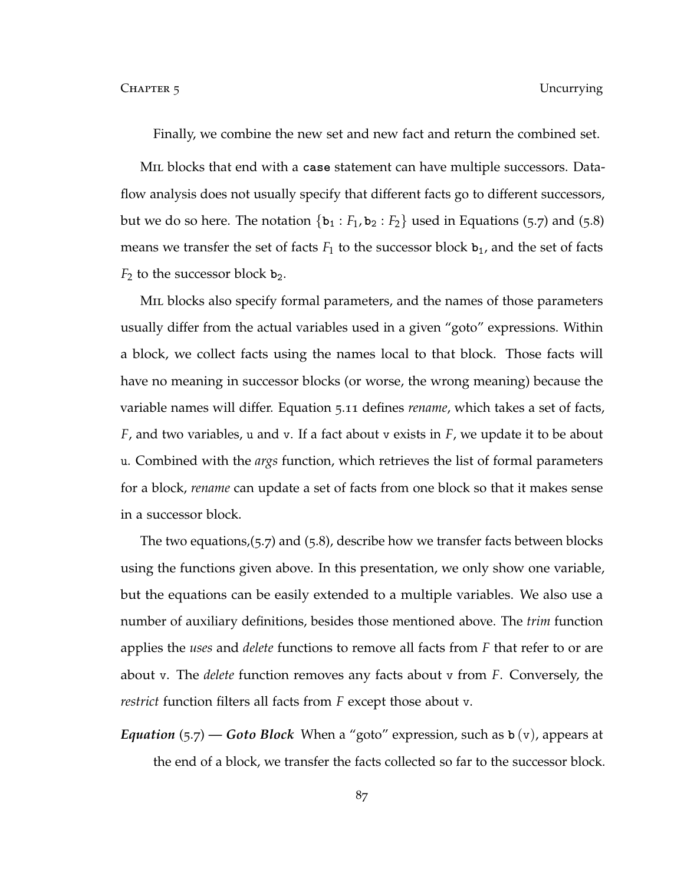Finally, we combine the new set and new fact and return the combined set.

MIL blocks that end with a `case` statement can have multiple successors. Dataflow analysis does not usually specify that different facts go to different successors, but we do so here. The notation $\{\mathtt{b}_1 : F_1, \mathtt{b}_2 : F_2\}$ used in Equations (5.7) and (5.8) means we transfer the set of facts $F_1$ to the successor block $\mathtt{b}_1$, and the set of facts $F_2$ to the successor block $\mathtt{b}_2$.

MIL blocks also specify formal parameters, and the names of those parameters usually differ from the actual variables used in a given "goto" expressions. Within a block, we collect facts using the names local to that block. Those facts will have no meaning in successor blocks (or worse, the wrong meaning) because the variable names will differ. Equation 5.11 defines *rename*, which takes a set of facts, $F$, and two variables, `u` and `v`. If a fact about `v` exists in $F$, we update it to be about `u`. Combined with the *args* function, which retrieves the list of formal parameters for a block, *rename* can update a set of facts from one block so that it makes sense in a successor block.

The two equations,(5.7) and (5.8), describe how we transfer facts between blocks using the functions given above. In this presentation, we only show one variable, but the equations can be easily extended to a multiple variables. We also use a number of auxiliary definitions, besides those mentioned above. The *trim* function applies the *uses* and *delete* functions to remove all facts from $F$ that refer to or are about `v`. The *delete* function removes any facts about `v` from $F$. Conversely, the *restrict* function filters all facts from $F$ except those about `v`.

***Equation* (5.7) — *Goto Block*** When a "goto" expression, such as `b (v)`, appears at the end of a block, we transfer the facts collected so far to the successor block.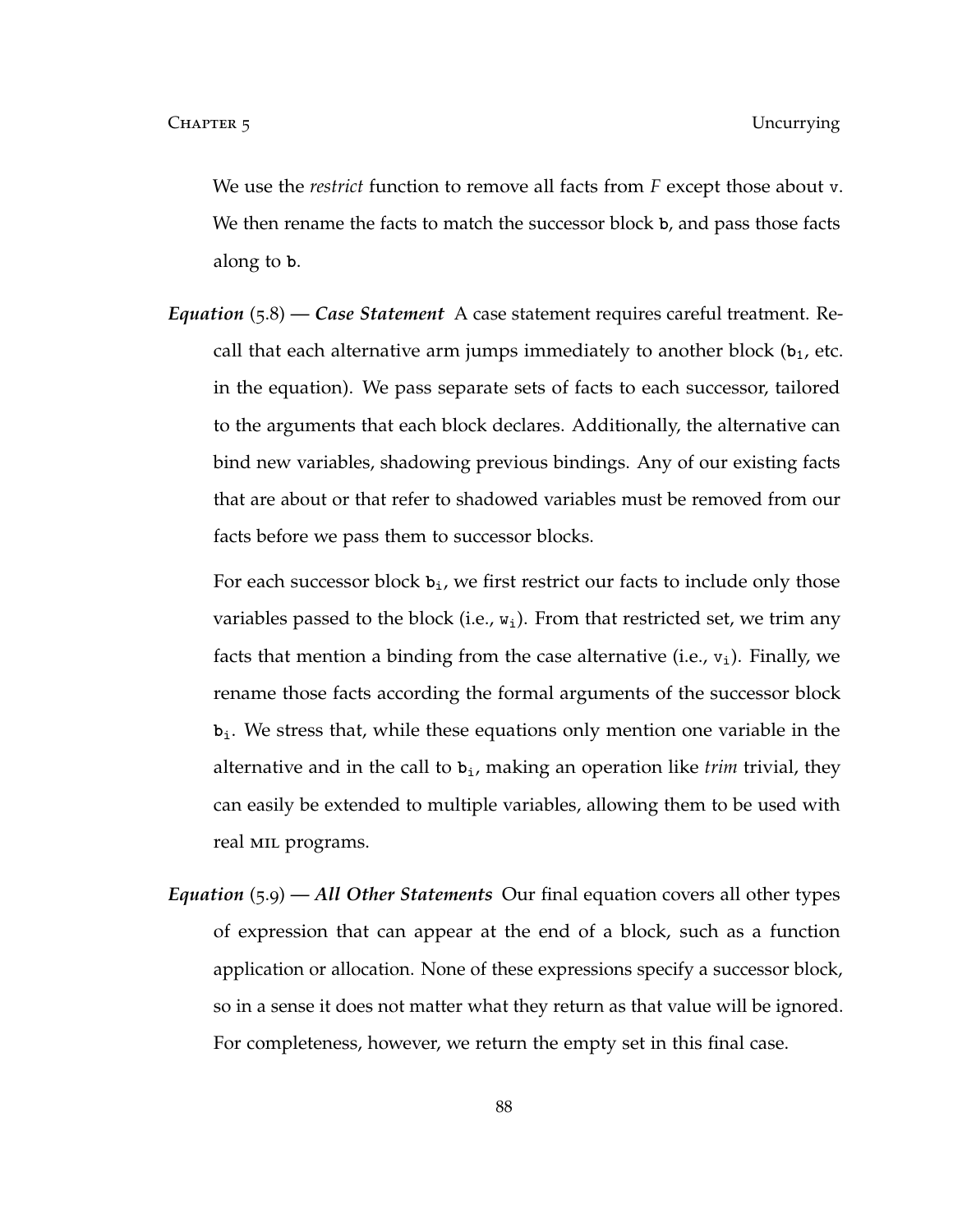We use the *restrict* function to remove all facts from $F$ except those about `v`. We then rename the facts to match the successor block `b`, and pass those facts along to `b`.

***Equation* (5.8) — *Case Statement*** A case statement requires careful treatment. Recall that each alternative arm jumps immediately to another block ($\mathtt{b}_1$, etc. in the equation). We pass separate sets of facts to each successor, tailored to the arguments that each block declares. Additionally, the alternative can bind new variables, shadowing previous bindings. Any of our existing facts that are about or that refer to shadowed variables must be removed from our facts before we pass them to successor blocks.

For each successor block $\mathtt{b}_\mathtt{i}$, we first restrict our facts to include only those variables passed to the block (i.e., $\mathtt{w}_\mathtt{i}$). From that restricted set, we trim any facts that mention a binding from the case alternative (i.e., $\mathtt{v}_\mathtt{i}$). Finally, we rename those facts according the formal arguments of the successor block $\mathtt{b}_\mathtt{i}$. We stress that, while these equations only mention one variable in the alternative and in the call to $\mathtt{b}_\mathtt{i}$, making an operation like *trim* trivial, they can easily be extended to multiple variables, allowing them to be used with real MIL programs.

***Equation* (5.9) — *All Other Statements*** Our final equation covers all other types of expression that can appear at the end of a block, such as a function application or allocation. None of these expressions specify a successor block, so in a sense it does not matter what they return as that value will be ignored. For completeness, however, we return the empty set in this final case.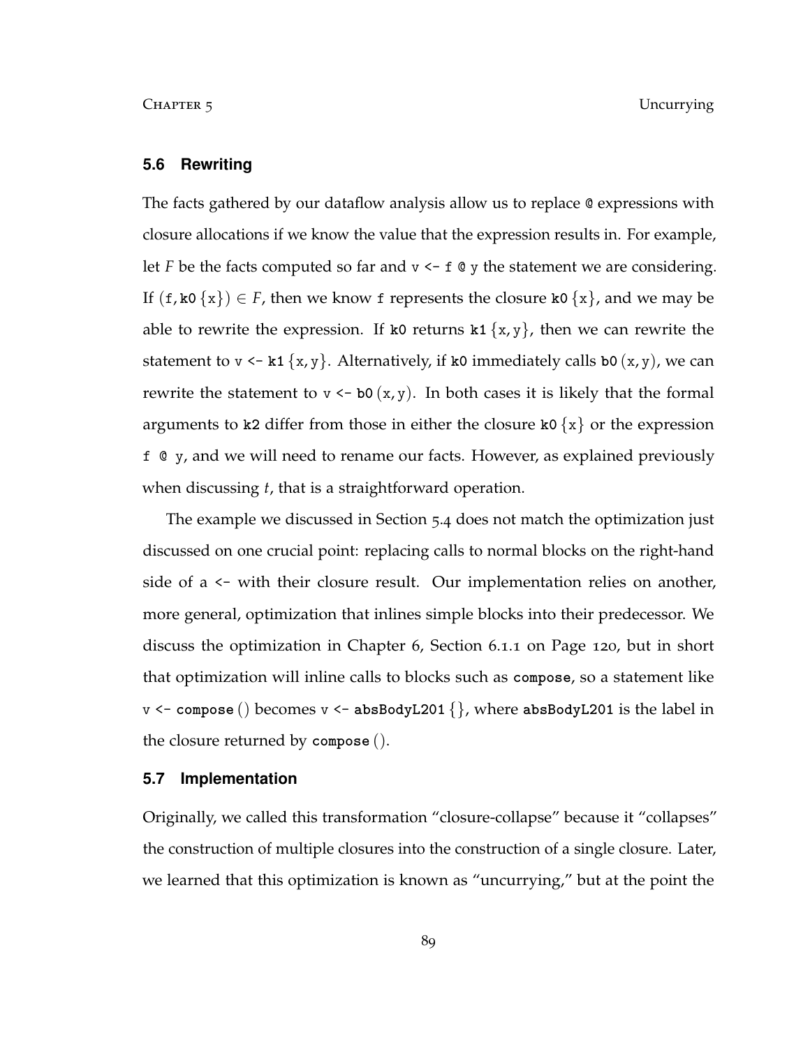## 5.6 Rewriting

The facts gathered by our dataflow analysis allow us to replace @ expressions with closure allocations if we know the value that the expression results in. For example, let $F$ be the facts computed so far and `v <- f @ y` the statement we are considering. If $(\texttt{f}, \texttt{k0}\,\{\texttt{x}\}) \in F$, then we know `f` represents the closure `k0` $\{$`x`$\}$, and we may be able to rewrite the expression. If `k0` returns `k1` $\{$`x`, `y`$\}$, then we can rewrite the statement to `v <- k1` $\{$`x`, `y`$\}$. Alternatively, if `k0` immediately calls `b0` (`x`, `y`), we can rewrite the statement to `v <- b0` (`x`, `y`). In both cases it is likely that the formal arguments to `k2` differ from those in either the closure `k0` $\{$`x`$\}$ or the expression `f @ y`, and we will need to rename our facts. However, as explained previously when discussing $t$, that is a straightforward operation.

The example we discussed in Section 5.4 does not match the optimization just discussed on one crucial point: replacing calls to normal blocks on the right-hand side of a `<-` with their closure result. Our implementation relies on another, more general, optimization that inlines simple blocks into their predecessor. We discuss the optimization in Chapter 6, Section 6.1.1 on Page 120, but in short that optimization will inline calls to blocks such as `compose`, so a statement like `v <- compose` () becomes `v <- absBodyL201` $\{\}$, where `absBodyL201` is the label in the closure returned by `compose` ().

## 5.7 Implementation

Originally, we called this transformation "closure-collapse" because it "collapses" the construction of multiple closures into the construction of a single closure. Later, we learned that this optimization is known as "uncurrying," but at the point the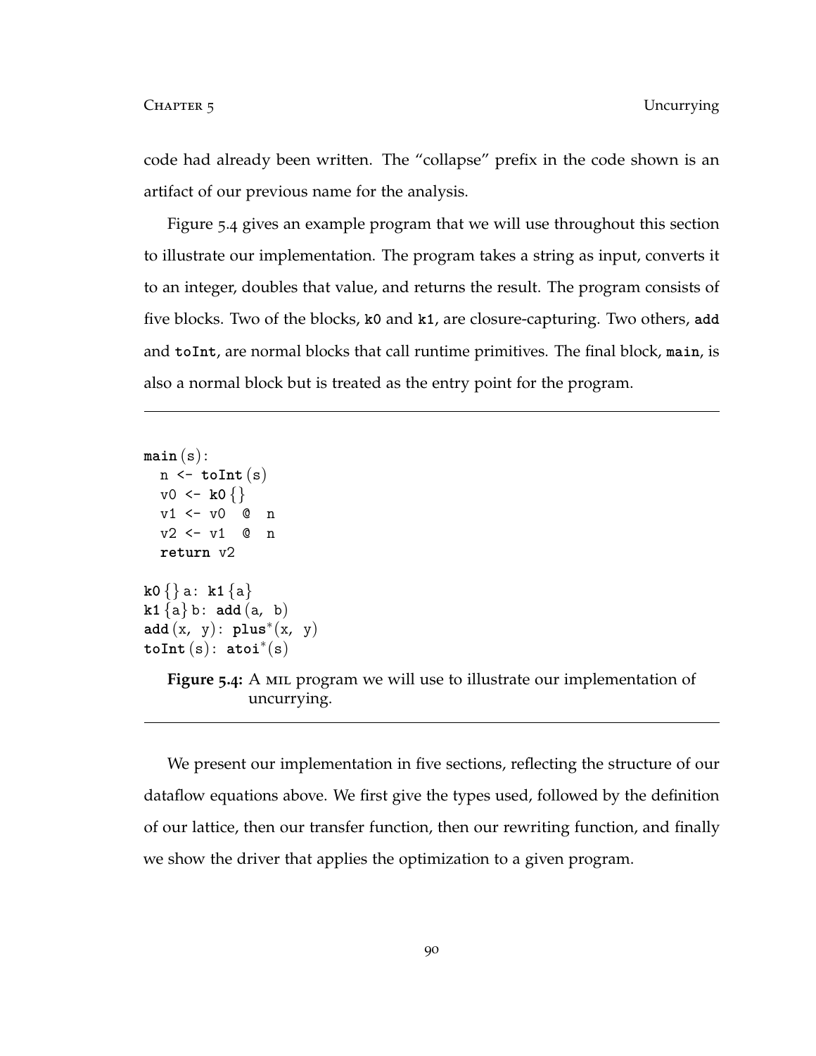code had already been written. The "collapse" prefix in the code shown is an artifact of our previous name for the analysis.

Figure 5.4 gives an example program that we will use throughout this section to illustrate our implementation. The program takes a string as input, converts it to an integer, doubles that value, and returns the result. The program consists of five blocks. Two of the blocks, **k0** and **k1**, are closure-capturing. Two others, **add** and **toInt**, are normal blocks that call runtime primitives. The final block, **main**, is also a normal block but is treated as the entry point for the program.

```
main(s):
  n <- toInt(s)
  v0 <- k0{}
  v1 <- v0 @ n
  v2 <- v1 @ n
  return v2

k0{} a: k1{a}
k1{a} b: add(a, b)
add(x, y): plus*(x, y)
toInt(s): atoi*(s)
```

**Figure 5.4:** A MIL program we will use to illustrate our implementation of uncurrying.

We present our implementation in five sections, reflecting the structure of our dataflow equations above. We first give the types used, followed by the definition of our lattice, then our transfer function, then our rewriting function, and finally we show the driver that applies the optimization to a given program.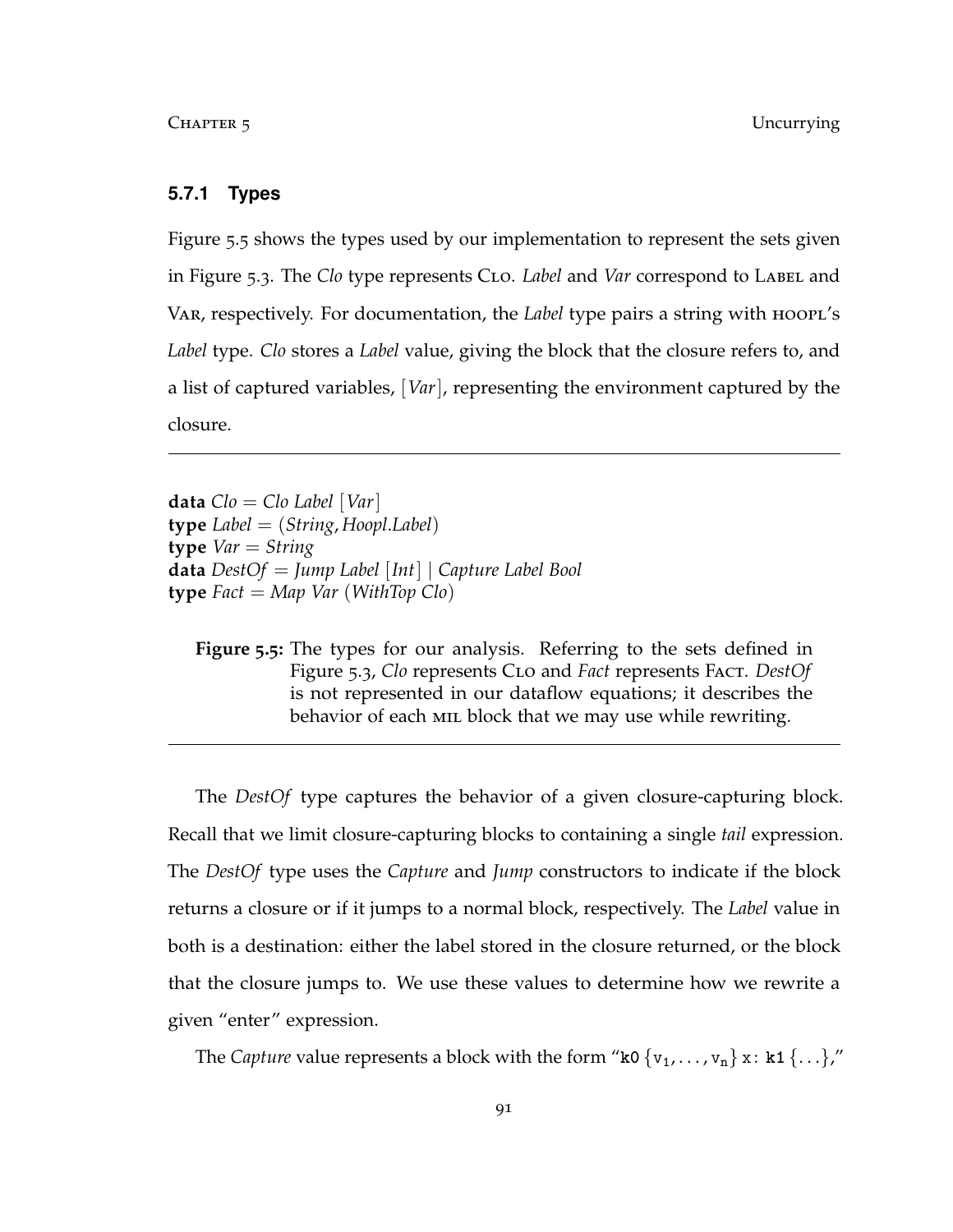### 5.7.1 Types

Figure 5.5 shows the types used by our implementation to represent the sets given in Figure 5.3. The *Clo* type represents Clo. *Label* and *Var* correspond to Label and Var, respectively. For documentation, the *Label* type pairs a string with hoopl's *Label* type. *Clo* stores a *Label* value, giving the block that the closure refers to, and a list of captured variables, [*Var*], representing the environment captured by the closure.

---

```
data Clo = Clo Label [Var]
type Label = (String, Hoopl.Label)
type Var = String
data DestOf = Jump Label [Int] | Capture Label Bool
type Fact = Map Var (WithTop Clo)
```

**Figure 5.5:** The types for our analysis. Referring to the sets defined in Figure 5.3, *Clo* represents Clo and *Fact* represents Fact. *DestOf* is not represented in our dataflow equations; it describes the behavior of each mil block that we may use while rewriting.

---

The *DestOf* type captures the behavior of a given closure-capturing block. Recall that we limit closure-capturing blocks to containing a single *tail* expression. The *DestOf* type uses the *Capture* and *Jump* constructors to indicate if the block returns a closure or if it jumps to a normal block, respectively. The *Label* value in both is a destination: either the label stored in the closure returned, or the block that the closure jumps to. We use these values to determine how we rewrite a given "enter" expression.

The *Capture* value represents a block with the form "$\texttt{k0}\,\{v_1, \ldots, v_n\}\; x\colon \texttt{k1}\,\{\ldots\}$,"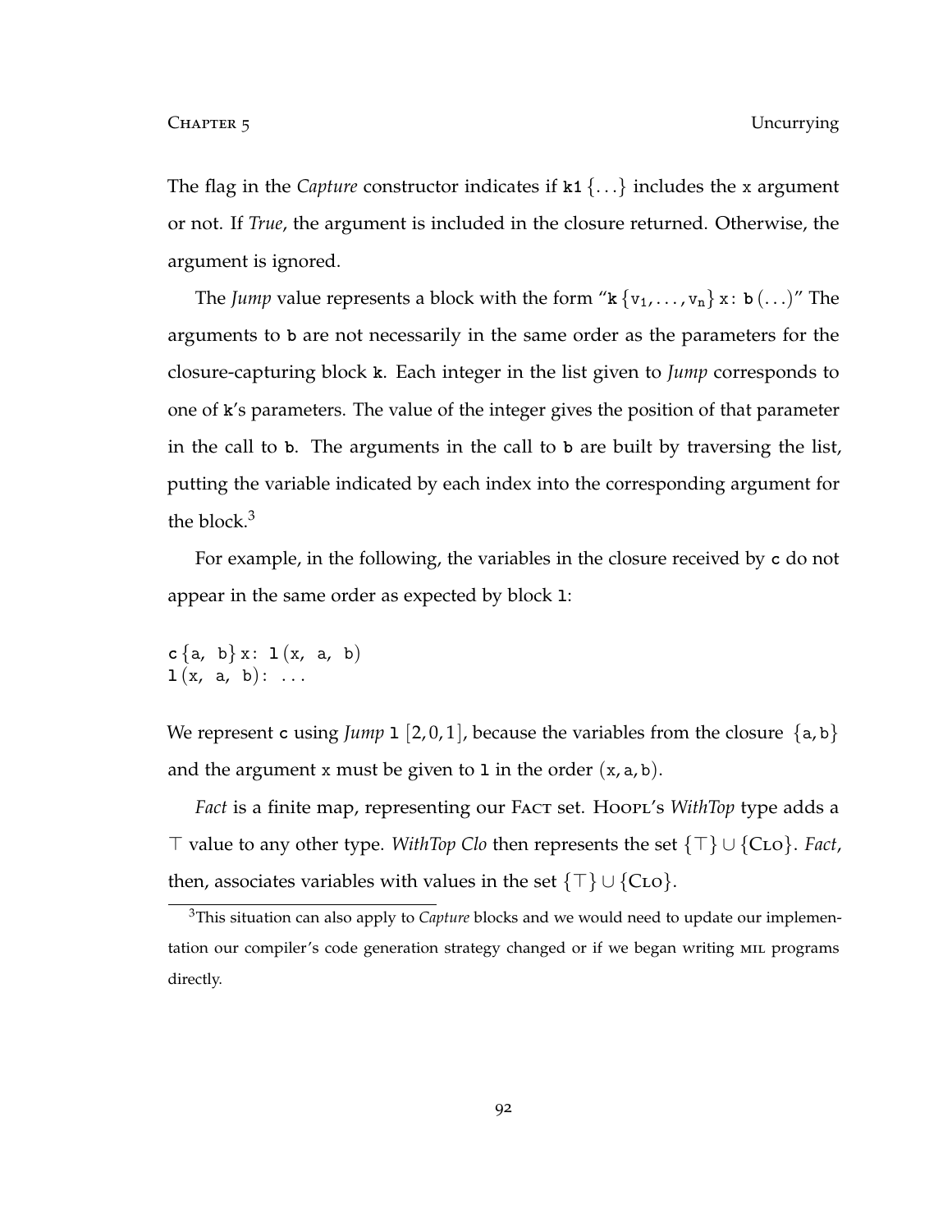The flag in the *Capture* constructor indicates if `k1 {...}` includes the `x` argument or not. If *True*, the argument is included in the closure returned. Otherwise, the argument is ignored.

The *Jump* value represents a block with the form "$\mathtt{k}\,\{v_1, \ldots, v_n\}\,\mathtt{x}\colon\, \mathtt{b}\,(\ldots)$" The arguments to `b` are not necessarily in the same order as the parameters for the closure-capturing block `k`. Each integer in the list given to *Jump* corresponds to one of `k`'s parameters. The value of the integer gives the position of that parameter in the call to `b`. The arguments in the call to `b` are built by traversing the list, putting the variable indicated by each index into the corresponding argument for the block.[3]

For example, in the following, the variables in the closure received by `c` do not appear in the same order as expected by block `l`:

```
c {a, b} x: l (x, a, b)
l (x, a, b): ...
```

We represent `c` using *Jump* `l` $[2, 0, 1]$, because the variables from the closure $\{\mathtt{a}, \mathtt{b}\}$ and the argument `x` must be given to `l` in the order $(\mathtt{x}, \mathtt{a}, \mathtt{b})$.

*Fact* is a finite map, representing our FACT set. HOOPL's *WithTop* type adds a $\top$ value to any other type. *WithTop Clo* then represents the set $\{\top\} \cup \{\text{CLO}\}$. *Fact*, then, associates variables with values in the set $\{\top\} \cup \{\text{CLO}\}$.

[3] This situation can also apply to *Capture* blocks and we would need to update our implementation our compiler's code generation strategy changed or if we began writing MIL programs directly.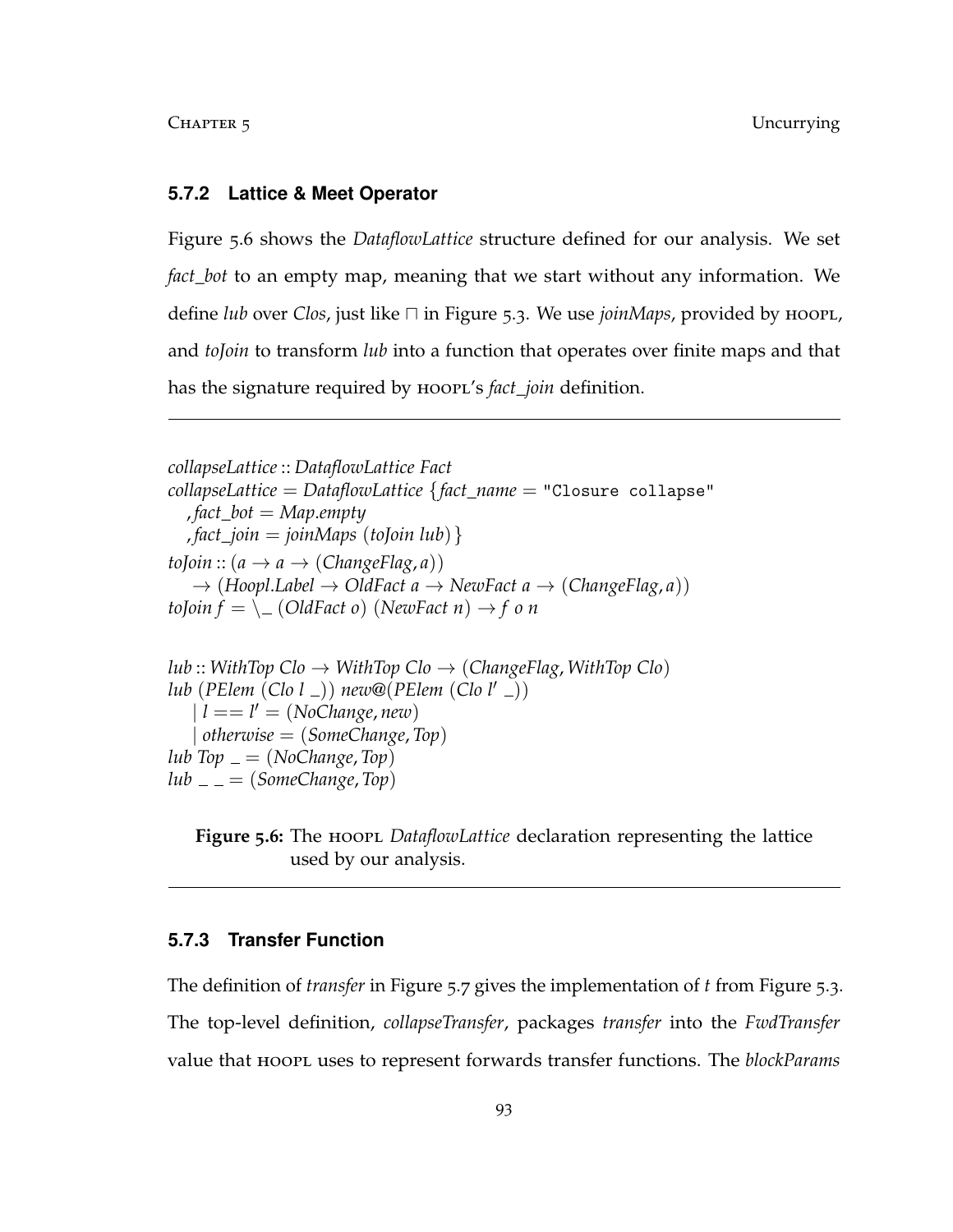### 5.7.2 Lattice & Meet Operator

Figure 5.6 shows the *DataflowLattice* structure defined for our analysis. We set *fact_bot* to an empty map, meaning that we start without any information. We define *lub* over *Clos*, just like ⊓ in Figure 5.3. We use *joinMaps*, provided by HOOPL, and *toJoin* to transform *lub* into a function that operates over finite maps and that has the signature required by HOOPL's *fact_join* definition.

---

```
collapseLattice :: DataflowLattice Fact
collapseLattice = DataflowLattice {fact_name = "Closure collapse"
   ,fact_bot = Map.empty
   ,fact_join = joinMaps (toJoin lub)}
toJoin :: (a → a → (ChangeFlag, a))
    → (Hoopl.Label → OldFact a → NewFact a → (ChangeFlag, a))
toJoin f = \_ (OldFact o) (NewFact n) → f o n

lub :: WithTop Clo → WithTop Clo → (ChangeFlag, WithTop Clo)
lub (PElem (Clo l _)) new@(PElem (Clo l' _))
    | l == l' = (NoChange, new)
    | otherwise = (SomeChange, Top)
lub Top _ = (NoChange, Top)
lub _ _ = (SomeChange, Top)
```

**Figure 5.6:** The HOOPL *DataflowLattice* declaration representing the lattice used by our analysis.

---

### 5.7.3 Transfer Function

The definition of *transfer* in Figure 5.7 gives the implementation of *t* from Figure 5.3. The top-level definition, *collapseTransfer*, packages *transfer* into the *FwdTransfer* value that HOOPL uses to represent forwards transfer functions. The *blockParams*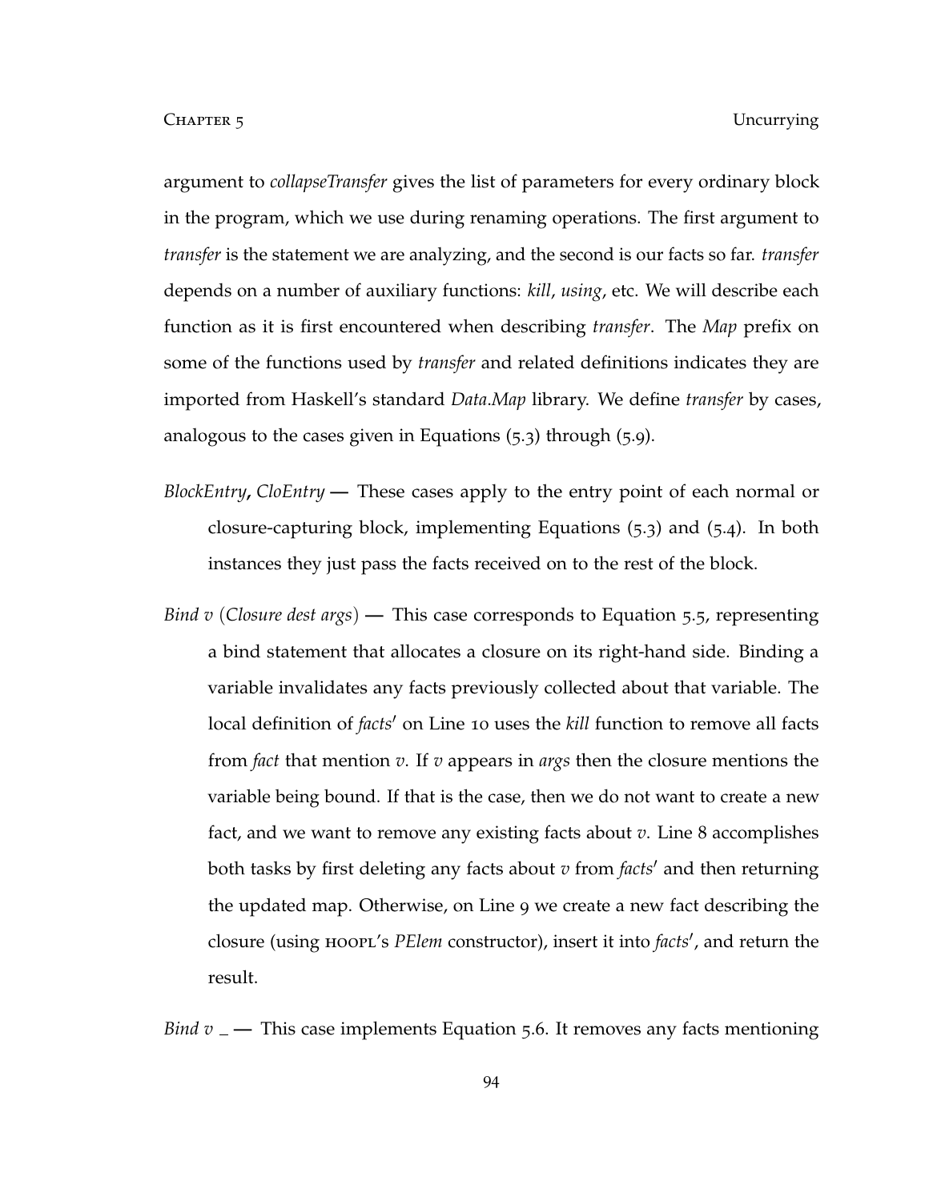argument to *collapseTransfer* gives the list of parameters for every ordinary block in the program, which we use during renaming operations. The first argument to *transfer* is the statement we are analyzing, and the second is our facts so far. *transfer* depends on a number of auxiliary functions: *kill*, *using*, etc. We will describe each function as it is first encountered when describing *transfer*. The *Map* prefix on some of the functions used by *transfer* and related definitions indicates they are imported from Haskell's standard *Data.Map* library. We define *transfer* by cases, analogous to the cases given in Equations (5.3) through (5.9).

*BlockEntry*, *CloEntry* — These cases apply to the entry point of each normal or closure-capturing block, implementing Equations (5.3) and (5.4). In both instances they just pass the facts received on to the rest of the block.

*Bind v* (*Closure dest args*) — This case corresponds to Equation 5.5, representing a bind statement that allocates a closure on its right-hand side. Binding a variable invalidates any facts previously collected about that variable. The local definition of *facts′* on Line 10 uses the *kill* function to remove all facts from *fact* that mention *v*. If *v* appears in *args* then the closure mentions the variable being bound. If that is the case, then we do not want to create a new fact, and we want to remove any existing facts about *v*. Line 8 accomplishes both tasks by first deleting any facts about *v* from *facts′* and then returning the updated map. Otherwise, on Line 9 we create a new fact describing the closure (using HOOPL's *PElem* constructor), insert it into *facts′*, and return the result.

*Bind v _* — This case implements Equation 5.6. It removes any facts mentioning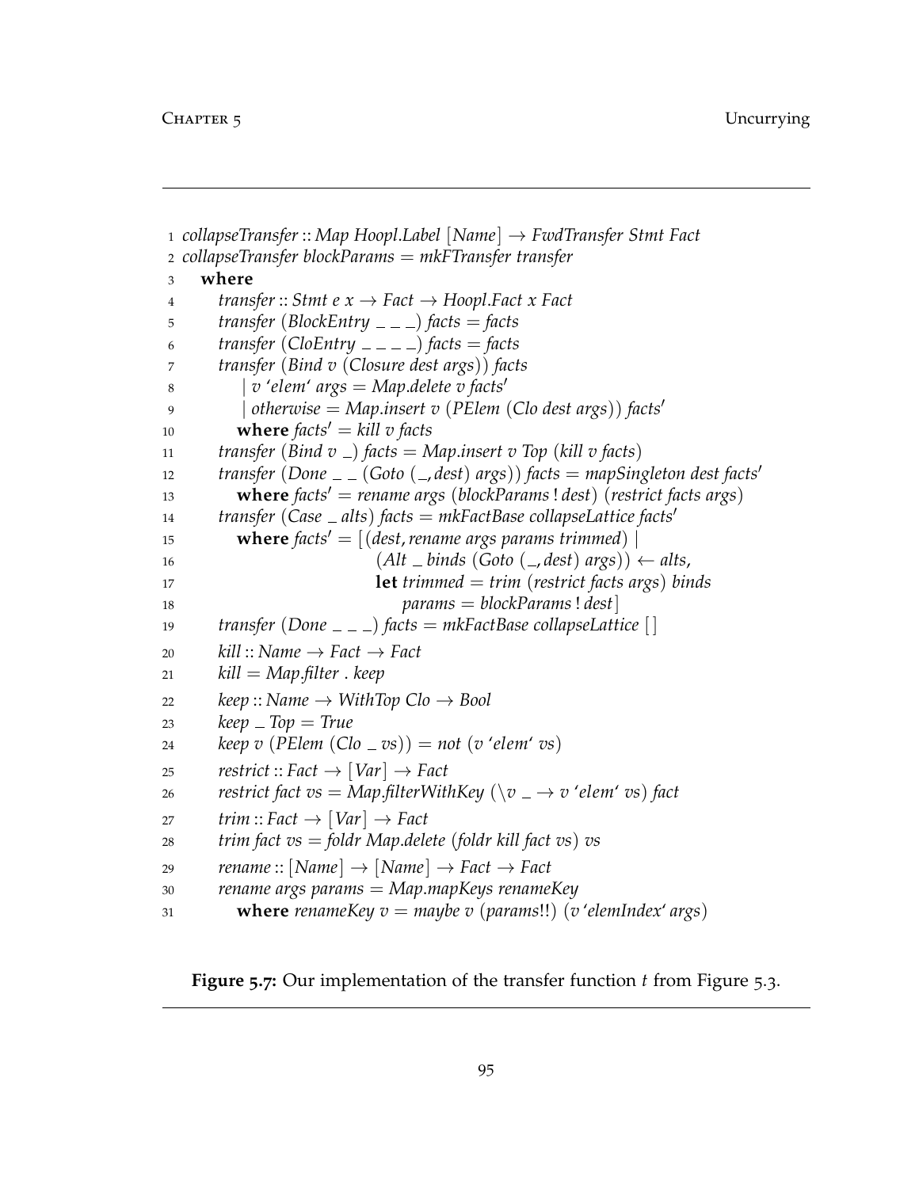```haskell
collapseTransfer :: Map Hoopl.Label [Name] → FwdTransfer Stmt Fact
collapseTransfer blockParams = mkFTransfer transfer
  where
    transfer :: Stmt e x → Fact → Hoopl.Fact x Fact
    transfer (BlockEntry _ _ _) facts = facts
    transfer (CloEntry _ _ _ _) facts = facts
    transfer (Bind v (Closure dest args)) facts
        | v `elem` args = Map.delete v facts'
        | otherwise = Map.insert v (PElem (Clo dest args)) facts'
      where facts' = kill v facts
    transfer (Bind v _) facts = Map.insert v Top (kill v facts)
    transfer (Done _ _ (Goto (_, dest) args)) facts = mapSingleton dest facts'
      where facts' = rename args (blockParams ! dest) (restrict facts args)
    transfer (Case _ alts) facts = mkFactBase collapseLattice facts'
      where facts' = [(dest, rename args params trimmed) |
                        (Alt _ binds (Goto (_, dest) args)) ← alts,
                        let trimmed = trim (restrict facts args) binds
                            params = blockParams ! dest]
    transfer (Done _ _ _) facts = mkFactBase collapseLattice []
    kill :: Name → Fact → Fact
    kill = Map.filter . keep
    keep :: Name → WithTop Clo → Bool
    keep _ Top = True
    keep v (PElem (Clo _ vs)) = not (v `elem` vs)
    restrict :: Fact → [Var] → Fact
    restrict fact vs = Map.filterWithKey (\v _ → v `elem` vs) fact
    trim :: Fact → [Var] → Fact
    trim fact vs = foldr Map.delete (foldr kill fact vs) vs
    rename :: [Name] → [Name] → Fact → Fact
    rename args params = Map.mapKeys renameKey
      where renameKey v = maybe v (params!!) (v `elemIndex` args)
```

**Figure 5.7:** Our implementation of the transfer function $t$ from Figure 5.3.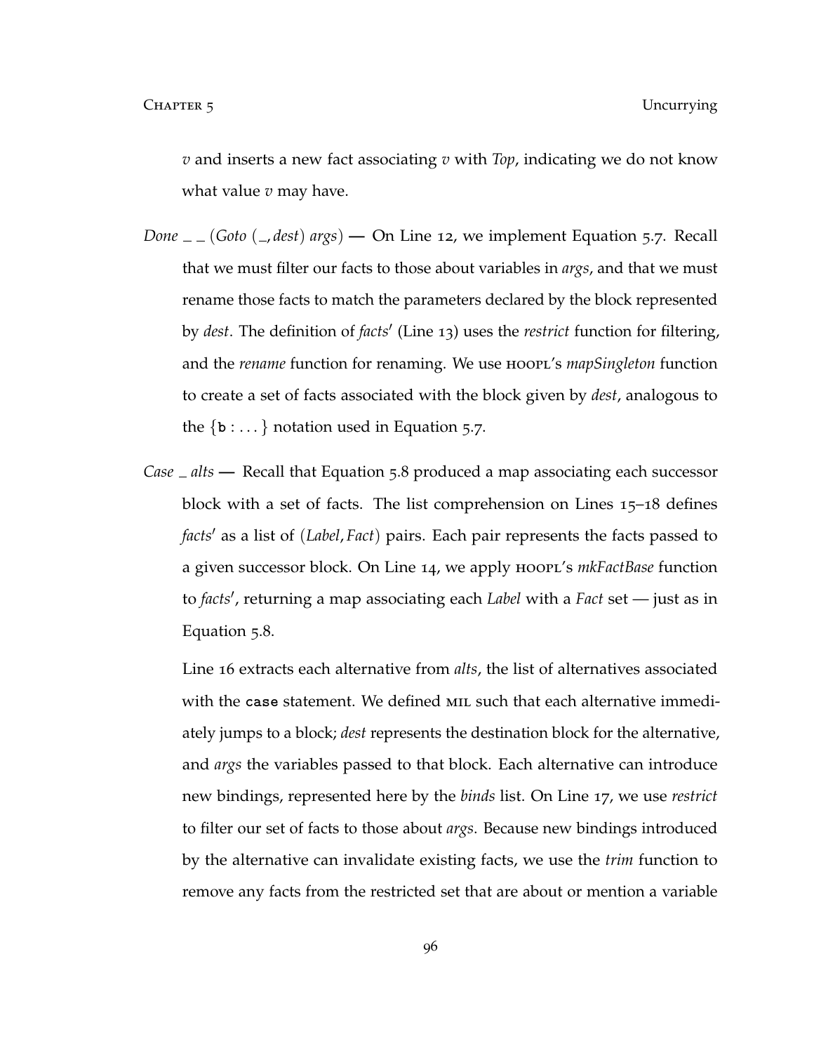*v* and inserts a new fact associating *v* with *Top*, indicating we do not know what value *v* may have.

*Done* _ _ (*Goto* (_, *dest*) *args*) — On Line 12, we implement Equation 5.7. Recall that we must filter our facts to those about variables in *args*, and that we must rename those facts to match the parameters declared by the block represented by *dest*. The definition of *facts*′ (Line 13) uses the *restrict* function for filtering, and the *rename* function for renaming. We use HOOPL's *mapSingleton* function to create a set of facts associated with the block given by *dest*, analogous to the $\{\texttt{b} : \ldots\}$ notation used in Equation 5.7.

*Case* _ *alts* — Recall that Equation 5.8 produced a map associating each successor block with a set of facts. The list comprehension on Lines 15–18 defines *facts*′ as a list of (*Label*, *Fact*) pairs. Each pair represents the facts passed to a given successor block. On Line 14, we apply HOOPL's *mkFactBase* function to *facts*′, returning a map associating each *Label* with a *Fact* set — just as in Equation 5.8.

Line 16 extracts each alternative from *alts*, the list of alternatives associated with the **case** statement. We defined MIL such that each alternative immediately jumps to a block; *dest* represents the destination block for the alternative, and *args* the variables passed to that block. Each alternative can introduce new bindings, represented here by the *binds* list. On Line 17, we use *restrict* to filter our set of facts to those about *args*. Because new bindings introduced by the alternative can invalidate existing facts, we use the *trim* function to remove any facts from the restricted set that are about or mention a variable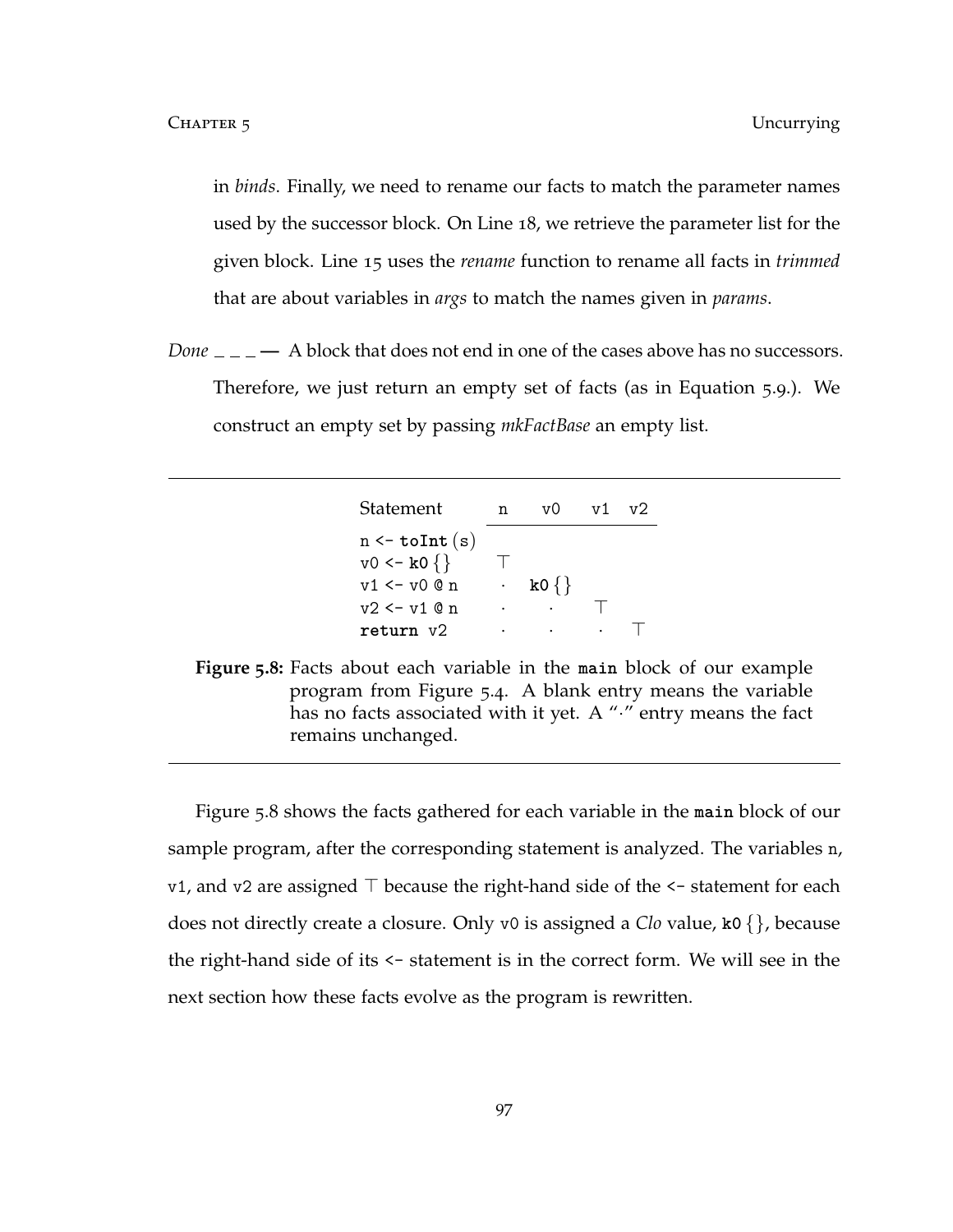in *binds*. Finally, we need to rename our facts to match the parameter names used by the successor block. On Line 18, we retrieve the parameter list for the given block. Line 15 uses the *rename* function to rename all facts in *trimmed* that are about variables in *args* to match the names given in *params*.

*Done* _ _ _ — A block that does not end in one of the cases above has no successors. Therefore, we just return an empty set of facts (as in Equation 5.9.). We construct an empty set by passing *mkFactBase* an empty list.

| Statement | n | v0 | v1 | v2 |
|---|---|---|---|---|
| `n <- toInt (s)` | | | | |
| `v0 <- k0 {}` | $\top$ | | | |
| `v1 <- v0 @ n` | · | **k0** {} | | |
| `v2 <- v1 @ n` | · | · | $\top$ | |
| **return** `v2` | · | · | · | $\top$ |

**Figure 5.8:** Facts about each variable in the **main** block of our example program from Figure 5.4. A blank entry means the variable has no facts associated with it yet. A "·" entry means the fact remains unchanged.

Figure 5.8 shows the facts gathered for each variable in the **main** block of our sample program, after the corresponding statement is analyzed. The variables `n`, `v1`, and `v2` are assigned $\top$ because the right-hand side of the `<-` statement for each does not directly create a closure. Only `v0` is assigned a *Clo* value, **k0** {}, because the right-hand side of its `<-` statement is in the correct form. We will see in the next section how these facts evolve as the program is rewritten.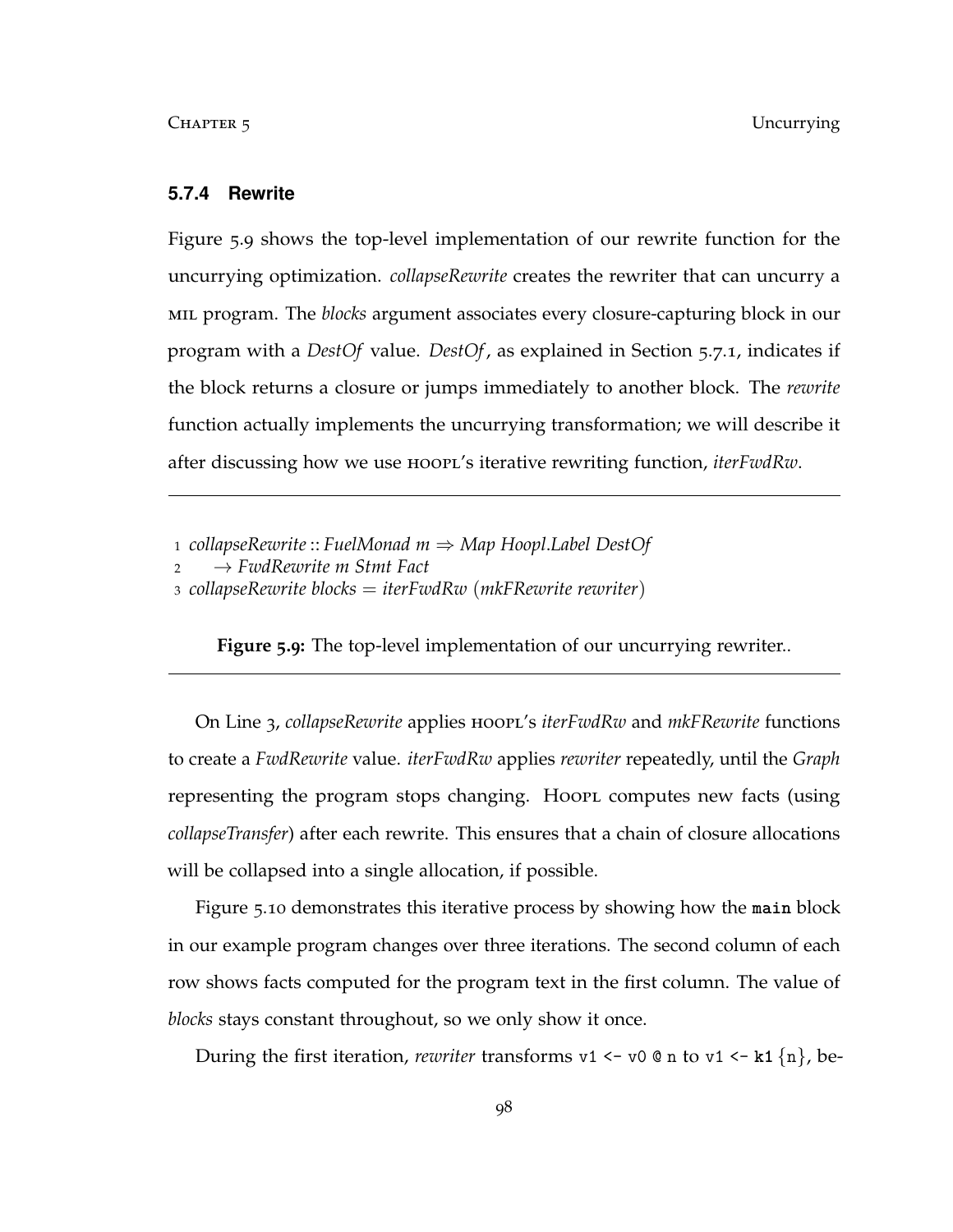### 5.7.4 Rewrite

Figure 5.9 shows the top-level implementation of our rewrite function for the uncurrying optimization. *collapseRewrite* creates the rewriter that can uncurry a MIL program. The *blocks* argument associates every closure-capturing block in our program with a *DestOf* value. *DestOf*, as explained in Section 5.7.1, indicates if the block returns a closure or jumps immediately to another block. The *rewrite* function actually implements the uncurrying transformation; we will describe it after discussing how we use HOOPL's iterative rewriting function, *iterFwdRw*.

---

```
1 collapseRewrite :: FuelMonad m ⇒ Map Hoopl.Label DestOf
2     → FwdRewrite m Stmt Fact
3 collapseRewrite blocks = iterFwdRw (mkFRewrite rewriter)
```

**Figure 5.9:** The top-level implementation of our uncurrying rewriter..

---

On Line 3, *collapseRewrite* applies HOOPL's *iterFwdRw* and *mkFRewrite* functions to create a *FwdRewrite* value. *iterFwdRw* applies *rewriter* repeatedly, until the *Graph* representing the program stops changing. HOOPL computes new facts (using *collapseTransfer*) after each rewrite. This ensures that a chain of closure allocations will be collapsed into a single allocation, if possible.

Figure 5.10 demonstrates this iterative process by showing how the `main` block in our example program changes over three iterations. The second column of each row shows facts computed for the program text in the first column. The value of *blocks* stays constant throughout, so we only show it once.

During the first iteration, *rewriter* transforms `v1 <- v0 @ n` to `v1 <- k1 {n}`, be-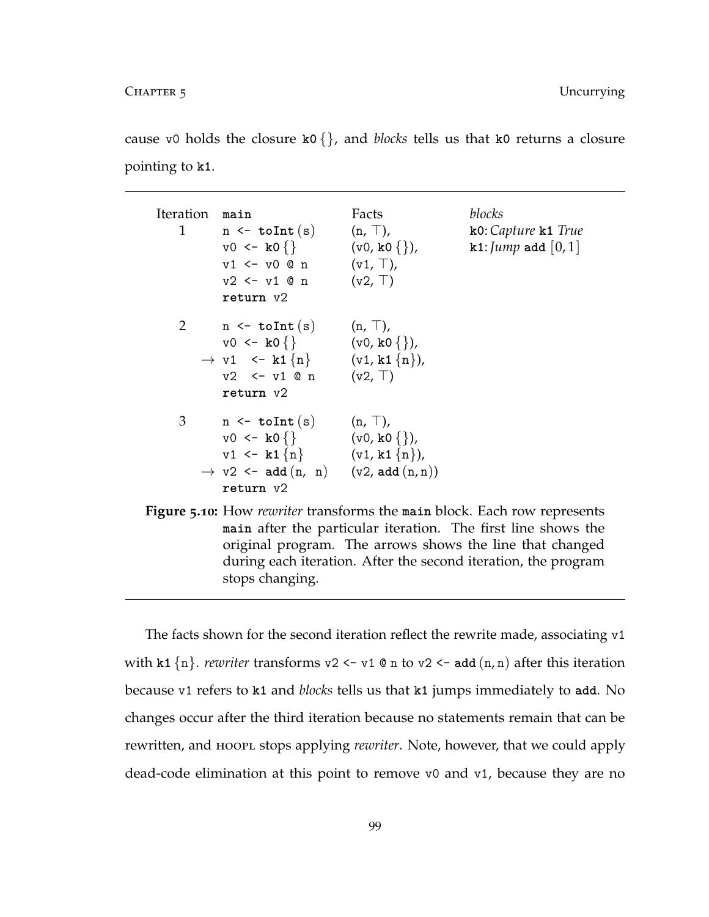cause `v0` holds the closure **`k0`** $\{\}$, and *blocks* tells us that **`k0`** returns a closure pointing to **`k1`**.

| Iteration | main | Facts | *blocks* |
|---|---|---|---|
| 1 | `n <- toInt (s)` | (`n`, $\top$), | **`k0`**: *Capture* **`k1`** *True* |
| | `v0 <- k0 {}` | (`v0`, **`k0`** $\{\}$), | **`k1`**: *Jump* **`add`** $[0, 1]$ |
| | `v1 <- v0 @ n` | (`v1`, $\top$), | |
| | `v2 <- v1 @ n` | (`v2`, $\top$) | |
| | **`return`** `v2` | | |
| 2 | `n <- toInt (s)` | (`n`, $\top$), | |
| | `v0 <- k0 {}` | (`v0`, **`k0`** $\{\}$), | |
| | $\rightarrow$ `v1 <- k1 {n}` | (`v1`, **`k1`** $\{$`n`$\}$), | |
| | `v2 <- v1 @ n` | (`v2`, $\top$) | |
| | **`return`** `v2` | | |
| 3 | `n <- toInt (s)` | (`n`, $\top$), | |
| | `v0 <- k0 {}` | (`v0`, **`k0`** $\{\}$), | |
| | `v1 <- k1 {n}` | (`v1`, **`k1`** $\{$`n`$\}$), | |
| | $\rightarrow$ `v2 <- add (n, n)` | (`v2`, **`add`** (`n`, `n`)) | |
| | **`return`** `v2` | | |

**Figure 5.10:** How *rewriter* transforms the **`main`** block. Each row represents **`main`** after the particular iteration. The first line shows the original program. The arrows shows the line that changed during each iteration. After the second iteration, the program stops changing.

The facts shown for the second iteration reflect the rewrite made, associating `v1` with **`k1`** $\{$`n`$\}$. *rewriter* transforms `v2 <- v1 @ n` to `v2 <- add (n, n)` after this iteration because `v1` refers to **`k1`** and *blocks* tells us that **`k1`** jumps immediately to **`add`**. No changes occur after the third iteration because no statements remain that can be rewritten, and HOOPL stops applying *rewriter*. Note, however, that we could apply dead-code elimination at this point to remove `v0` and `v1`, because they are no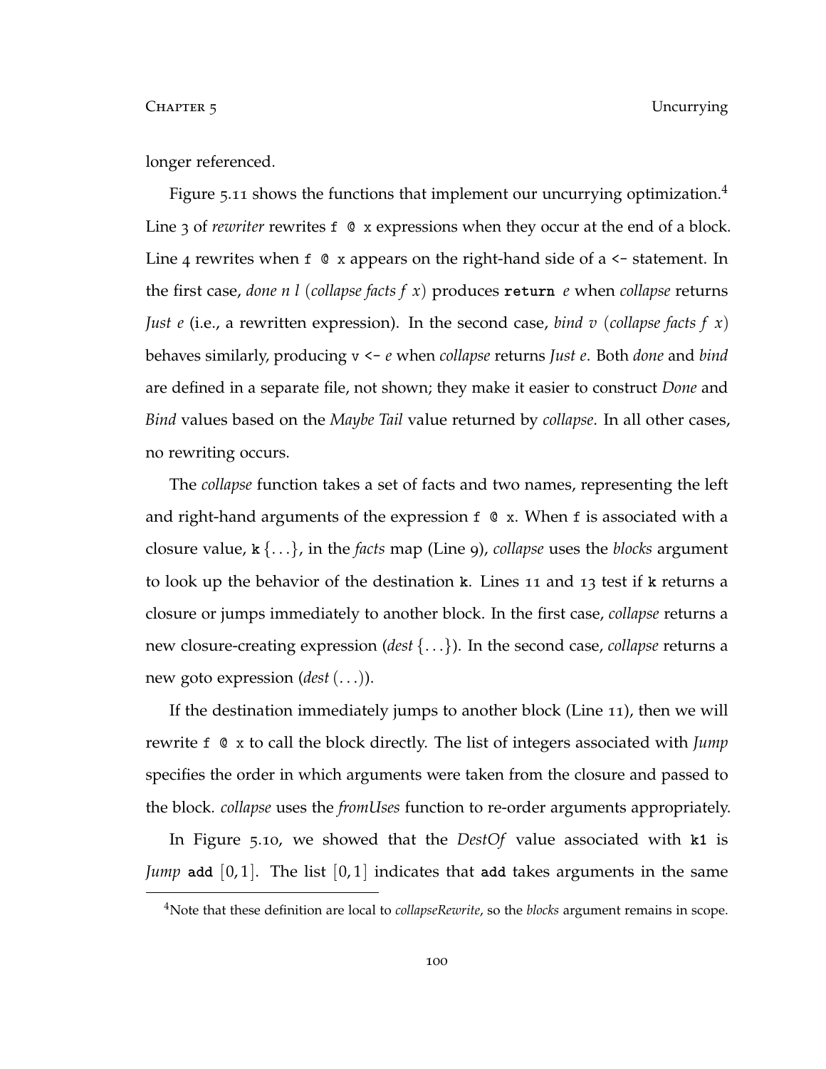longer referenced.

Figure 5.11 shows the functions that implement our uncurrying optimization.[4] Line 3 of *rewriter* rewrites `f @ x` expressions when they occur at the end of a block. Line 4 rewrites when `f @ x` appears on the right-hand side of a `<-` statement. In the first case, *done n l* (*collapse facts f x*) produces **`return`** *e* when *collapse* returns *Just e* (i.e., a rewritten expression). In the second case, *bind v* (*collapse facts f x*) behaves similarly, producing `v <-` *e* when *collapse* returns *Just e*. Both *done* and *bind* are defined in a separate file, not shown; they make it easier to construct *Done* and *Bind* values based on the *Maybe Tail* value returned by *collapse*. In all other cases, no rewriting occurs.

The *collapse* function takes a set of facts and two names, representing the left and right-hand arguments of the expression `f @ x`. When `f` is associated with a closure value, **`k`** $\{\ldots\}$, in the *facts* map (Line 9), *collapse* uses the *blocks* argument to look up the behavior of the destination **`k`**. Lines 11 and 13 test if **`k`** returns a closure or jumps immediately to another block. In the first case, *collapse* returns a new closure-creating expression (*dest* $\{\ldots\}$). In the second case, *collapse* returns a new goto expression (*dest* $(\ldots)$).

If the destination immediately jumps to another block (Line 11), then we will rewrite `f @ x` to call the block directly. The list of integers associated with *Jump* specifies the order in which arguments were taken from the closure and passed to the block. *collapse* uses the *fromUses* function to re-order arguments appropriately.

In Figure 5.10, we showed that the *DestOf* value associated with **`k1`** is *Jump* **`add`** $[0,1]$. The list $[0,1]$ indicates that **`add`** takes arguments in the same

[4]Note that these definition are local to *collapseRewrite*, so the *blocks* argument remains in scope.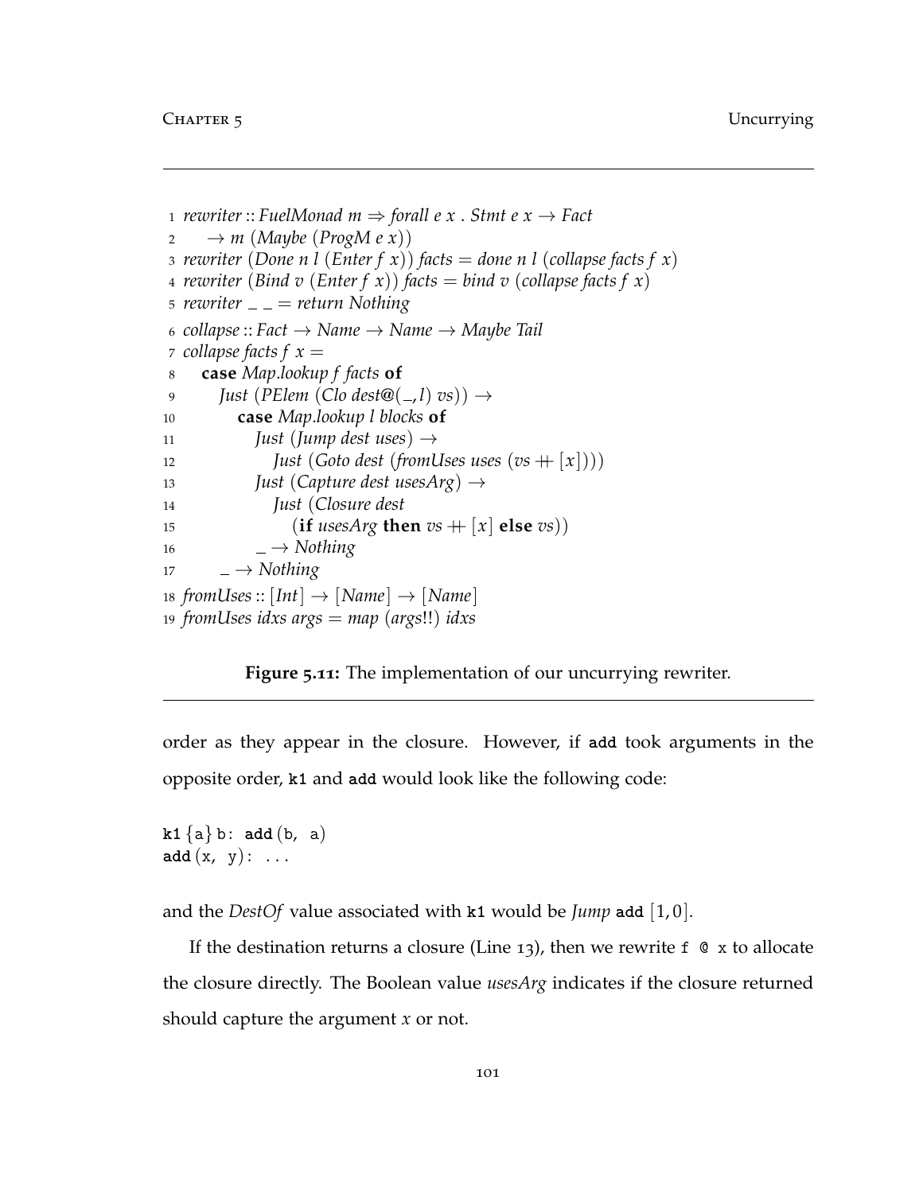```
1 rewriter :: FuelMonad m => forall e x . Stmt e x -> Fact
2     -> m (Maybe (ProgM e x))
3 rewriter (Done n l (Enter f x)) facts = done n l (collapse facts f x)
4 rewriter (Bind v (Enter f x)) facts = bind v (collapse facts f x)
5 rewriter _ _ = return Nothing
6 collapse :: Fact -> Name -> Name -> Maybe Tail
7 collapse facts f x =
8   case Map.lookup f facts of
9     Just (PElem (Clo dest@(_, l) vs)) ->
10      case Map.lookup l blocks of
11        Just (Jump dest uses) ->
12          Just (Goto dest (fromUses uses (vs ++ [x])))
13        Just (Capture dest usesArg) ->
14          Just (Closure dest
15            (if usesArg then vs ++ [x] else vs))
16        _ -> Nothing
17    _ -> Nothing
18 fromUses :: [Int] -> [Name] -> [Name]
19 fromUses idxs args = map (args!!) idxs
```

**Figure 5.11:** The implementation of our uncurrying rewriter.

order as they appear in the closure. However, if **add** took arguments in the opposite order, **k1** and **add** would look like the following code:

```
k1 {a} b: add (b, a)
add (x, y): ...
```

and the *DestOf* value associated with **k1** would be *Jump* **add** $[1, 0]$.

If the destination returns a closure (Line 13), then we rewrite `f @ x` to allocate the closure directly. The Boolean value *usesArg* indicates if the closure returned should capture the argument $x$ or not.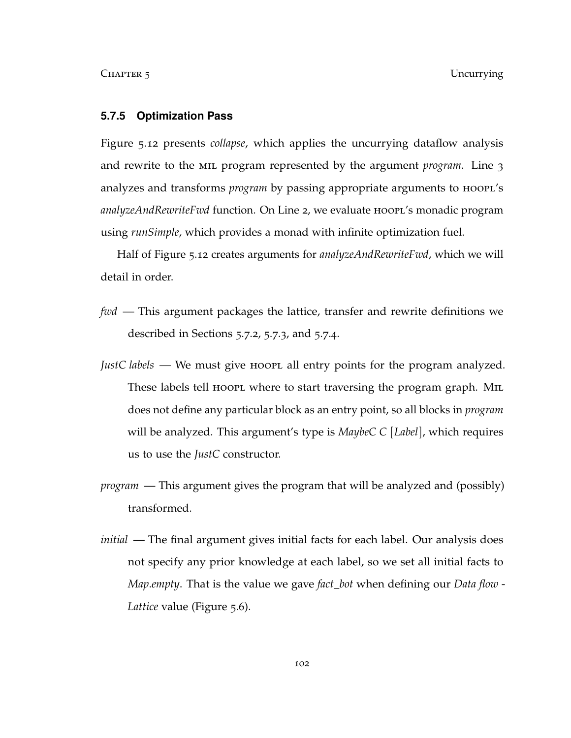### 5.7.5 Optimization Pass

Figure 5.12 presents *collapse*, which applies the uncurrying dataflow analysis and rewrite to the MIL program represented by the argument *program*. Line 3 analyzes and transforms *program* by passing appropriate arguments to HOOPL's *analyzeAndRewriteFwd* function. On Line 2, we evaluate HOOPL's monadic program using *runSimple*, which provides a monad with infinite optimization fuel.

Half of Figure 5.12 creates arguments for *analyzeAndRewriteFwd*, which we will detail in order.

*fwd* — This argument packages the lattice, transfer and rewrite definitions we described in Sections 5.7.2, 5.7.3, and 5.7.4.

*JustC labels* — We must give HOOPL all entry points for the program analyzed. These labels tell HOOPL where to start traversing the program graph. MIL does not define any particular block as an entry point, so all blocks in *program* will be analyzed. This argument's type is *MaybeC C* [*Label*], which requires us to use the *JustC* constructor.

*program* — This argument gives the program that will be analyzed and (possibly) transformed.

*initial* — The final argument gives initial facts for each label. Our analysis does not specify any prior knowledge at each label, so we set all initial facts to *Map.empty*. That is the value we gave *fact_bot* when defining our *Data flow - Lattice* value (Figure 5.6).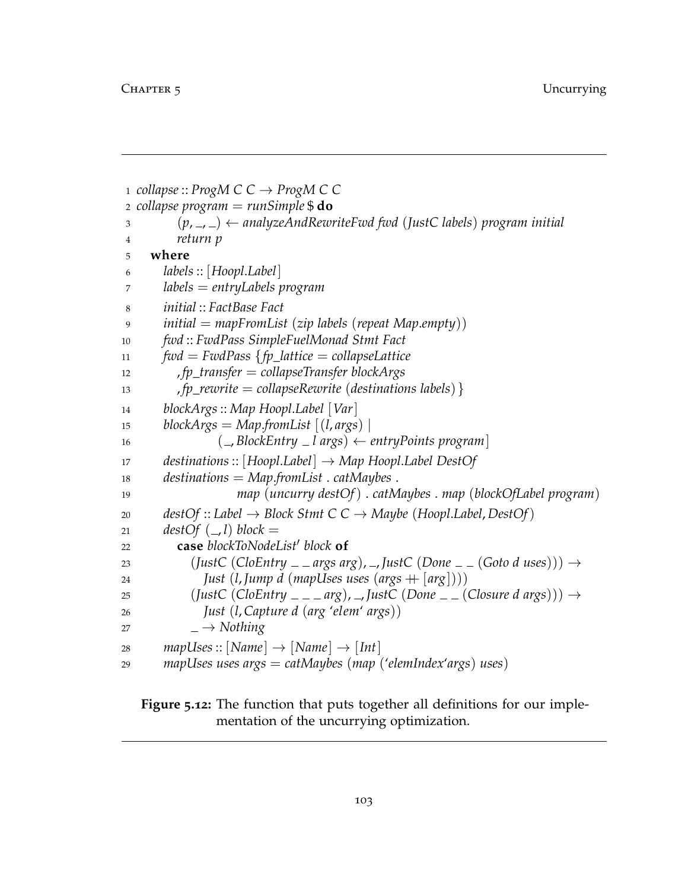```
1  collapse :: ProgM C C → ProgM C C
2  collapse program = runSimple $ do
3        (p, _, _) ← analyzeAndRewriteFwd fwd (JustC labels) program initial
4        return p
5    where
6      labels :: [Hoopl.Label]
7      labels = entryLabels program
8      initial :: FactBase Fact
9      initial = mapFromList (zip labels (repeat Map.empty))
10     fwd :: FwdPass SimpleFuelMonad Stmt Fact
11     fwd = FwdPass {fp_lattice = collapseLattice
12        , fp_transfer = collapseTransfer blockArgs
13        , fp_rewrite = collapseRewrite (destinations labels)}
14     blockArgs :: Map Hoopl.Label [Var]
15     blockArgs = Map.fromList [(l, args) |
16                 (_, BlockEntry _ l args) ← entryPoints program]
17     destinations :: [Hoopl.Label] → Map Hoopl.Label DestOf
18     destinations = Map.fromList . catMaybes .
19                    map (uncurry destOf) . catMaybes . map (blockOfLabel program)
20     destOf :: Label → Block Stmt C C → Maybe (Hoopl.Label, DestOf)
21     destOf (_, l) block =
22       case blockToNodeList' block of
23         (JustC (CloEntry _ _ args arg), _, JustC (Done _ _ (Goto d uses))) →
24           Just (l, Jump d (mapUses uses (args ++ [arg])))
25         (JustC (CloEntry _ _ _ arg), _, JustC (Done _ _ (Closure d args))) →
26           Just (l, Capture d (arg ‘elem‘ args))
27         _ → Nothing
28     mapUses :: [Name] → [Name] → [Int]
29     mapUses uses args = catMaybes (map (‘elemIndex‘args) uses)
```

**Figure 5.12:** The function that puts together all definitions for our implementation of the uncurrying optimization.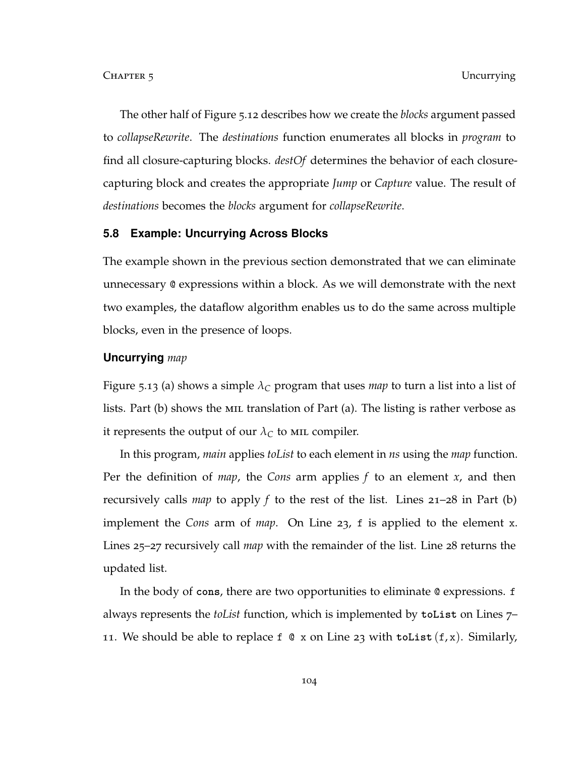The other half of Figure 5.12 describes how we create the *blocks* argument passed to *collapseRewrite*. The *destinations* function enumerates all blocks in *program* to find all closure-capturing blocks. *destOf* determines the behavior of each closure-capturing block and creates the appropriate *Jump* or *Capture* value. The result of *destinations* becomes the *blocks* argument for *collapseRewrite*.

## 5.8 Example: Uncurrying Across Blocks

The example shown in the previous section demonstrated that we can eliminate unnecessary `@` expressions within a block. As we will demonstrate with the next two examples, the dataflow algorithm enables us to do the same across multiple blocks, even in the presence of loops.

### Uncurrying *map*

Figure 5.13 (a) shows a simple $\lambda_C$ program that uses *map* to turn a list into a list of lists. Part (b) shows the MIL translation of Part (a). The listing is rather verbose as it represents the output of our $\lambda_C$ to MIL compiler.

In this program, *main* applies *toList* to each element in *ns* using the *map* function. Per the definition of *map*, the *Cons* arm applies *f* to an element *x*, and then recursively calls *map* to apply *f* to the rest of the list. Lines 21–28 in Part (b) implement the *Cons* arm of *map*. On Line 23, `f` is applied to the element `x`. Lines 25–27 recursively call *map* with the remainder of the list. Line 28 returns the updated list.

In the body of **`cons`**, there are two opportunities to eliminate `@` expressions. `f` always represents the *toList* function, which is implemented by **`toList`** on Lines 7–11. We should be able to replace `f @ x` on Line 23 with **`toList`**`(f,x)`. Similarly,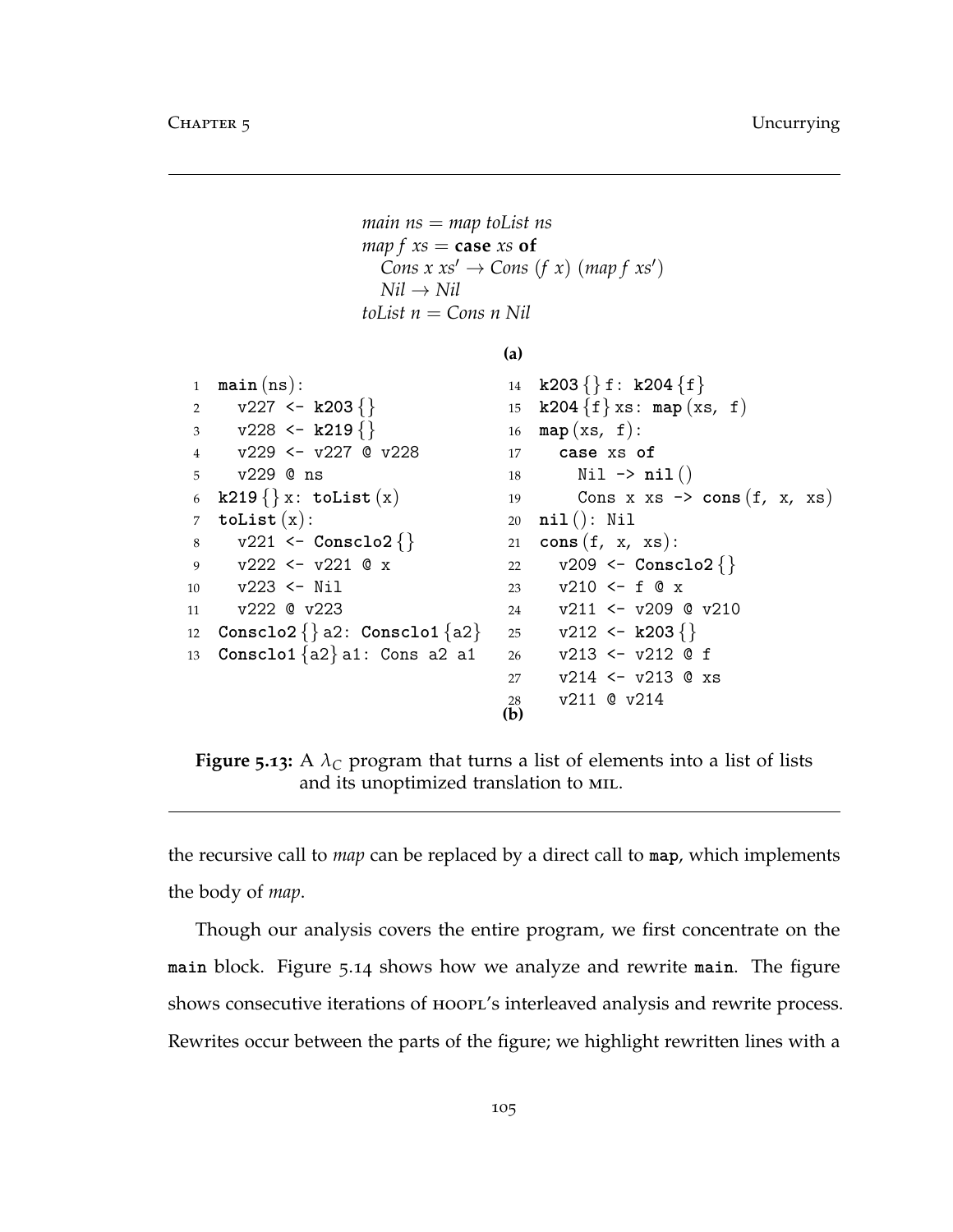$$
\begin{aligned}
&main\ ns = map\ toList\ ns \\
&map\ f\ xs = \textbf{case}\ xs\ \textbf{of} \\
&\quad Cons\ x\ xs' \rightarrow Cons\ (f\ x)\ (map\ f\ xs') \\
&\quad Nil \rightarrow Nil \\
&toList\ n = Cons\ n\ Nil
\end{aligned}
$$

**(a)**

```
 1  main(ns):
 2    v227 <- k203{}
 3    v228 <- k219{}
 4    v229 <- v227 @ v228
 5    v229 @ ns
 6  k219{} x: toList(x)
 7  toList(x):
 8    v221 <- Consclo2{}
 9    v222 <- v221 @ x
10    v223 <- Nil
11    v222 @ v223
12  Consclo2{} a2: Consclo1{a2}
13  Consclo1{a2} a1: Cons a2 a1
14  k203{} f: k204{f}
15  k204{f} xs: map(xs, f)
16  map(xs, f):
17    case xs of
18      Nil -> nil()
19      Cons x xs -> cons(f, x, xs)
20  nil(): Nil
21  cons(f, x, xs):
22    v209 <- Consclo2{}
23    v210 <- f @ x
24    v211 <- v209 @ v210
25    v212 <- k203{}
26    v213 <- v212 @ f
27    v214 <- v213 @ xs
28    v211 @ v214
```

**(b)**

**Figure 5.13:** A $\lambda_C$ program that turns a list of elements into a list of lists and its unoptimized translation to MIL.

the recursive call to *map* can be replaced by a direct call to **map**, which implements the body of *map*.

Though our analysis covers the entire program, we first concentrate on the **main** block. Figure 5.14 shows how we analyze and rewrite **main**. The figure shows consecutive iterations of HOOPL's interleaved analysis and rewrite process. Rewrites occur between the parts of the figure; we highlight rewritten lines with a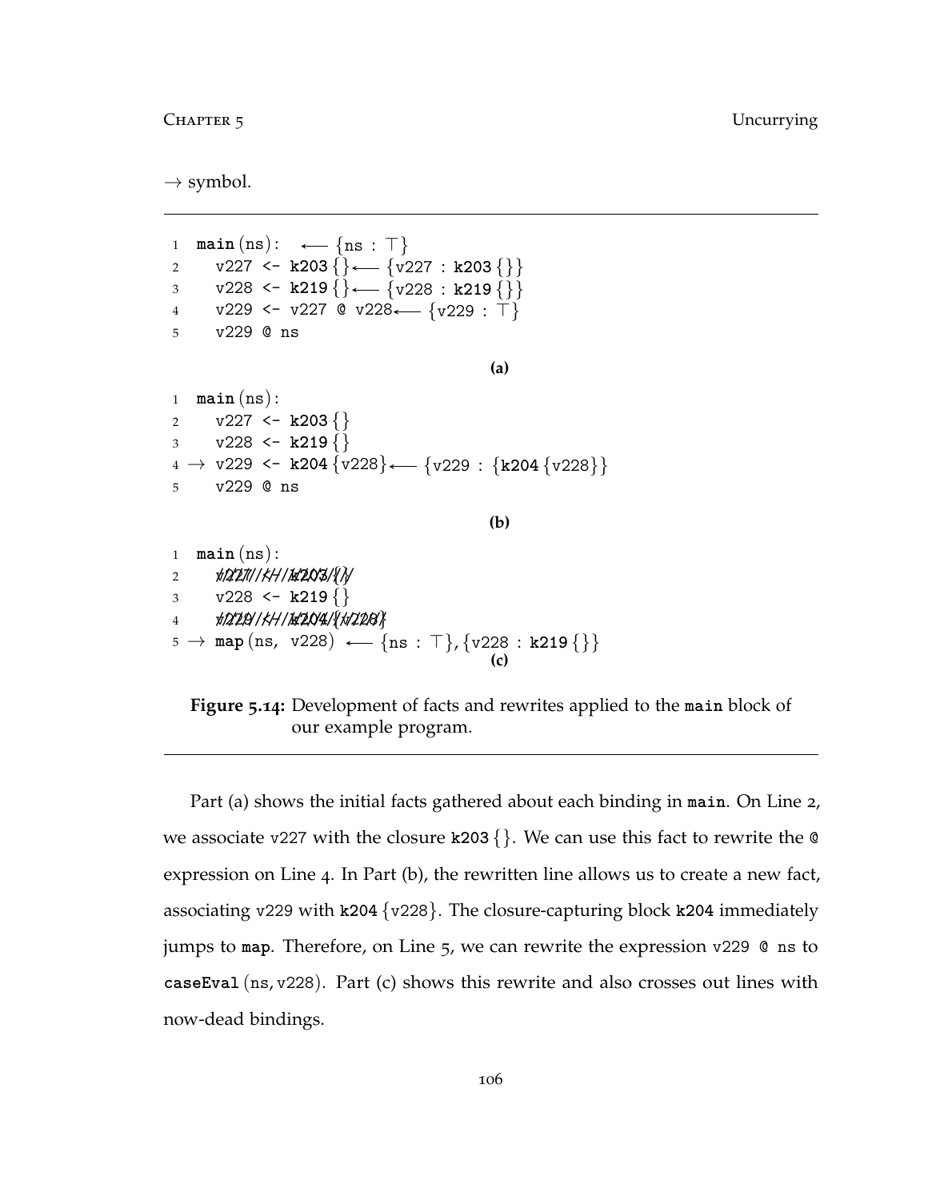→ symbol.

```
1  main(ns):  ⟵ {ns : ⊤}
2    v227 <- k203{}⟵ {v227 : k203{}}
3    v228 <- k219{}⟵ {v228 : k219{}}
4    v229 <- v227 @ v228⟵ {v229 : ⊤}
5    v229 @ ns
```

**(a)**

```
1  main(ns):
2    v227 <- k203{}
3    v228 <- k219{}
4 →  v229 <- k204{v228}⟵ {v229 : {k204{v228}}
5    v229 @ ns
```

**(b)**

```
1  main(ns):
2    v227 <- k203{}        (crossed out)
3    v228 <- k219{}
4    v229 <- k204{v228}    (crossed out)
5 →  map(ns, v228) ⟵ {ns : ⊤}, {v228 : k219{}}
```

**(c)**

**Figure 5.14:** Development of facts and rewrites applied to the `main` block of our example program.

Part (a) shows the initial facts gathered about each binding in `main`. On Line 2, we associate v227 with the closure `k203`{}. We can use this fact to rewrite the @ expression on Line 4. In Part (b), the rewritten line allows us to create a new fact, associating v229 with `k204`{v228}. The closure-capturing block `k204` immediately jumps to `map`. Therefore, on Line 5, we can rewrite the expression v229 @ ns to `caseEval`(ns, v228). Part (c) shows this rewrite and also crosses out lines with now-dead bindings.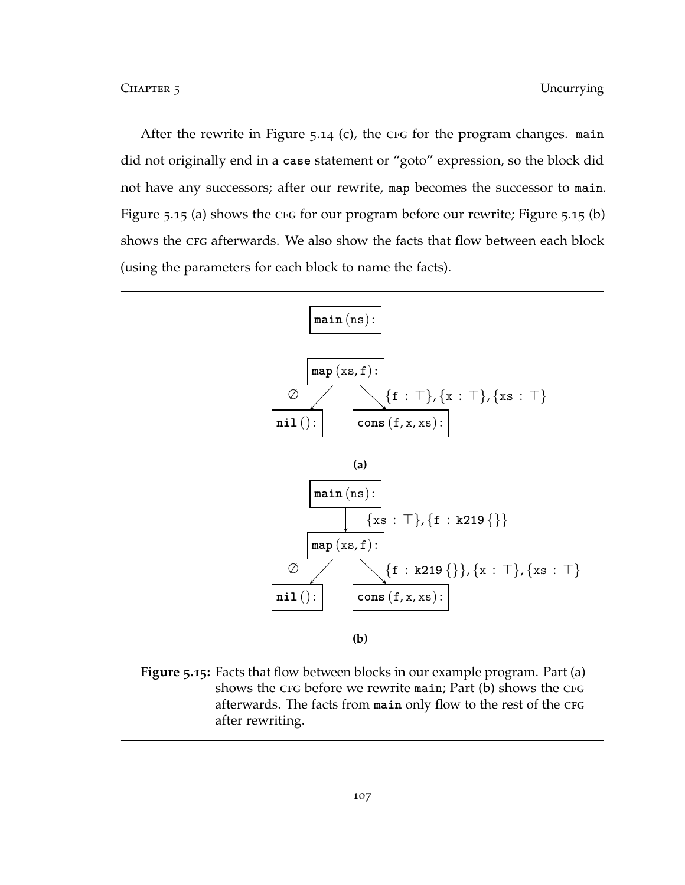After the rewrite in Figure 5.14 (c), the CFG for the program changes. `main` did not originally end in a `case` statement or "goto" expression, so the block did not have any successors; after our rewrite, `map` becomes the successor to `main`. Figure 5.15 (a) shows the CFG for our program before our rewrite; Figure 5.15 (b) shows the CFG afterwards. We also show the facts that flow between each block (using the parameters for each block to name the facts).

main (ns):

map (xs, f):

∅

$\{f : \top\}, \{x : \top\}, \{xs : \top\}$

nil ():

cons (f, x, xs):

**(a)**

main (ns):

$\{xs : \top\}, \{f :$ **k219** $\{\}\}$

map (xs, f):

∅

$\{f :$ **k219** $\{\}\}, \{x : \top\}, \{xs : \top\}$

nil ():

cons (f, x, xs):

**(b)**

**Figure 5.15:** Facts that flow between blocks in our example program. Part (a) shows the CFG before we rewrite `main`; Part (b) shows the CFG afterwards. The facts from `main` only flow to the rest of the CFG after rewriting.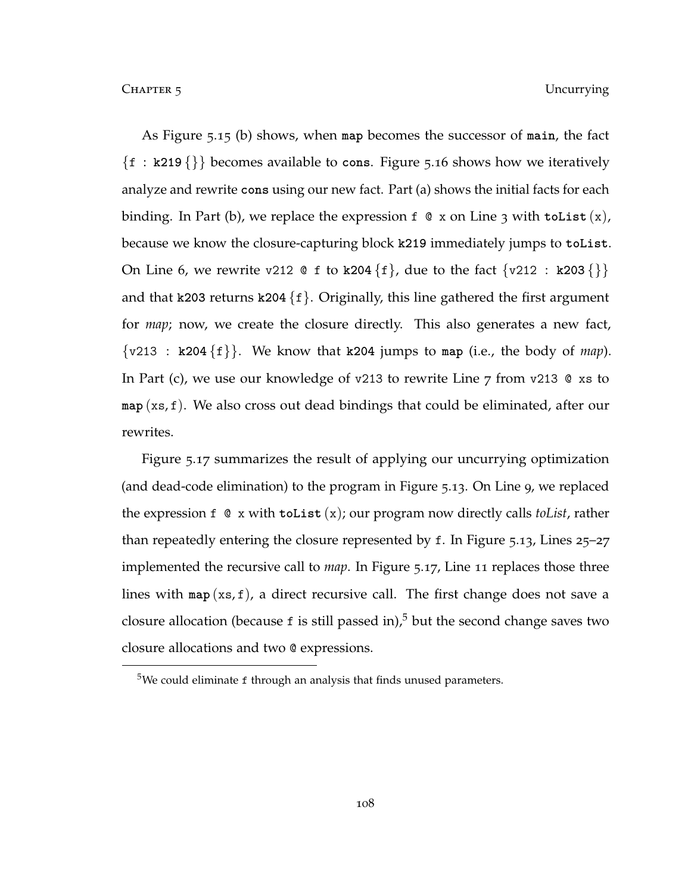As Figure 5.15 (b) shows, when **map** becomes the successor of **main**, the fact {`f` : **k219** {}} becomes available to **cons**. Figure 5.16 shows how we iteratively analyze and rewrite **cons** using our new fact. Part (a) shows the initial facts for each binding. In Part (b), we replace the expression `f @ x` on Line 3 with **toList** (`x`), because we know the closure-capturing block **k219** immediately jumps to **toList**. On Line 6, we rewrite `v212 @ f` to **k204** {`f`}, due to the fact {`v212` : **k203** {}} and that **k203** returns **k204** {`f`}. Originally, this line gathered the first argument for *map*; now, we create the closure directly. This also generates a new fact, {`v213` : **k204** {`f`}}. We know that **k204** jumps to **map** (i.e., the body of *map*). In Part (c), we use our knowledge of `v213` to rewrite Line 7 from `v213 @ xs` to **map** (`xs`, `f`). We also cross out dead bindings that could be eliminated, after our rewrites.

Figure 5.17 summarizes the result of applying our uncurrying optimization (and dead-code elimination) to the program in Figure 5.13. On Line 9, we replaced the expression `f @ x` with **toList** (`x`); our program now directly calls *toList*, rather than repeatedly entering the closure represented by `f`. In Figure 5.13, Lines 25–27 implemented the recursive call to *map*. In Figure 5.17, Line 11 replaces those three lines with **map** (`xs`, `f`), a direct recursive call. The first change does not save a closure allocation (because `f` is still passed in),[5] but the second change saves two closure allocations and two `@` expressions.

[5] We could eliminate `f` through an analysis that finds unused parameters.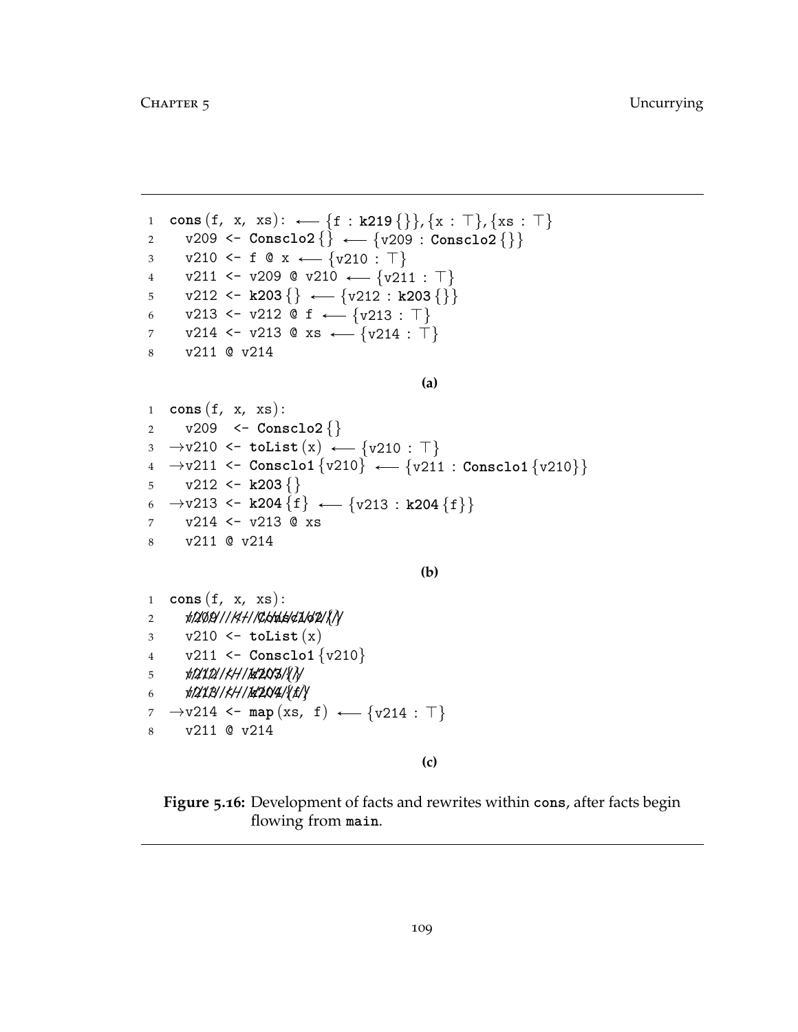```
1  cons (f, x, xs): ⟵ {f : k219 {}}, {x : ⊤}, {xs : ⊤}
2    v209 <- Consclo2 {} ⟵ {v209 : Consclo2 {}}
3    v210 <- f @ x ⟵ {v210 : ⊤}
4    v211 <- v209 @ v210 ⟵ {v211 : ⊤}
5    v212 <- k203 {} ⟵ {v212 : k203 {}}
6    v213 <- v212 @ f ⟵ {v213 : ⊤}
7    v214 <- v213 @ xs ⟵ {v214 : ⊤}
8    v211 @ v214
```

**(a)**

```
1  cons (f, x, xs):
2    v209  <- Consclo2 {}
3  →v210 <- toList (x) ⟵ {v210 : ⊤}
4  →v211 <- Consclo1 {v210} ⟵ {v211 : Consclo1 {v210}}
5    v212 <- k203 {}
6  →v213 <- k204 {f} ⟵ {v213 : k204 {f}}
7    v214 <- v213 @ xs
8    v211 @ v214
```

**(b)**

```
1  cons (f, x, xs):
2    v209 <- Consclo2 {}        (struck out)
3    v210 <- toList (x)
4    v211 <- Consclo1 {v210}
5    v212 <- k203 {}            (struck out)
6    v213 <- k204 {f}           (struck out)
7  →v214 <- map (xs, f) ⟵ {v214 : ⊤}
8    v211 @ v214
```

**(c)**

**Figure 5.16:** Development of facts and rewrites within `cons`, after facts begin flowing from `main`.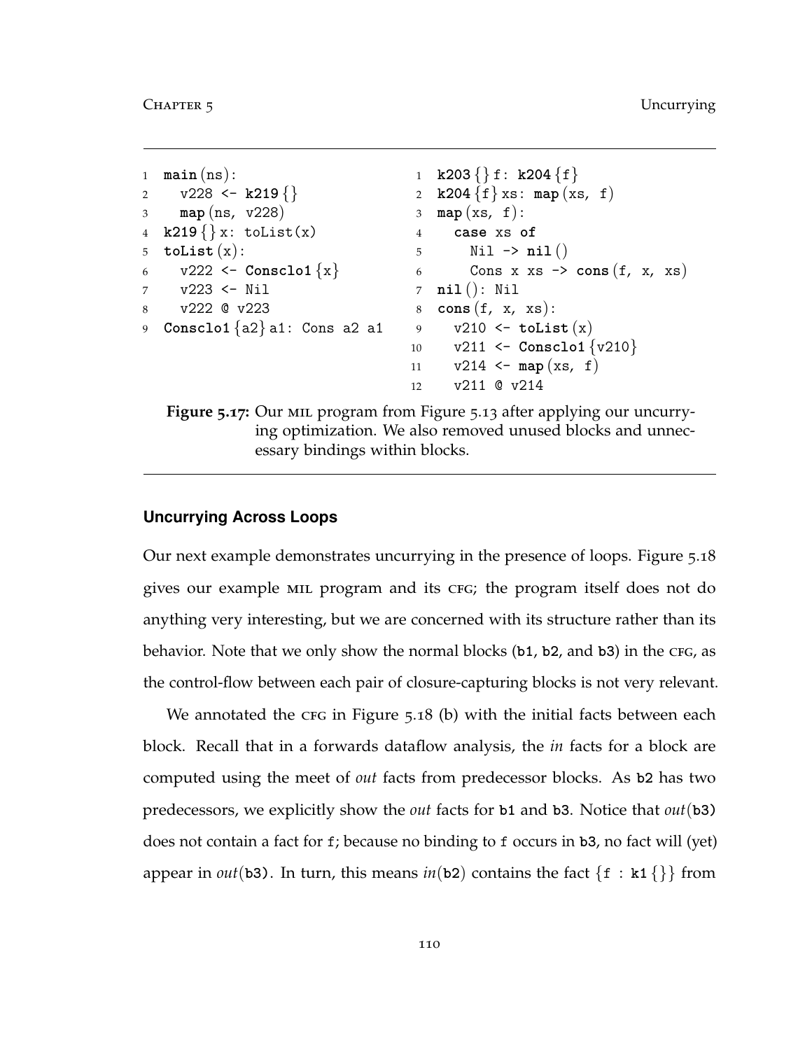```
1  main(ns):
2    v228 <- k219{}
3    map(ns, v228)
4  k219{} x: toList(x)
5  toList(x):
6    v222 <- Consclo1{x}
7    v223 <- Nil
8    v222 @ v223
9  Consclo1{a2} a1: Cons a2 a1
```

```
1  k203{} f: k204{f}
2  k204{f} xs: map(xs, f)
3  map(xs, f):
4    case xs of
5      Nil -> nil()
6      Cons x xs -> cons(f, x, xs)
7  nil(): Nil
8  cons(f, x, xs):
9    v210 <- toList(x)
10   v211 <- Consclo1{v210}
11   v214 <- map(xs, f)
12   v211 @ v214
```

**Figure 5.17:** Our MIL program from Figure 5.13 after applying our uncurrying optimization. We also removed unused blocks and unnecessary bindings within blocks.

### Uncurrying Across Loops

Our next example demonstrates uncurrying in the presence of loops. Figure 5.18 gives our example MIL program and its CFG; the program itself does not do anything very interesting, but we are concerned with its structure rather than its behavior. Note that we only show the normal blocks (`b1`, `b2`, and `b3`) in the CFG, as the control-flow between each pair of closure-capturing blocks is not very relevant.

We annotated the CFG in Figure 5.18 (b) with the initial facts between each block. Recall that in a forwards dataflow analysis, the *in* facts for a block are computed using the meet of *out* facts from predecessor blocks. As `b2` has two predecessors, we explicitly show the *out* facts for `b1` and `b3`. Notice that *out*(`b3`) does not contain a fact for `f`; because no binding to `f` occurs in `b3`, no fact will (yet) appear in *out*(`b3`). In turn, this means *in*(`b2`) contains the fact {`f : k1{}`} from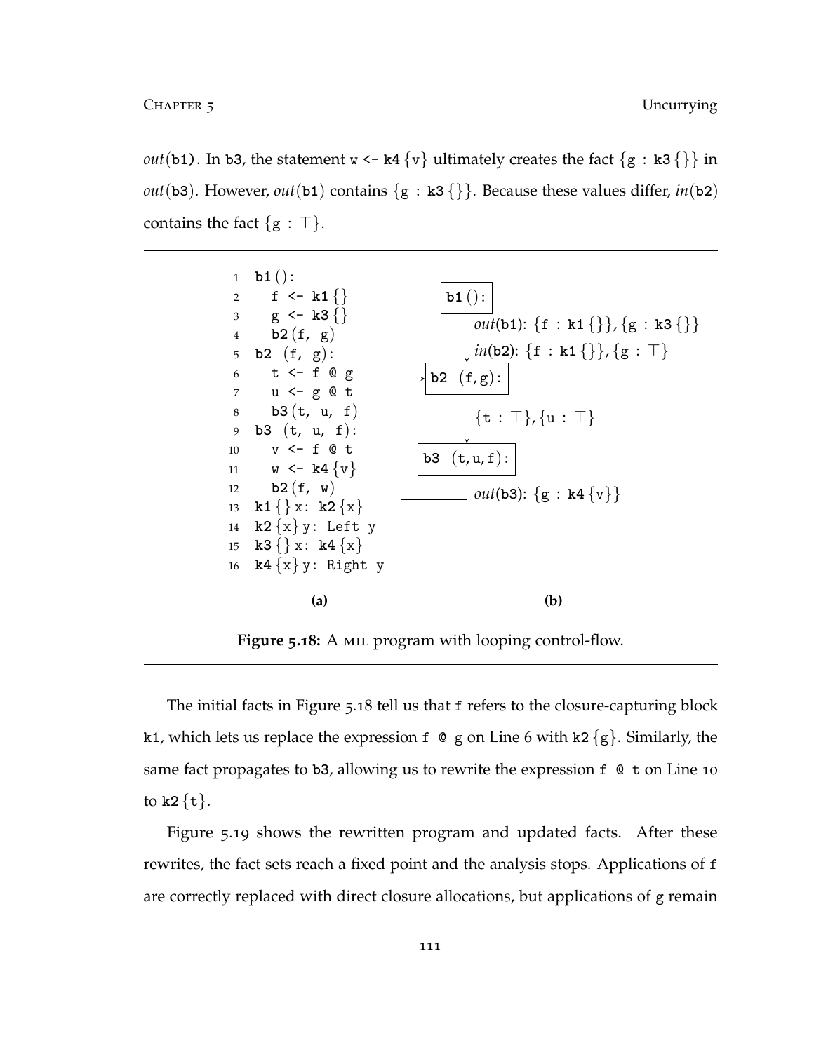*out*(`b1`). In `b3`, the statement `w <- k4 {v}` ultimately creates the fact {`g : k3 {}`} in *out*(`b3`). However, *out*(`b1`) contains {`g : k3 {}`}. Because these values differ, *in*(`b2`) contains the fact {`g : ⊤`}.

```
 1  b1 ():
 2    f <- k1 {}
 3    g <- k3 {}
 4    b2 (f, g)
 5  b2 (f, g):
 6    t <- f @ g
 7    u <- g @ t
 8    b3 (t, u, f)
 9  b3 (t, u, f):
10    v <- f @ t
11    w <- k4 {v}
12    b2 (f, w)
13  k1 {} x: k2 {x}
14  k2 {x} y: Left y
15  k3 {} x: k4 {x}
16  k4 {x} y: Right y
```

**(a)**

```
b1 ():
  |  out(b1): {f : k1 {}}, {g : k3 {}}
  |  in(b2): {f : k1 {}}, {g : ⊤}
  v
b2 (f,g):  <----------------+
  |  {t : ⊤}, {u : ⊤}       |
  v                         |
b3 (t,u,f):                 |
  |  out(b3): {g : k4 {v}}  |
  +-------------------------+
```

**(b)**

**Figure 5.18:** A MIL program with looping control-flow.

The initial facts in Figure 5.18 tell us that `f` refers to the closure-capturing block `k1`, which lets us replace the expression `f @ g` on Line 6 with `k2 {g}`. Similarly, the same fact propagates to `b3`, allowing us to rewrite the expression `f @ t` on Line 10 to `k2 {t}`.

Figure 5.19 shows the rewritten program and updated facts. After these rewrites, the fact sets reach a fixed point and the analysis stops. Applications of `f` are correctly replaced with direct closure allocations, but applications of g remain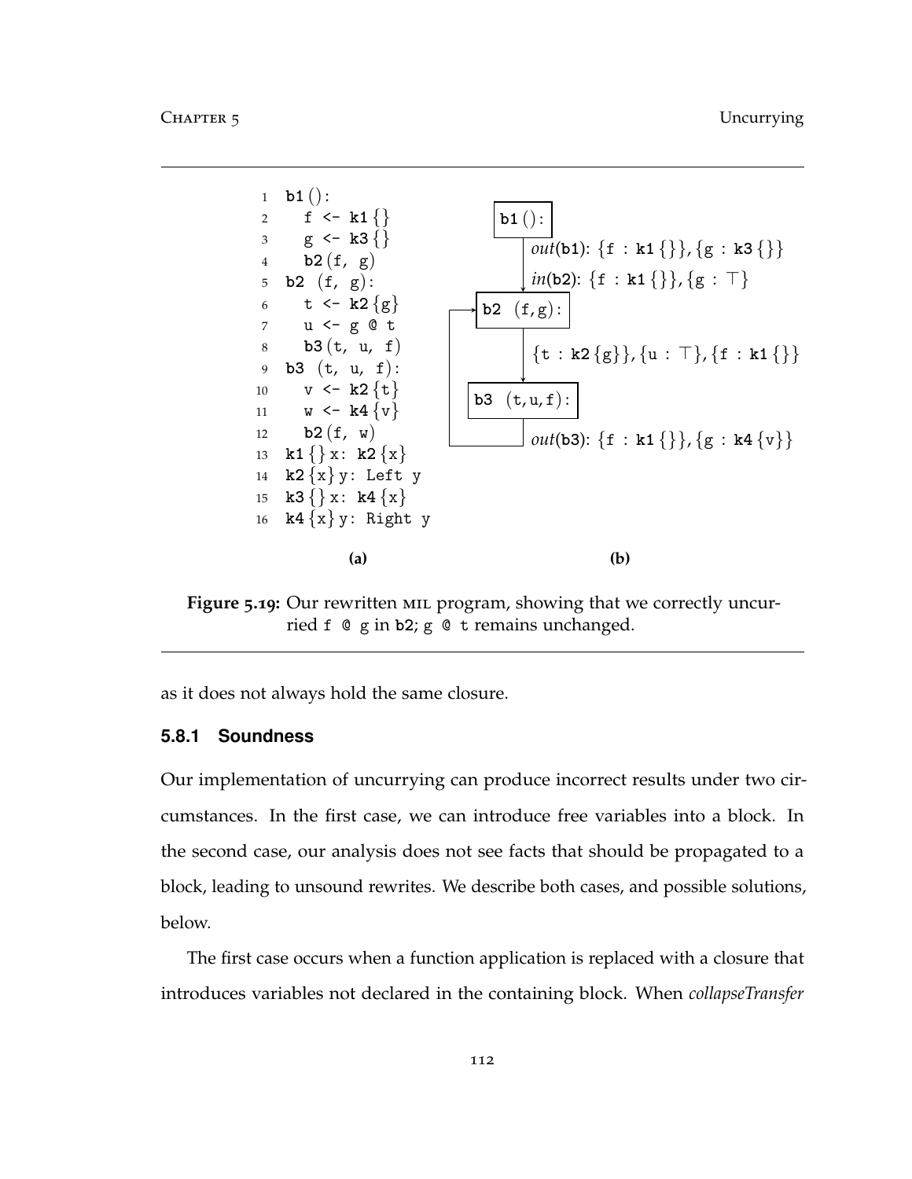```
1  b1():
2    f <- k1{}
3    g <- k3{}
4    b2(f, g)
5  b2 (f, g):
6    t <- k2{g}
7    u <- g @ t
8    b3(t, u, f)
9  b3 (t, u, f):
10   v <- k2{t}
11   w <- k4{v}
12   b2(f, w)
13 k1{} x: k2{x}
14 k2{x} y: Left y
15 k3{} x: k4{x}
16 k4{x} y: Right y
```

**(a)**

b1():

*out*(b1): {f : k1{}}, {g : k3{}}

*in*(b2): {f : k1{}}, {g : ⊤}

b2 (f,g):

{t : k2{g}}, {u : ⊤}, {f : k1{}}

b3 (t,u,f):

*out*(b3): {f : k1{}}, {g : k4{v}}

**(b)**

**Figure 5.19:** Our rewritten MIL program, showing that we correctly uncurried `f @ g` in `b2`; `g @ t` remains unchanged.

as it does not always hold the same closure.

### 5.8.1 Soundness

Our implementation of uncurrying can produce incorrect results under two circumstances. In the first case, we can introduce free variables into a block. In the second case, our analysis does not see facts that should be propagated to a block, leading to unsound rewrites. We describe both cases, and possible solutions, below.

The first case occurs when a function application is replaced with a closure that introduces variables not declared in the containing block. When *collapseTransfer*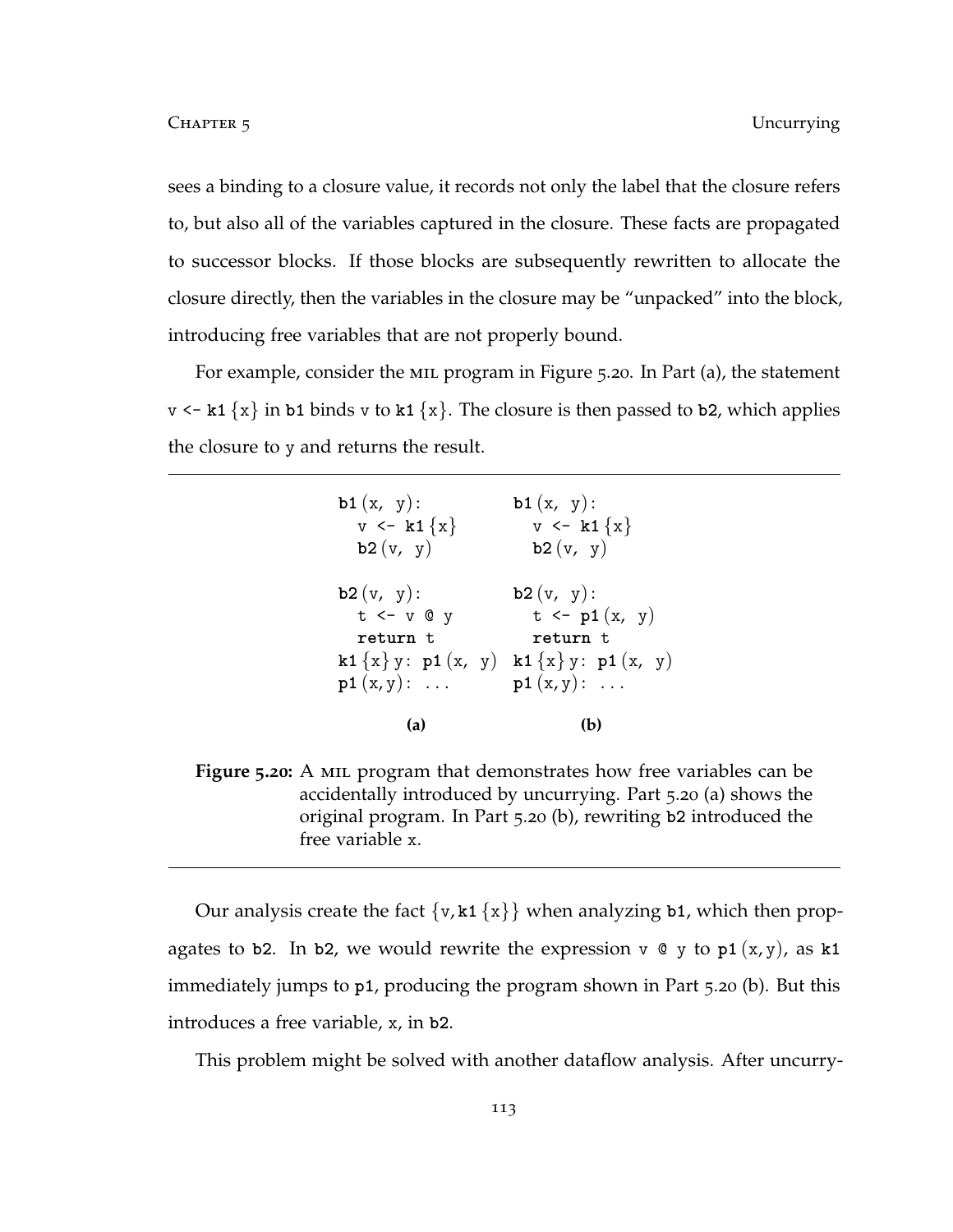sees a binding to a closure value, it records not only the label that the closure refers to, but also all of the variables captured in the closure. These facts are propagated to successor blocks. If those blocks are subsequently rewritten to allocate the closure directly, then the variables in the closure may be "unpacked" into the block, introducing free variables that are not properly bound.

For example, consider the MIL program in Figure 5.20. In Part (a), the statement `v <- k1 {x}` in **b1** binds v to **k1** {x}. The closure is then passed to **b2**, which applies the closure to y and returns the result.

```
b1(x, y):              b1(x, y):
  v <- k1{x}             v <- k1{x}
  b2(v, y)               b2(v, y)

b2(v, y):              b2(v, y):
  t <- v @ y             t <- p1(x, y)
  return t               return t
k1{x}y: p1(x, y)       k1{x}y: p1(x, y)
p1(x,y): ...           p1(x,y): ...

       (a)                    (b)
```

**Figure 5.20:** A MIL program that demonstrates how free variables can be accidentally introduced by uncurrying. Part 5.20 (a) shows the original program. In Part 5.20 (b), rewriting **b2** introduced the free variable x.

Our analysis create the fact {v, **k1** {x}} when analyzing **b1**, which then propagates to **b2**. In **b2**, we would rewrite the expression `v @ y` to **p1**(x, y), as **k1** immediately jumps to **p1**, producing the program shown in Part 5.20 (b). But this introduces a free variable, x, in **b2**.

This problem might be solved with another dataflow analysis. After uncurry-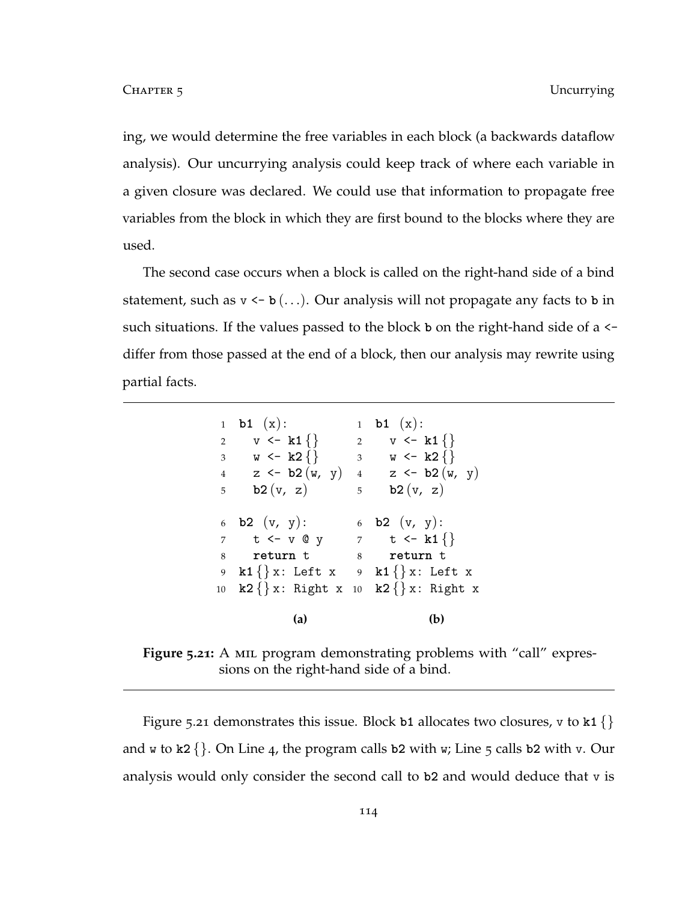ing, we would determine the free variables in each block (a backwards dataflow analysis). Our uncurrying analysis could keep track of where each variable in a given closure was declared. We could use that information to propagate free variables from the block in which they are first bound to the blocks where they are used.

The second case occurs when a block is called on the right-hand side of a bind statement, such as `v <- b(...)`. Our analysis will not propagate any facts to `b` in such situations. If the values passed to the block `b` on the right-hand side of a `<-` differ from those passed at the end of a block, then our analysis may rewrite using partial facts.

(a)

```
1  b1 (x):
2    v <- k1{}
3    w <- k2{}
4    z <- b2(w, y)
5    b2(v, z)

6  b2 (v, y):
7    t <- v @ y
8    return t
9  k1{} x: Left x
10 k2{} x: Right x
```

(b)

```
1  b1 (x):
2    v <- k1{}
3    w <- k2{}
4    z <- b2(w, y)
5    b2(v, z)

6  b2 (v, y):
7    t <- k1{}
8    return t
9  k1{} x: Left x
10 k2{} x: Right x
```

**Figure 5.21:** A MIL program demonstrating problems with "call" expressions on the right-hand side of a bind.

Figure 5.21 demonstrates this issue. Block `b1` allocates two closures, `v` to `k1{}` and `w` to `k2{}`. On Line 4, the program calls `b2` with `w`; Line 5 calls `b2` with `v`. Our analysis would only consider the second call to `b2` and would deduce that `v` is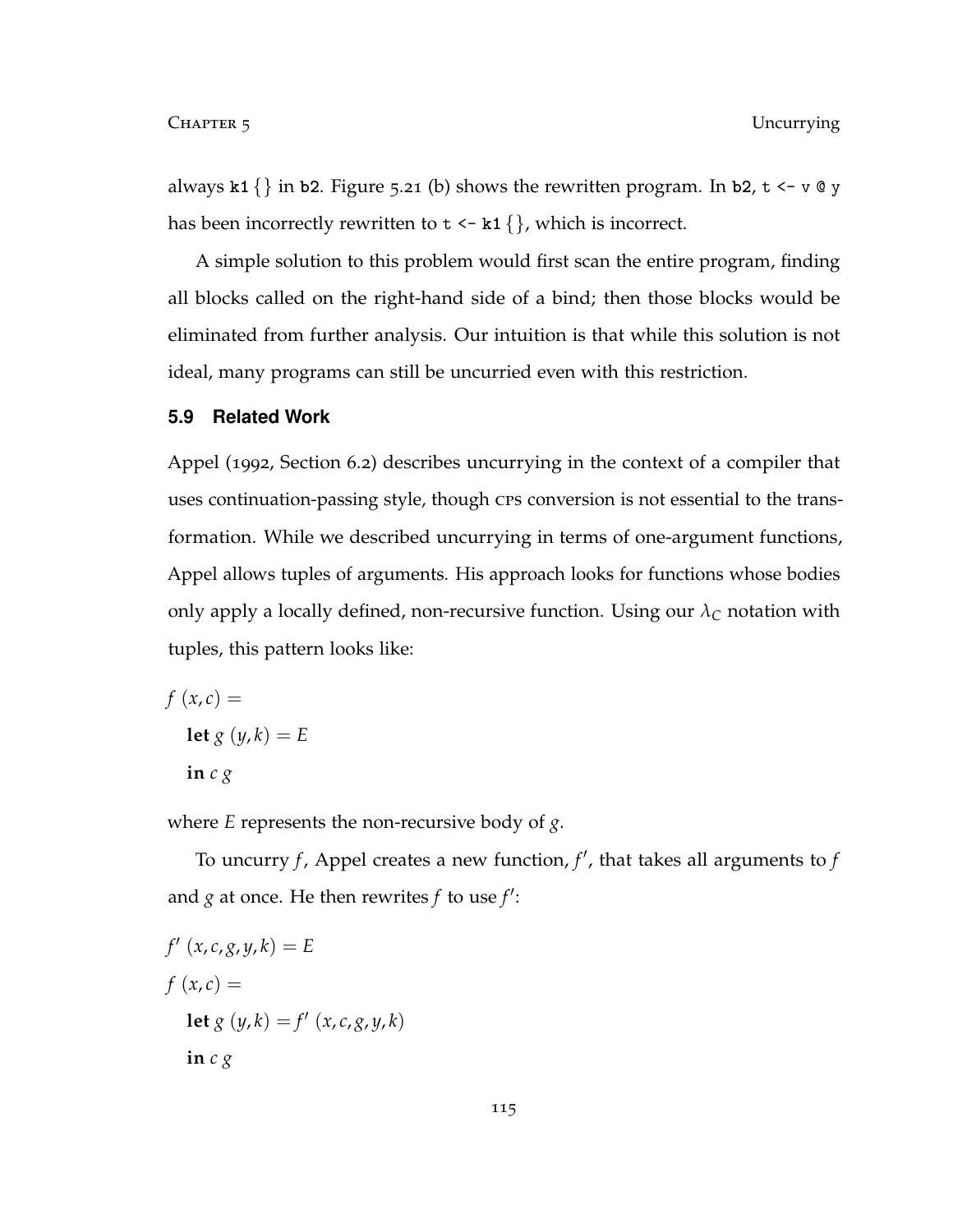always `k1 {}` in `b2`. Figure 5.21 (b) shows the rewritten program. In `b2`, `t <- v @ y` has been incorrectly rewritten to `t <- k1 {}`, which is incorrect.

A simple solution to this problem would first scan the entire program, finding all blocks called on the right-hand side of a bind; then those blocks would be eliminated from further analysis. Our intuition is that while this solution is not ideal, many programs can still be uncurried even with this restriction.

### 5.9 Related Work

Appel (1992, Section 6.2) describes uncurrying in the context of a compiler that uses continuation-passing style, though CPS conversion is not essential to the transformation. While we described uncurrying in terms of one-argument functions, Appel allows tuples of arguments. His approach looks for functions whose bodies only apply a locally defined, non-recursive function. Using our $\lambda_C$ notation with tuples, this pattern looks like:

$$
\begin{aligned}
&f\ (x, c) = \\
&\quad \textbf{let}\ g\ (y, k) = E \\
&\quad \textbf{in}\ c\ g
\end{aligned}
$$

where $E$ represents the non-recursive body of $g$.

To uncurry $f$, Appel creates a new function, $f'$, that takes all arguments to $f$ and $g$ at once. He then rewrites $f$ to use $f'$:

$$
\begin{aligned}
&f'\ (x, c, g, y, k) = E \\
&f\ (x, c) = \\
&\quad \textbf{let}\ g\ (y, k) = f'\ (x, c, g, y, k) \\
&\quad \textbf{in}\ c\ g
\end{aligned}
$$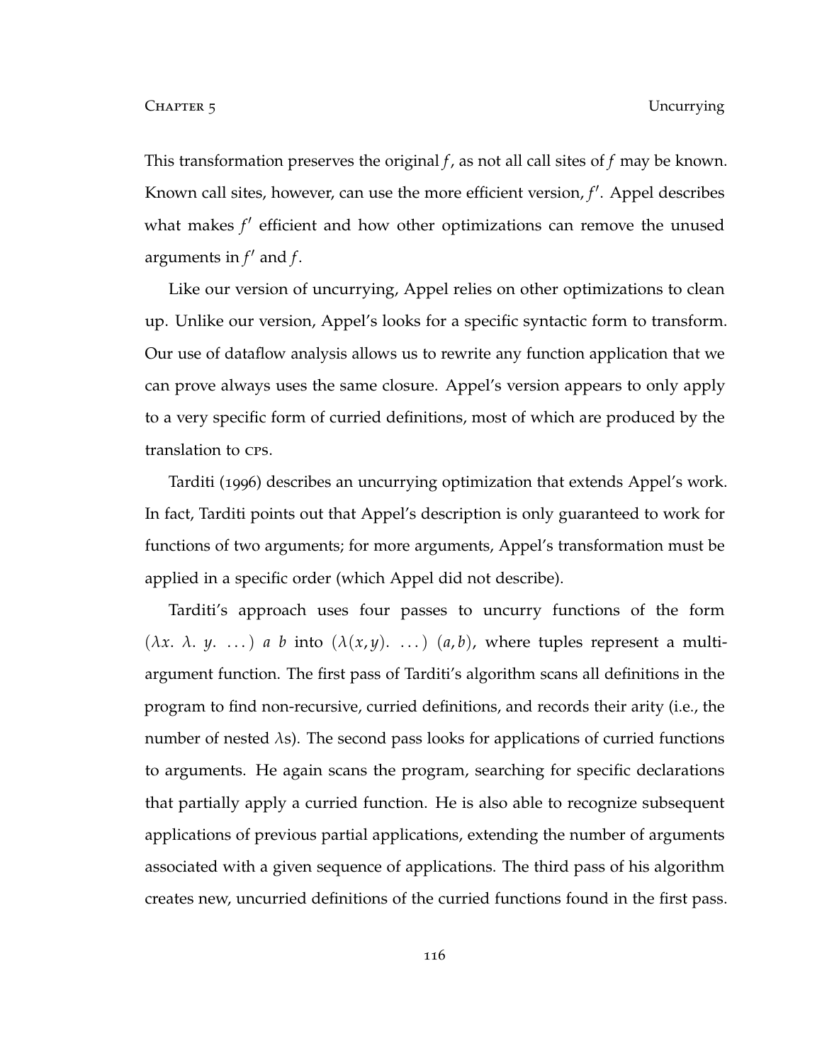This transformation preserves the original $f$, as not all call sites of $f$ may be known. Known call sites, however, can use the more efficient version, $f'$. Appel describes what makes $f'$ efficient and how other optimizations can remove the unused arguments in $f'$ and $f$.

Like our version of uncurrying, Appel relies on other optimizations to clean up. Unlike our version, Appel's looks for a specific syntactic form to transform. Our use of dataflow analysis allows us to rewrite any function application that we can prove always uses the same closure. Appel's version appears to only apply to a very specific form of curried definitions, most of which are produced by the translation to CPS.

Tarditi (1996) describes an uncurrying optimization that extends Appel's work. In fact, Tarditi points out that Appel's description is only guaranteed to work for functions of two arguments; for more arguments, Appel's transformation must be applied in a specific order (which Appel did not describe).

Tarditi's approach uses four passes to uncurry functions of the form $(\lambda x.\ \lambda.\ y.\ \ldots)\ a\ b$ into $(\lambda(x, y).\ \ldots)\ (a, b)$, where tuples represent a multi-argument function. The first pass of Tarditi's algorithm scans all definitions in the program to find non-recursive, curried definitions, and records their arity (i.e., the number of nested $\lambda$s). The second pass looks for applications of curried functions to arguments. He again scans the program, searching for specific declarations that partially apply a curried function. He is also able to recognize subsequent applications of previous partial applications, extending the number of arguments associated with a given sequence of applications. The third pass of his algorithm creates new, uncurried definitions of the curried functions found in the first pass.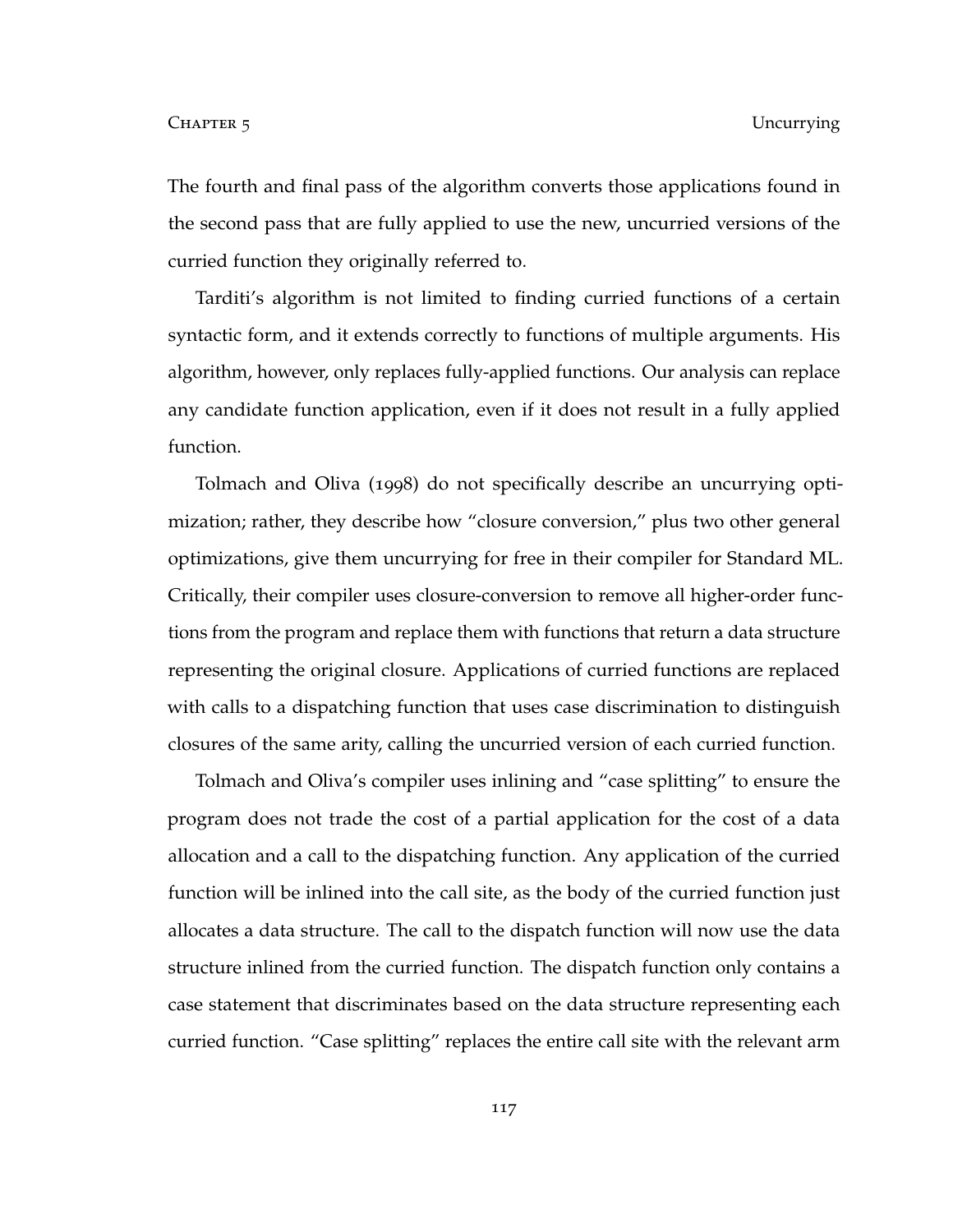The fourth and final pass of the algorithm converts those applications found in the second pass that are fully applied to use the new, uncurried versions of the curried function they originally referred to.

Tarditi's algorithm is not limited to finding curried functions of a certain syntactic form, and it extends correctly to functions of multiple arguments. His algorithm, however, only replaces fully-applied functions. Our analysis can replace any candidate function application, even if it does not result in a fully applied function.

Tolmach and Oliva (1998) do not specifically describe an uncurrying optimization; rather, they describe how "closure conversion," plus two other general optimizations, give them uncurrying for free in their compiler for Standard ML. Critically, their compiler uses closure-conversion to remove all higher-order functions from the program and replace them with functions that return a data structure representing the original closure. Applications of curried functions are replaced with calls to a dispatching function that uses case discrimination to distinguish closures of the same arity, calling the uncurried version of each curried function.

Tolmach and Oliva's compiler uses inlining and "case splitting" to ensure the program does not trade the cost of a partial application for the cost of a data allocation and a call to the dispatching function. Any application of the curried function will be inlined into the call site, as the body of the curried function just allocates a data structure. The call to the dispatch function will now use the data structure inlined from the curried function. The dispatch function only contains a case statement that discriminates based on the data structure representing each curried function. "Case splitting" replaces the entire call site with the relevant arm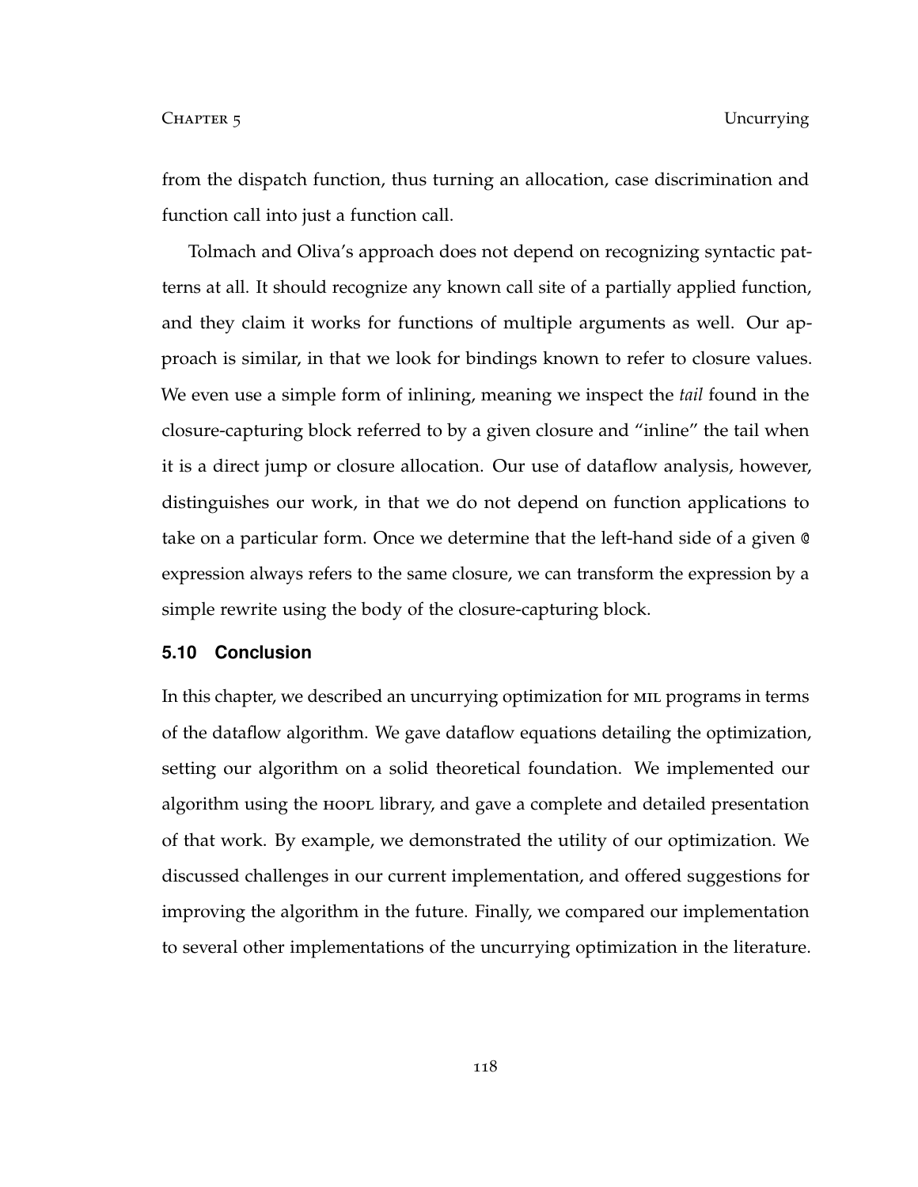from the dispatch function, thus turning an allocation, case discrimination and function call into just a function call.

Tolmach and Oliva's approach does not depend on recognizing syntactic patterns at all. It should recognize any known call site of a partially applied function, and they claim it works for functions of multiple arguments as well. Our approach is similar, in that we look for bindings known to refer to closure values. We even use a simple form of inlining, meaning we inspect the *tail* found in the closure-capturing block referred to by a given closure and "inline" the tail when it is a direct jump or closure allocation. Our use of dataflow analysis, however, distinguishes our work, in that we do not depend on function applications to take on a particular form. Once we determine that the left-hand side of a given `@` expression always refers to the same closure, we can transform the expression by a simple rewrite using the body of the closure-capturing block.

## 5.10 Conclusion

In this chapter, we described an uncurrying optimization for MIL programs in terms of the dataflow algorithm. We gave dataflow equations detailing the optimization, setting our algorithm on a solid theoretical foundation. We implemented our algorithm using the HOOPL library, and gave a complete and detailed presentation of that work. By example, we demonstrated the utility of our optimization. We discussed challenges in our current implementation, and offered suggestions for improving the algorithm in the future. Finally, we compared our implementation to several other implementations of the uncurrying optimization in the literature.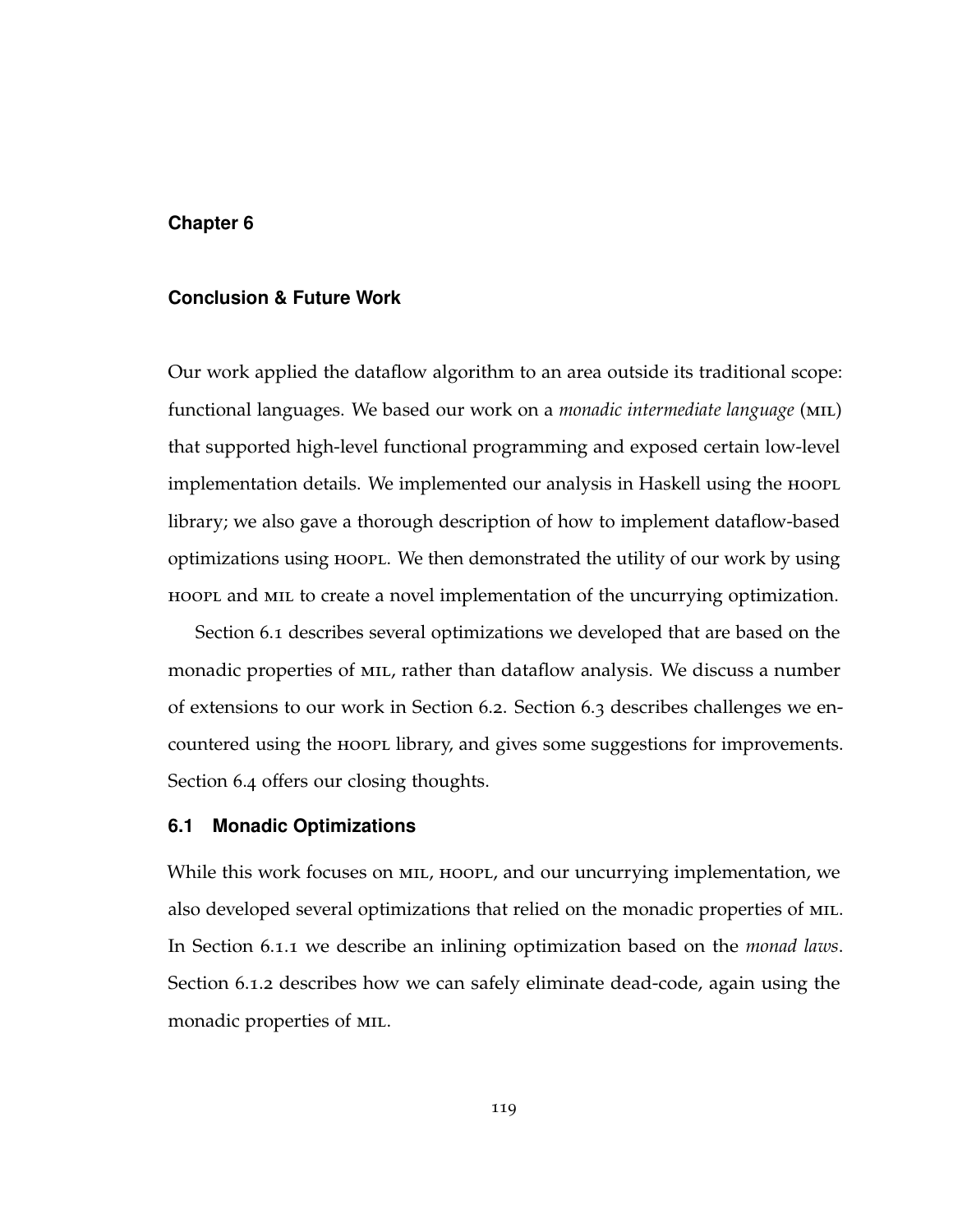# Chapter 6

## Conclusion & Future Work

Our work applied the dataflow algorithm to an area outside its traditional scope: functional languages. We based our work on a *monadic intermediate language* (MIL) that supported high-level functional programming and exposed certain low-level implementation details. We implemented our analysis in Haskell using the HOOPL library; we also gave a thorough description of how to implement dataflow-based optimizations using HOOPL. We then demonstrated the utility of our work by using HOOPL and MIL to create a novel implementation of the uncurrying optimization.

Section 6.1 describes several optimizations we developed that are based on the monadic properties of MIL, rather than dataflow analysis. We discuss a number of extensions to our work in Section 6.2. Section 6.3 describes challenges we encountered using the HOOPL library, and gives some suggestions for improvements. Section 6.4 offers our closing thoughts.

### 6.1 Monadic Optimizations

While this work focuses on MIL, HOOPL, and our uncurrying implementation, we also developed several optimizations that relied on the monadic properties of MIL. In Section 6.1.1 we describe an inlining optimization based on the *monad laws*. Section 6.1.2 describes how we can safely eliminate dead-code, again using the monadic properties of MIL.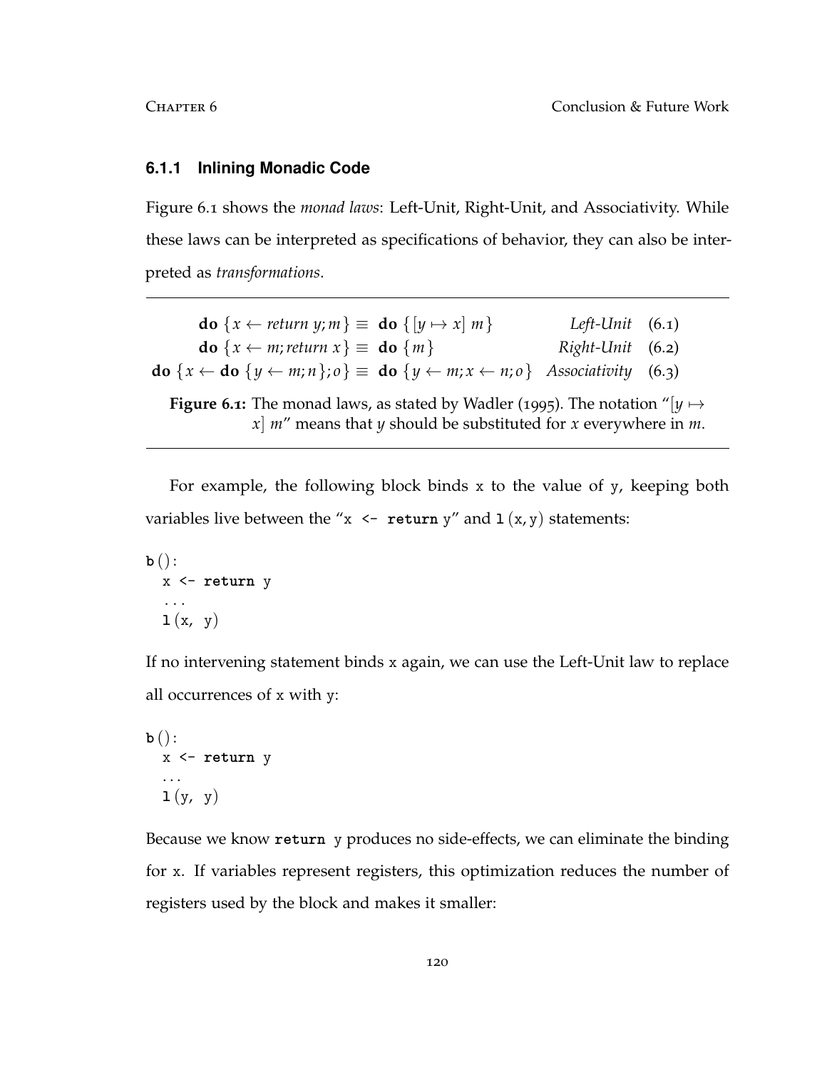### 6.1.1 Inlining Monadic Code

Figure 6.1 shows the *monad laws*: Left-Unit, Right-Unit, and Associativity. While these laws can be interpreted as specifications of behavior, they can also be interpreted as *transformations*.

$$\textbf{do}\ \{x \leftarrow \textit{return}\ y; m\} \equiv \textbf{do}\ \{[y \mapsto x]\ m\} \qquad \textit{Left-Unit} \quad (6.1)$$

$$\textbf{do}\ \{x \leftarrow m; \textit{return}\ x\} \equiv \textbf{do}\ \{m\} \qquad \textit{Right-Unit} \quad (6.2)$$

$$\textbf{do}\ \{x \leftarrow \textbf{do}\ \{y \leftarrow m; n\}; o\} \equiv \textbf{do}\ \{y \leftarrow m; x \leftarrow n; o\} \qquad \textit{Associativity} \quad (6.3)$$

**Figure 6.1:** The monad laws, as stated by Wadler (1995). The notation "$[y \mapsto x]\ m$" means that $y$ should be substituted for $x$ everywhere in $m$.

For example, the following block binds x to the value of y, keeping both variables live between the "x <- return y" and l (x, y) statements:

```
b():
  x <- return y
  ...
  l(x, y)
```

If no intervening statement binds x again, we can use the Left-Unit law to replace all occurrences of x with y:

```
b():
  x <- return y
  ...
  l(y, y)
```

Because we know return y produces no side-effects, we can eliminate the binding for x. If variables represent registers, this optimization reduces the number of registers used by the block and makes it smaller: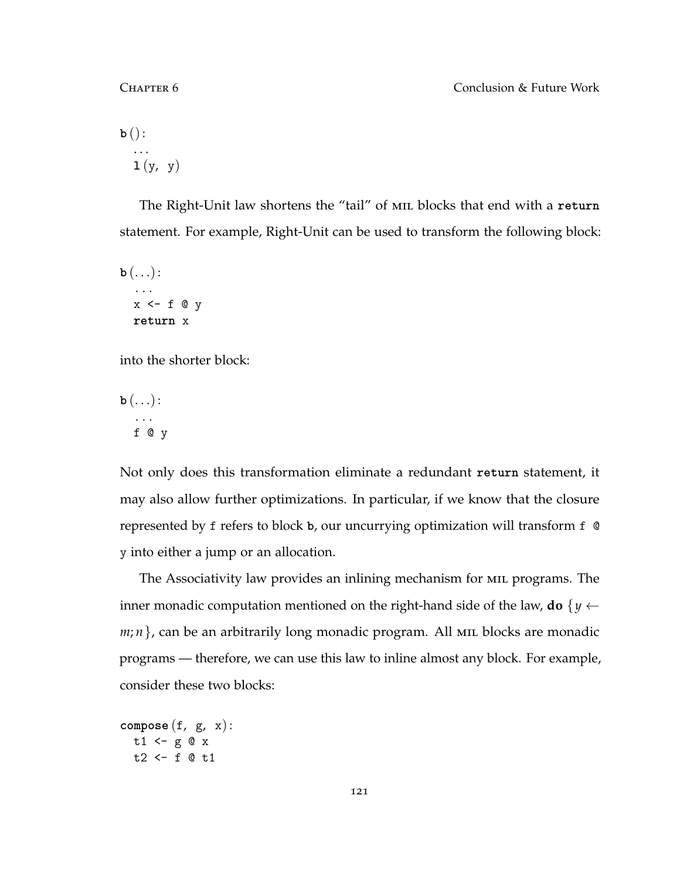```
b():
  ...
  l(y, y)
```

The Right-Unit law shortens the "tail" of MIL blocks that end with a **return** statement. For example, Right-Unit can be used to transform the following block:

```
b(...):
  ...
  x <- f @ y
  return x
```

into the shorter block:

```
b(...):
  ...
  f @ y
```

Not only does this transformation eliminate a redundant **return** statement, it may also allow further optimizations. In particular, if we know that the closure represented by f refers to block b, our uncurrying optimization will transform f @ y into either a jump or an allocation.

The Associativity law provides an inlining mechanism for MIL programs. The inner monadic computation mentioned on the right-hand side of the law, **do** $\{y \leftarrow m; n\}$, can be an arbitrarily long monadic program. All MIL blocks are monadic programs — therefore, we can use this law to inline almost any block. For example, consider these two blocks:

```
compose(f, g, x):
  t1 <- g @ x
  t2 <- f @ t1
```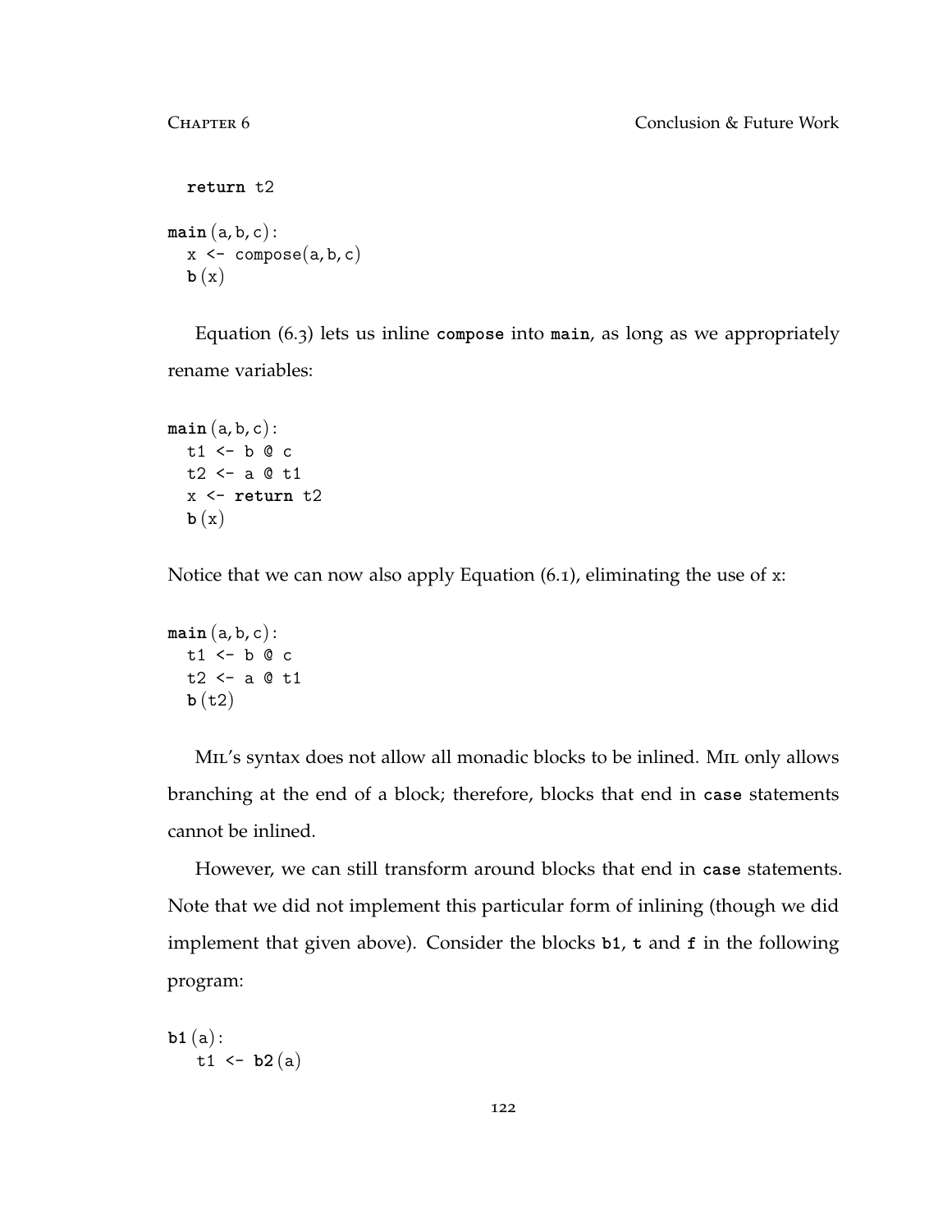```
  return t2

main(a,b,c):
  x <- compose(a,b,c)
  b(x)
```

Equation (6.3) lets us inline `compose` into `main`, as long as we appropriately rename variables:

```
main(a,b,c):
  t1 <- b @ c
  t2 <- a @ t1
  x <- return t2
  b(x)
```

Notice that we can now also apply Equation (6.1), eliminating the use of x:

```
main(a,b,c):
  t1 <- b @ c
  t2 <- a @ t1
  b(t2)
```

MIL's syntax does not allow all monadic blocks to be inlined. MIL only allows branching at the end of a block; therefore, blocks that end in `case` statements cannot be inlined.

However, we can still transform around blocks that end in `case` statements. Note that we did not implement this particular form of inlining (though we did implement that given above). Consider the blocks `b1`, `t` and `f` in the following program:

```
b1(a):
   t1 <- b2(a)
```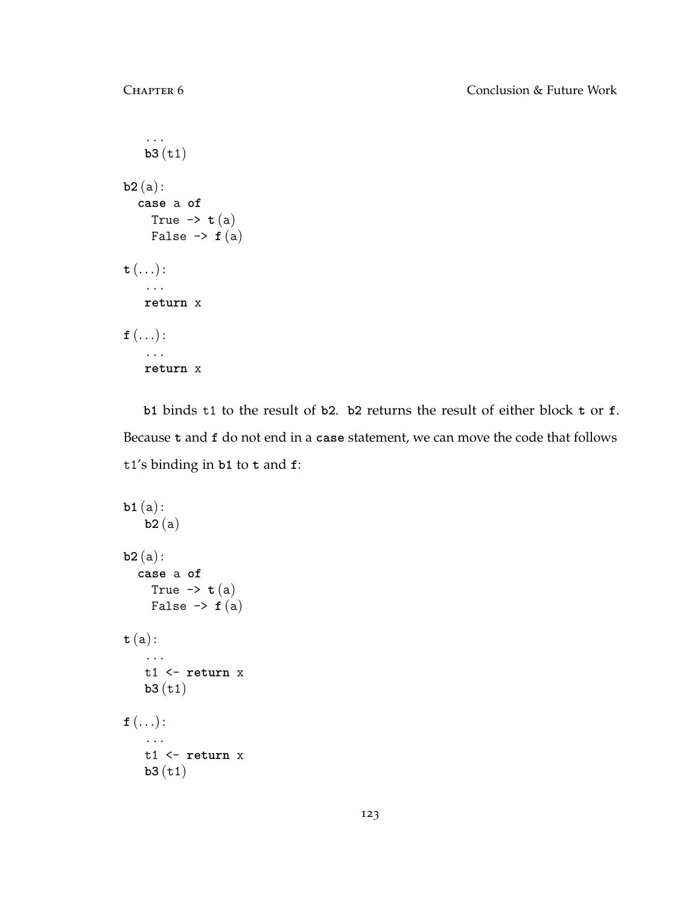```
    ...
    b3(t1)

b2(a):
  case a of
    True -> t(a)
    False -> f(a)

t(...):
    ...
    return x

f(...):
    ...
    return x
```

`b1` binds `t1` to the result of `b2`. `b2` returns the result of either block `t` or `f`. Because `t` and `f` do not end in a `case` statement, we can move the code that follows `t1`'s binding in `b1` to `t` and `f`:

```
b1(a):
    b2(a)

b2(a):
  case a of
    True -> t(a)
    False -> f(a)

t(a):
    ...
    t1 <- return x
    b3(t1)

f(...):
    ...
    t1 <- return x
    b3(t1)
```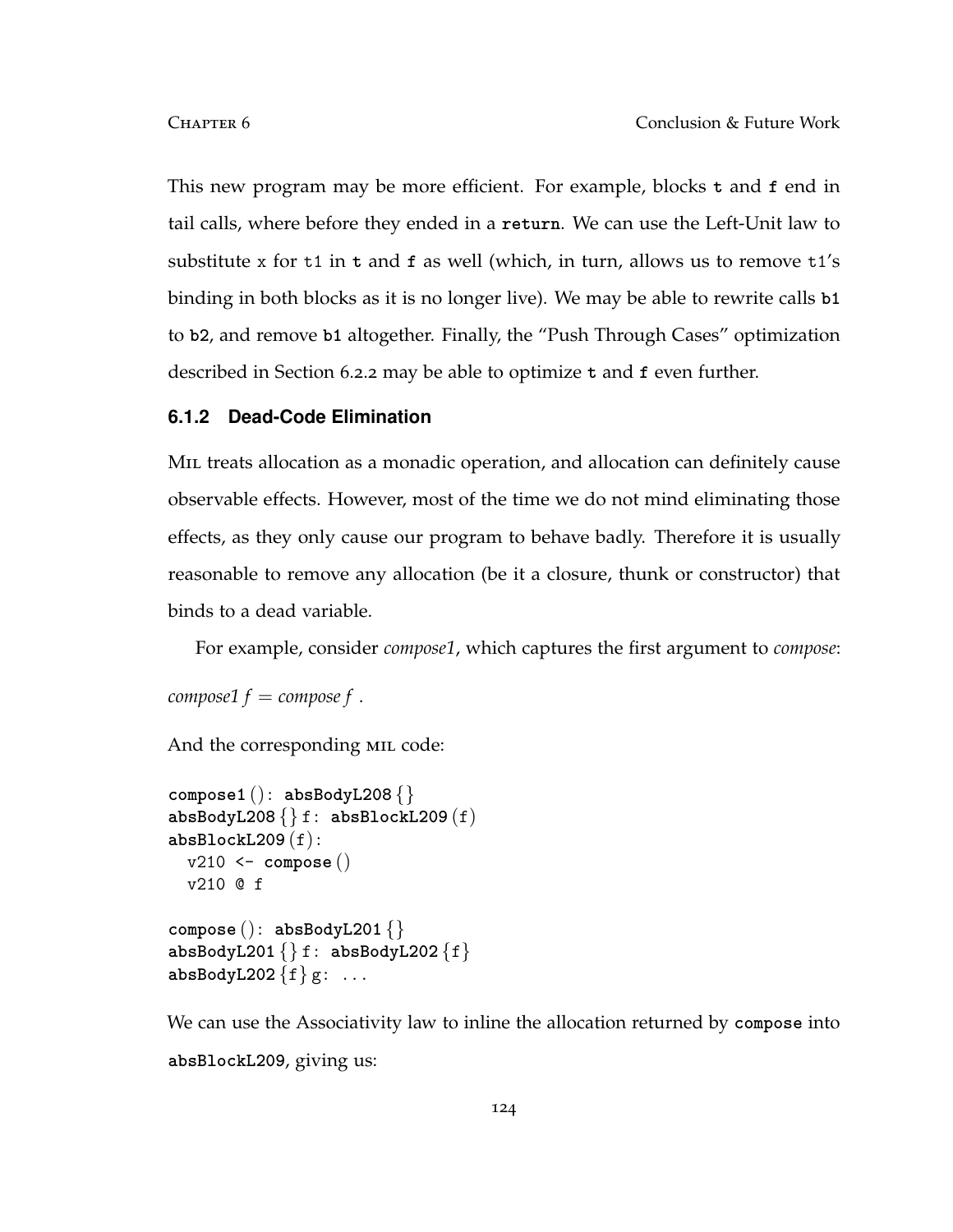This new program may be more efficient. For example, blocks `t` and `f` end in tail calls, where before they ended in a **`return`**. We can use the Left-Unit law to substitute `x` for `t1` in `t` and `f` as well (which, in turn, allows us to remove `t1`'s binding in both blocks as it is no longer live). We may be able to rewrite calls `b1` to `b2`, and remove `b1` altogether. Finally, the "Push Through Cases" optimization described in Section 6.2.2 may be able to optimize `t` and `f` even further.

### 6.1.2 Dead-Code Elimination

MIL treats allocation as a monadic operation, and allocation can definitely cause observable effects. However, most of the time we do not mind eliminating those effects, as they only cause our program to behave badly. Therefore it is usually reasonable to remove any allocation (be it a closure, thunk or constructor) that binds to a dead variable.

For example, consider *compose1*, which captures the first argument to *compose*:

*compose1 f* $=$ *compose f* .

And the corresponding MIL code:

```
compose1(): absBodyL208{}
absBodyL208{} f: absBlockL209(f)
absBlockL209(f):
  v210 <- compose()
  v210 @ f

compose(): absBodyL201{}
absBodyL201{} f: absBodyL202{f}
absBodyL202{f} g: ...
```

We can use the Associativity law to inline the allocation returned by `compose` into `absBlockL209`, giving us: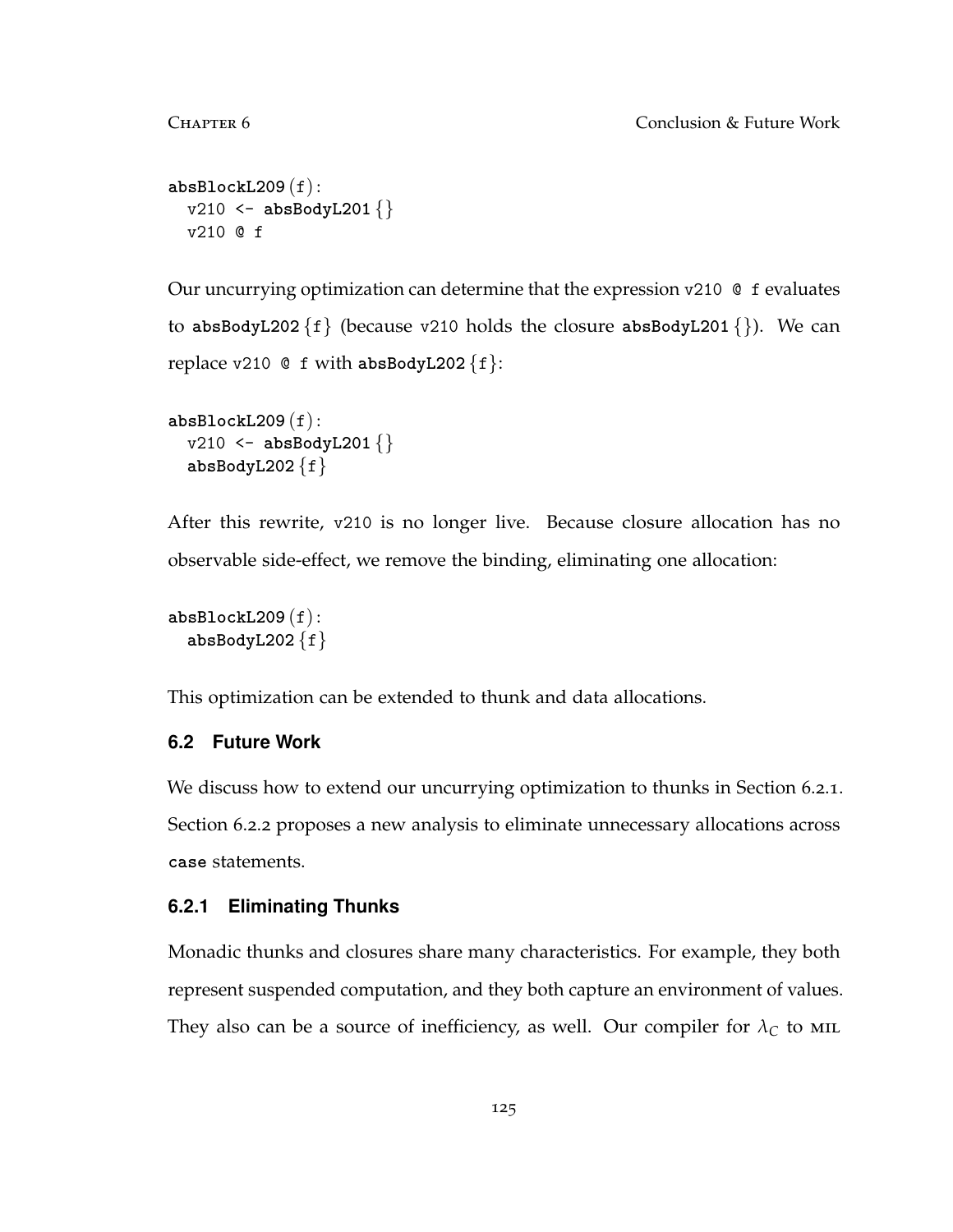```
absBlockL209(f):
  v210 <- absBodyL201{}
  v210 @ f
```

Our uncurrying optimization can determine that the expression `v210 @ f` evaluates to `absBodyL202{f}` (because `v210` holds the closure `absBodyL201{}`). We can replace `v210 @ f` with `absBodyL202{f}`:

```
absBlockL209(f):
  v210 <- absBodyL201{}
  absBodyL202{f}
```

After this rewrite, `v210` is no longer live. Because closure allocation has no observable side-effect, we remove the binding, eliminating one allocation:

```
absBlockL209(f):
  absBodyL202{f}
```

This optimization can be extended to thunk and data allocations.

## 6.2 Future Work

We discuss how to extend our uncurrying optimization to thunks in Section 6.2.1. Section 6.2.2 proposes a new analysis to eliminate unnecessary allocations across `case` statements.

### 6.2.1 Eliminating Thunks

Monadic thunks and closures share many characteristics. For example, they both represent suspended computation, and they both capture an environment of values. They also can be a source of inefficiency, as well. Our compiler for $\lambda_C$ to MIL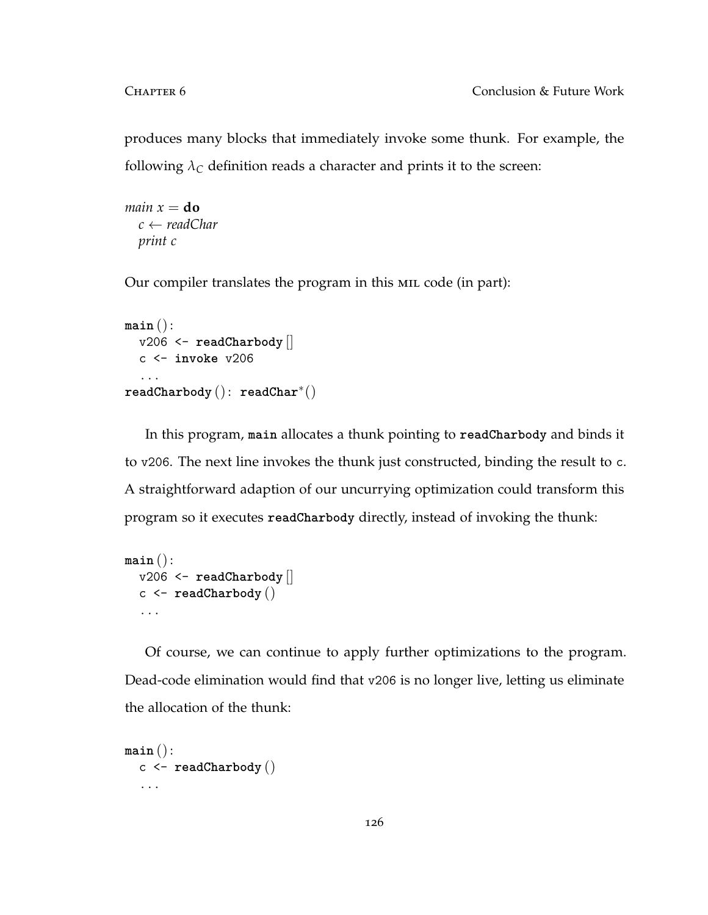produces many blocks that immediately invoke some thunk. For example, the following $\lambda_C$ definition reads a character and prints it to the screen:

```
main x = do
  c ← readChar
  print c
```

Our compiler translates the program in this MIL code (in part):

```
main ():
  v206 <- readCharbody []
  c <- invoke v206
  ...
readCharbody (): readChar*()
```

In this program, `main` allocates a thunk pointing to `readCharbody` and binds it to `v206`. The next line invokes the thunk just constructed, binding the result to `c`. A straightforward adaption of our uncurrying optimization could transform this program so it executes `readCharbody` directly, instead of invoking the thunk:

```
main ():
  v206 <- readCharbody []
  c <- readCharbody ()
  ...
```

Of course, we can continue to apply further optimizations to the program. Dead-code elimination would find that `v206` is no longer live, letting us eliminate the allocation of the thunk:

```
main ():
  c <- readCharbody ()
  ...
```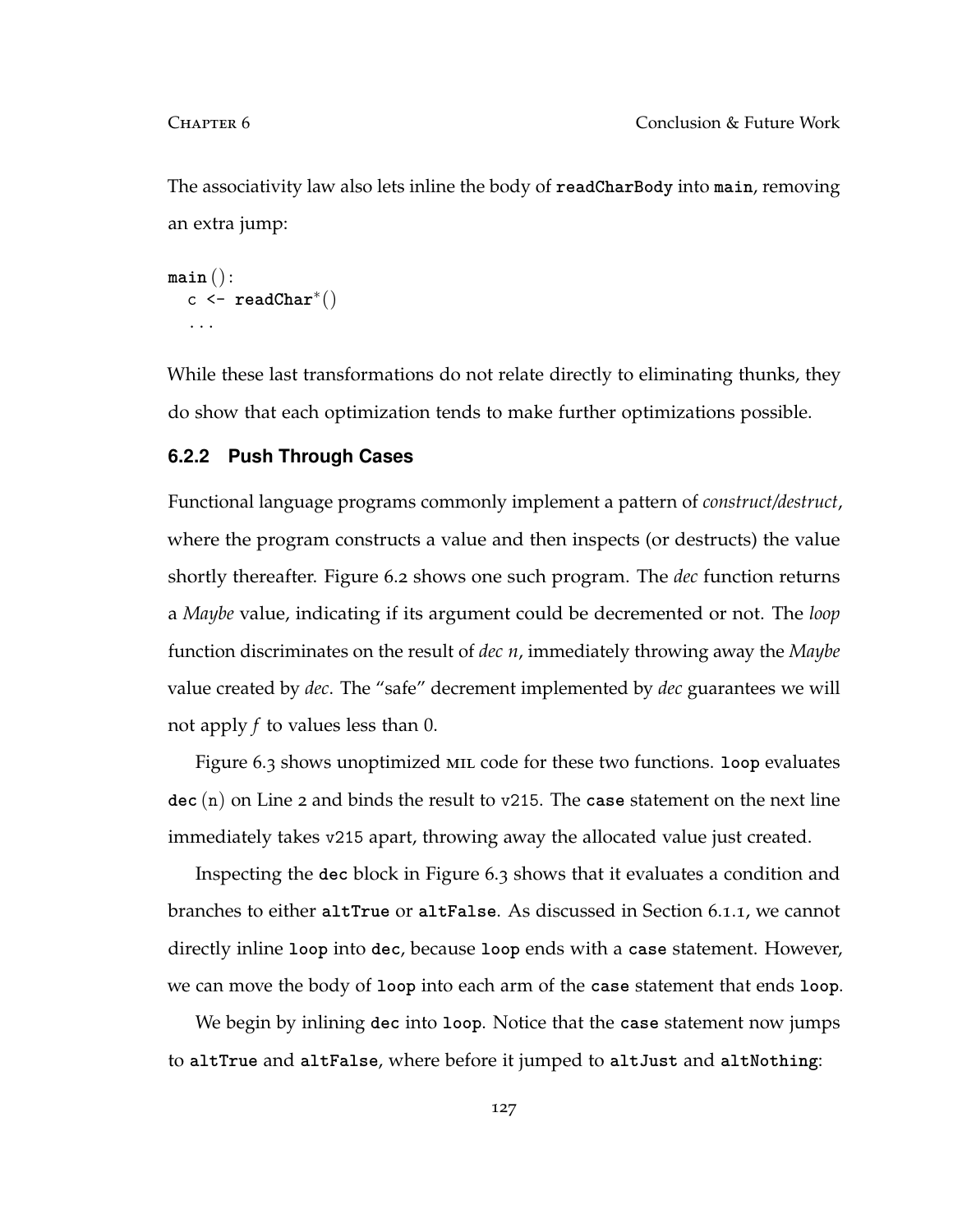The associativity law also lets inline the body of `readCharBody` into `main`, removing an extra jump:

```
main():
  c <- readChar*()
  ...
```

While these last transformations do not relate directly to eliminating thunks, they do show that each optimization tends to make further optimizations possible.

### 6.2.2 Push Through Cases

Functional language programs commonly implement a pattern of *construct/destruct*, where the program constructs a value and then inspects (or destructs) the value shortly thereafter. Figure 6.2 shows one such program. The *dec* function returns a *Maybe* value, indicating if its argument could be decremented or not. The *loop* function discriminates on the result of *dec n*, immediately throwing away the *Maybe* value created by *dec*. The "safe" decrement implemented by *dec* guarantees we will not apply $f$ to values less than 0.

Figure 6.3 shows unoptimized MIL code for these two functions. `loop` evaluates `dec(n)` on Line 2 and binds the result to `v215`. The `case` statement on the next line immediately takes `v215` apart, throwing away the allocated value just created.

Inspecting the `dec` block in Figure 6.3 shows that it evaluates a condition and branches to either `altTrue` or `altFalse`. As discussed in Section 6.1.1, we cannot directly inline `loop` into `dec`, because `loop` ends with a `case` statement. However, we can move the body of `loop` into each arm of the `case` statement that ends `loop`.

We begin by inlining `dec` into `loop`. Notice that the `case` statement now jumps to `altTrue` and `altFalse`, where before it jumped to `altJust` and `altNothing`: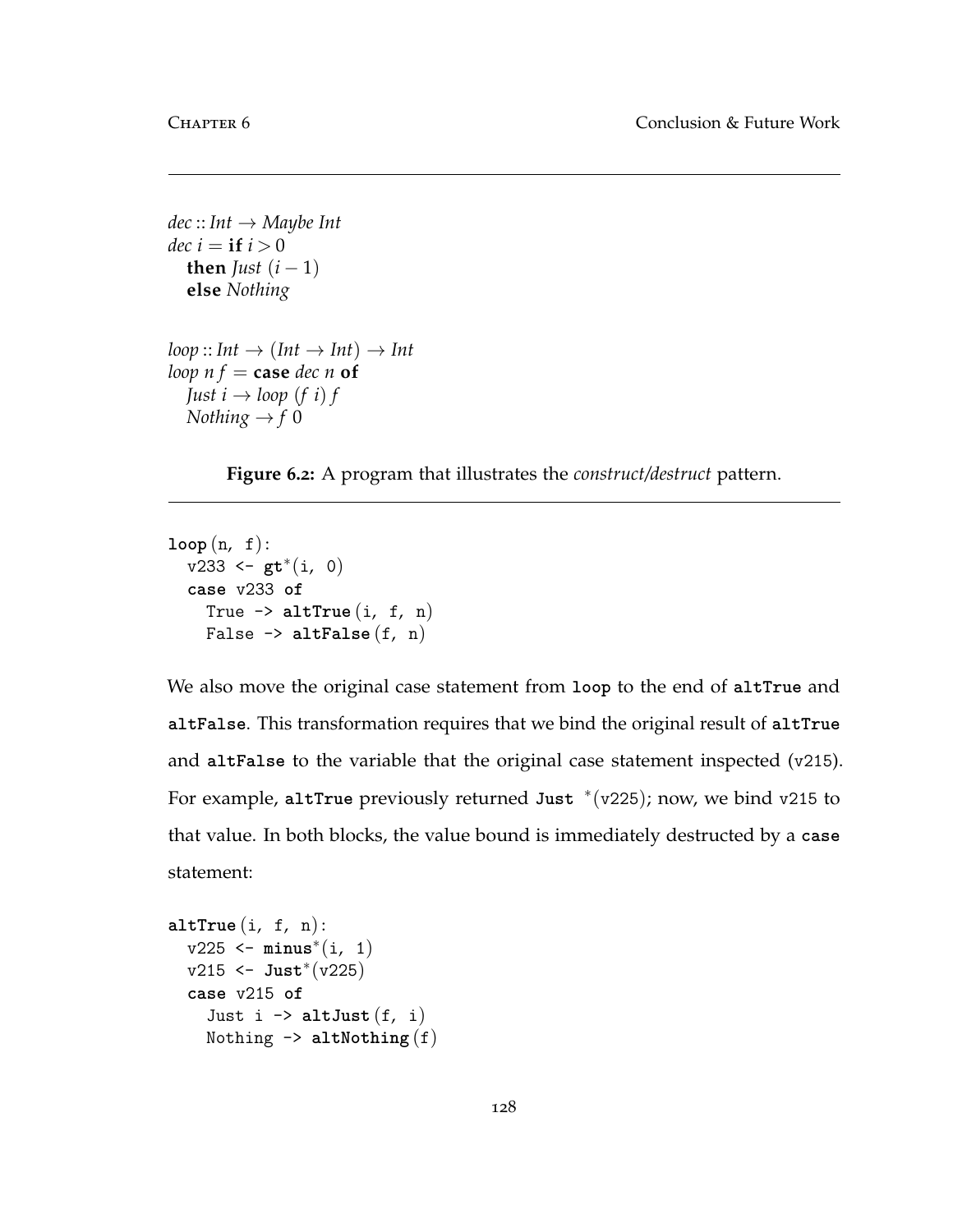```
dec :: Int → Maybe Int
dec i = if i > 0
  then Just (i − 1)
  else Nothing

loop :: Int → (Int → Int) → Int
loop n f = case dec n of
  Just i → loop (f i) f
  Nothing → f 0
```

**Figure 6.2:** A program that illustrates the *construct/destruct* pattern.

```
loop(n, f):
  v233 <- gt*(i, 0)
  case v233 of
    True -> altTrue(i, f, n)
    False -> altFalse(f, n)
```

We also move the original case statement from `loop` to the end of `altTrue` and `altFalse`. This transformation requires that we bind the original result of `altTrue` and `altFalse` to the variable that the original case statement inspected (`v215`). For example, `altTrue` previously returned `Just *(v225)`; now, we bind `v215` to that value. In both blocks, the value bound is immediately destructed by a `case` statement:

```
altTrue(i, f, n):
  v225 <- minus*(i, 1)
  v215 <- Just*(v225)
  case v215 of
    Just i -> altJust(f, i)
    Nothing -> altNothing(f)
```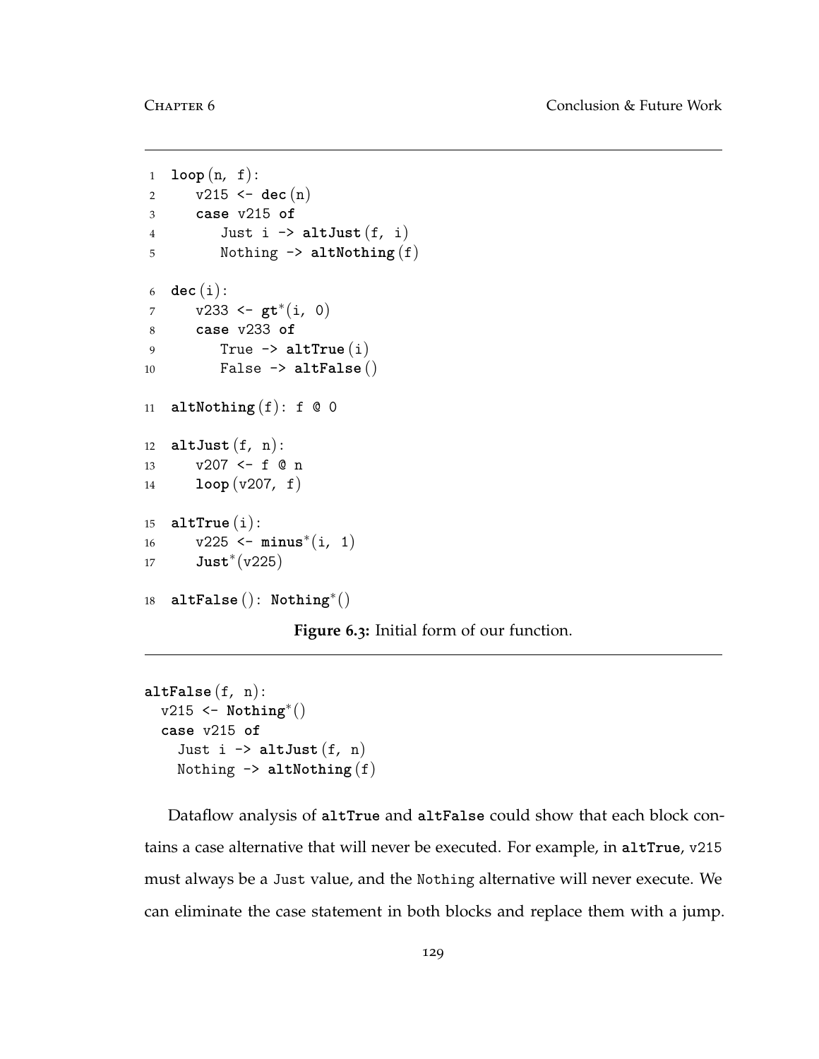```
1  loop(n, f):
2     v215 <- dec(n)
3     case v215 of
4        Just i -> altJust(f, i)
5        Nothing -> altNothing(f)

6  dec(i):
7     v233 <- gt*(i, 0)
8     case v233 of
9        True -> altTrue(i)
10       False -> altFalse()

11 altNothing(f): f @ 0

12 altJust(f, n):
13    v207 <- f @ n
14    loop(v207, f)

15 altTrue(i):
16    v225 <- minus*(i, 1)
17    Just*(v225)

18 altFalse(): Nothing*()
```

**Figure 6.3:** Initial form of our function.

```
altFalse(f, n):
  v215 <- Nothing*()
  case v215 of
    Just i -> altJust(f, n)
    Nothing -> altNothing(f)
```

Dataflow analysis of `altTrue` and `altFalse` could show that each block contains a case alternative that will never be executed. For example, in `altTrue`, `v215` must always be a `Just` value, and the `Nothing` alternative will never execute. We can eliminate the case statement in both blocks and replace them with a jump.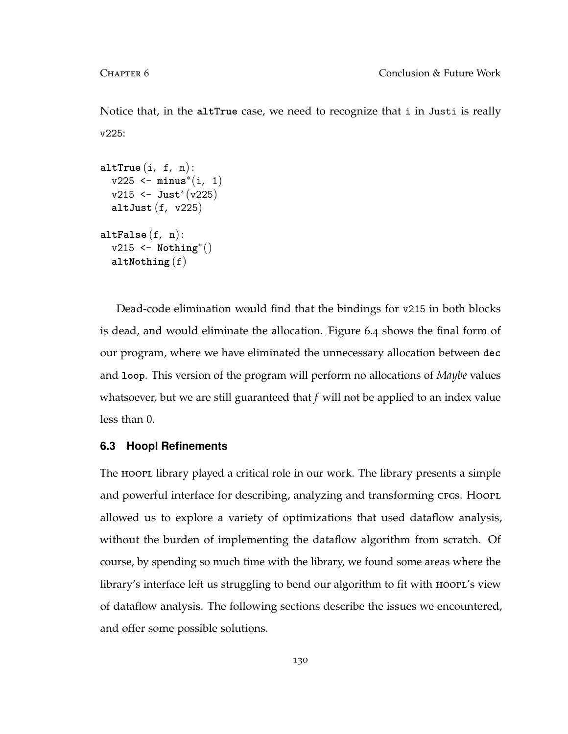Notice that, in the **altTrue** case, we need to recognize that i in Justi is really v225:

```
altTrue(i, f, n):
  v225 <- minus*(i, 1)
  v215 <- Just*(v225)
  altJust(f, v225)

altFalse(f, n):
  v215 <- Nothing*()
  altNothing(f)
```

Dead-code elimination would find that the bindings for v215 in both blocks is dead, and would eliminate the allocation. Figure 6.4 shows the final form of our program, where we have eliminated the unnecessary allocation between **dec** and **loop**. This version of the program will perform no allocations of *Maybe* values whatsoever, but we are still guaranteed that $f$ will not be applied to an index value less than 0.

### 6.3 Hoopl Refinements

The HOOPL library played a critical role in our work. The library presents a simple and powerful interface for describing, analyzing and transforming CFGS. HOOPL allowed us to explore a variety of optimizations that used dataflow analysis, without the burden of implementing the dataflow algorithm from scratch. Of course, by spending so much time with the library, we found some areas where the library's interface left us struggling to bend our algorithm to fit with HOOPL's view of dataflow analysis. The following sections describe the issues we encountered, and offer some possible solutions.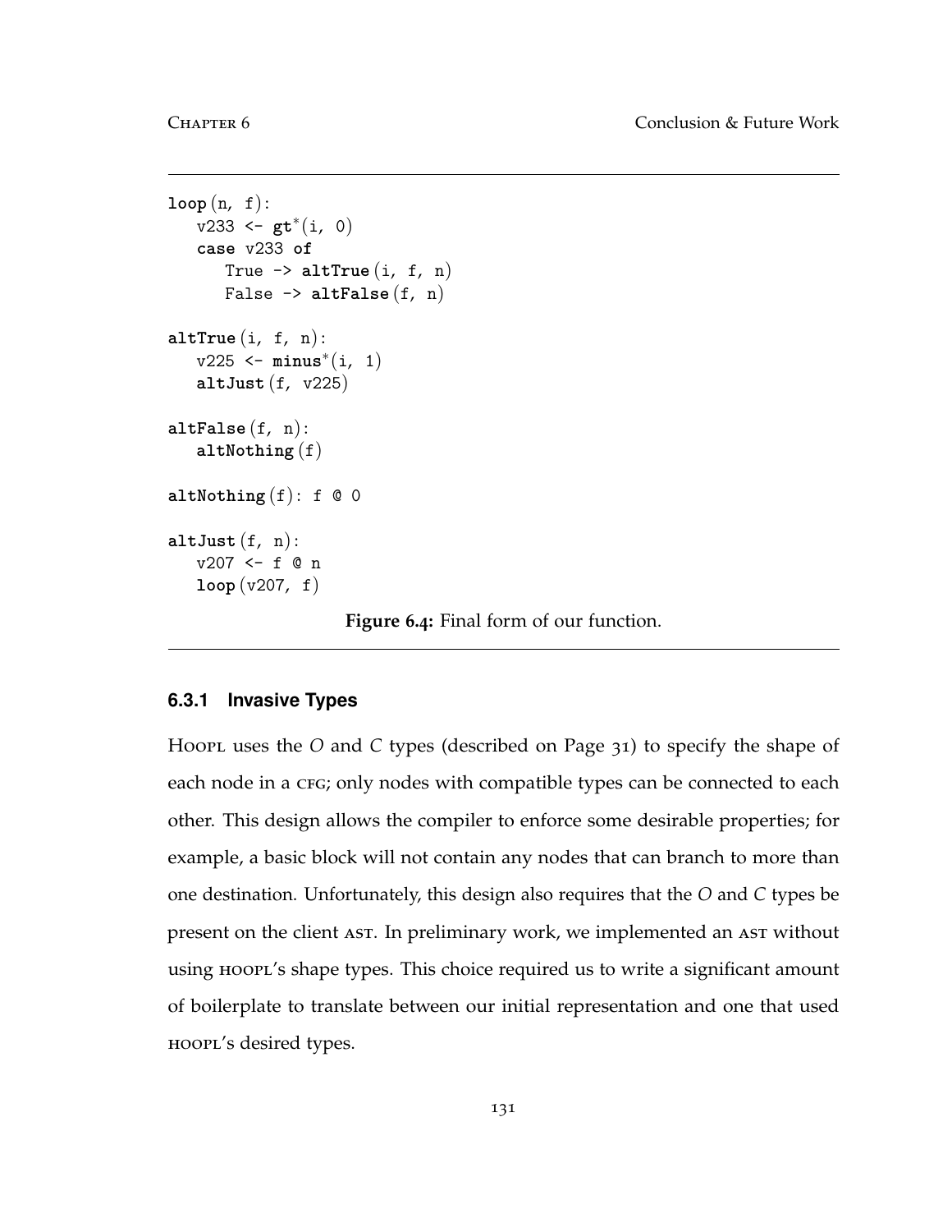```
loop(n, f):
   v233 <- gt*(i, 0)
   case v233 of
      True -> altTrue(i, f, n)
      False -> altFalse(f, n)

altTrue(i, f, n):
   v225 <- minus*(i, 1)
   altJust(f, v225)

altFalse(f, n):
   altNothing(f)

altNothing(f): f @ 0

altJust(f, n):
   v207 <- f @ n
   loop(v207, f)
```

**Figure 6.4:** Final form of our function.

### 6.3.1 Invasive Types

Hoopl uses the *O* and *C* types (described on Page 31) to specify the shape of each node in a CFG; only nodes with compatible types can be connected to each other. This design allows the compiler to enforce some desirable properties; for example, a basic block will not contain any nodes that can branch to more than one destination. Unfortunately, this design also requires that the *O* and *C* types be present on the client AST. In preliminary work, we implemented an AST without using HOOPL's shape types. This choice required us to write a significant amount of boilerplate to translate between our initial representation and one that used HOOPL's desired types.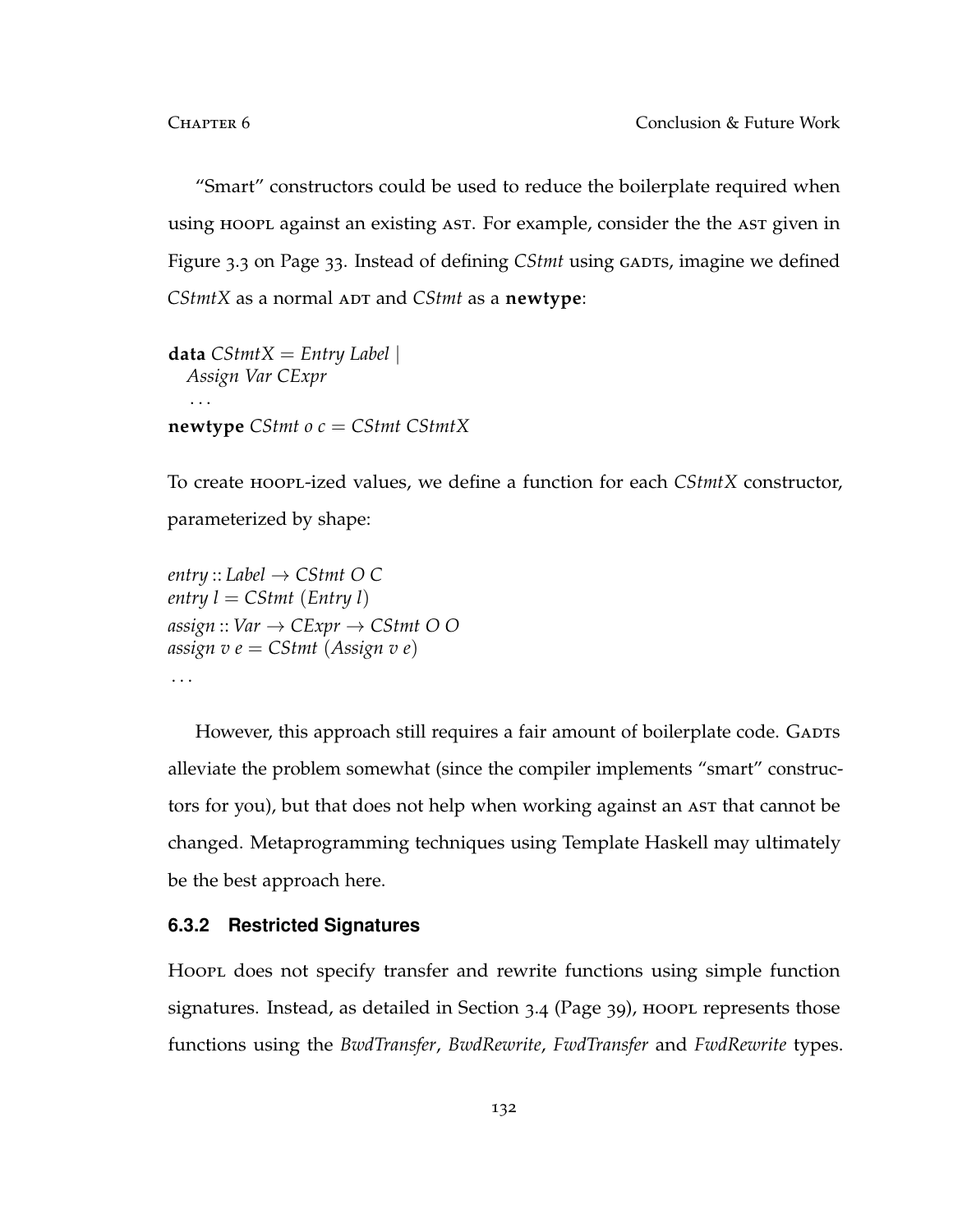"Smart" constructors could be used to reduce the boilerplate required when using HOOPL against an existing AST. For example, consider the the AST given in Figure 3.3 on Page 33. Instead of defining *CStmt* using GADTs, imagine we defined *CStmtX* as a normal ADT and *CStmt* as a **newtype**:

```
data CStmtX = Entry Label |
  Assign Var CExpr
  ...
newtype CStmt o c = CStmt CStmtX
```

To create HOOPL-ized values, we define a function for each *CStmtX* constructor, parameterized by shape:

```
entry :: Label → CStmt O C
entry l = CStmt (Entry l)
assign :: Var → CExpr → CStmt O O
assign v e = CStmt (Assign v e)
...
```

However, this approach still requires a fair amount of boilerplate code. GADTs alleviate the problem somewhat (since the compiler implements "smart" constructors for you), but that does not help when working against an AST that cannot be changed. Metaprogramming techniques using Template Haskell may ultimately be the best approach here.

### 6.3.2 Restricted Signatures

HOOPL does not specify transfer and rewrite functions using simple function signatures. Instead, as detailed in Section 3.4 (Page 39), HOOPL represents those functions using the *BwdTransfer*, *BwdRewrite*, *FwdTransfer* and *FwdRewrite* types.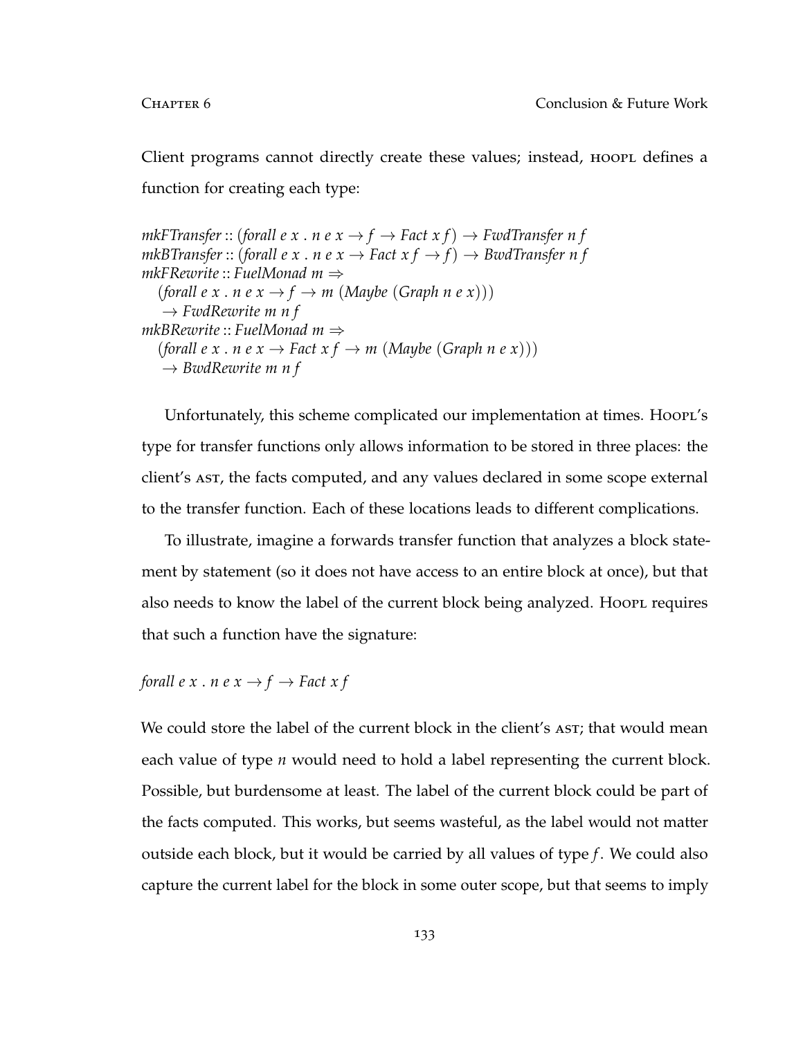Client programs cannot directly create these values; instead, HOOPL defines a function for creating each type:

```
mkFTransfer :: (forall e x . n e x → f → Fact x f) → FwdTransfer n f
mkBTransfer :: (forall e x . n e x → Fact x f → f) → BwdTransfer n f
mkFRewrite :: FuelMonad m ⇒
   (forall e x . n e x → f → m (Maybe (Graph n e x)))
   → FwdRewrite m n f
mkBRewrite :: FuelMonad m ⇒
   (forall e x . n e x → Fact x f → m (Maybe (Graph n e x)))
   → BwdRewrite m n f
```

Unfortunately, this scheme complicated our implementation at times. HOOPL's type for transfer functions only allows information to be stored in three places: the client's AST, the facts computed, and any values declared in some scope external to the transfer function. Each of these locations leads to different complications.

To illustrate, imagine a forwards transfer function that analyzes a block statement by statement (so it does not have access to an entire block at once), but that also needs to know the label of the current block being analyzed. HOOPL requires that such a function have the signature:

```
forall e x . n e x → f → Fact x f
```

We could store the label of the current block in the client's AST; that would mean each value of type *n* would need to hold a label representing the current block. Possible, but burdensome at least. The label of the current block could be part of the facts computed. This works, but seems wasteful, as the label would not matter outside each block, but it would be carried by all values of type *f*. We could also capture the current label for the block in some outer scope, but that seems to imply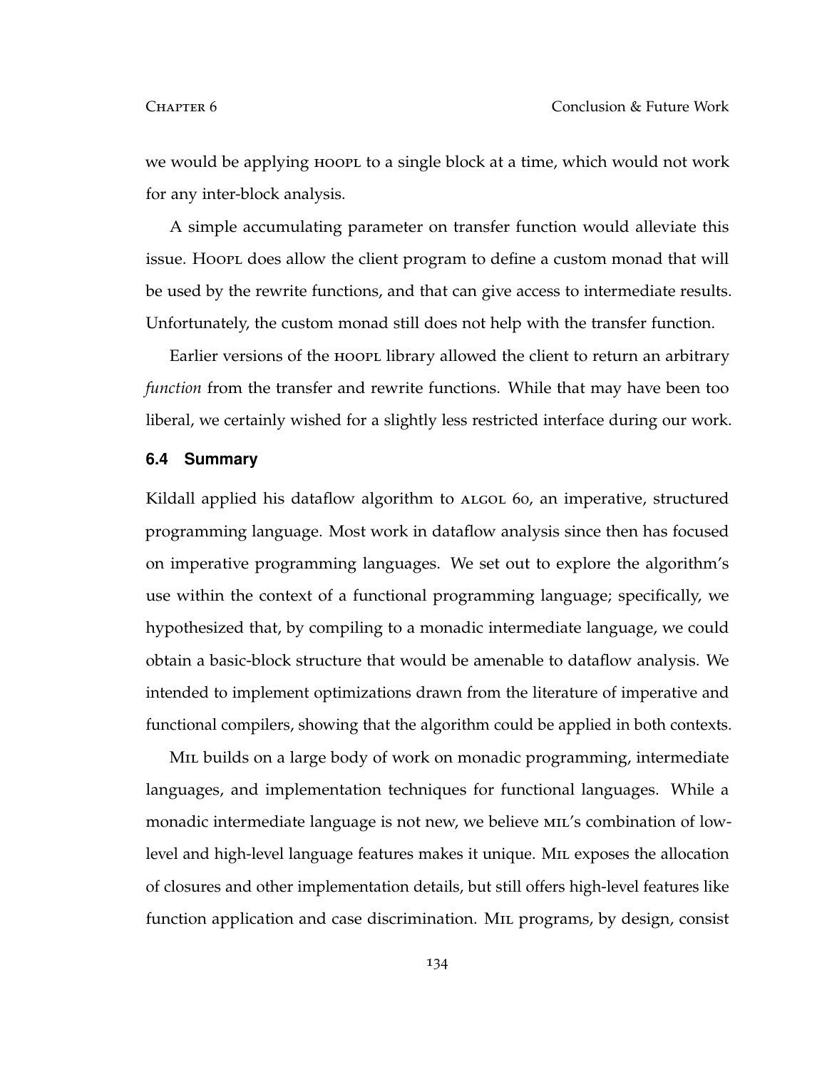we would be applying HOOPL to a single block at a time, which would not work for any inter-block analysis.

A simple accumulating parameter on transfer function would alleviate this issue. HOOPL does allow the client program to define a custom monad that will be used by the rewrite functions, and that can give access to intermediate results. Unfortunately, the custom monad still does not help with the transfer function.

Earlier versions of the HOOPL library allowed the client to return an arbitrary *function* from the transfer and rewrite functions. While that may have been too liberal, we certainly wished for a slightly less restricted interface during our work.

### 6.4 Summary

Kildall applied his dataflow algorithm to ALGOL 60, an imperative, structured programming language. Most work in dataflow analysis since then has focused on imperative programming languages. We set out to explore the algorithm's use within the context of a functional programming language; specifically, we hypothesized that, by compiling to a monadic intermediate language, we could obtain a basic-block structure that would be amenable to dataflow analysis. We intended to implement optimizations drawn from the literature of imperative and functional compilers, showing that the algorithm could be applied in both contexts.

MIL builds on a large body of work on monadic programming, intermediate languages, and implementation techniques for functional languages. While a monadic intermediate language is not new, we believe MIL's combination of low-level and high-level language features makes it unique. MIL exposes the allocation of closures and other implementation details, but still offers high-level features like function application and case discrimination. MIL programs, by design, consist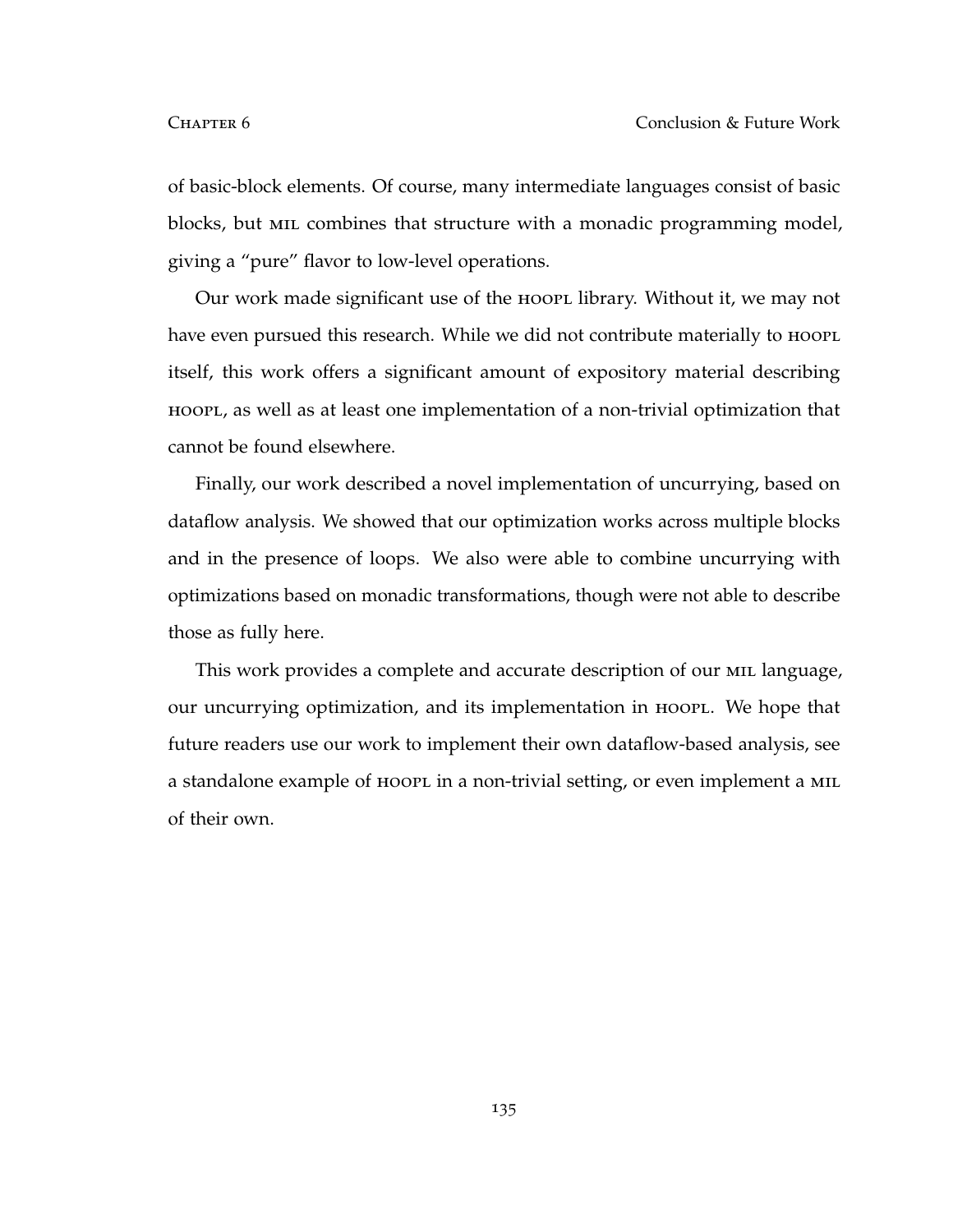of basic-block elements. Of course, many intermediate languages consist of basic blocks, but MIL combines that structure with a monadic programming model, giving a "pure" flavor to low-level operations.

Our work made significant use of the HOOPL library. Without it, we may not have even pursued this research. While we did not contribute materially to HOOPL itself, this work offers a significant amount of expository material describing HOOPL, as well as at least one implementation of a non-trivial optimization that cannot be found elsewhere.

Finally, our work described a novel implementation of uncurrying, based on dataflow analysis. We showed that our optimization works across multiple blocks and in the presence of loops. We also were able to combine uncurrying with optimizations based on monadic transformations, though were not able to describe those as fully here.

This work provides a complete and accurate description of our MIL language, our uncurrying optimization, and its implementation in HOOPL. We hope that future readers use our work to implement their own dataflow-based analysis, see a standalone example of HOOPL in a non-trivial setting, or even implement a MIL of their own.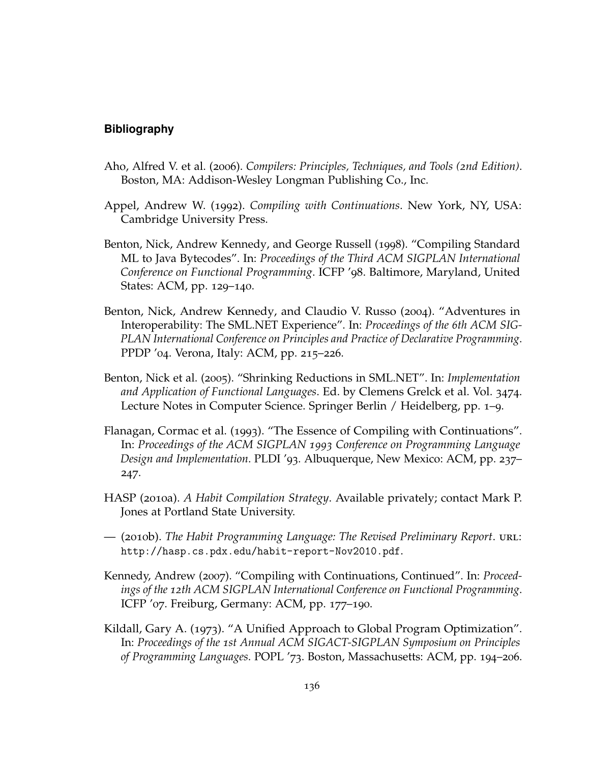## Bibliography

Aho, Alfred V. et al. (2006). *Compilers: Principles, Techniques, and Tools (2nd Edition)*. Boston, MA: Addison-Wesley Longman Publishing Co., Inc.

Appel, Andrew W. (1992). *Compiling with Continuations*. New York, NY, USA: Cambridge University Press.

Benton, Nick, Andrew Kennedy, and George Russell (1998). "Compiling Standard ML to Java Bytecodes". In: *Proceedings of the Third ACM SIGPLAN International Conference on Functional Programming*. ICFP '98. Baltimore, Maryland, United States: ACM, pp. 129–140.

Benton, Nick, Andrew Kennedy, and Claudio V. Russo (2004). "Adventures in Interoperability: The SML.NET Experience". In: *Proceedings of the 6th ACM SIGPLAN International Conference on Principles and Practice of Declarative Programming*. PPDP '04. Verona, Italy: ACM, pp. 215–226.

Benton, Nick et al. (2005). "Shrinking Reductions in SML.NET". In: *Implementation and Application of Functional Languages*. Ed. by Clemens Grelck et al. Vol. 3474. Lecture Notes in Computer Science. Springer Berlin / Heidelberg, pp. 1–9.

Flanagan, Cormac et al. (1993). "The Essence of Compiling with Continuations". In: *Proceedings of the ACM SIGPLAN 1993 Conference on Programming Language Design and Implementation*. PLDI '93. Albuquerque, New Mexico: ACM, pp. 237–247.

HASP (2010a). *A Habit Compilation Strategy*. Available privately; contact Mark P. Jones at Portland State University.

— (2010b). *The Habit Programming Language: The Revised Preliminary Report*. URL: http://hasp.cs.pdx.edu/habit-report-Nov2010.pdf.

Kennedy, Andrew (2007). "Compiling with Continuations, Continued". In: *Proceedings of the 12th ACM SIGPLAN International Conference on Functional Programming*. ICFP '07. Freiburg, Germany: ACM, pp. 177–190.

Kildall, Gary A. (1973). "A Unified Approach to Global Program Optimization". In: *Proceedings of the 1st Annual ACM SIGACT-SIGPLAN Symposium on Principles of Programming Languages*. POPL '73. Boston, Massachusetts: ACM, pp. 194–206.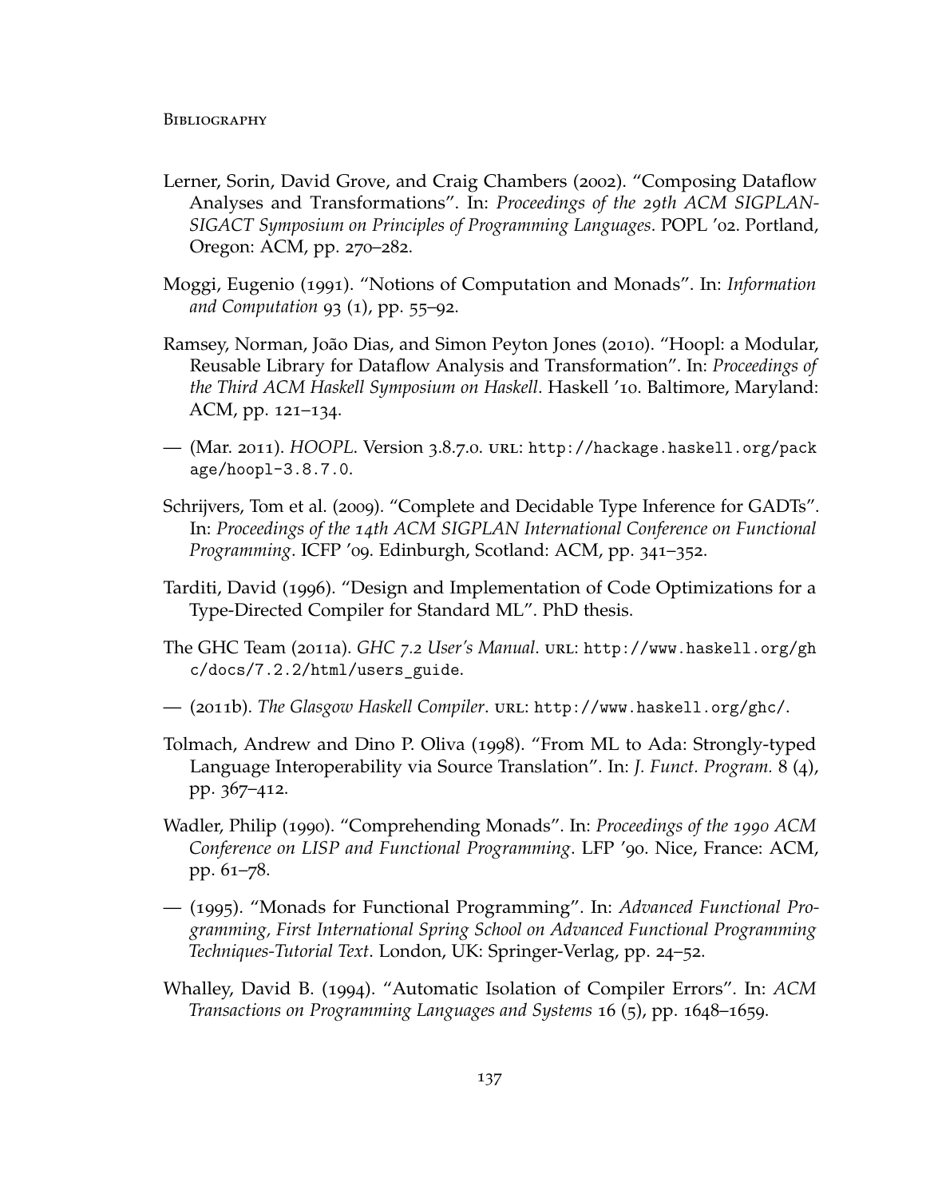Lerner, Sorin, David Grove, and Craig Chambers (2002). "Composing Dataflow Analyses and Transformations". In: *Proceedings of the 29th ACM SIGPLAN-SIGACT Symposium on Principles of Programming Languages*. POPL '02. Portland, Oregon: ACM, pp. 270–282.

Moggi, Eugenio (1991). "Notions of Computation and Monads". In: *Information and Computation* 93 (1), pp. 55–92.

Ramsey, Norman, João Dias, and Simon Peyton Jones (2010). "Hoopl: a Modular, Reusable Library for Dataflow Analysis and Transformation". In: *Proceedings of the Third ACM Haskell Symposium on Haskell*. Haskell '10. Baltimore, Maryland: ACM, pp. 121–134.

— (Mar. 2011). *HOOPL*. Version 3.8.7.0. URL: `http://hackage.haskell.org/package/hoopl-3.8.7.0`.

Schrijvers, Tom et al. (2009). "Complete and Decidable Type Inference for GADTs". In: *Proceedings of the 14th ACM SIGPLAN International Conference on Functional Programming*. ICFP '09. Edinburgh, Scotland: ACM, pp. 341–352.

Tarditi, David (1996). "Design and Implementation of Code Optimizations for a Type-Directed Compiler for Standard ML". PhD thesis.

The GHC Team (2011a). *GHC 7.2 User's Manual*. URL: `http://www.haskell.org/ghc/docs/7.2.2/html/users_guide`.

— (2011b). *The Glasgow Haskell Compiler*. URL: `http://www.haskell.org/ghc/`.

Tolmach, Andrew and Dino P. Oliva (1998). "From ML to Ada: Strongly-typed Language Interoperability via Source Translation". In: *J. Funct. Program.* 8 (4), pp. 367–412.

Wadler, Philip (1990). "Comprehending Monads". In: *Proceedings of the 1990 ACM Conference on LISP and Functional Programming*. LFP '90. Nice, France: ACM, pp. 61–78.

— (1995). "Monads for Functional Programming". In: *Advanced Functional Programming, First International Spring School on Advanced Functional Programming Techniques-Tutorial Text*. London, UK: Springer-Verlag, pp. 24–52.

Whalley, David B. (1994). "Automatic Isolation of Compiler Errors". In: *ACM Transactions on Programming Languages and Systems* 16 (5), pp. 1648–1659.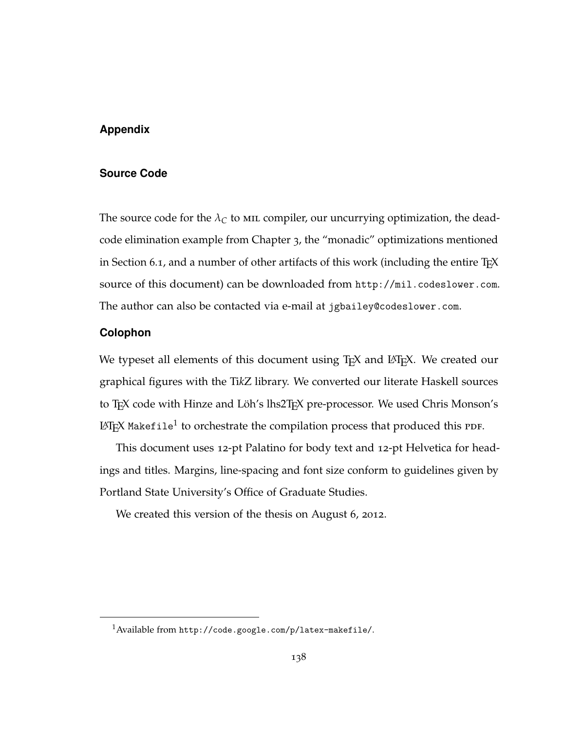# Appendix

## Source Code

The source code for the $\lambda_C$ to MIL compiler, our uncurrying optimization, the dead-code elimination example from Chapter 3, the "monadic" optimizations mentioned in Section 6.1, and a number of other artifacts of this work (including the entire TEX source of this document) can be downloaded from `http://mil.codeslower.com`. The author can also be contacted via e-mail at `jgbailey@codeslower.com`.

## Colophon

We typeset all elements of this document using TEX and LATEX. We created our graphical figures with the Ti*k*Z library. We converted our literate Haskell sources to TEX code with Hinze and Löh's lhs2TEX pre-processor. We used Chris Monson's LATEX `Makefile`[1] to orchestrate the compilation process that produced this PDF.

This document uses 12-pt Palatino for body text and 12-pt Helvetica for headings and titles. Margins, line-spacing and font size conform to guidelines given by Portland State University's Office of Graduate Studies.

We created this version of the thesis on August 6, 2012.

---

[1] Available from `http://code.google.com/p/latex-makefile/`.